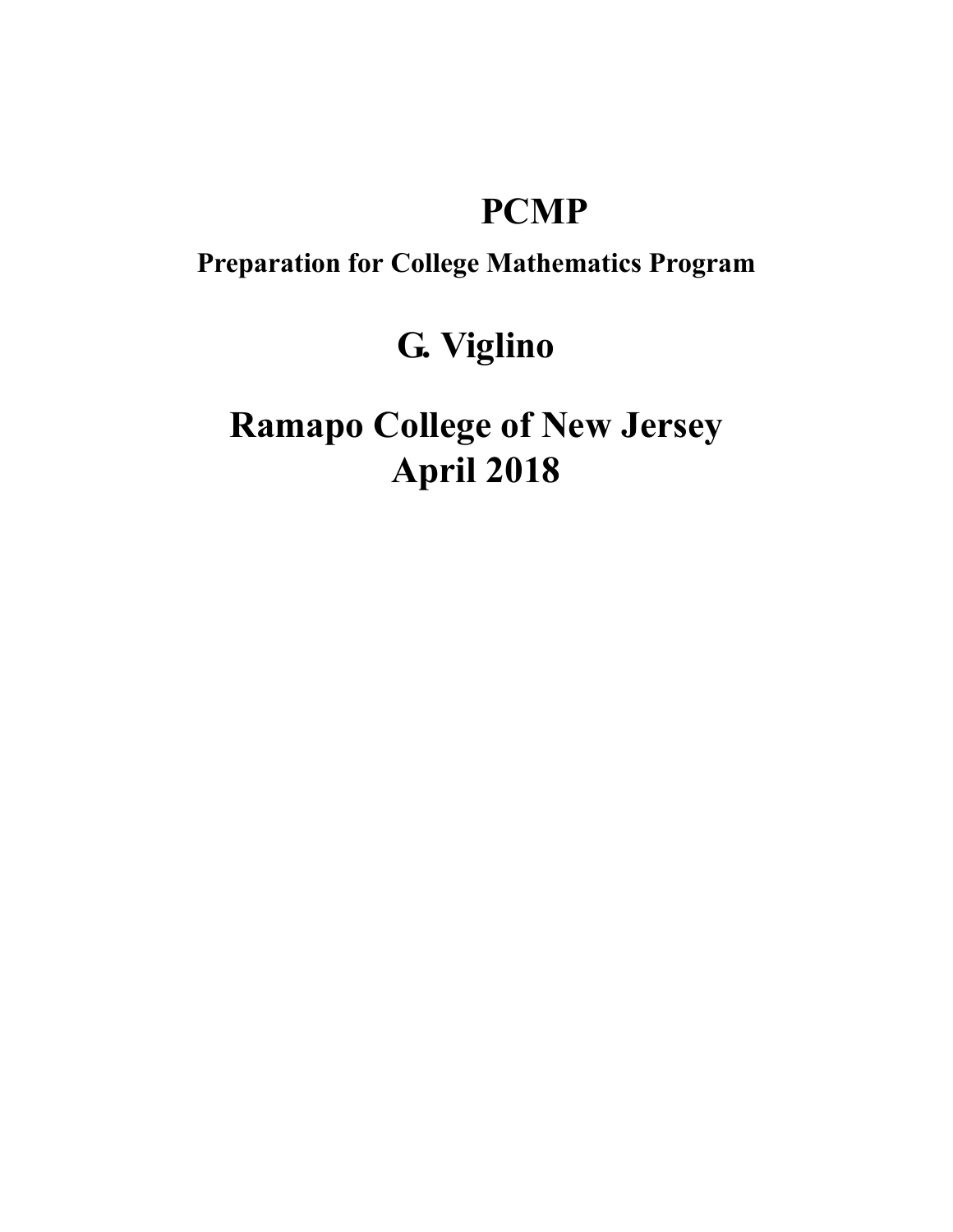# PCMP

**Preparation for College Mathematics Program**

## G. Viglino

## Ramapo College of New Jersey
## April 2018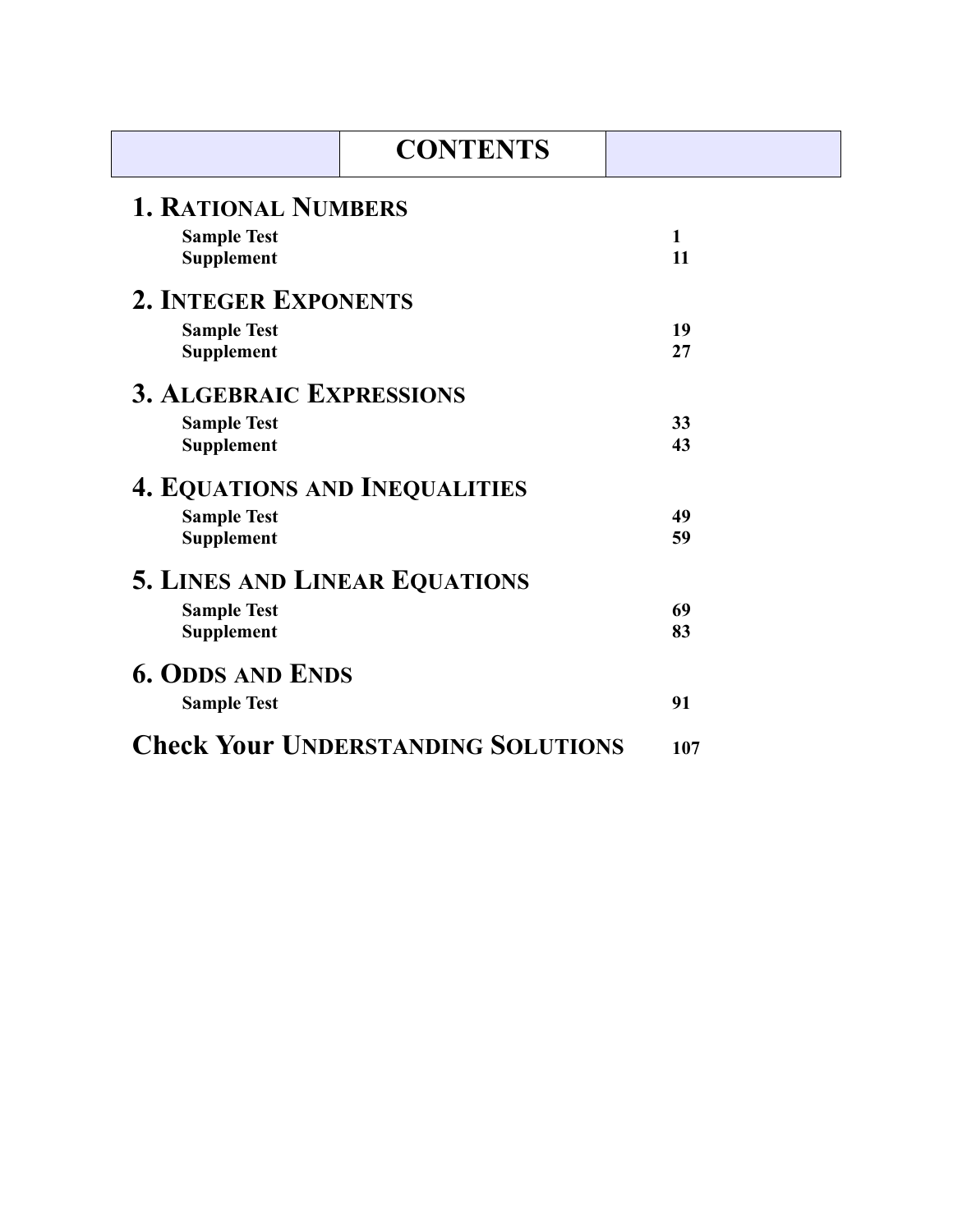# CONTENTS

## 1. Rational Numbers

| | |
|---|---|
| **Sample Test** | **1** |
| **Supplement** | **11** |

## 2. Integer Exponents

| | |
|---|---|
| **Sample Test** | **19** |
| **Supplement** | **27** |

## 3. Algebraic Expressions

| | |
|---|---|
| **Sample Test** | **33** |
| **Supplement** | **43** |

## 4. Equations and Inequalities

| | |
|---|---|
| **Sample Test** | **49** |
| **Supplement** | **59** |

## 5. Lines and Linear Equations

| | |
|---|---|
| **Sample Test** | **69** |
| **Supplement** | **83** |

## 6. Odds and Ends

| | |
|---|---|
| **Sample Test** | **91** |

## Check Your Understanding Solutions **107**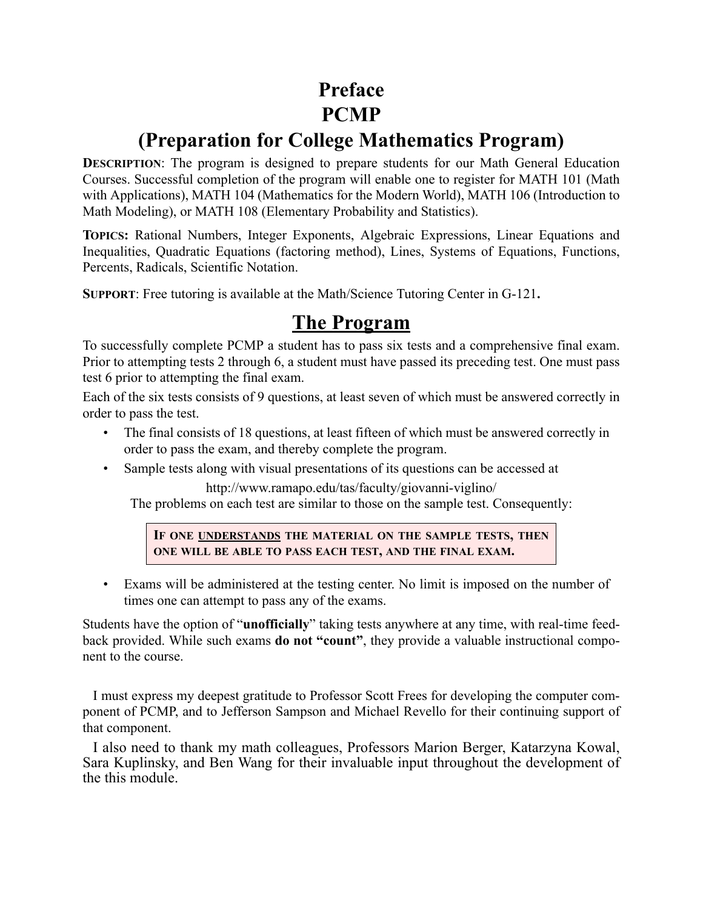# Preface
# PCMP
# (Preparation for College Mathematics Program)

**DESCRIPTION**: The program is designed to prepare students for our Math General Education Courses. Successful completion of the program will enable one to register for MATH 101 (Math with Applications), MATH 104 (Mathematics for the Modern World), MATH 106 (Introduction to Math Modeling), or MATH 108 (Elementary Probability and Statistics).

**TOPICS:** Rational Numbers, Integer Exponents, Algebraic Expressions, Linear Equations and Inequalities, Quadratic Equations (factoring method), Lines, Systems of Equations, Functions, Percents, Radicals, Scientific Notation.

**SUPPORT**: Free tutoring is available at the Math/Science Tutoring Center in G-121**.**

## The Program

To successfully complete PCMP a student has to pass six tests and a comprehensive final exam. Prior to attempting tests 2 through 6, a student must have passed its preceding test. One must pass test 6 prior to attempting the final exam.

Each of the six tests consists of 9 questions, at least seven of which must be answered correctly in order to pass the test.

- The final consists of 18 questions, at least fifteen of which must be answered correctly in order to pass the exam, and thereby complete the program.
- Sample tests along with visual presentations of its questions can be accessed at

  http://www.ramapo.edu/tas/faculty/giovanni-viglino/

  The problems on each test are similar to those on the sample test. Consequently:

  > **IF ONE UNDERSTANDS THE MATERIAL ON THE SAMPLE TESTS, THEN ONE WILL BE ABLE TO PASS EACH TEST, AND THE FINAL EXAM.**

- Exams will be administered at the testing center. No limit is imposed on the number of times one can attempt to pass any of the exams.

Students have the option of "**unofficially**" taking tests anywhere at any time, with real-time feedback provided. While such exams **do not "count"**, they provide a valuable instructional component to the course.

I must express my deepest gratitude to Professor Scott Frees for developing the computer component of PCMP, and to Jefferson Sampson and Michael Revello for their continuing support of that component.

I also need to thank my math colleagues, Professors Marion Berger, Katarzyna Kowal, Sara Kuplinsky, and Ben Wang for their invaluable input throughout the development of the this module.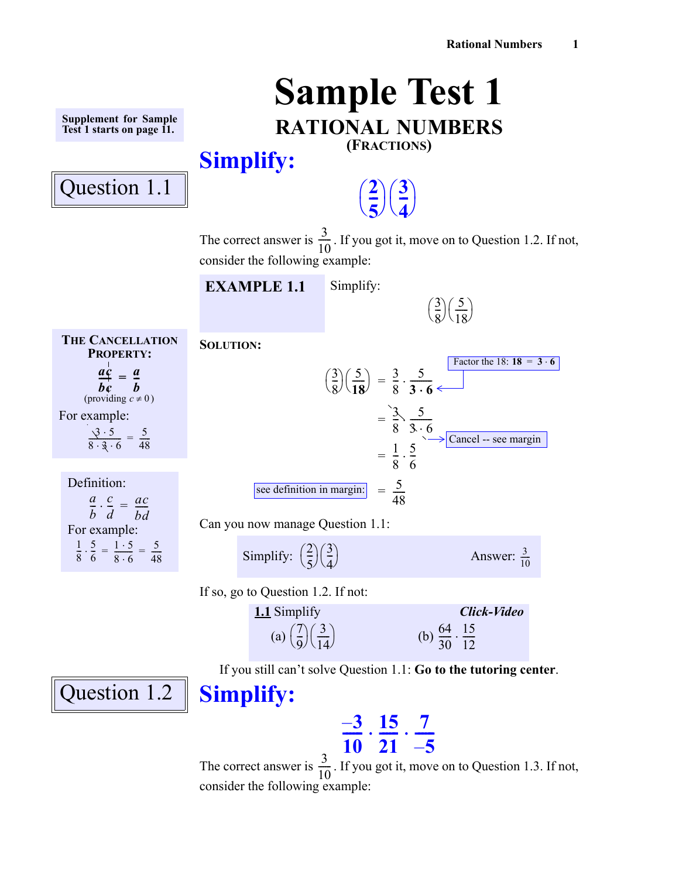# Sample Test 1

## RATIONAL NUMBERS

### (FRACTIONS)

Supplement for Sample Test 1 starts on page 11.

## Question 1.1

# Simplify:

$$\left(\frac{2}{5}\right)\left(\frac{3}{4}\right)$$

The correct answer is $\frac{3}{10}$. If you got it, move on to Question 1.2. If not, consider the following example:

**EXAMPLE 1.1** Simplify:

$$\left(\frac{3}{8}\right)\left(\frac{5}{18}\right)$$

**SOLUTION:**

$$\left(\frac{3}{8}\right)\left(\frac{5}{\mathbf{18}}\right) = \frac{3}{8}\cdot\frac{5}{\mathbf{3\cdot 6}}$$

Factor the 18: **18** = **3** · **6**

$$= \frac{\cancel{3}}{8}\cdot\frac{5}{\cancel{3}\cdot 6}$$

Cancel -- see margin

$$= \frac{1}{8}\cdot\frac{5}{6}$$

see definition in margin:

$$= \frac{5}{48}$$

**THE CANCELLATION PROPERTY:**

$$\frac{a\cancel{c}}{b\cancel{c}} = \frac{a}{b}$$

(providing $c \neq 0$)

For example:

$$\frac{\cancel{3}\cdot 5}{8\cdot\cancel{3}\cdot 6} = \frac{5}{48}$$

Definition:

$$\frac{a}{b}\cdot\frac{c}{d} = \frac{ac}{bd}$$

For example:

$$\frac{1}{8}\cdot\frac{5}{6} = \frac{1\cdot 5}{8\cdot 6} = \frac{5}{48}$$

Can you now manage Question 1.1:

Simplify: $\left(\frac{2}{5}\right)\left(\frac{3}{4}\right)$ Answer: $\frac{3}{10}$

If so, go to Question 1.2. If not:

**1.1** Simplify *Click-Video*

(a) $\left(\frac{7}{9}\right)\left(\frac{3}{14}\right)$ (b) $\frac{64}{30}\cdot\frac{15}{12}$

If you still can't solve Question 1.1: **Go to the tutoring center**.

## Question 1.2

# Simplify:

$$\frac{-3}{10}\cdot\frac{15}{21}\cdot\frac{7}{-5}$$

The correct answer is $\frac{3}{10}$. If you got it, move on to Question 1.3. If not, consider the following example: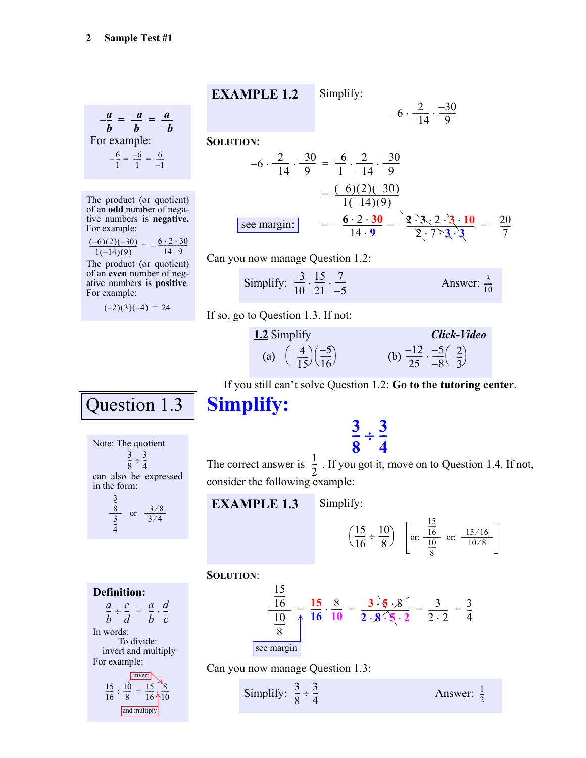**EXAMPLE 1.2** Simplify:

$$-6 \cdot \frac{2}{-14} \cdot \frac{-30}{9}$$

**SOLUTION:**

$$-6 \cdot \frac{2}{-14} \cdot \frac{-30}{9} = \frac{-6}{1} \cdot \frac{2}{-14} \cdot \frac{-30}{9}$$

$$= \frac{(-6)(2)(-30)}{1(-14)(9)}$$

see margin: $= -\frac{6 \cdot 2 \cdot 30}{14 \cdot 9} = -\frac{2 \cdot 3 \cdot 2 \cdot 3 \cdot 10}{2 \cdot 7 \cdot 3 \cdot 3} = -\frac{20}{7}$

$\frac{a}{-b} = \frac{-a}{b} = \frac{a}{-b}$

For example:

$-\frac{6}{1} = \frac{-6}{1} = \frac{6}{-1}$

The product (or quotient) of an **odd** number of negative numbers is **negative.** For example:

$\frac{(-6)(2)(-30)}{1(-14)(9)} = -\frac{6 \cdot 2 \cdot 30}{14 \cdot 9}$

The product (or quotient) of an **even** number of negative numbers is **positive**. For example:

$(-2)(3)(-4) = 24$

Can you now manage Question 1.2:

Simplify: $\frac{-3}{10} \cdot \frac{15}{21} \cdot \frac{7}{-5}$ Answer: $\frac{3}{10}$

If so, go to Question 1.3. If not:

**1.2** Simplify ***Click-Video***

(a) $-\left(-\frac{4}{15}\right)\left(\frac{-5}{16}\right)$ (b) $\frac{-12}{25} \cdot \frac{-5}{-8}\left(-\frac{2}{3}\right)$

If you still can't solve Question 1.2: **Go to the tutoring center**.

# Question 1.3

## Simplify:

$$\frac{3}{8} \div \frac{3}{4}$$

Note: The quotient $\frac{3}{8} \div \frac{3}{4}$ can also be expressed in the form: $\frac{\frac{3}{8}}{\frac{3}{4}}$ or $\frac{3/8}{3/4}$

The correct answer is $\frac{1}{2}$. If you got it, move on to Question 1.4. If not, consider the following example:

**EXAMPLE 1.3** Simplify:

$$\left(\frac{15}{16} \div \frac{10}{8}\right) \quad \left[\text{or: } \frac{\frac{15}{16}}{\frac{10}{8}} \quad \text{or: } \frac{15/16}{10/8}\right]$$

**SOLUTION**:

$$\frac{\frac{15}{16}}{\frac{10}{8}} = \frac{15}{16} \cdot \frac{8}{10} = \frac{3 \cdot 5 \cdot 8}{2 \cdot 8 \cdot 5 \cdot 2} = \frac{3}{2 \cdot 2} = \frac{3}{4}$$

see margin

**Definition:**

$\frac{a}{b} \div \frac{c}{d} = \frac{a}{b} \cdot \frac{d}{c}$

In words:
To divide:
invert and multiply

For example:

$\frac{15}{16} \div \frac{10}{8} = \frac{15}{16} \cdot \frac{8}{10}$ (invert and multiply)

Can you now manage Question 1.3:

Simplify: $\frac{3}{8} \div \frac{3}{4}$ Answer: $\frac{1}{2}$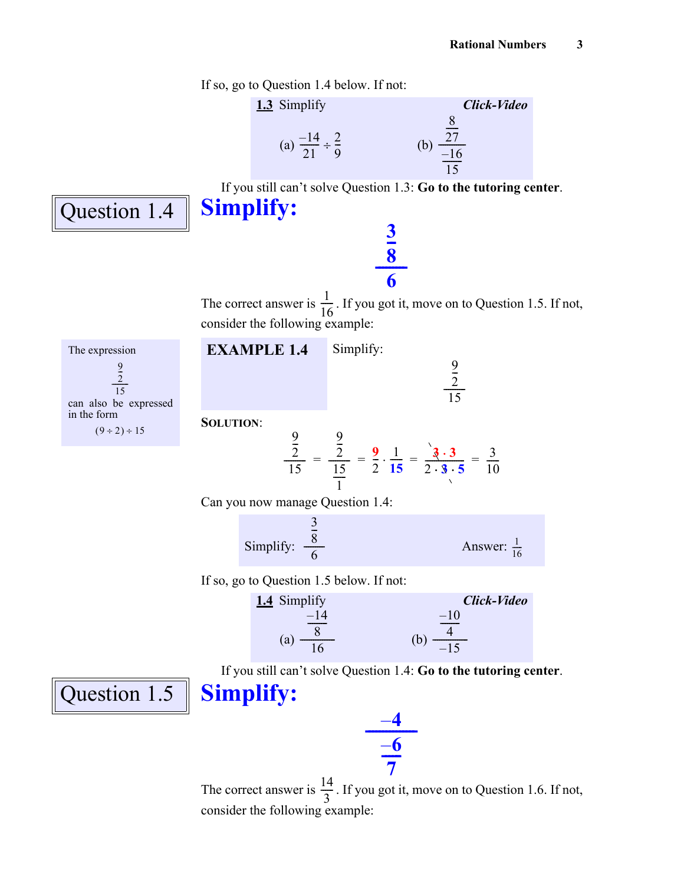If so, go to Question 1.4 below. If not:

**1.3** Simplify *Click-Video*

(a) $\frac{-14}{21} \div \frac{2}{9}$ (b) $\dfrac{\frac{8}{27}}{\frac{-16}{15}}$

If you still can't solve Question 1.3: **Go to the tutoring center**.

## Question 1.4

## Simplify:

$$\dfrac{\frac{3}{8}}{6}$$

The correct answer is $\frac{1}{16}$. If you got it, move on to Question 1.5. If not, consider the following example:

The expression $\dfrac{\frac{9}{2}}{15}$ can also be expressed in the form $(9 \div 2) \div 15$

**EXAMPLE 1.4** Simplify:

$$\dfrac{\frac{9}{2}}{15}$$

**SOLUTION**:

$$\dfrac{\frac{9}{2}}{15} = \dfrac{\frac{9}{2}}{\frac{15}{1}} = \frac{9}{2} \cdot \frac{1}{15} = \frac{\cancel{3} \cdot 3}{2 \cdot \cancel{3} \cdot 5} = \frac{3}{10}$$

Can you now manage Question 1.4:

Simplify: $\dfrac{\frac{3}{8}}{6}$ Answer: $\frac{1}{16}$

If so, go to Question 1.5 below. If not:

**1.4** Simplify *Click-Video*

(a) $\dfrac{\frac{-14}{8}}{16}$ (b) $\dfrac{\frac{-10}{4}}{-15}$

If you still can't solve Question 1.4: **Go to the tutoring center**.

## Question 1.5

## Simplify:

$$\dfrac{-4}{\frac{-6}{7}}$$

The correct answer is $\frac{14}{3}$. If you got it, move on to Question 1.6. If not, consider the following example: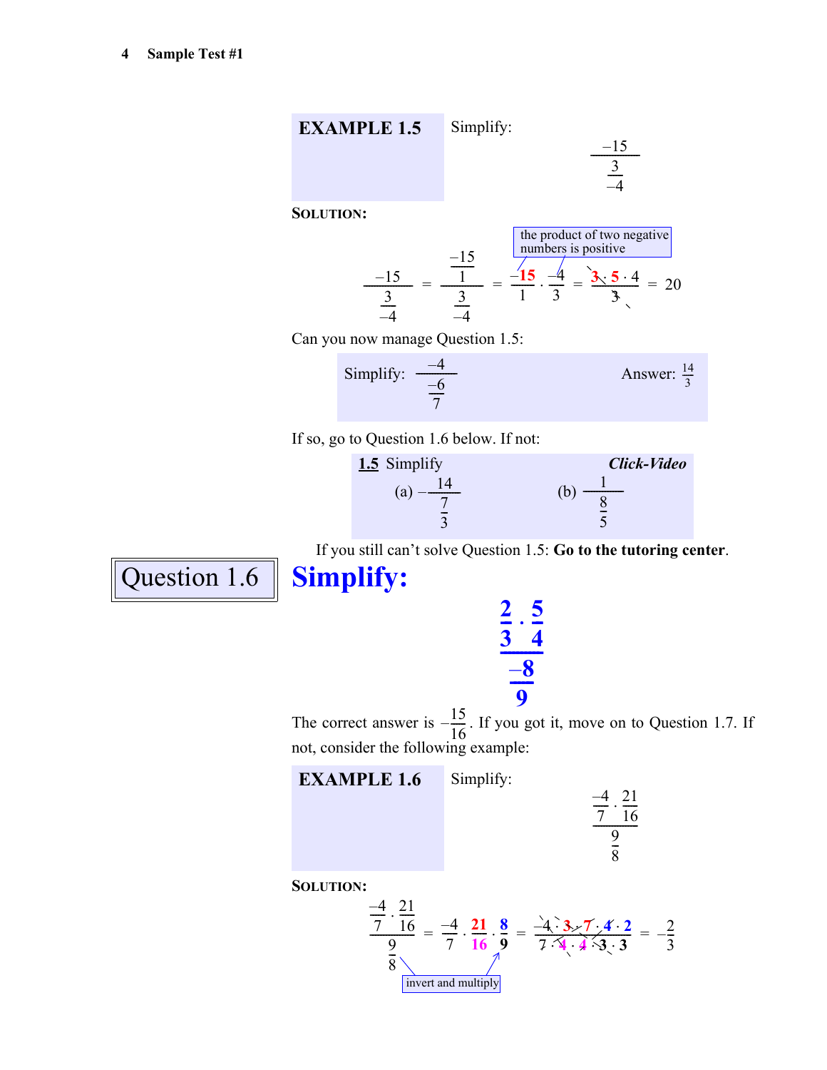**EXAMPLE 1.5** Simplify:

$$\frac{-15}{\frac{3}{-4}}$$

**SOLUTION:**

$$\frac{-15}{\frac{3}{-4}} = \frac{\frac{-15}{1}}{\frac{3}{-4}} = \frac{-15}{1} \cdot \frac{-4}{3} = \frac{3 \cdot 5 \cdot 4}{3} = 20$$

(the product of two negative numbers is positive)

Can you now manage Question 1.5:

Simplify: $\frac{-4}{\frac{-6}{7}}$ Answer: $\frac{14}{3}$

If so, go to Question 1.6 below. If not:

**1.5** Simplify ***Click-Video***

(a) $-\frac{14}{\frac{7}{3}}$ (b) $\frac{1}{\frac{8}{5}}$

If you still can't solve Question 1.5: **Go to the tutoring center**.

## Question 1.6 Simplify:

$$\frac{\frac{2}{3} \cdot \frac{5}{4}}{\frac{-8}{9}}$$

The correct answer is $-\frac{15}{16}$. If you got it, move on to Question 1.7. If not, consider the following example:

**EXAMPLE 1.6** Simplify:

$$\frac{\frac{-4}{7} \cdot \frac{21}{16}}{\frac{9}{8}}$$

**SOLUTION:**

$$\frac{\frac{-4}{7} \cdot \frac{21}{16}}{\frac{9}{8}} = \frac{-4}{7} \cdot \frac{21}{16} \cdot \frac{8}{9} = \frac{-4 \cdot 3 \cdot 7 \cdot 4 \cdot 2}{7 \cdot 4 \cdot 4 \cdot 3 \cdot 3} = -\frac{2}{3}$$

(invert and multiply)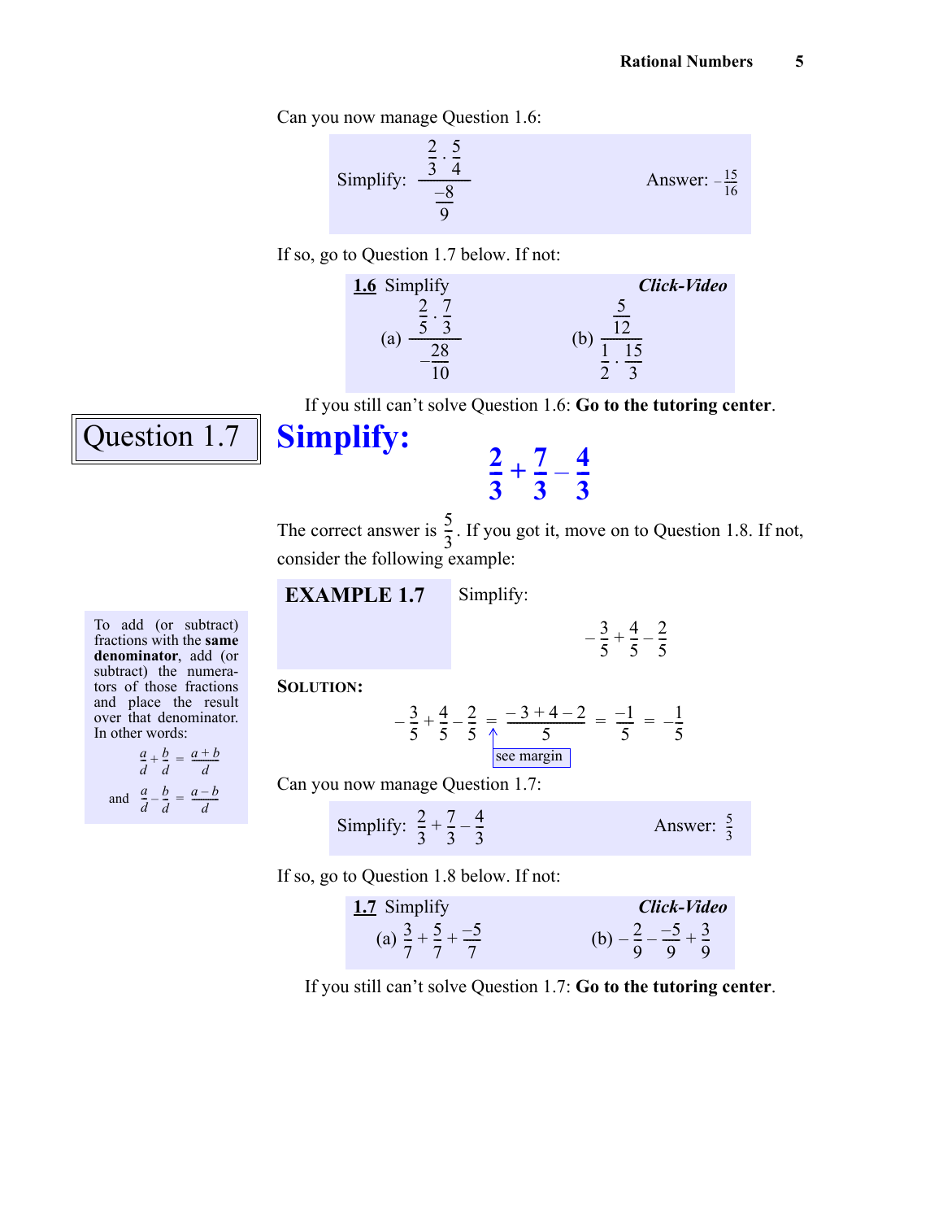Can you now manage Question 1.6:

Simplify: $\dfrac{\frac{2}{3}\cdot\frac{5}{4}}{\frac{-8}{9}}$ Answer: $-\frac{15}{16}$

If so, go to Question 1.7 below. If not:

**1.6** Simplify ***Click-Video***

(a) $\dfrac{\frac{2}{5}\cdot\frac{7}{3}}{-\frac{28}{10}}$ (b) $\dfrac{\frac{5}{12}}{\frac{1}{2}\cdot\frac{15}{3}}$

If you still can't solve Question 1.6: **Go to the tutoring center**.

## Question 1.7

## Simplify: $\frac{2}{3}+\frac{7}{3}-\frac{4}{3}$

The correct answer is $\frac{5}{3}$. If you got it, move on to Question 1.8. If not, consider the following example:

**EXAMPLE 1.7** Simplify:

$$-\frac{3}{5}+\frac{4}{5}-\frac{2}{5}$$

**SOLUTION:**

$$-\frac{3}{5}+\frac{4}{5}-\frac{2}{5}=\frac{-3+4-2}{5}=\frac{-1}{5}=-\frac{1}{5}$$

see margin

To add (or subtract) fractions with the **same denominator**, add (or subtract) the numerators of those fractions and place the result over that denominator. In other words:

$$\frac{a}{d}+\frac{b}{d}=\frac{a+b}{d}$$

and $$\frac{a}{d}-\frac{b}{d}=\frac{a-b}{d}$$

Can you now manage Question 1.7:

Simplify: $\frac{2}{3}+\frac{7}{3}-\frac{4}{3}$ Answer: $\frac{5}{3}$

If so, go to Question 1.8 below. If not:

**1.7** Simplify ***Click-Video***

(a) $\frac{3}{7}+\frac{5}{7}+\frac{-5}{7}$ (b) $-\frac{2}{9}-\frac{-5}{9}+\frac{3}{9}$

If you still can't solve Question 1.7: **Go to the tutoring center**.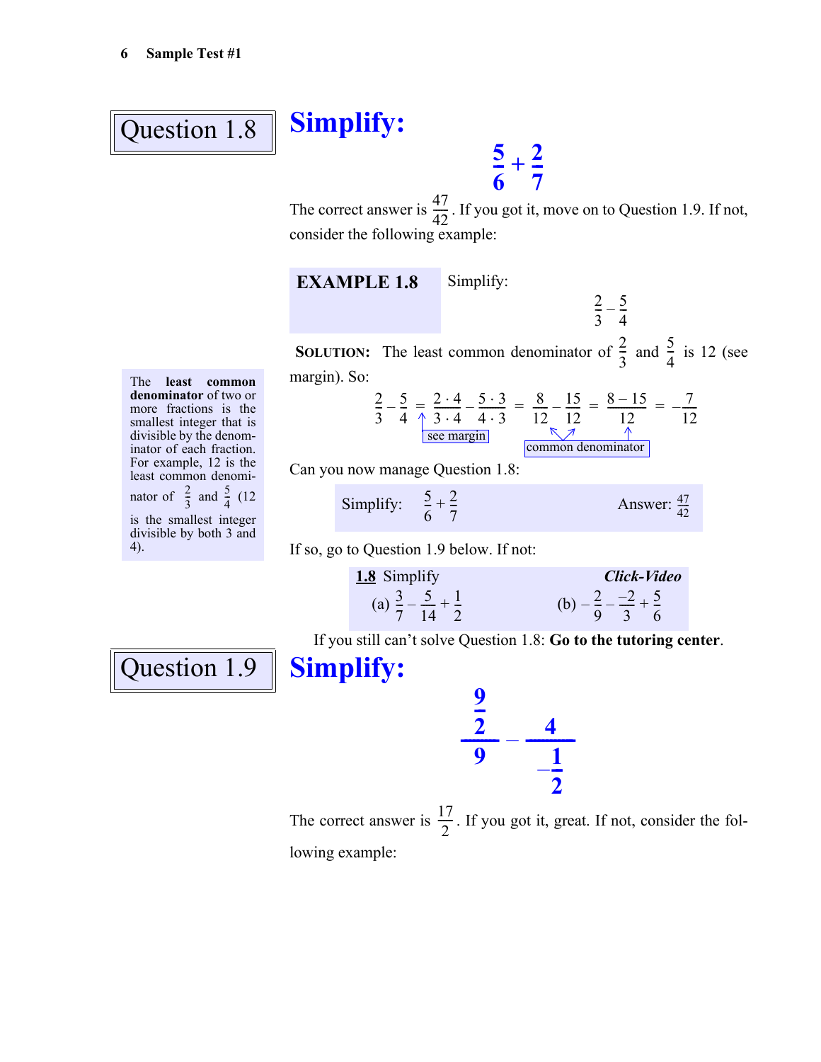## Question 1.8

# Simplify:

$$\frac{5}{6}+\frac{2}{7}$$

The correct answer is $\frac{47}{42}$. If you got it, move on to Question 1.9. If not, consider the following example:

**EXAMPLE 1.8** Simplify:

$$\frac{2}{3}-\frac{5}{4}$$

**SOLUTION:** The least common denominator of $\frac{2}{3}$ and $\frac{5}{4}$ is 12 (see margin). So:

$$\frac{2}{3}-\frac{5}{4}=\frac{2\cdot 4}{3\cdot 4}-\frac{5\cdot 3}{4\cdot 3}=\frac{8}{12}-\frac{15}{12}=\frac{8-15}{12}=-\frac{7}{12}$$

(see margin) (common denominator)

The **least common denominator** of two or more fractions is the smallest integer that is divisible by the denominator of each fraction. For example, 12 is the least common denominator of $\frac{2}{3}$ and $\frac{5}{4}$ (12 is the smallest integer divisible by both 3 and 4).

Can you now manage Question 1.8:

Simplify: $\frac{5}{6}+\frac{2}{7}$ Answer: $\frac{47}{42}$

If so, go to Question 1.9 below. If not:

**1.8** Simplify ***Click-Video***

(a) $\frac{3}{7}-\frac{5}{14}+\frac{1}{2}$ (b) $-\frac{2}{9}-\frac{-2}{3}+\frac{5}{6}$

If you still can't solve Question 1.8: **Go to the tutoring center**.

## Question 1.9

# Simplify:

$$\frac{\frac{9}{2}}{9}-\frac{4}{-\frac{1}{2}}$$

The correct answer is $\frac{17}{2}$. If you got it, great. If not, consider the following example: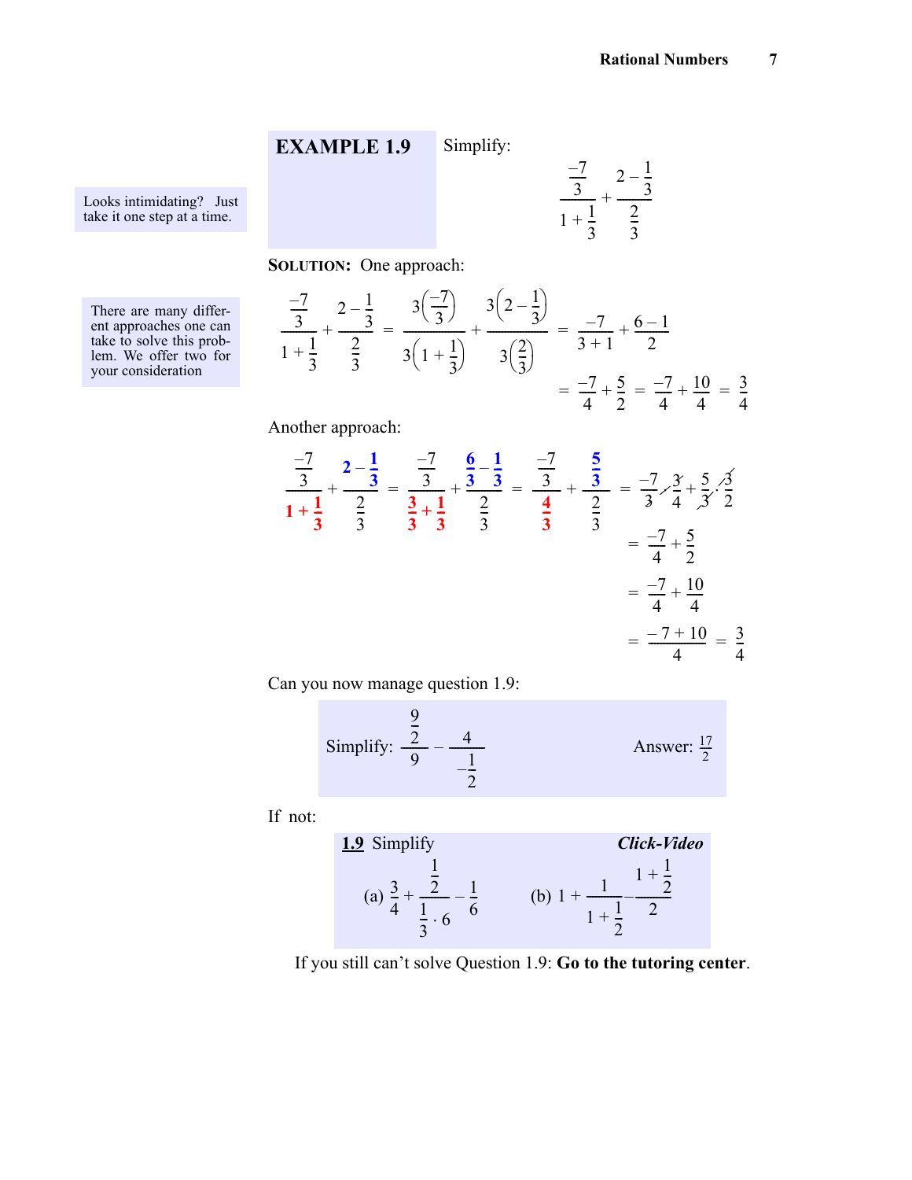**EXAMPLE 1.9** Simplify:

$$\frac{\frac{-7}{3}}{1+\frac{1}{3}} + \frac{2-\frac{1}{3}}{\frac{2}{3}}$$

Looks intimidating? Just take it one step at a time.

**SOLUTION:** One approach:

There are many different approaches one can take to solve this problem. We offer two for your consideration

$$\frac{\frac{-7}{3}}{1+\frac{1}{3}} + \frac{2-\frac{1}{3}}{\frac{2}{3}} = \frac{3\left(\frac{-7}{3}\right)}{3\left(1+\frac{1}{3}\right)} + \frac{3\left(2-\frac{1}{3}\right)}{3\left(\frac{2}{3}\right)} = \frac{-7}{3+1} + \frac{6-1}{2}$$

$$= \frac{-7}{4} + \frac{5}{2} = \frac{-7}{4} + \frac{10}{4} = \frac{3}{4}$$

Another approach:

$$\frac{\frac{-7}{3}}{1+\frac{1}{3}} + \frac{2-\frac{1}{3}}{\frac{2}{3}} = \frac{\frac{-7}{3}}{\frac{3}{3}+\frac{1}{3}} + \frac{\frac{6}{3}-\frac{1}{3}}{\frac{2}{3}} = \frac{\frac{-7}{3}}{\frac{4}{3}} + \frac{\frac{5}{3}}{\frac{2}{3}} = \frac{-7}{\not{3}} \cdot \frac{\not{3}}{4} + \frac{5}{\not{3}} \cdot \frac{\not{3}}{2}$$

$$= \frac{-7}{4} + \frac{5}{2}$$

$$= \frac{-7}{4} + \frac{10}{4}$$

$$= \frac{-7+10}{4} = \frac{3}{4}$$

Can you now manage question 1.9:

Simplify: $\dfrac{\frac{9}{2}}{9} - \dfrac{4}{-\frac{1}{2}}$ Answer: $\frac{17}{2}$

If not:

<u>**1.9**</u> Simplify ***Click-Video***

(a) $\dfrac{3}{4} + \dfrac{\frac{1}{2}}{\frac{1}{3} \cdot 6} - \dfrac{1}{6}$  (b) $1 + \dfrac{1}{1+\frac{1}{2}} - \dfrac{1+\frac{1}{2}}{2}$

If you still can't solve Question 1.9: **Go to the tutoring center**.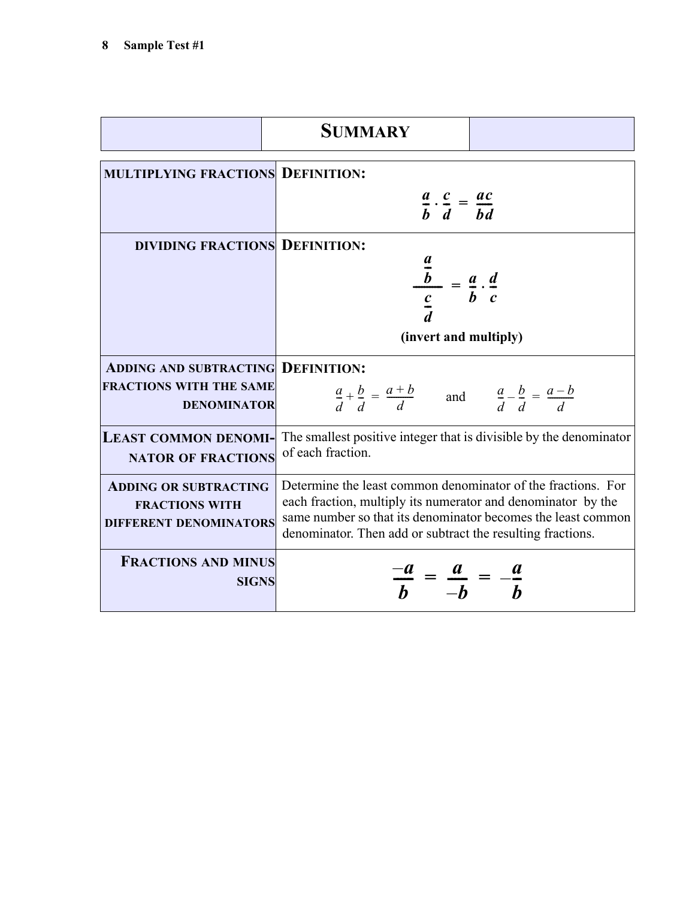## Summary

| | |
|---|---|
| **MULTIPLYING FRACTIONS** | **DEFINITION:** $$\frac{a}{b} \cdot \frac{c}{d} = \frac{ac}{bd}$$ |
| **DIVIDING FRACTIONS** | **DEFINITION:** $$\frac{\frac{a}{b}}{\frac{c}{d}} = \frac{a}{b} \cdot \frac{d}{c}$$ **(invert and multiply)** |
| **ADDING AND SUBTRACTING FRACTIONS WITH THE SAME DENOMINATOR** | **DEFINITION:** $\frac{a}{d} + \frac{b}{d} = \frac{a+b}{d}$ and $\frac{a}{d} - \frac{b}{d} = \frac{a-b}{d}$ |
| **LEAST COMMON DENOMINATOR OF FRACTIONS** | The smallest positive integer that is divisible by the denominator of each fraction. |
| **ADDING OR SUBTRACTING FRACTIONS WITH DIFFERENT DENOMINATORS** | Determine the least common denominator of the fractions. For each fraction, multiply its numerator and denominator by the same number so that its denominator becomes the least common denominator. Then add or subtract the resulting fractions. |
| **FRACTIONS AND MINUS SIGNS** | $$\frac{-a}{b} = \frac{a}{-b} = -\frac{a}{b}$$ |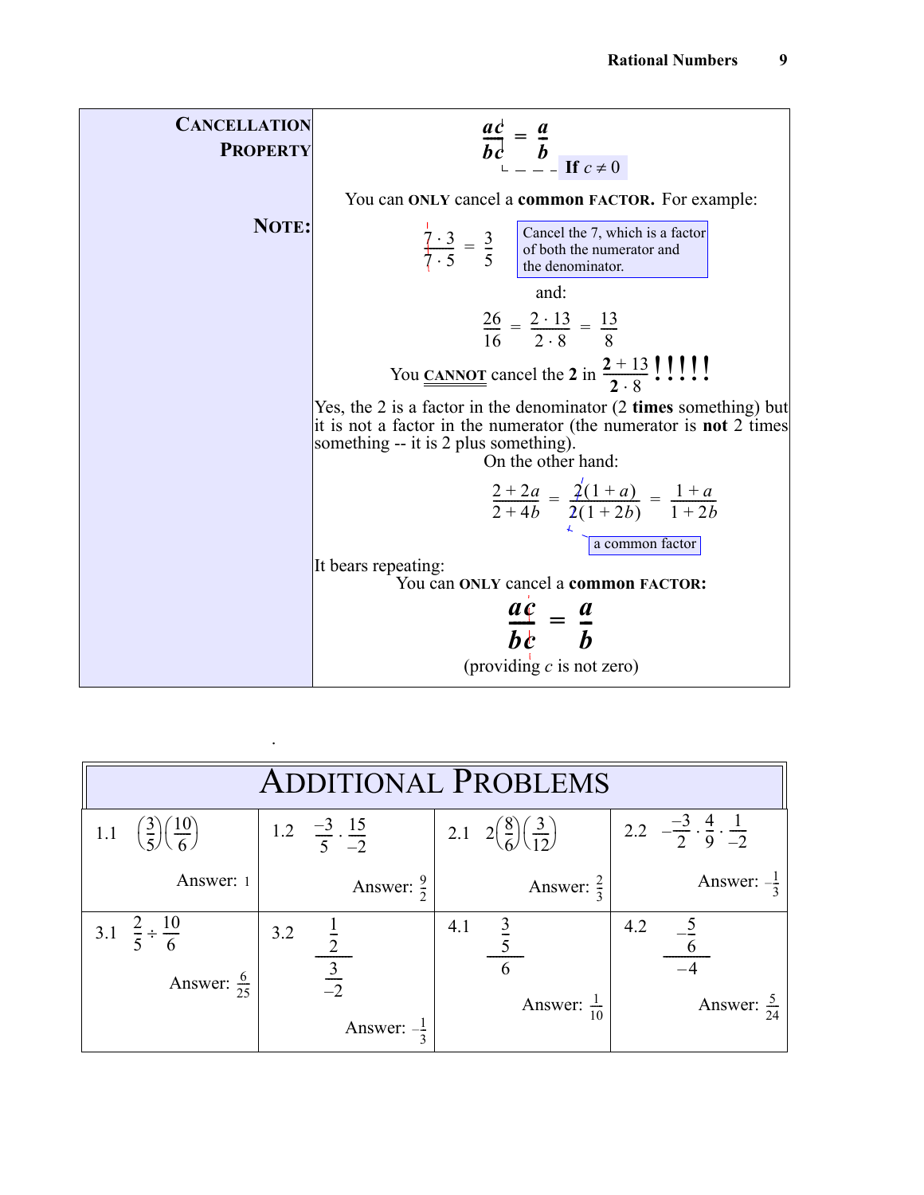**CANCELLATION PROPERTY**

$$\frac{ac}{bc} = \frac{a}{b} \quad \text{If } c \neq 0$$

**NOTE:**

You can **ONLY** cancel a **common FACTOR.** For example:

$$\frac{7 \cdot 3}{7 \cdot 5} = \frac{3}{5}$$

Cancel the 7, which is a factor of both the numerator and the denominator.

and:

$$\frac{26}{16} = \frac{2 \cdot 13}{2 \cdot 8} = \frac{13}{8}$$

You **CANNOT** cancel the **2** in $\frac{2 + 13}{2 \cdot 8}$ **!!!!!**

Yes, the 2 is a factor in the denominator (2 **times** something) but it is not a factor in the numerator (the numerator is **not** 2 times something -- it is 2 plus something).

On the other hand:

$$\frac{2 + 2a}{2 + 4b} = \frac{2(1 + a)}{2(1 + 2b)} = \frac{1 + a}{1 + 2b}$$

a common factor

It bears repeating:

You can **ONLY** cancel a **common FACTOR:**

$$\frac{ac}{bc} = \frac{a}{b}$$

(providing $c$ is not zero)

## ADDITIONAL PROBLEMS

| | | | |
|---|---|---|---|
| 1.1 $\left(\frac{3}{5}\right)\left(\frac{10}{6}\right)$ Answer: 1 | 1.2 $\frac{-3}{5} \cdot \frac{15}{-2}$ Answer: $\frac{9}{2}$ | 2.1 $2\left(\frac{8}{6}\right)\left(\frac{3}{12}\right)$ Answer: $\frac{2}{3}$ | 2.2 $-\frac{-3}{2} \cdot \frac{4}{9} \cdot \frac{1}{-2}$ Answer: $-\frac{1}{3}$ |
| 3.1 $\frac{2}{5} \div \frac{10}{6}$ Answer: $\frac{6}{25}$ | 3.2 $\dfrac{\frac{1}{2}}{\frac{3}{-2}}$ Answer: $-\frac{1}{3}$ | 4.1 $\dfrac{\frac{3}{5}}{6}$ Answer: $\frac{1}{10}$ | 4.2 $\dfrac{-\frac{5}{6}}{-4}$ Answer: $\frac{5}{24}$ |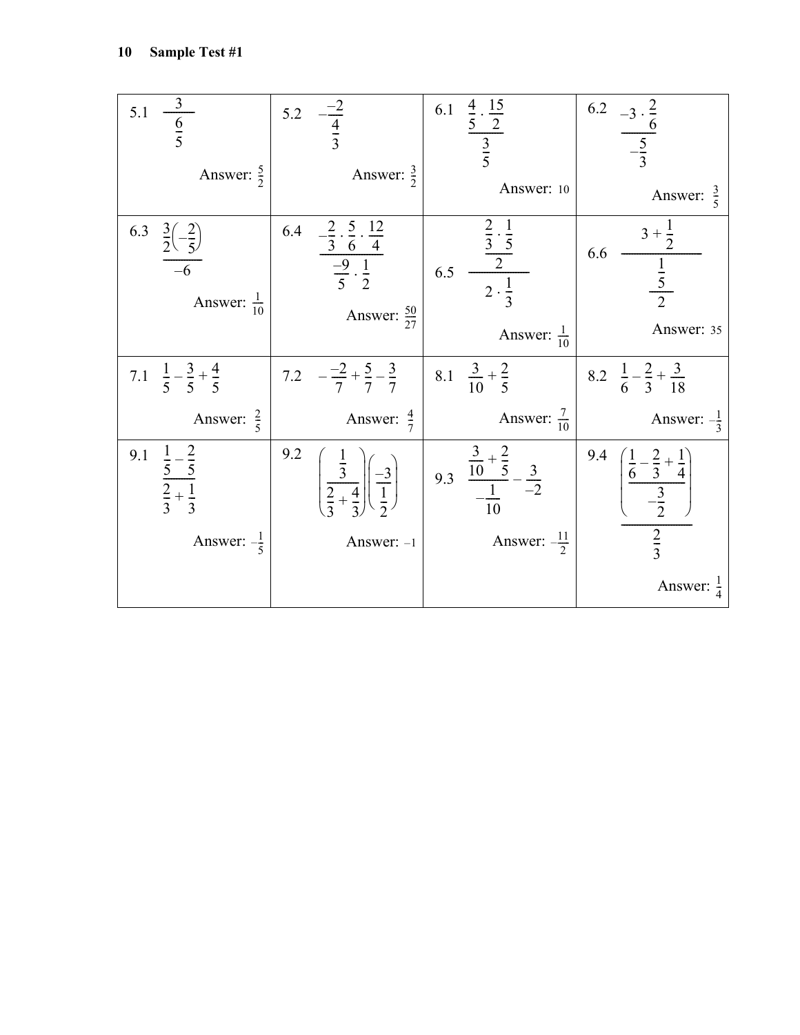| | | | |
|---|---|---|---|
| 5.1 $\dfrac{3}{\dfrac{6}{5}}$ Answer: $\frac{5}{2}$ | 5.2 $-\dfrac{-2}{\dfrac{4}{3}}$ Answer: $\frac{3}{2}$ | 6.1 $\dfrac{\dfrac{4}{5}\cdot\dfrac{15}{2}}{\dfrac{3}{5}}$ Answer: $10$ | 6.2 $\dfrac{-3\cdot\dfrac{2}{6}}{-\dfrac{5}{3}}$ Answer: $\frac{3}{5}$ |
| 6.3 $\dfrac{\dfrac{3}{2}\left(-\dfrac{2}{5}\right)}{-6}$ Answer: $\frac{1}{10}$ | 6.4 $\dfrac{-\dfrac{2}{3}\cdot\dfrac{5}{6}\cdot\dfrac{12}{4}}{\dfrac{-9}{5}\cdot\dfrac{1}{2}}$ Answer: $\frac{50}{27}$ | 6.5 $\dfrac{\dfrac{\dfrac{2}{3}\cdot\dfrac{1}{5}}{2}}{2\cdot\dfrac{1}{3}}$ Answer: $\frac{1}{10}$ | 6.6 $\dfrac{3+\dfrac{1}{2}}{\dfrac{\dfrac{1}{5}}{2}}$ Answer: $35$ |
| 7.1 $\dfrac{1}{5}-\dfrac{3}{5}+\dfrac{4}{5}$ Answer: $\frac{2}{5}$ | 7.2 $-\dfrac{-2}{7}+\dfrac{5}{7}-\dfrac{3}{7}$ Answer: $\frac{4}{7}$ | 8.1 $\dfrac{3}{10}+\dfrac{2}{5}$ Answer: $\frac{7}{10}$ | 8.2 $\dfrac{1}{6}-\dfrac{2}{3}+\dfrac{3}{18}$ Answer: $-\frac{1}{3}$ |
| 9.1 $\dfrac{\dfrac{1}{5}-\dfrac{2}{5}}{\dfrac{2}{3}+\dfrac{1}{3}}$ Answer: $-\frac{1}{5}$ | 9.2 $\left(\dfrac{\dfrac{1}{3}}{\dfrac{2}{3}+\dfrac{4}{3}}\right)\left(\dfrac{-3}{\dfrac{1}{2}}\right)$ Answer: $-1$ | 9.3 $\dfrac{\dfrac{3}{10}+\dfrac{2}{5}}{-\dfrac{1}{10}}-\dfrac{3}{-2}$ Answer: $-\frac{11}{2}$ | 9.4 $\dfrac{\left(\dfrac{\dfrac{1}{6}-\dfrac{2}{3}+\dfrac{1}{4}}{-\dfrac{3}{2}}\right)}{\dfrac{2}{3}}$ Answer: $\frac{1}{4}$ |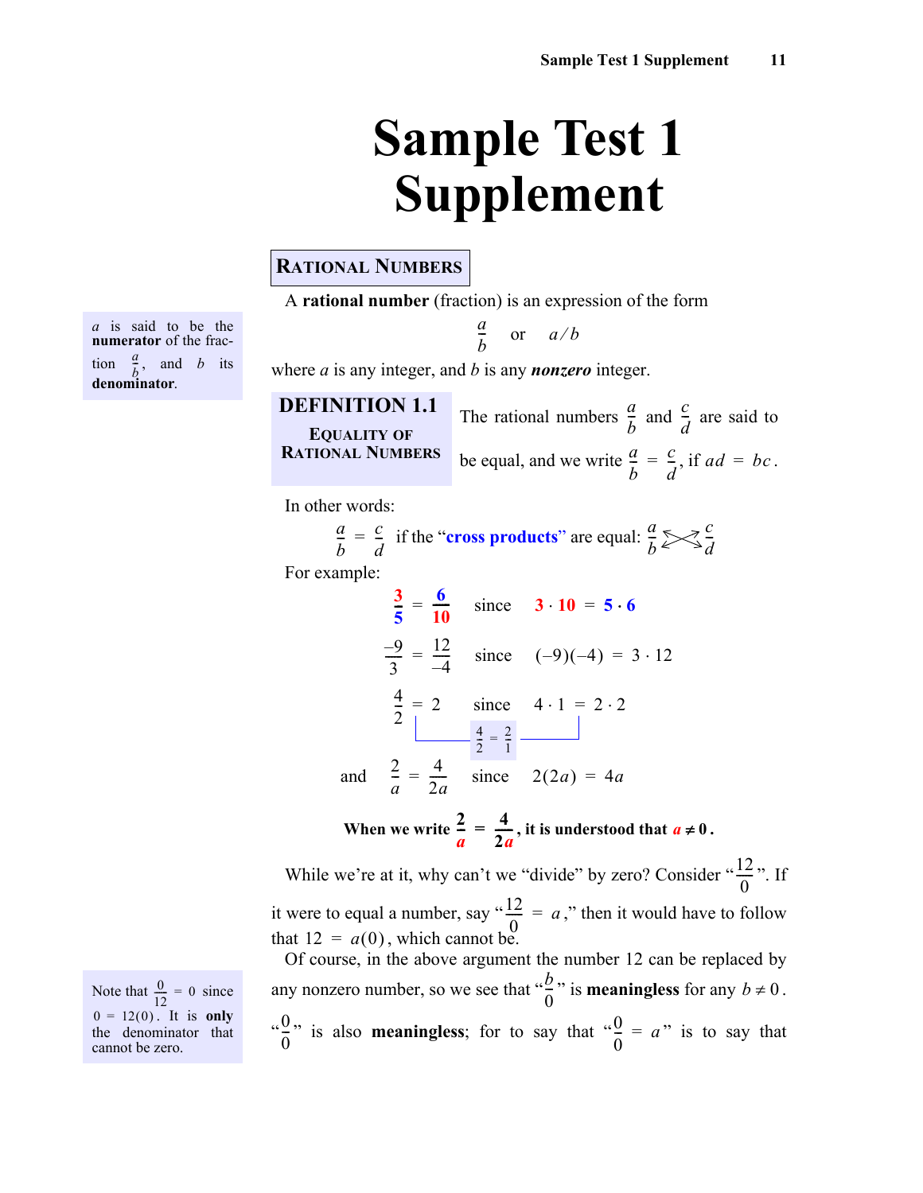# Sample Test 1 Supplement

## Rational Numbers

A **rational number** (fraction) is an expression of the form

$$\frac{a}{b} \quad \text{or} \quad a/b$$

where $a$ is any integer, and $b$ is any ***nonzero*** integer.

$a$ is said to be the **numerator** of the fraction $\frac{a}{b}$, and $b$ its **denominator**.

**DEFINITION 1.1**
**EQUALITY OF RATIONAL NUMBERS**

The rational numbers $\frac{a}{b}$ and $\frac{c}{d}$ are said to be equal, and we write $\frac{a}{b} = \frac{c}{d}$, if $ad = bc$.

In other words:

$\frac{a}{b} = \frac{c}{d}$ if the "**cross products**" are equal: $\frac{a}{b} \bowtie \frac{c}{d}$

For example:

$$\frac{3}{5} = \frac{6}{10} \quad \text{since} \quad 3 \cdot 10 = 5 \cdot 6$$

$$\frac{-9}{3} = \frac{12}{-4} \quad \text{since} \quad (-9)(-4) = 3 \cdot 12$$

$$\frac{4}{2} = 2 \quad \text{since} \quad 4 \cdot 1 = 2 \cdot 2$$

$$\frac{4}{2} = \frac{2}{1}$$

$$\text{and} \quad \frac{2}{a} = \frac{4}{2a} \quad \text{since} \quad 2(2a) = 4a$$

**When we write $\frac{2}{a} = \frac{4}{2a}$, it is understood that $a \neq 0$.**

While we're at it, why can't we "divide" by zero? Consider "$\frac{12}{0}$". If it were to equal a number, say "$\frac{12}{0} = a$," then it would have to follow that $12 = a(0)$, which cannot be.

Of course, in the above argument the number 12 can be replaced by any nonzero number, so we see that "$\frac{b}{0}$" is **meaningless** for any $b \neq 0$. "$\frac{0}{0}$" is also **meaningless**; for to say that "$\frac{0}{0} = a$" is to say that

Note that $\frac{0}{12} = 0$ since $0 = 12(0)$. It is **only** the denominator that cannot be zero.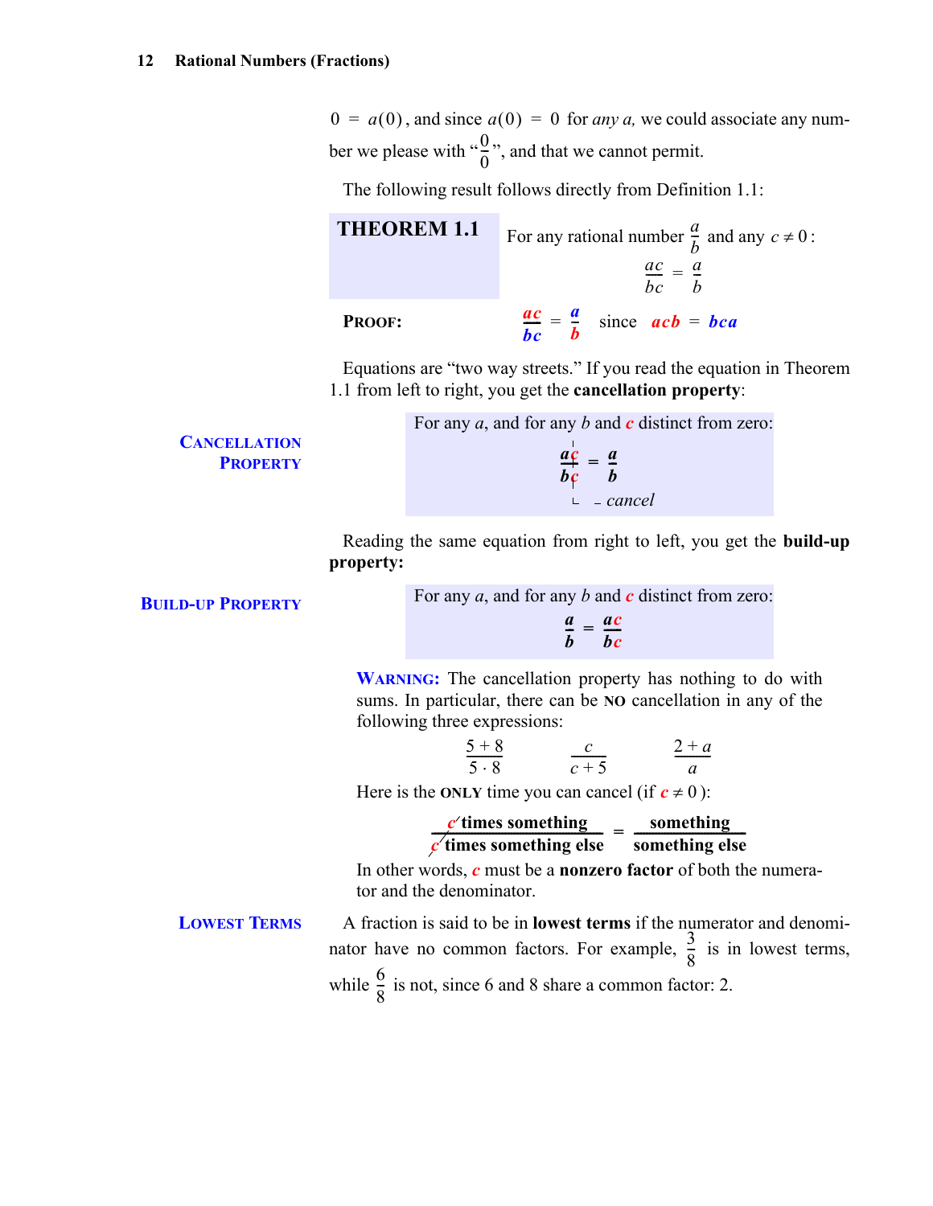$0 = a(0)$, and since $a(0) = 0$ for *any a,* we could associate any number we please with "$\frac{0}{0}$", and that we cannot permit.

The following result follows directly from Definition 1.1:

**THEOREM 1.1** For any rational number $\frac{a}{b}$ and any $c \neq 0$:

$$\frac{ac}{bc} = \frac{a}{b}$$

**PROOF:** $\frac{ac}{bc} = \frac{a}{b}$ since $acb = bca$

Equations are "two way streets." If you read the equation in Theorem 1.1 from left to right, you get the **cancellation property**:

**CANCELLATION PROPERTY**

For any $a$, and for any $b$ and $c$ distinct from zero:

$$\frac{ac}{bc} = \frac{a}{b}$$

(cancel)

Reading the same equation from right to left, you get the **build-up property:**

**BUILD-UP PROPERTY**

For any $a$, and for any $b$ and $c$ distinct from zero:

$$\frac{a}{b} = \frac{ac}{bc}$$

**WARNING:** The cancellation property has nothing to do with sums. In particular, there can be **NO** cancellation in any of the following three expressions:

$$\frac{5+8}{5 \cdot 8} \qquad \frac{c}{c+5} \qquad \frac{2+a}{a}$$

Here is the **ONLY** time you can cancel (if $c \neq 0$):

$$\frac{c \text{ times something}}{c \text{ times something else}} = \frac{\text{something}}{\text{something else}}$$

In other words, $c$ must be a **nonzero factor** of both the numerator and the denominator.

**LOWEST TERMS**

A fraction is said to be in **lowest terms** if the numerator and denominator have no common factors. For example, $\frac{3}{8}$ is in lowest terms, while $\frac{6}{8}$ is not, since 6 and 8 share a common factor: 2.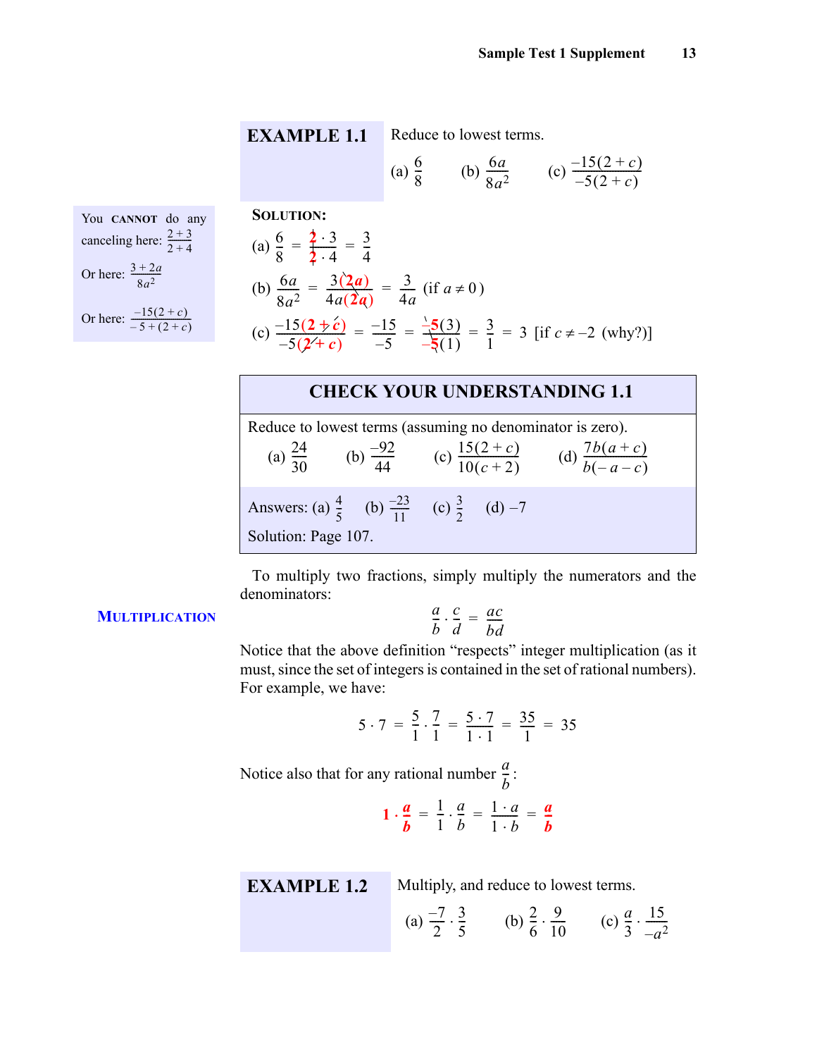## EXAMPLE 1.1

Reduce to lowest terms.

(a) $\frac{6}{8}$ (b) $\frac{6a}{8a^2}$ (c) $\frac{-15(2+c)}{-5(2+c)}$

You **CANNOT** do any canceling here: $\frac{2+3}{2+4}$

Or here: $\frac{3+2a}{8a^2}$

Or here: $\frac{-15(2+c)}{-5+(2+c)}$

**SOLUTION:**

(a) $\frac{6}{8} = \frac{2 \cdot 3}{2 \cdot 4} = \frac{3}{4}$

(b) $\frac{6a}{8a^2} = \frac{3(2a)}{4a(2a)} = \frac{3}{4a}$ (if $a \neq 0$)

(c) $\frac{-15(2+c)}{-5(2+c)} = \frac{-15}{-5} = \frac{-5(3)}{-5(1)} = \frac{3}{1} = 3$ [if $c \neq -2$ (why?)]

## CHECK YOUR UNDERSTANDING 1.1

Reduce to lowest terms (assuming no denominator is zero).

(a) $\frac{24}{30}$ (b) $\frac{-92}{44}$ (c) $\frac{15(2+c)}{10(c+2)}$ (d) $\frac{7b(a+c)}{b(-a-c)}$

Answers: (a) $\frac{4}{5}$ (b) $\frac{-23}{11}$ (c) $\frac{3}{2}$ (d) $-7$

Solution: Page 107.

**MULTIPLICATION**

To multiply two fractions, simply multiply the numerators and the denominators:

$$\frac{a}{b} \cdot \frac{c}{d} = \frac{ac}{bd}$$

Notice that the above definition "respects" integer multiplication (as it must, since the set of integers is contained in the set of rational numbers). For example, we have:

$$5 \cdot 7 = \frac{5}{1} \cdot \frac{7}{1} = \frac{5 \cdot 7}{1 \cdot 1} = \frac{35}{1} = 35$$

Notice also that for any rational number $\frac{a}{b}$:

$$1 \cdot \frac{a}{b} = \frac{1}{1} \cdot \frac{a}{b} = \frac{1 \cdot a}{1 \cdot b} = \frac{a}{b}$$

## EXAMPLE 1.2

Multiply, and reduce to lowest terms.

(a) $\frac{-7}{2} \cdot \frac{3}{5}$ (b) $\frac{2}{6} \cdot \frac{9}{10}$ (c) $\frac{a}{3} \cdot \frac{15}{-a^2}$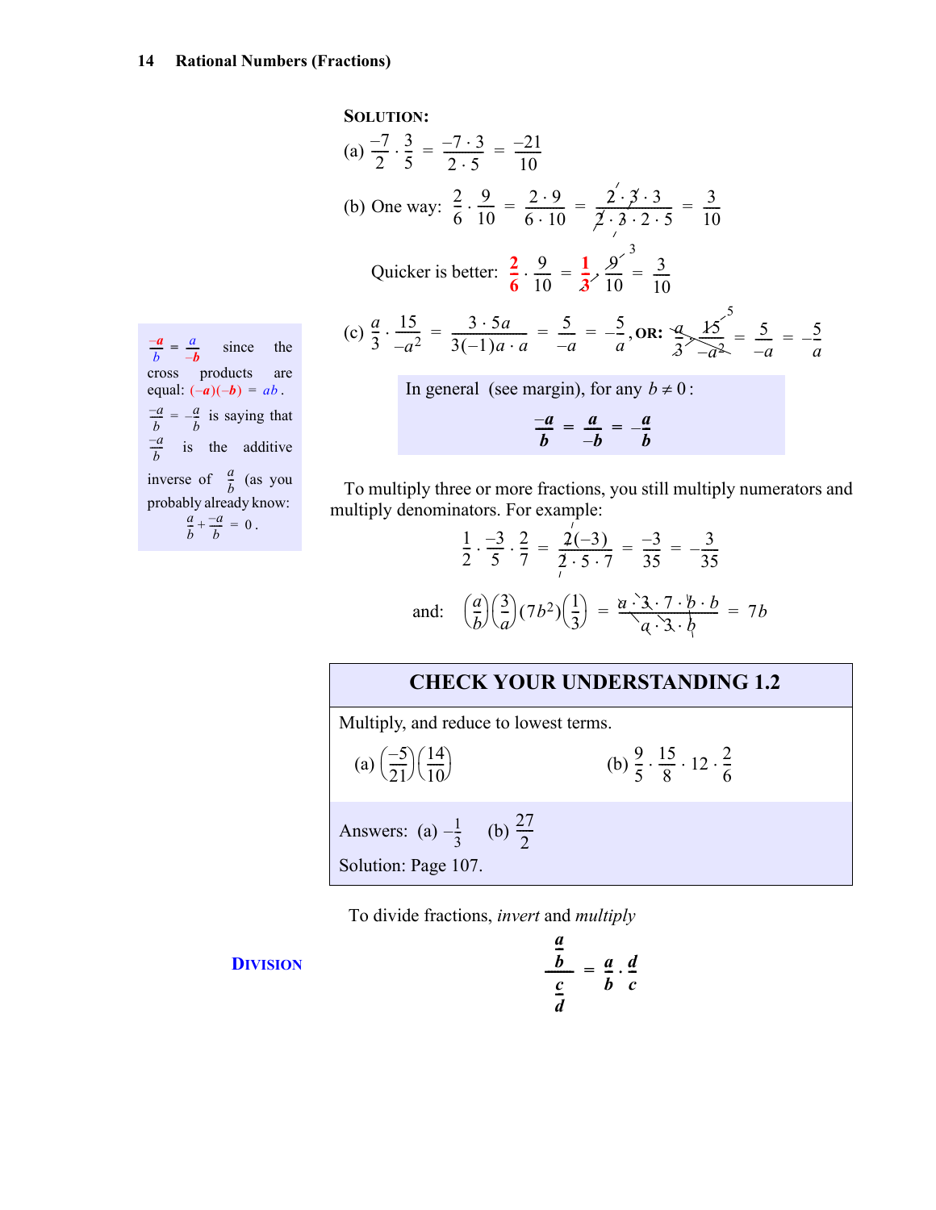**SOLUTION:**

(a) $\frac{-7}{2}\cdot\frac{3}{5} = \frac{-7\cdot 3}{2\cdot 5} = \frac{-21}{10}$

(b) One way: $\frac{2}{6}\cdot\frac{9}{10} = \frac{2\cdot 9}{6\cdot 10} = \frac{\cancel{2}\cdot\cancel{3}\cdot 3}{\cancel{2}\cdot\cancel{3}\cdot 2\cdot 5} = \frac{3}{10}$

Quicker is better: $\frac{2}{6}\cdot\frac{9}{10} = \frac{1}{\cancel{3}}\cdot\frac{\cancel{9}^{\,3}}{10} = \frac{3}{10}$

(c) $\frac{a}{3}\cdot\frac{15}{-a^2} = \frac{3\cdot 5a}{3(-1)a\cdot a} = \frac{5}{-a} = -\frac{5}{a}$, **OR:** $\frac{\cancel{a}}{\cancel{3}}\cdot\frac{\cancel{15}^{\,5}}{-\cancel{a^2}_{\,a}} = \frac{5}{-a} = -\frac{5}{a}$

In general (see margin), for any $b \neq 0$:

$$\frac{-a}{b} = \frac{a}{-b} = -\frac{a}{b}$$

$\frac{-a}{b} = \frac{a}{-b}$ since the cross products are equal: $(-a)(-b) = ab$.

$\frac{-a}{b} = -\frac{a}{b}$ is saying that $\frac{-a}{b}$ is the additive inverse of $\frac{a}{b}$ (as you probably already know: $\frac{a}{b} + \frac{-a}{b} = 0$.

To multiply three or more fractions, you still multiply numerators and multiply denominators. For example:

$$\frac{1}{2}\cdot\frac{-3}{5}\cdot\frac{2}{7} = \frac{\cancel{2}(-3)}{\cancel{2}\cdot 5\cdot 7} = \frac{-3}{35} = -\frac{3}{35}$$

and: $$\left(\frac{a}{b}\right)\left(\frac{3}{a}\right)(7b^2)\left(\frac{1}{3}\right) = \frac{\cancel{a}\cdot\cancel{3}\cdot 7\cdot\cancel{b}\cdot b}{\cancel{a}\cdot\cancel{3}\cdot\cancel{b}} = 7b$$

## CHECK YOUR UNDERSTANDING 1.2

Multiply, and reduce to lowest terms.

(a) $\left(\frac{-5}{21}\right)\left(\frac{14}{10}\right)$ (b) $\frac{9}{5}\cdot\frac{15}{8}\cdot 12\cdot\frac{2}{6}$

Answers: (a) $-\frac{1}{3}$ (b) $\frac{27}{2}$

Solution: Page 107.

**DIVISION**

To divide fractions, *invert* and *multiply*

$$\frac{\frac{a}{b}}{\frac{c}{d}} = \frac{a}{b}\cdot\frac{d}{c}$$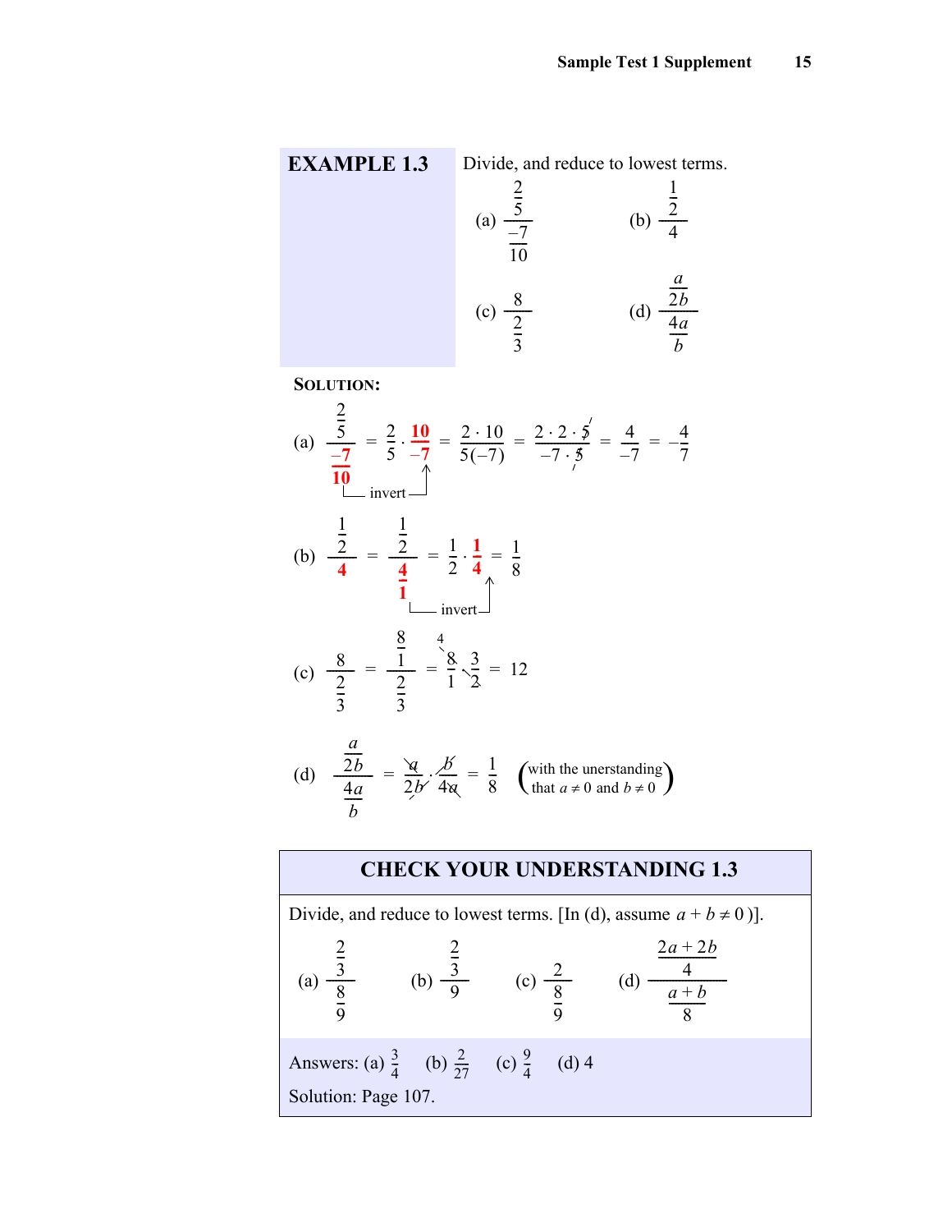**EXAMPLE 1.3** Divide, and reduce to lowest terms.

(a) $\dfrac{\frac{2}{5}}{\frac{-7}{10}}$ (b) $\dfrac{\frac{1}{2}}{4}$

(c) $\dfrac{8}{\frac{2}{3}}$ (d) $\dfrac{\frac{a}{2b}}{\frac{4a}{b}}$

**SOLUTION:**

(a) $\dfrac{\frac{2}{5}}{\frac{-7}{10}} = \dfrac{2}{5} \cdot \dfrac{10}{-7} = \dfrac{2 \cdot 10}{5(-7)} = \dfrac{2 \cdot 2 \cdot \cancel{5}}{-7 \cdot \cancel{5}} = \dfrac{4}{-7} = -\dfrac{4}{7}$

invert

(b) $\dfrac{\frac{1}{2}}{4} = \dfrac{\frac{1}{2}}{\frac{4}{1}} = \dfrac{1}{2} \cdot \dfrac{1}{4} = \dfrac{1}{8}$

invert

(c) $\dfrac{8}{\frac{2}{3}} = \dfrac{\frac{8}{1}}{\frac{2}{3}} = \dfrac{\overset{4}{\cancel{8}}}{1} \cdot \dfrac{3}{\cancel{2}} = 12$

(d) $\dfrac{\frac{a}{2b}}{\frac{4a}{b}} = \dfrac{\cancel{a}}{2\cancel{b}} \cdot \dfrac{\cancel{b}}{4\cancel{a}} = \dfrac{1}{8}$ (with the unerstanding that $a \neq 0$ and $b \neq 0$)

## CHECK YOUR UNDERSTANDING 1.3

Divide, and reduce to lowest terms. [In (d), assume $a + b \neq 0$ )].

(a) $\dfrac{\frac{2}{3}}{\frac{8}{9}}$ (b) $\dfrac{\frac{2}{3}}{9}$ (c) $\dfrac{2}{\frac{8}{9}}$ (d) $\dfrac{\frac{2a+2b}{4}}{\frac{a+b}{8}}$

Answers: (a) $\frac{3}{4}$ (b) $\frac{2}{27}$ (c) $\frac{9}{4}$ (d) 4

Solution: Page 107.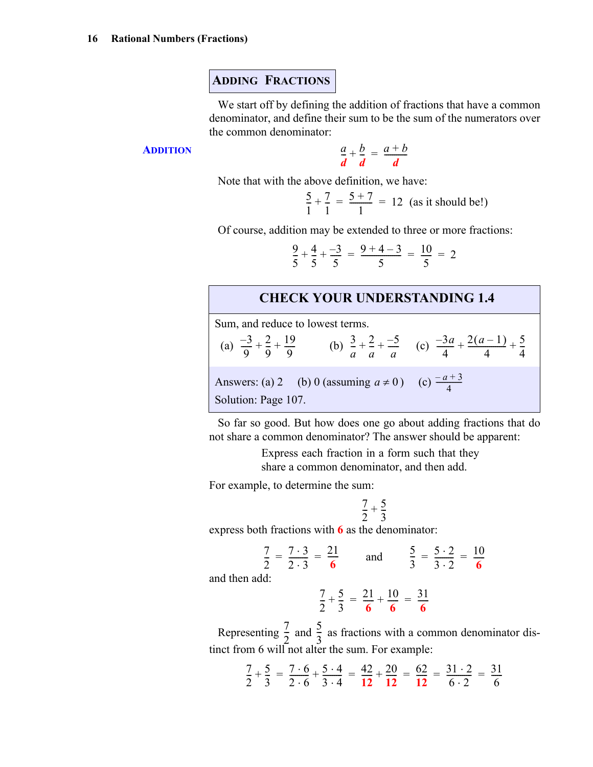## ADDING FRACTIONS

We start off by defining the addition of fractions that have a common denominator, and define their sum to be the sum of the numerators over the common denominator:

**ADDITION**

$$\frac{a}{d} + \frac{b}{d} = \frac{a+b}{d}$$

Note that with the above definition, we have:

$$\frac{5}{1} + \frac{7}{1} = \frac{5+7}{1} = 12 \text{ (as it should be!)}$$

Of course, addition may be extended to three or more fractions:

$$\frac{9}{5} + \frac{4}{5} + \frac{-3}{5} = \frac{9+4-3}{5} = \frac{10}{5} = 2$$

### CHECK YOUR UNDERSTANDING 1.4

Sum, and reduce to lowest terms.

(a) $\frac{-3}{9} + \frac{2}{9} + \frac{19}{9}$ (b) $\frac{3}{a} + \frac{2}{a} + \frac{-5}{a}$ (c) $\frac{-3a}{4} + \frac{2(a-1)}{4} + \frac{5}{4}$

Answers: (a) 2 (b) 0 (assuming $a \neq 0$) (c) $\frac{-a+3}{4}$

Solution: Page 107.

So far so good. But how does one go about adding fractions that do not share a common denominator? The answer should be apparent:

Express each fraction in a form such that they share a common denominator, and then add.

For example, to determine the sum:

$$\frac{7}{2} + \frac{5}{3}$$

express both fractions with **6** as the denominator:

$$\frac{7}{2} = \frac{7 \cdot 3}{2 \cdot 3} = \frac{21}{6} \quad \text{and} \quad \frac{5}{3} = \frac{5 \cdot 2}{3 \cdot 2} = \frac{10}{6}$$

and then add:

$$\frac{7}{2} + \frac{5}{3} = \frac{21}{6} + \frac{10}{6} = \frac{31}{6}$$

Representing $\frac{7}{2}$ and $\frac{5}{3}$ as fractions with a common denominator distinct from 6 will not alter the sum. For example:

$$\frac{7}{2} + \frac{5}{3} = \frac{7 \cdot 6}{2 \cdot 6} + \frac{5 \cdot 4}{3 \cdot 4} = \frac{42}{12} + \frac{20}{12} = \frac{62}{12} = \frac{31 \cdot 2}{6 \cdot 2} = \frac{31}{6}$$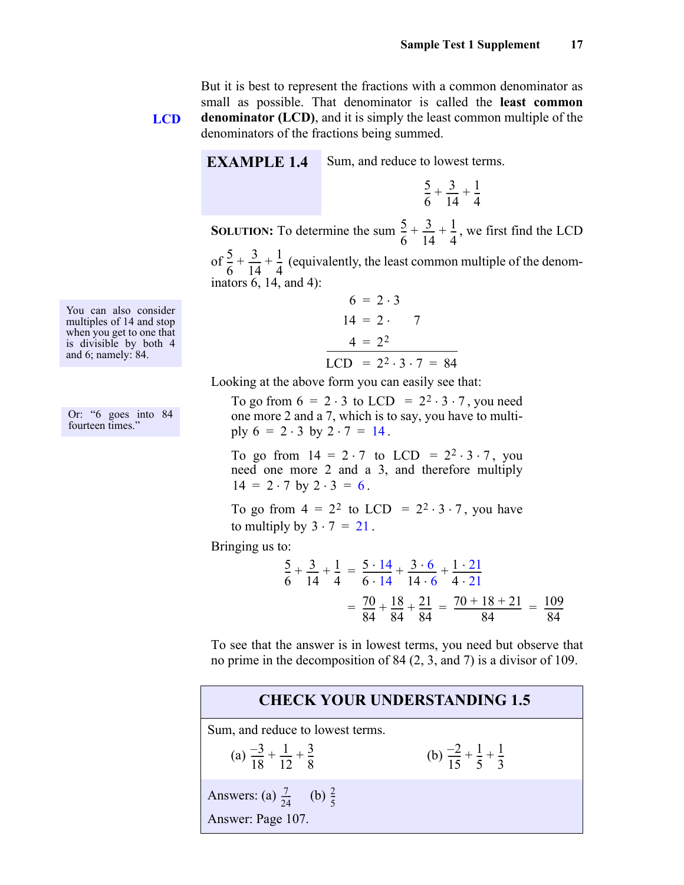But it is best to represent the fractions with a common denominator as small as possible. That denominator is called the **least common denominator (LCD)**, and it is simply the least common multiple of the denominators of the fractions being summed.

**LCD**

**EXAMPLE 1.4** Sum, and reduce to lowest terms.

$$\frac{5}{6}+\frac{3}{14}+\frac{1}{4}$$

**SOLUTION:** To determine the sum $\frac{5}{6}+\frac{3}{14}+\frac{1}{4}$, we first find the LCD of $\frac{5}{6}+\frac{3}{14}+\frac{1}{4}$ (equivalently, the least common multiple of the denominators 6, 14, and 4):

$$\begin{aligned} 6 &= 2\cdot 3 \\ 14 &= 2\cdot \quad\; 7 \\ 4 &= 2^2 \\ \hline \text{LCD} &= 2^2\cdot 3\cdot 7 = 84 \end{aligned}$$

> You can also consider multiples of 14 and stop when you get to one that is divisible by both 4 and 6; namely: 84.

Looking at the above form you can easily see that:

> Or: "6 goes into 84 fourteen times."

To go from $6 = 2\cdot 3$ to LCD $= 2^2\cdot 3\cdot 7$, you need one more 2 and a 7, which is to say, you have to multiply $6 = 2\cdot 3$ by $2\cdot 7 = 14$.

To go from $14 = 2\cdot 7$ to LCD $= 2^2\cdot 3\cdot 7$, you need one more 2 and a 3, and therefore multiply $14 = 2\cdot 7$ by $2\cdot 3 = 6$.

To go from $4 = 2^2$ to LCD $= 2^2\cdot 3\cdot 7$, you have to multiply by $3\cdot 7 = 21$.

Bringing us to:

$$\frac{5}{6}+\frac{3}{14}+\frac{1}{4} = \frac{5\cdot 14}{6\cdot 14}+\frac{3\cdot 6}{14\cdot 6}+\frac{1\cdot 21}{4\cdot 21}$$

$$= \frac{70}{84}+\frac{18}{84}+\frac{21}{84} = \frac{70+18+21}{84} = \frac{109}{84}$$

To see that the answer is in lowest terms, you need but observe that no prime in the decomposition of 84 (2, 3, and 7) is a divisor of 109.

## CHECK YOUR UNDERSTANDING 1.5

Sum, and reduce to lowest terms.

(a) $\frac{-3}{18}+\frac{1}{12}+\frac{3}{8}$ (b) $\frac{-2}{15}+\frac{1}{5}+\frac{1}{3}$

Answers: (a) $\frac{7}{24}$ (b) $\frac{2}{5}$

Answer: Page 107.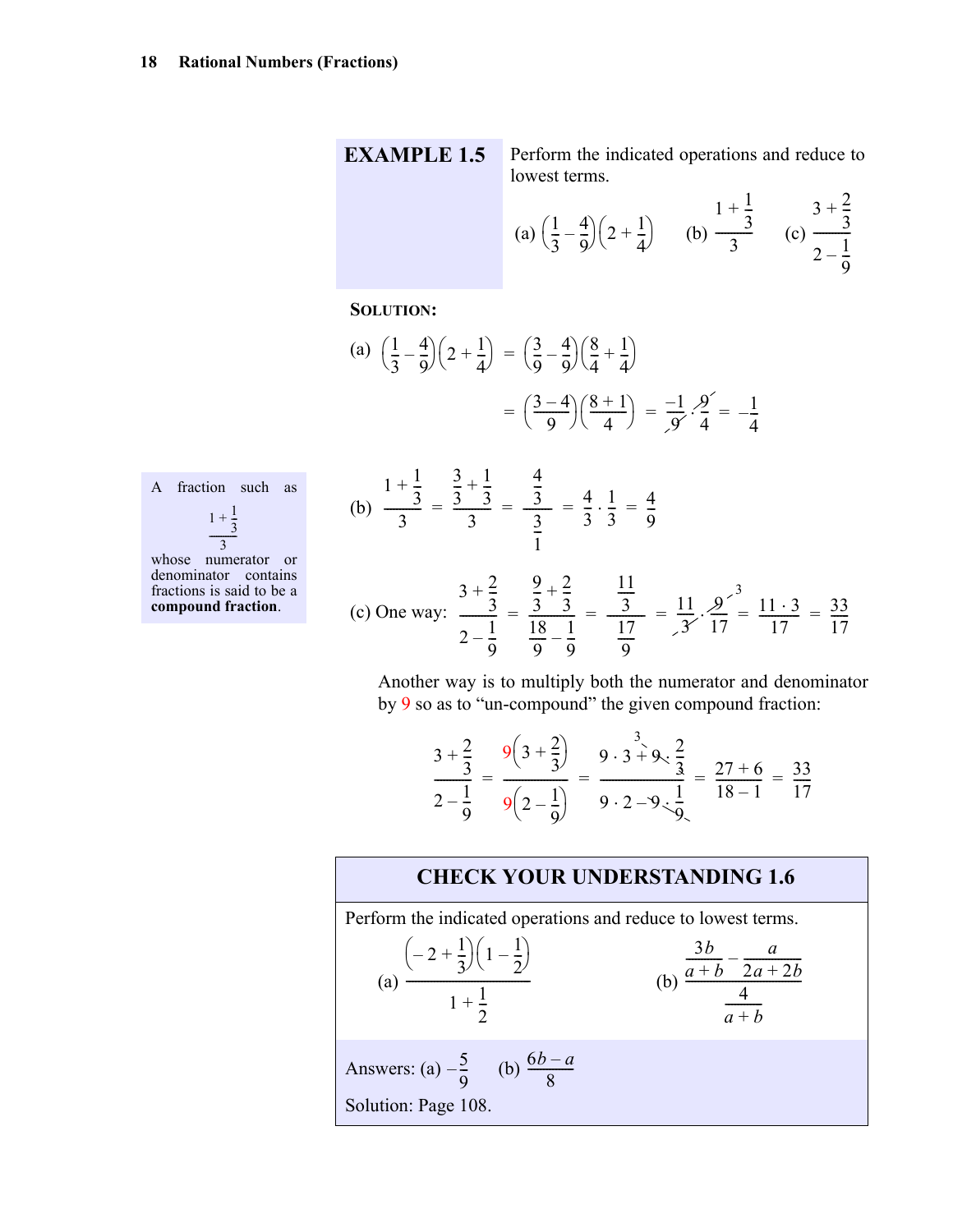**EXAMPLE 1.5** Perform the indicated operations and reduce to lowest terms.

(a) $\left(\frac{1}{3}-\frac{4}{9}\right)\left(2+\frac{1}{4}\right)$ (b) $\dfrac{1+\frac{1}{3}}{3}$ (c) $\dfrac{3+\frac{2}{3}}{2-\frac{1}{9}}$

**SOLUTION:**

(a) $\left(\frac{1}{3}-\frac{4}{9}\right)\left(2+\frac{1}{4}\right) = \left(\frac{3}{9}-\frac{4}{9}\right)\left(\frac{8}{4}+\frac{1}{4}\right)$

$$= \left(\frac{3-4}{9}\right)\left(\frac{8+1}{4}\right) = \frac{-1}{\cancel{9}}\cdot\frac{\cancel{9}}{4} = -\frac{1}{4}$$

A fraction such as $\dfrac{1+\frac{1}{3}}{3}$ whose numerator or denominator contains fractions is said to be a **compound fraction**.

(b) $\dfrac{1+\frac{1}{3}}{3} = \dfrac{\frac{3}{3}+\frac{1}{3}}{3} = \dfrac{\frac{4}{3}}{\frac{3}{1}} = \frac{4}{3}\cdot\frac{1}{3} = \frac{4}{9}$

(c) One way: $\dfrac{3+\frac{2}{3}}{2-\frac{1}{9}} = \dfrac{\frac{9}{3}+\frac{2}{3}}{\frac{18}{9}-\frac{1}{9}} = \dfrac{\frac{11}{3}}{\frac{17}{9}} = \frac{11}{\cancel{3}}\cdot\frac{\cancel{9}^{\,3}}{17} = \frac{11\cdot 3}{17} = \frac{33}{17}$

Another way is to multiply both the numerator and denominator by 9 so as to "un-compound" the given compound fraction:

$$\frac{3+\frac{2}{3}}{2-\frac{1}{9}} = \frac{9\left(3+\frac{2}{3}\right)}{9\left(2-\frac{1}{9}\right)} = \frac{9\cdot 3+\cancel{9}^{\,3}\cdot\frac{2}{\cancel{3}}}{9\cdot 2-\cancel{9}\cdot\frac{1}{\cancel{9}}} = \frac{27+6}{18-1} = \frac{33}{17}$$

## CHECK YOUR UNDERSTANDING 1.6

Perform the indicated operations and reduce to lowest terms.

(a) $\dfrac{\left(-2+\frac{1}{3}\right)\left(1-\frac{1}{2}\right)}{1+\frac{1}{2}}$ (b) $\dfrac{\frac{3b}{a+b}-\frac{a}{2a+2b}}{\frac{4}{a+b}}$

Answers: (a) $-\frac{5}{9}$ (b) $\frac{6b-a}{8}$

Solution: Page 108.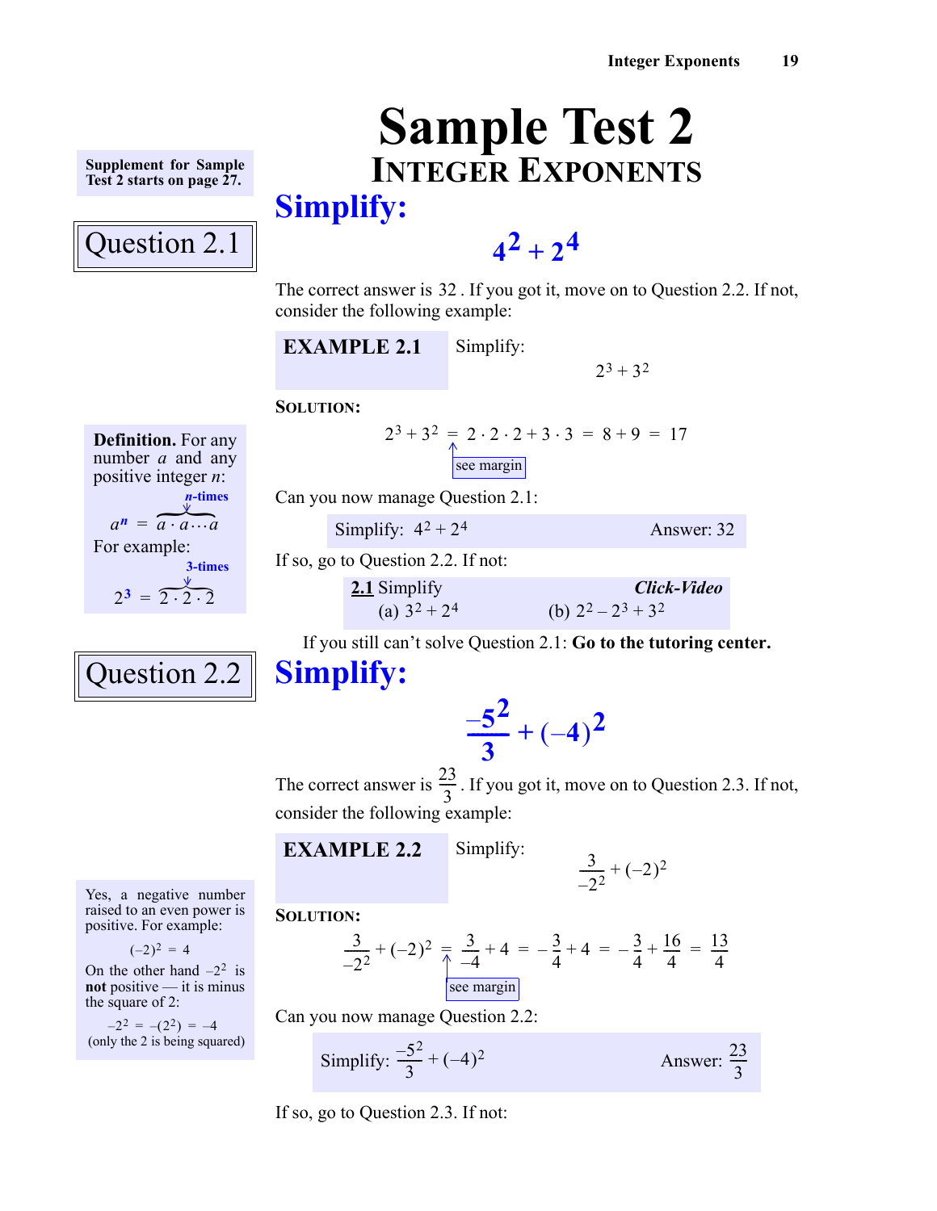# Sample Test 2

## Integer Exponents

Supplement for Sample Test 2 starts on page 27.

### Question 2.1

## Simplify:

$$4^2 + 2^4$$

The correct answer is 32 . If you got it, move on to Question 2.2. If not, consider the following example:

**EXAMPLE 2.1** Simplify:

$$2^3 + 3^2$$

**SOLUTION:**

$$2^3 + 3^2 = 2 \cdot 2 \cdot 2 + 3 \cdot 3 = 8 + 9 = 17$$

(see margin)

**Definition.** For any number $a$ and any positive integer $n$:

$$a^n = \underbrace{a \cdot a \cdots a}_{n\text{-times}}$$

For example:

$$2^3 = \underbrace{2 \cdot 2 \cdot 2}_{3\text{-times}}$$

Can you now manage Question 2.1:

Simplify: $4^2 + 2^4$ Answer: 32

If so, go to Question 2.2. If not:

**2.1** Simplify *Click-Video*

(a) $3^2 + 2^4$ (b) $2^2 - 2^3 + 3^2$

If you still can't solve Question 2.1: **Go to the tutoring center.**

### Question 2.2

## Simplify:

$$\frac{-5^2}{3} + (-4)^2$$

The correct answer is $\frac{23}{3}$. If you got it, move on to Question 2.3. If not, consider the following example:

**EXAMPLE 2.2** Simplify:

$$\frac{3}{-2^2} + (-2)^2$$

**SOLUTION:**

$$\frac{3}{-2^2} + (-2)^2 = \frac{3}{-4} + 4 = -\frac{3}{4} + 4 = -\frac{3}{4} + \frac{16}{4} = \frac{13}{4}$$

(see margin)

Yes, a negative number raised to an even power is positive. For example:

$$(-2)^2 = 4$$

On the other hand $-2^2$ is **not** positive — it is minus the square of 2:

$$-2^2 = -(2^2) = -4$$

(only the 2 is being squared)

Can you now manage Question 2.2:

Simplify: $\frac{-5^2}{3} + (-4)^2$ Answer: $\frac{23}{3}$

If so, go to Question 2.3. If not: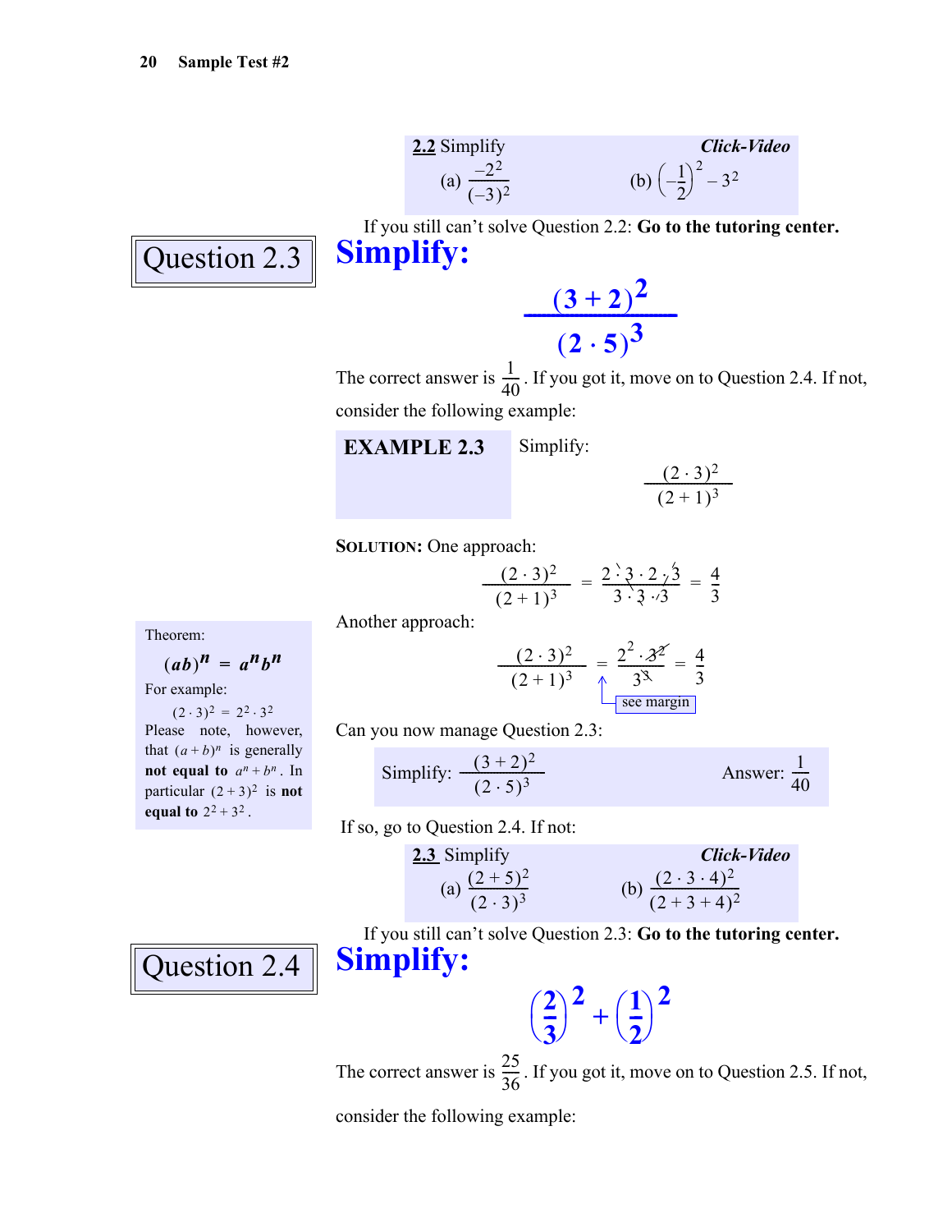**2.2** Simplify *Click-Video*

(a) $\dfrac{-2^2}{(-3)^2}$  (b) $\left(-\dfrac{1}{2}\right)^2 - 3^2$

If you still can't solve Question 2.2: **Go to the tutoring center.**

## Question 2.3

# Simplify:

$$\frac{(3+2)^2}{(2\cdot 5)^3}$$

The correct answer is $\frac{1}{40}$. If you got it, move on to Question 2.4. If not, consider the following example:

**EXAMPLE 2.3** Simplify:

$$\frac{(2\cdot 3)^2}{(2+1)^3}$$

**SOLUTION:** One approach:

$$\frac{(2\cdot 3)^2}{(2+1)^3} = \frac{2\cdot 3\cdot 2\cdot 3}{3\cdot 3\cdot 3} = \frac{4}{3}$$

Another approach:

$$\frac{(2\cdot 3)^2}{(2+1)^3} = \frac{2^2\cdot 3^2}{3^3} = \frac{4}{3}$$

see margin

Theorem:

$$(ab)^n = a^n b^n$$

For example:

$$(2\cdot 3)^2 = 2^2\cdot 3^2$$

Please note, however, that $(a+b)^n$ is generally **not equal to** $a^n + b^n$. In particular $(2+3)^2$ is **not equal to** $2^2 + 3^2$.

Can you now manage Question 2.3:

Simplify: $\dfrac{(3+2)^2}{(2\cdot 5)^3}$  Answer: $\dfrac{1}{40}$

If so, go to Question 2.4. If not:

**2.3** Simplify *Click-Video*

(a) $\dfrac{(2+5)^2}{(2\cdot 3)^3}$  (b) $\dfrac{(2\cdot 3\cdot 4)^2}{(2+3+4)^2}$

If you still can't solve Question 2.3: **Go to the tutoring center.**

## Question 2.4

# Simplify:

$$\left(\frac{2}{3}\right)^2 + \left(\frac{1}{2}\right)^2$$

The correct answer is $\frac{25}{36}$. If you got it, move on to Question 2.5. If not, consider the following example: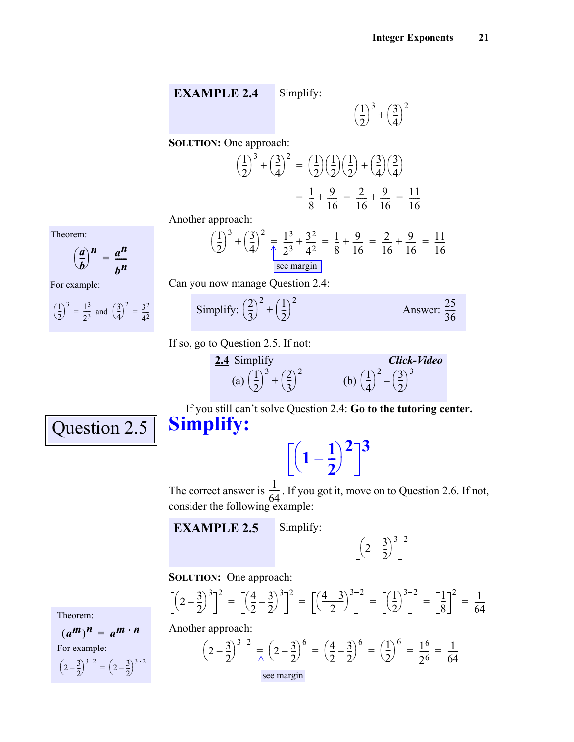**EXAMPLE 2.4** Simplify:

$$\left(\frac{1}{2}\right)^3 + \left(\frac{3}{4}\right)^2$$

**SOLUTION:** One approach:

$$\left(\frac{1}{2}\right)^3 + \left(\frac{3}{4}\right)^2 = \left(\frac{1}{2}\right)\left(\frac{1}{2}\right)\left(\frac{1}{2}\right) + \left(\frac{3}{4}\right)\left(\frac{3}{4}\right)$$

$$= \frac{1}{8} + \frac{9}{16} = \frac{2}{16} + \frac{9}{16} = \frac{11}{16}$$

Another approach:

$$\left(\frac{1}{2}\right)^3 + \left(\frac{3}{4}\right)^2 = \frac{1^3}{2^3} + \frac{3^2}{4^2} = \frac{1}{8} + \frac{9}{16} = \frac{2}{16} + \frac{9}{16} = \frac{11}{16}$$

see margin

> Theorem:
>
> $$\left(\frac{a}{b}\right)^n = \frac{a^n}{b^n}$$
>
> For example:
>
> $\left(\frac{1}{2}\right)^3 = \frac{1^3}{2^3}$ and $\left(\frac{3}{4}\right)^2 = \frac{3^2}{4^2}$

Can you now manage Question 2.4:

> Simplify: $\left(\frac{2}{3}\right)^2 + \left(\frac{1}{2}\right)^2$ Answer: $\frac{25}{36}$

If so, go to Question 2.5. If not:

> **2.4** Simplify ***Click-Video***
>
> (a) $\left(\frac{1}{2}\right)^3 + \left(\frac{2}{3}\right)^2$ (b) $\left(\frac{1}{4}\right)^2 - \left(\frac{3}{2}\right)^3$

If you still can't solve Question 2.4: **Go to the tutoring center.**

## Question 2.5

**Simplify:**

$$\left[\left(1 - \frac{1}{2}\right)^2\right]^3$$

The correct answer is $\frac{1}{64}$. If you got it, move on to Question 2.6. If not, consider the following example:

**EXAMPLE 2.5** Simplify:

$$\left[\left(2 - \frac{3}{2}\right)^3\right]^2$$

**SOLUTION:** One approach:

$$\left[\left(2 - \frac{3}{2}\right)^3\right]^2 = \left[\left(\frac{4}{2} - \frac{3}{2}\right)^3\right]^2 = \left[\left(\frac{4-3}{2}\right)^3\right]^2 = \left[\left(\frac{1}{2}\right)^3\right]^2 = \left[\frac{1}{8}\right]^2 = \frac{1}{64}$$

Another approach:

$$\left[\left(2 - \frac{3}{2}\right)^3\right]^2 = \left(2 - \frac{3}{2}\right)^6 = \left(\frac{4}{2} - \frac{3}{2}\right)^6 = \left(\frac{1}{2}\right)^6 = \frac{1^6}{2^6} = \frac{1}{64}$$

see margin

> Theorem:
>
> $$(a^m)^n = a^{m \cdot n}$$
>
> For example:
>
> $$\left[\left(2 - \frac{3}{2}\right)^3\right]^2 = \left(2 - \frac{3}{2}\right)^{3 \cdot 2}$$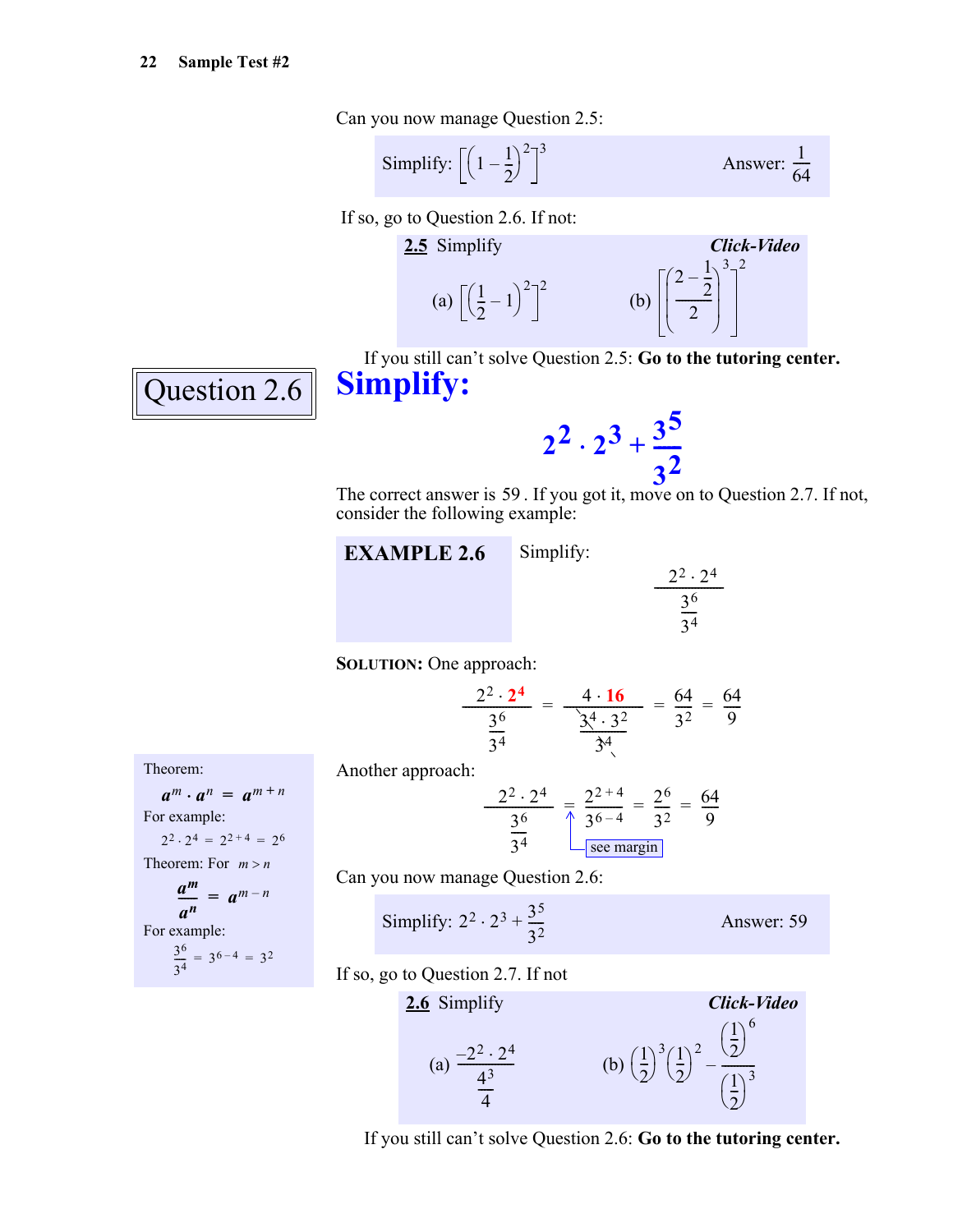Can you now manage Question 2.5:

Simplify: $\left[\left(1-\frac{1}{2}\right)^2\right]^3$ Answer: $\frac{1}{64}$

If so, go to Question 2.6. If not:

**2.5** Simplify ***Click-Video***

(a) $\left[\left(\frac{1}{2}-1\right)^2\right]^2$ (b) $\left[\left(\frac{2-\frac{1}{2}}{2}\right)^3\right]^2$

If you still can't solve Question 2.5: **Go to the tutoring center.**

## Question 2.6

# Simplify:

$$2^2 \cdot 2^3 + \frac{3^5}{3^2}$$

The correct answer is 59. If you got it, move on to Question 2.7. If not, consider the following example:

**EXAMPLE 2.6** Simplify:

$$\frac{2^2 \cdot 2^4}{\frac{3^6}{3^4}}$$

**SOLUTION:** One approach:

$$\frac{2^2 \cdot 2^4}{\frac{3^6}{3^4}} = \frac{4 \cdot 16}{\frac{3^4 \cdot 3^2}{3^4}} = \frac{64}{3^2} = \frac{64}{9}$$

Another approach:

$$\frac{2^2 \cdot 2^4}{\frac{3^6}{3^4}} = \frac{2^{2+4}}{3^{6-4}} = \frac{2^6}{3^2} = \frac{64}{9}$$

(see margin)

> Theorem:
>
> $a^m \cdot a^n = a^{m+n}$
>
> For example:
>
> $2^2 \cdot 2^4 = 2^{2+4} = 2^6$
>
> Theorem: For $m > n$
>
> $\frac{a^m}{a^n} = a^{m-n}$
>
> For example:
>
> $\frac{3^6}{3^4} = 3^{6-4} = 3^2$

Can you now manage Question 2.6:

Simplify: $2^2 \cdot 2^3 + \frac{3^5}{3^2}$ Answer: 59

If so, go to Question 2.7. If not

**2.6** Simplify ***Click-Video***

(a) $\frac{-2^2 \cdot 2^4}{\frac{4^3}{4}}$ (b) $\left(\frac{1}{2}\right)^3\left(\frac{1}{2}\right)^2 - \frac{\left(\frac{1}{2}\right)^6}{\left(\frac{1}{2}\right)^3}$

If you still can't solve Question 2.6: **Go to the tutoring center.**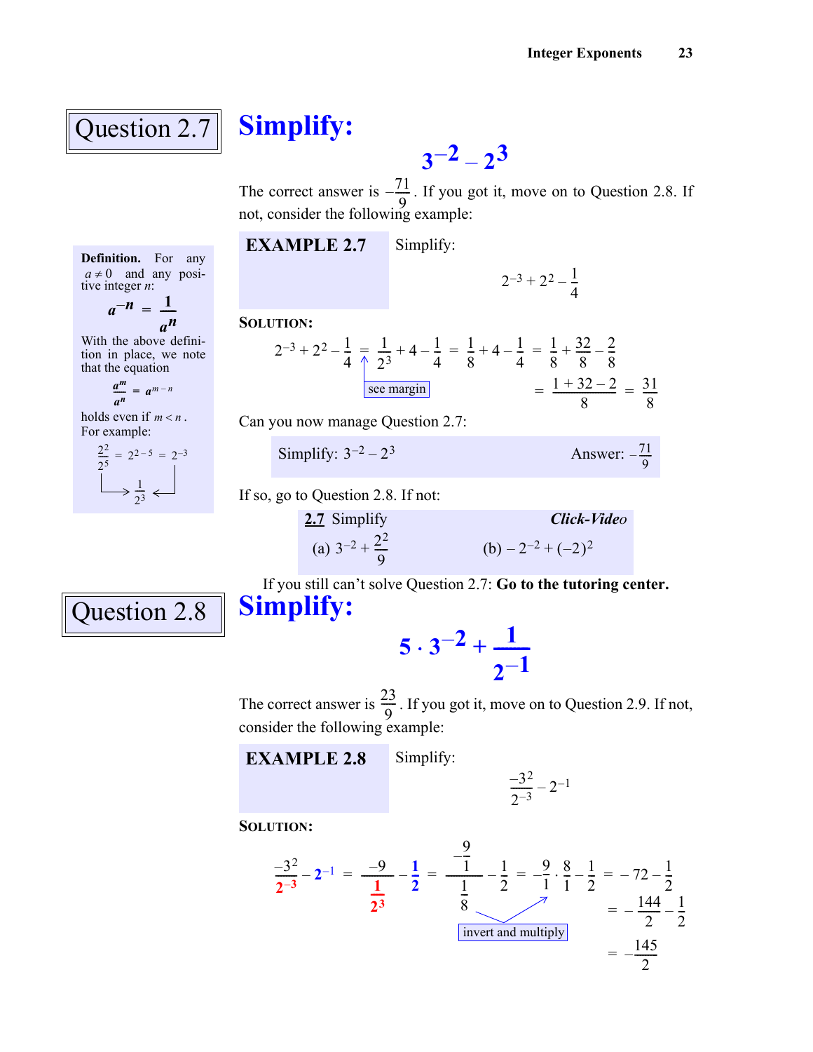## Question 2.7

# Simplify:

$$3^{-2} - 2^3$$

The correct answer is $-\frac{71}{9}$. If you got it, move on to Question 2.8. If not, consider the following example:

**Definition.** For any $a \neq 0$ and any positive integer $n$:

$$a^{-n} = \frac{1}{a^n}$$

With the above definition in place, we note that the equation

$$\frac{a^m}{a^n} = a^{m-n}$$

holds even if $m < n$. For example:

$$\frac{2^2}{2^5} = 2^{2-5} = 2^{-3}$$

$$\frac{1}{2^3}$$

**EXAMPLE 2.7** Simplify:

$$2^{-3} + 2^2 - \frac{1}{4}$$

**SOLUTION:**

$$2^{-3} + 2^2 - \frac{1}{4} = \frac{1}{2^3} + 4 - \frac{1}{4} = \frac{1}{8} + 4 - \frac{1}{4} = \frac{1}{8} + \frac{32}{8} - \frac{2}{8}$$

see margin

$$= \frac{1 + 32 - 2}{8} = \frac{31}{8}$$

Can you now manage Question 2.7:

Simplify: $3^{-2} - 2^3$ Answer: $-\frac{71}{9}$

If so, go to Question 2.8. If not:

**2.7** Simplify *Click-Video*

(a) $3^{-2} + \frac{2^2}{9}$ (b) $-2^{-2} + (-2)^2$

If you still can't solve Question 2.7: **Go to the tutoring center.**

## Question 2.8

# Simplify:

$$5 \cdot 3^{-2} + \frac{1}{2^{-1}}$$

The correct answer is $\frac{23}{9}$. If you got it, move on to Question 2.9. If not, consider the following example:

**EXAMPLE 2.8** Simplify:

$$\frac{-3^2}{2^{-3}} - 2^{-1}$$

**SOLUTION:**

$$\frac{-3^2}{2^{-3}} - 2^{-1} = \frac{-9}{\frac{1}{2^3}} - \frac{1}{2} = \frac{-\frac{9}{1}}{\frac{1}{8}} - \frac{1}{2} = -\frac{9}{1} \cdot \frac{8}{1} - \frac{1}{2} = -72 - \frac{1}{2}$$

invert and multiply

$$= -\frac{144}{2} - \frac{1}{2}$$

$$= -\frac{145}{2}$$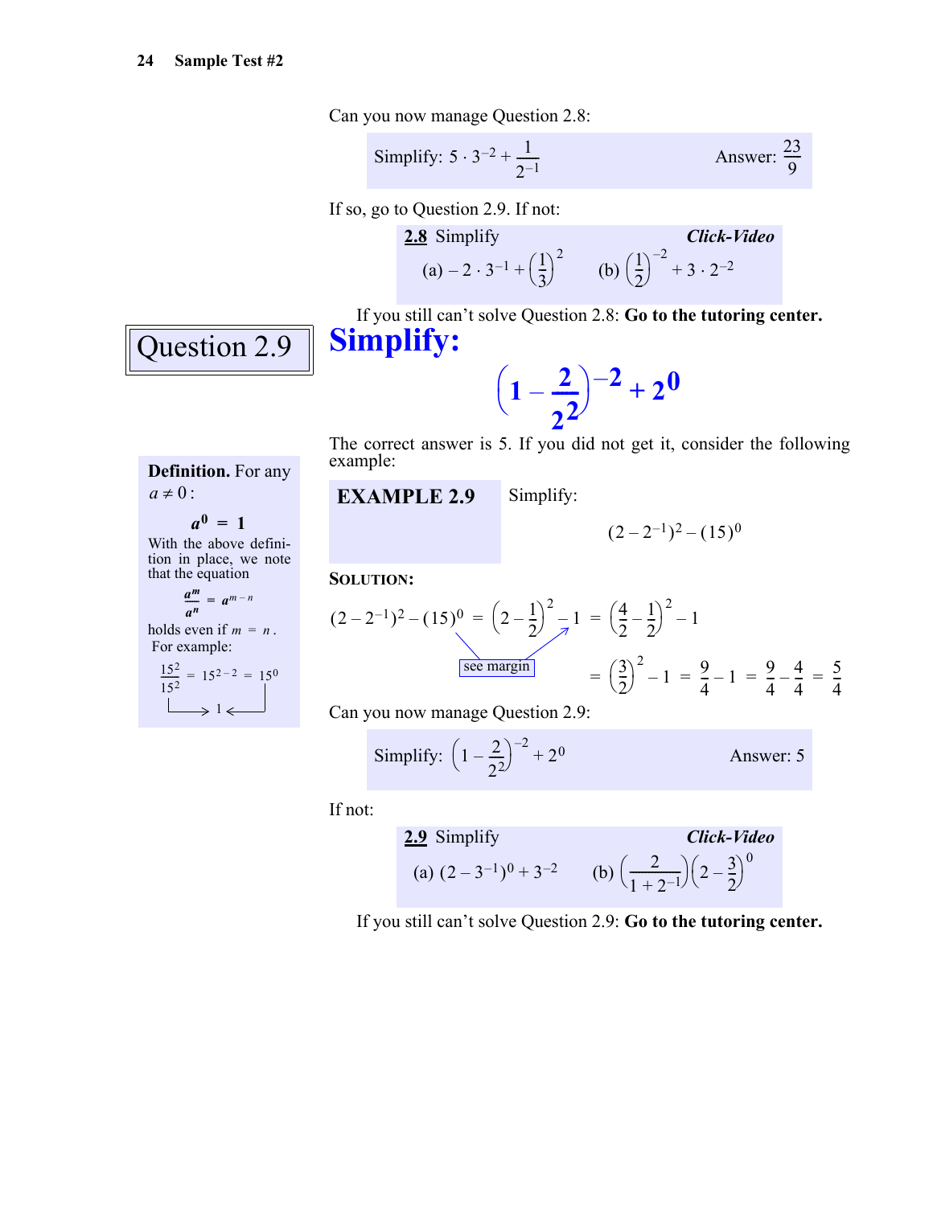Can you now manage Question 2.8:

Simplify: $5 \cdot 3^{-2} + \frac{1}{2^{-1}}$ Answer: $\frac{23}{9}$

If so, go to Question 2.9. If not:

**2.8** Simplify ***Click-Video***

(a) $-2 \cdot 3^{-1} + \left(\frac{1}{3}\right)^2$ (b) $\left(\frac{1}{2}\right)^{-2} + 3 \cdot 2^{-2}$

If you still can't solve Question 2.8: **Go to the tutoring center.**

## Question 2.9

# Simplify:

$$\left(1 - \frac{2}{2^2}\right)^{-2} + 2^0$$

The correct answer is 5. If you did not get it, consider the following example:

**Definition.** For any $a \neq 0$:

$$a^0 = 1$$

With the above definition in place, we note that the equation

$$\frac{a^m}{a^n} = a^{m-n}$$

holds even if $m = n$. For example:

$$\frac{15^2}{15^2} = 15^{2-2} = 15^0$$

(both sides equal 1)

**EXAMPLE 2.9** Simplify:

$$(2 - 2^{-1})^2 - (15)^0$$

**SOLUTION:**

$$(2 - 2^{-1})^2 - (15)^0 = \left(2 - \frac{1}{2}\right)^2 - 1 = \left(\frac{4}{2} - \frac{1}{2}\right)^2 - 1$$

(see margin)

$$= \left(\frac{3}{2}\right)^2 - 1 = \frac{9}{4} - 1 = \frac{9}{4} - \frac{4}{4} = \frac{5}{4}$$

Can you now manage Question 2.9:

Simplify: $\left(1 - \frac{2}{2^2}\right)^{-2} + 2^0$ Answer: 5

If not:

**2.9** Simplify ***Click-Video***

(a) $(2 - 3^{-1})^0 + 3^{-2}$ (b) $\left(\frac{2}{1 + 2^{-1}}\right)\left(2 - \frac{3}{2}\right)^0$

If you still can't solve Question 2.9: **Go to the tutoring center.**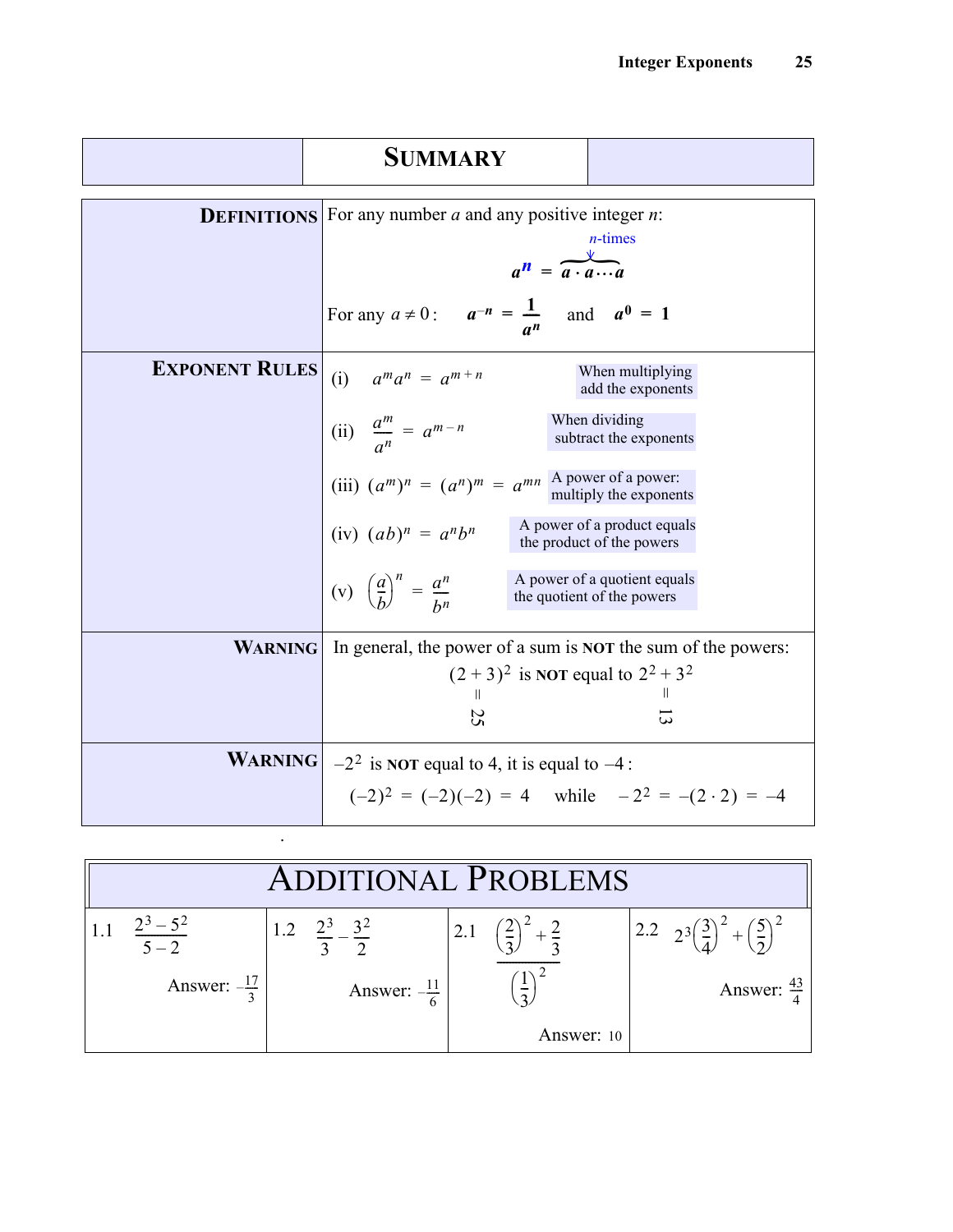# SUMMARY

**DEFINITIONS**

For any number $a$ and any positive integer $n$:

$$a^n = \overbrace{a \cdot a \cdots a}^{n\text{-times}}$$

For any $a \neq 0$: $\quad a^{-n} = \dfrac{1}{a^n} \quad$ and $\quad a^0 = 1$

**EXPONENT RULES**

(i) $a^m a^n = a^{m+n}$ — When multiplying add the exponents

(ii) $\dfrac{a^m}{a^n} = a^{m-n}$ — When dividing subtract the exponents

(iii) $(a^m)^n = (a^n)^m = a^{mn}$ — A power of a power: multiply the exponents

(iv) $(ab)^n = a^n b^n$ — A power of a product equals the product of the powers

(v) $\left(\dfrac{a}{b}\right)^n = \dfrac{a^n}{b^n}$ — A power of a quotient equals the quotient of the powers

**WARNING**

In general, the power of a sum is **NOT** the sum of the powers:

$(2+3)^2$ is **NOT** equal to $2^2 + 3^2$

$(2+3)^2 = 25$, $\quad 2^2 + 3^2 = 13$

**WARNING**

$-2^2$ is **NOT** equal to 4, it is equal to $-4$:

$$(-2)^2 = (-2)(-2) = 4 \quad \text{while} \quad -2^2 = -(2 \cdot 2) = -4$$

# ADDITIONAL PROBLEMS

| 1.1 | 1.2 | 2.1 | 2.2 |
|---|---|---|---|
| $\dfrac{2^3 - 5^2}{5 - 2}$ | $\dfrac{2^3}{3} - \dfrac{3^2}{2}$ | $\dfrac{\left(\frac{2}{3}\right)^2 + \frac{2}{3}}{\left(\frac{1}{3}\right)^2}$ | $2^3\left(\frac{3}{4}\right)^2 + \left(\frac{5}{2}\right)^2$ |
| Answer: $-\frac{17}{3}$ | Answer: $-\frac{11}{6}$ | Answer: 10 | Answer: $\frac{43}{4}$ |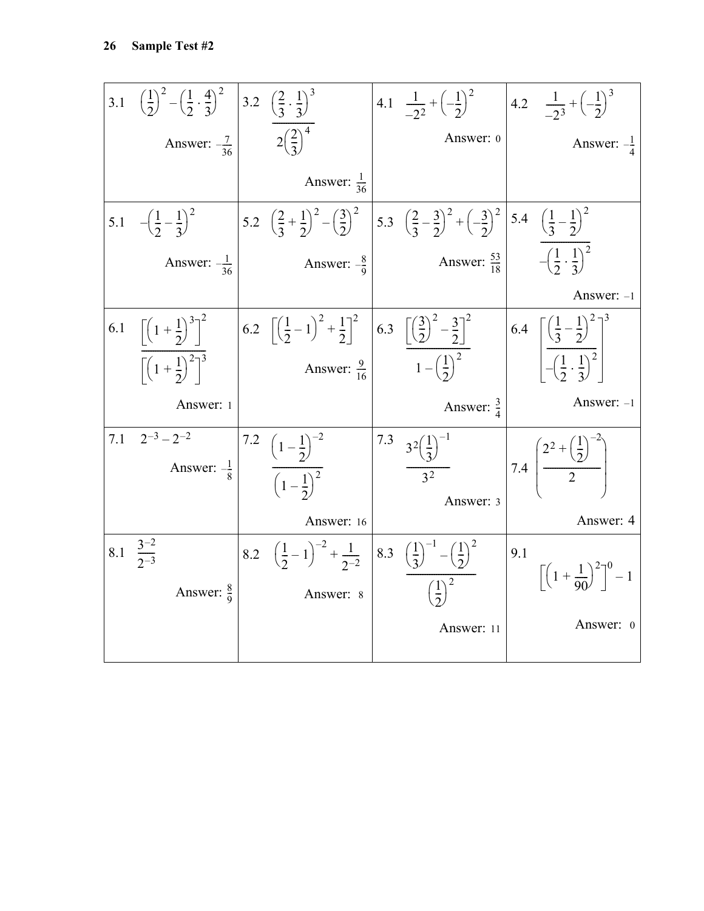| | | | |
|---|---|---|---|
| 3.1 $\left(\frac{1}{2}\right)^2 - \left(\frac{1}{2} \cdot \frac{4}{3}\right)^2$ Answer: $-\frac{7}{36}$ | 3.2 $\dfrac{\left(\frac{2}{3} \cdot \frac{1}{3}\right)^3}{2\left(\frac{2}{3}\right)^4}$ Answer: $\frac{1}{36}$ | 4.1 $\frac{1}{-2^2} + \left(-\frac{1}{2}\right)^2$ Answer: 0 | 4.2 $\frac{1}{-2^3} + \left(-\frac{1}{2}\right)^3$ Answer: $-\frac{1}{4}$ |
| 5.1 $-\left(\frac{1}{2} - \frac{1}{3}\right)^2$ Answer: $-\frac{1}{36}$ | 5.2 $\left(\frac{2}{3} + \frac{1}{2}\right)^2 - \left(\frac{3}{2}\right)^2$ Answer: $-\frac{8}{9}$ | 5.3 $\left(\frac{2}{3} - \frac{3}{2}\right)^2 + \left(-\frac{3}{2}\right)^2$ Answer: $\frac{53}{18}$ | 5.4 $\dfrac{\left(\frac{1}{3} - \frac{1}{2}\right)^2}{-\left(\frac{1}{2} \cdot \frac{1}{3}\right)^2}$ Answer: $-1$ |
| 6.1 $\dfrac{\left[\left(1 + \frac{1}{2}\right)^3\right]^2}{\left[\left(1 + \frac{1}{2}\right)^2\right]^3}$ Answer: 1 | 6.2 $\left[\left(\frac{1}{2} - 1\right)^2 + \frac{1}{2}\right]^2$ Answer: $\frac{9}{16}$ | 6.3 $\dfrac{\left[\left(\frac{3}{2}\right)^2 - \frac{3}{2}\right]^2}{1 - \left(\frac{1}{2}\right)^2}$ Answer: $\frac{3}{4}$ | 6.4 $\left[\dfrac{\left(\frac{1}{3} - \frac{1}{2}\right)^2}{-\left(\frac{1}{2} \cdot \frac{1}{3}\right)^2}\right]^3$ Answer: $-1$ |
| 7.1 $2^{-3} - 2^{-2}$ Answer: $-\frac{1}{8}$ | 7.2 $\dfrac{\left(1 - \frac{1}{2}\right)^{-2}}{\left(1 - \frac{1}{2}\right)^2}$ Answer: 16 | 7.3 $\dfrac{3^2\left(\frac{1}{3}\right)^{-1}}{3^2}$ Answer: 3 | 7.4 $\left(\dfrac{2^2 + \left(\frac{1}{2}\right)^{-2}}{2}\right)$ Answer: 4 |
| 8.1 $\dfrac{3^{-2}}{2^{-3}}$ Answer: $\frac{8}{9}$ | 8.2 $\left(\frac{1}{2} - 1\right)^{-2} + \frac{1}{2^{-2}}$ Answer: 8 | 8.3 $\dfrac{\left(\frac{1}{3}\right)^{-1} - \left(\frac{1}{2}\right)^2}{\left(\frac{1}{2}\right)^2}$ Answer: 11 | 9.1 $\left[\left(1 + \frac{1}{90}\right)^2\right]^0 - 1$ Answer: 0 |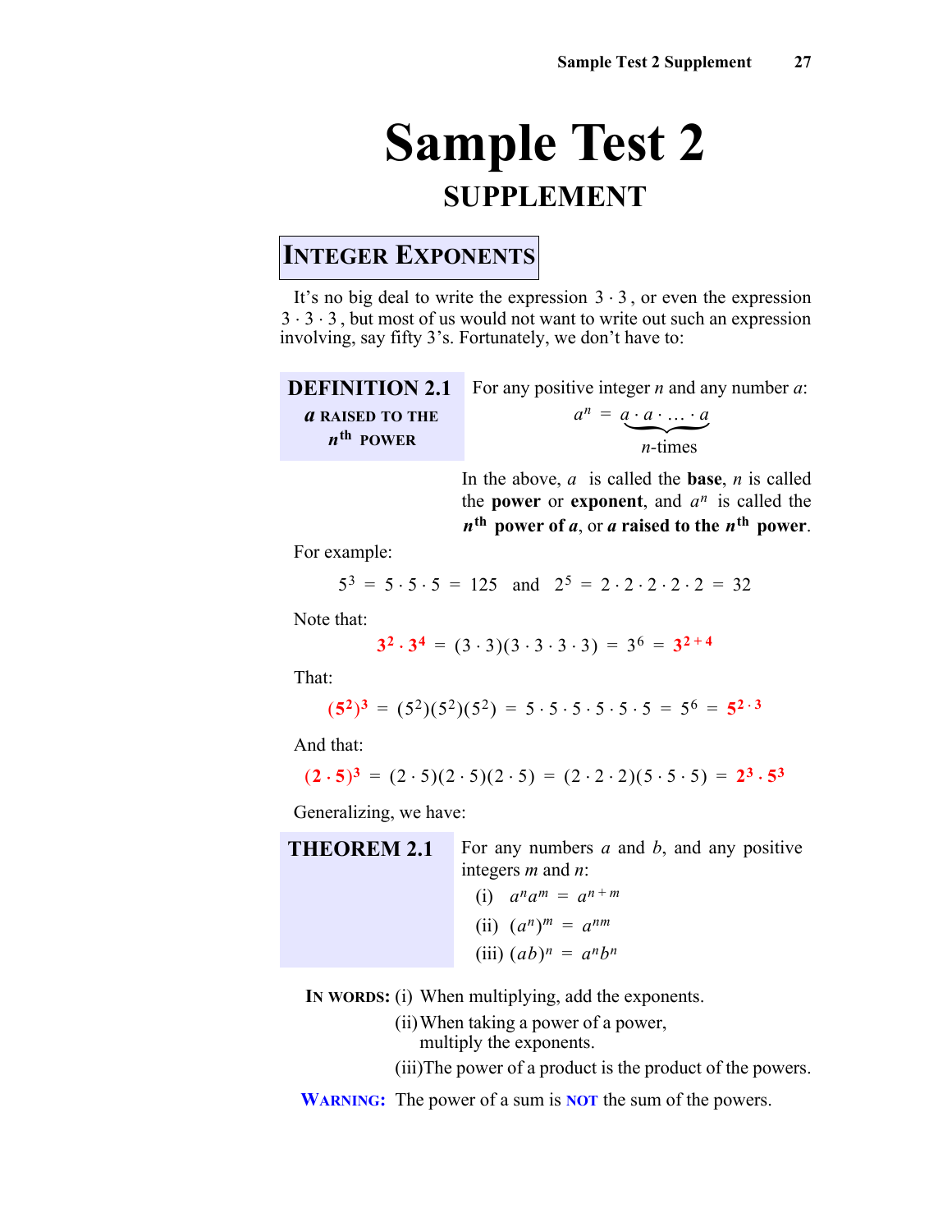# Sample Test 2

## SUPPLEMENT

### INTEGER EXPONENTS

It's no big deal to write the expression $3 \cdot 3$, or even the expression $3 \cdot 3 \cdot 3$, but most of us would not want to write out such an expression involving, say fifty 3's. Fortunately, we don't have to:

**DEFINITION 2.1**
***a* RAISED TO THE *n*th POWER**

For any positive integer $n$ and any number $a$:

$$a^n = \underbrace{a \cdot a \cdot \ldots \cdot a}_{n\text{-times}}$$

In the above, $a$ is called the **base**, $n$ is called the **power** or **exponent**, and $a^n$ is called the ***n*th power of *a***, or ***a* raised to the *n*th power**.

For example:

$$5^3 = 5 \cdot 5 \cdot 5 = 125 \quad \text{and} \quad 2^5 = 2 \cdot 2 \cdot 2 \cdot 2 \cdot 2 = 32$$

Note that:

$$3^2 \cdot 3^4 = (3 \cdot 3)(3 \cdot 3 \cdot 3 \cdot 3) = 3^6 = 3^{2+4}$$

That:

$$(5^2)^3 = (5^2)(5^2)(5^2) = 5 \cdot 5 \cdot 5 \cdot 5 \cdot 5 \cdot 5 = 5^6 = 5^{2 \cdot 3}$$

And that:

$$(2 \cdot 5)^3 = (2 \cdot 5)(2 \cdot 5)(2 \cdot 5) = (2 \cdot 2 \cdot 2)(5 \cdot 5 \cdot 5) = 2^3 \cdot 5^3$$

Generalizing, we have:

**THEOREM 2.1**

For any numbers $a$ and $b$, and any positive integers $m$ and $n$:

(i) $a^n a^m = a^{n+m}$

(ii) $(a^n)^m = a^{nm}$

(iii) $(ab)^n = a^n b^n$

**IN WORDS:** (i) When multiplying, add the exponents.
(ii) When taking a power of a power, multiply the exponents.
(iii) The power of a product is the product of the powers.

**WARNING:** The power of a sum is **NOT** the sum of the powers.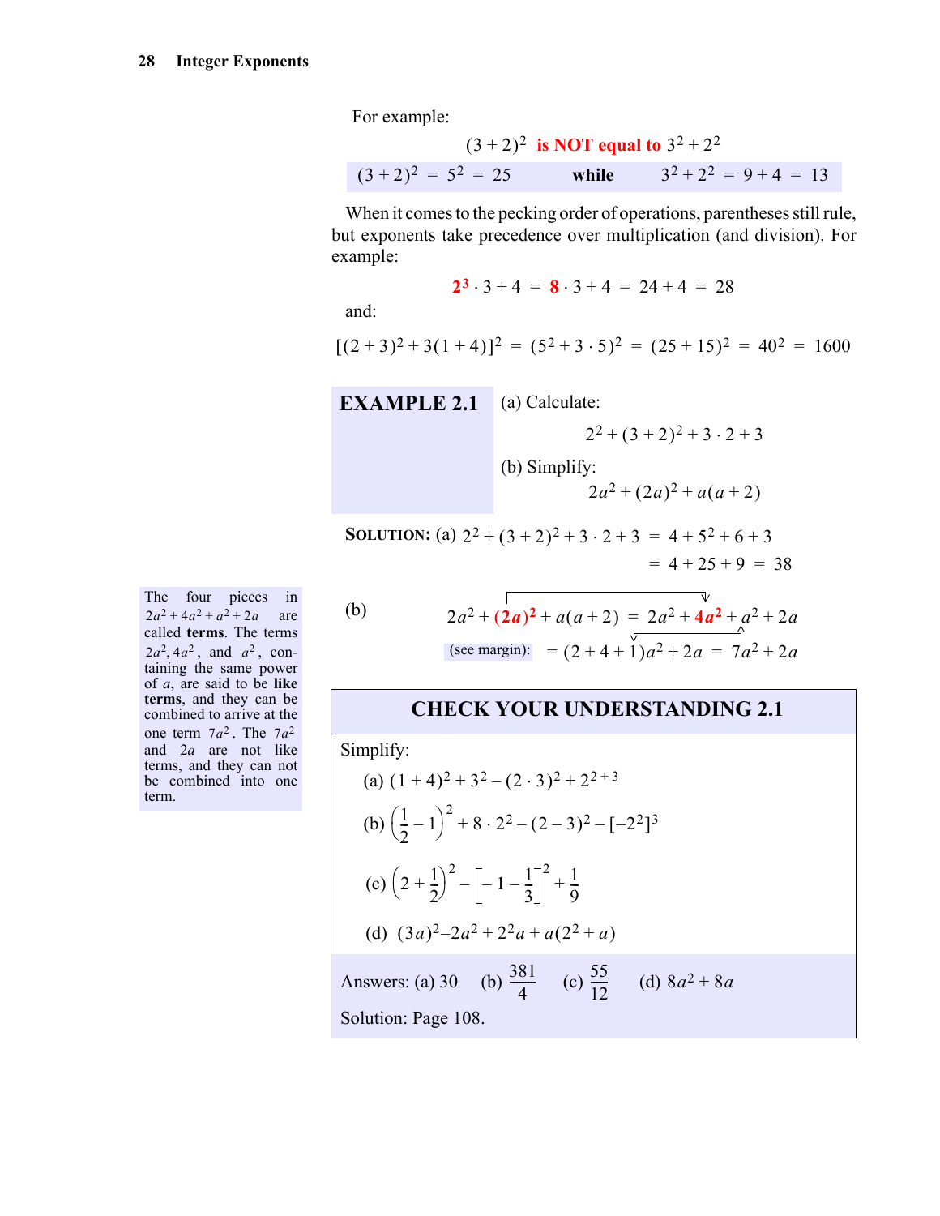For example:

$$(3+2)^2 \text{ is NOT equal to } 3^2+2^2$$

$$(3+2)^2 = 5^2 = 25 \quad \textbf{while} \quad 3^2+2^2 = 9+4 = 13$$

When it comes to the pecking order of operations, parentheses still rule, but exponents take precedence over multiplication (and division). For example:

$$2^3 \cdot 3 + 4 = 8 \cdot 3 + 4 = 24 + 4 = 28$$

and:

$$[(2+3)^2 + 3(1+4)]^2 = (5^2 + 3 \cdot 5)^2 = (25+15)^2 = 40^2 = 1600$$

**EXAMPLE 2.1** (a) Calculate:

$$2^2 + (3+2)^2 + 3 \cdot 2 + 3$$

(b) Simplify:

$$2a^2 + (2a)^2 + a(a+2)$$

**SOLUTION:** (a) $2^2 + (3+2)^2 + 3 \cdot 2 + 3 = 4 + 5^2 + 6 + 3$
$= 4 + 25 + 9 = 38$

(b)

$$2a^2 + (2a)^2 + a(a+2) = 2a^2 + 4a^2 + a^2 + 2a$$

(see margin): $= (2+4+1)a^2 + 2a = 7a^2 + 2a$

The four pieces in $2a^2+4a^2+a^2+2a$ are called **terms**. The terms $2a^2, 4a^2$, and $a^2$, containing the same power of $a$, are said to be **like terms**, and they can be combined to arrive at the one term $7a^2$. The $7a^2$ and $2a$ are not like terms, and they can not be combined into one term.

## CHECK YOUR UNDERSTANDING 2.1

Simplify:

(a) $(1+4)^2 + 3^2 - (2 \cdot 3)^2 + 2^{2+3}$

(b) $\left(\frac{1}{2} - 1\right)^2 + 8 \cdot 2^2 - (2-3)^2 - [-2^2]^3$

(c) $\left(2 + \frac{1}{2}\right)^2 - \left[-1 - \frac{1}{3}\right]^2 + \frac{1}{9}$

(d) $(3a)^2 - 2a^2 + 2^2a + a(2^2 + a)$

Answers: (a) 30 (b) $\frac{381}{4}$ (c) $\frac{55}{12}$ (d) $8a^2 + 8a$

Solution: Page 108.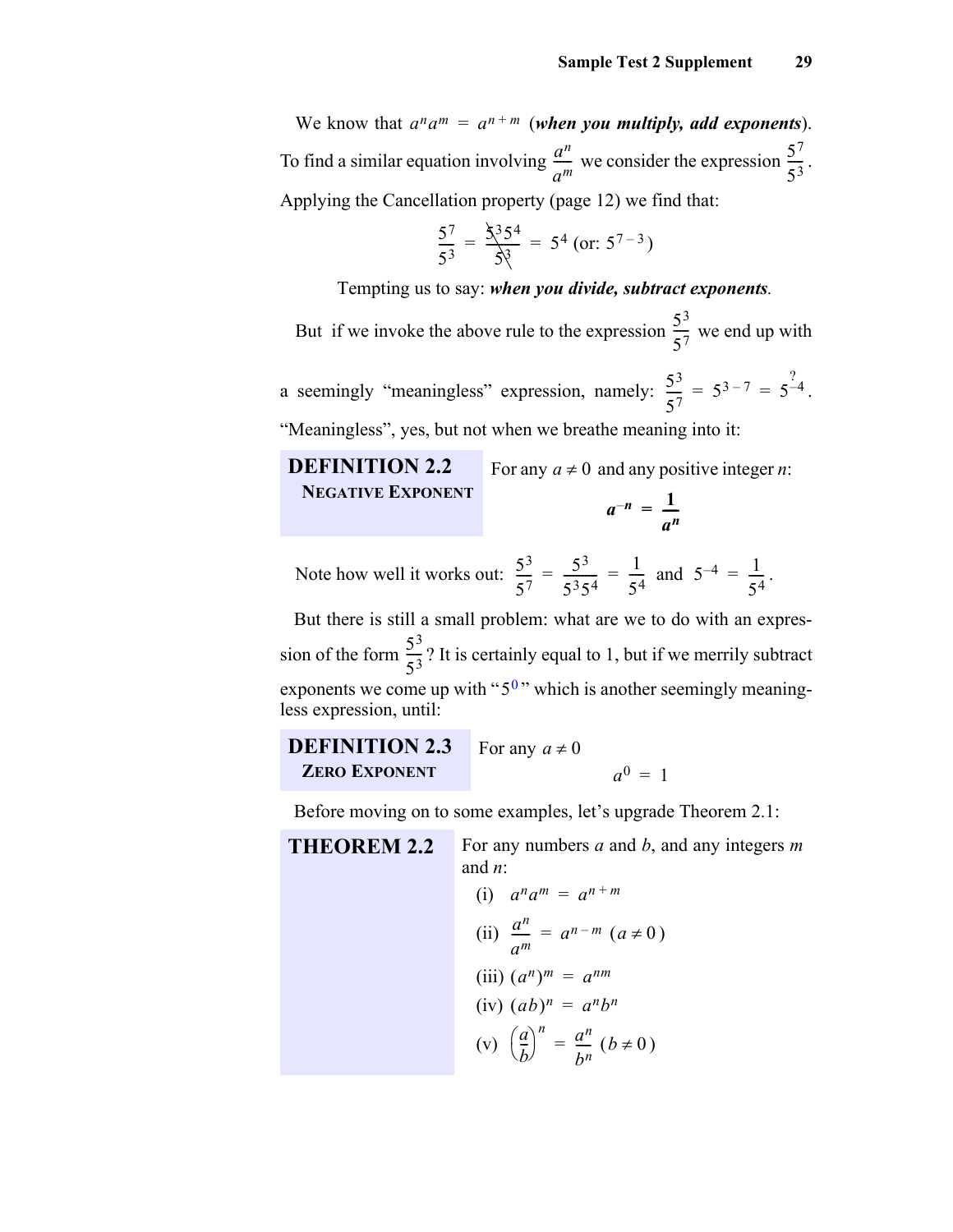We know that $a^n a^m = a^{n+m}$ (***when you multiply, add exponents***). To find a similar equation involving $\frac{a^n}{a^m}$ we consider the expression $\frac{5^7}{5^3}$. Applying the Cancellation property (page 12) we find that:

$$\frac{5^7}{5^3} = \frac{\cancel{5^3}5^4}{\cancel{5^3}} = 5^4 \text{ (or: } 5^{7-3}\text{)}$$

Tempting us to say: ***when you divide, subtract exponents***.

But if we invoke the above rule to the expression $\frac{5^3}{5^7}$ we end up with a seemingly "meaningless" expression, namely: $\frac{5^3}{5^7} = 5^{3-7} \stackrel{?}{=} 5^{-4}$.

"Meaningless", yes, but not when we breathe meaning into it:

**DEFINITION 2.2**
**NEGATIVE EXPONENT**

For any $a \neq 0$ and any positive integer $n$:

$$\boldsymbol{a^{-n} = \frac{1}{a^n}}$$

Note how well it works out: $\frac{5^3}{5^7} = \frac{5^3}{5^3 5^4} = \frac{1}{5^4}$ and $5^{-4} = \frac{1}{5^4}$.

But there is still a small problem: what are we to do with an expression of the form $\frac{5^3}{5^3}$? It is certainly equal to 1, but if we merrily subtract exponents we come up with "$5^0$" which is another seemingly meaningless expression, until:

**DEFINITION 2.3**
**ZERO EXPONENT**

For any $a \neq 0$

$$a^0 = 1$$

Before moving on to some examples, let's upgrade Theorem 2.1:

**THEOREM 2.2**

For any numbers $a$ and $b$, and any integers $m$ and $n$:

(i) $a^n a^m = a^{n+m}$

(ii) $\frac{a^n}{a^m} = a^{n-m}$ $(a \neq 0)$

(iii) $(a^n)^m = a^{nm}$

(iv) $(ab)^n = a^n b^n$

(v) $\left(\frac{a}{b}\right)^n = \frac{a^n}{b^n}$ $(b \neq 0)$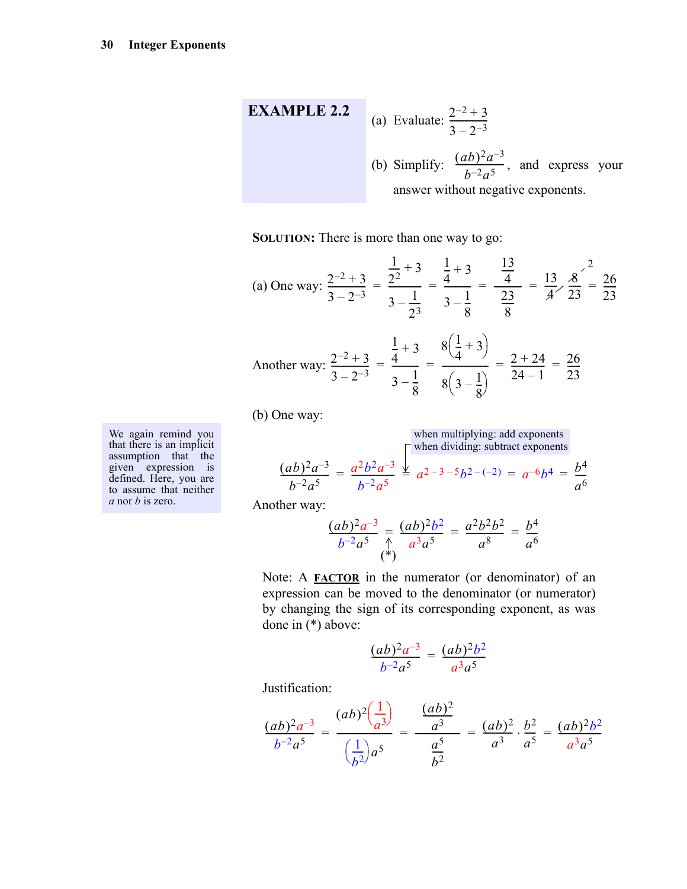**EXAMPLE 2.2**

(a) Evaluate: $\dfrac{2^{-2}+3}{3-2^{-3}}$

(b) Simplify: $\dfrac{(ab)^2a^{-3}}{b^{-2}a^5}$, and express your answer without negative exponents.

**SOLUTION:** There is more than one way to go:

(a) One way: $$\frac{2^{-2}+3}{3-2^{-3}} = \frac{\frac{1}{2^2}+3}{3-\frac{1}{2^3}} = \frac{\frac{1}{4}+3}{3-\frac{1}{8}} = \frac{\frac{13}{4}}{\frac{23}{8}} = \frac{13}{4}\cdot\frac{8}{23} = \frac{26}{23}$$

Another way: $$\frac{2^{-2}+3}{3-2^{-3}} = \frac{\frac{1}{4}+3}{3-\frac{1}{8}} = \frac{8\left(\frac{1}{4}+3\right)}{8\left(3-\frac{1}{8}\right)} = \frac{2+24}{24-1} = \frac{26}{23}$$

(b) One way:

We again remind you that there is an implicit assumption that the given expression is defined. Here, you are to assume that neither $a$ nor $b$ is zero.

when multiplying: add exponents
when dividing: subtract exponents

$$\frac{(ab)^2a^{-3}}{b^{-2}a^5} = \frac{a^2b^2a^{-3}}{b^{-2}a^5} = a^{2-3-5}b^{2-(-2)} = a^{-6}b^4 = \frac{b^4}{a^6}$$

Another way:

$$\frac{(ab)^2a^{-3}}{b^{-2}a^5} \underset{(*)}{=} \frac{(ab)^2b^2}{a^3a^5} = \frac{a^2b^2b^2}{a^8} = \frac{b^4}{a^6}$$

Note: A **FACTOR** in the numerator (or denominator) of an expression can be moved to the denominator (or numerator) by changing the sign of its corresponding exponent, as was done in (\*) above:

$$\frac{(ab)^2a^{-3}}{b^{-2}a^5} = \frac{(ab)^2b^2}{a^3a^5}$$

Justification:

$$\frac{(ab)^2a^{-3}}{b^{-2}a^5} = \frac{(ab)^2\left(\frac{1}{a^3}\right)}{\left(\frac{1}{b^2}\right)a^5} = \frac{\frac{(ab)^2}{a^3}}{\frac{a^5}{b^2}} = \frac{(ab)^2}{a^3}\cdot\frac{b^2}{a^5} = \frac{(ab)^2b^2}{a^3a^5}$$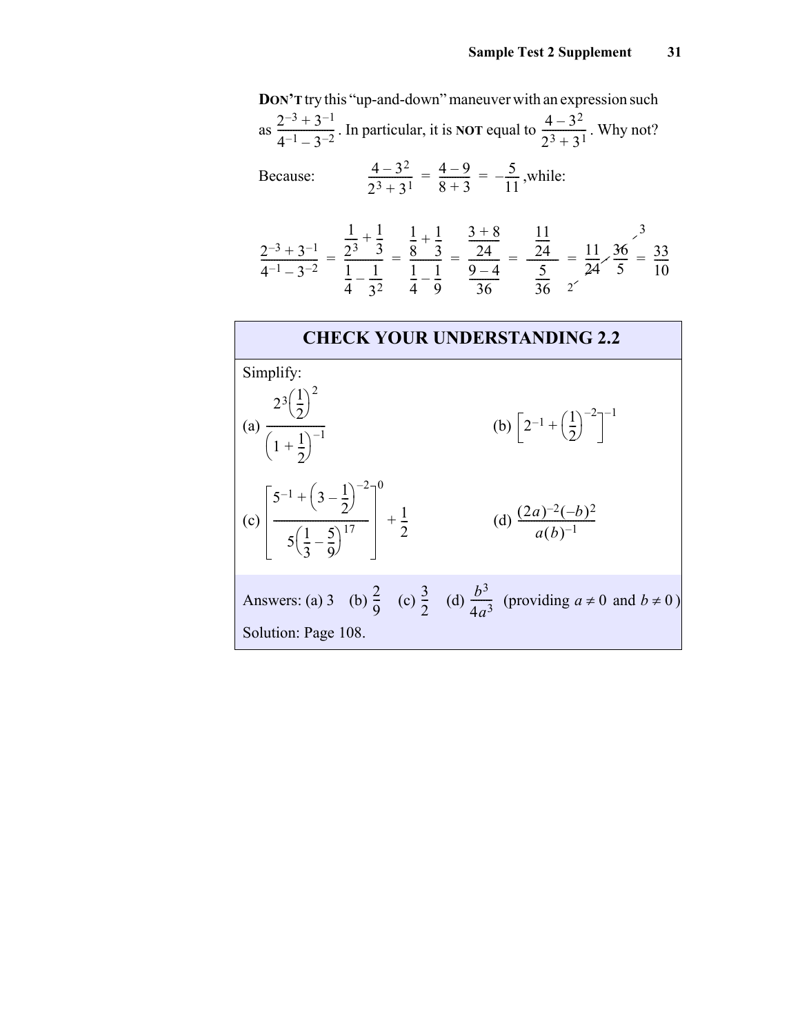**DON'T** try this "up-and-down" maneuver with an expression such as $\frac{2^{-3}+3^{-1}}{4^{-1}-3^{-2}}$. In particular, it is **NOT** equal to $\frac{4-3^2}{2^3+3^1}$. Why not?

Because: $\frac{4-3^2}{2^3+3^1} = \frac{4-9}{8+3} = -\frac{5}{11}$, while:

$$\frac{2^{-3}+3^{-1}}{4^{-1}-3^{-2}} = \frac{\frac{1}{2^3}+\frac{1}{3}}{\frac{1}{4}-\frac{1}{3^2}} = \frac{\frac{1}{8}+\frac{1}{3}}{\frac{1}{4}-\frac{1}{9}} = \frac{\frac{3+8}{24}}{\frac{9-4}{36}} = \frac{\frac{11}{24}}{\frac{5}{36}} = \frac{11}{24}\cdot\frac{36}{5} = \frac{33}{10}$$

## CHECK YOUR UNDERSTANDING 2.2

Simplify:

(a) $\dfrac{2^3\left(\frac{1}{2}\right)^2}{\left(1+\frac{1}{2}\right)^{-1}}$

(b) $\left[2^{-1}+\left(\frac{1}{2}\right)^{-2}\right]^{-1}$

(c) $\left[\dfrac{5^{-1}+\left(3-\frac{1}{2}\right)^{-2}}{5\left(\frac{1}{3}-\frac{5}{9}\right)^{17}}\right]^0+\frac{1}{2}$

(d) $\dfrac{(2a)^{-2}(-b)^2}{a(b)^{-1}}$

Answers: (a) 3 (b) $\frac{2}{9}$ (c) $\frac{3}{2}$ (d) $\frac{b^3}{4a^3}$ (providing $a \neq 0$ and $b \neq 0$)

Solution: Page 108.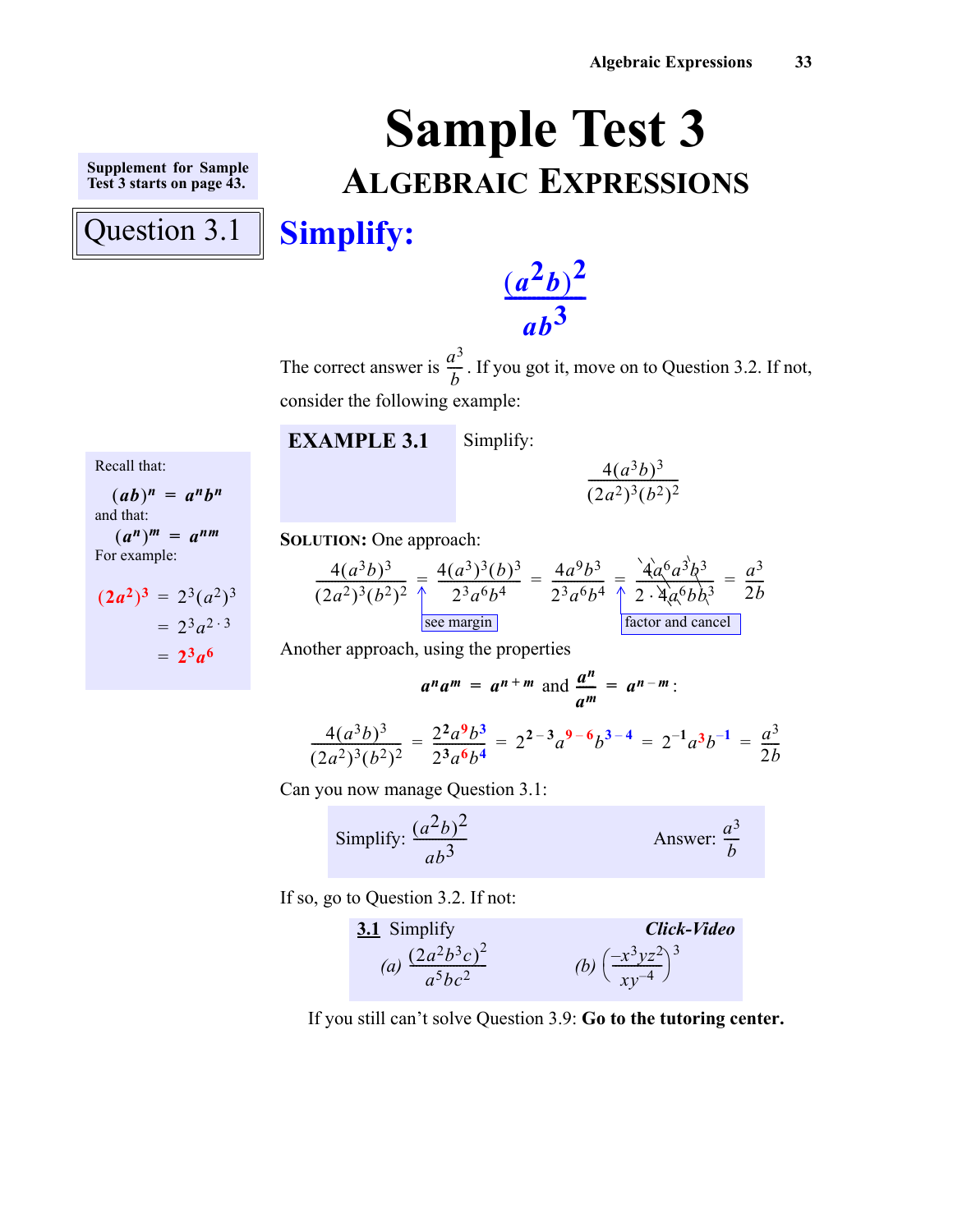# Sample Test 3

## Algebraic Expressions

Supplement for Sample Test 3 starts on page 43.

### Question 3.1

## Simplify:

$$\frac{(a^2b)^2}{ab^3}$$

The correct answer is $\frac{a^3}{b}$. If you got it, move on to Question 3.2. If not, consider the following example:

**EXAMPLE 3.1** Simplify:

$$\frac{4(a^3b)^3}{(2a^2)^3(b^2)^2}$$

Recall that:

$$(ab)^n = a^n b^n$$

and that:

$$(a^n)^m = a^{nm}$$

For example:

$$(2a^2)^3 = 2^3(a^2)^3 = 2^3a^{2\cdot 3} = 2^3a^6$$

**SOLUTION:** One approach:

$$\frac{4(a^3b)^3}{(2a^2)^3(b^2)^2} = \frac{4(a^3)^3(b)^3}{2^3a^6b^4} = \frac{4a^9b^3}{2^3a^6b^4} = \frac{4a^6a^3b^3}{2\cdot 4a^6bb^3} = \frac{a^3}{2b}$$

(see margin; factor and cancel)

Another approach, using the properties

$$a^n a^m = a^{n+m} \text{ and } \frac{a^n}{a^m} = a^{n-m}:$$

$$\frac{4(a^3b)^3}{(2a^2)^3(b^2)^2} = \frac{2^2a^9b^3}{2^3a^6b^4} = 2^{2-3}a^{9-6}b^{3-4} = 2^{-1}a^3b^{-1} = \frac{a^3}{2b}$$

Can you now manage Question 3.1:

Simplify: $\frac{(a^2b)^2}{ab^3}$ Answer: $\frac{a^3}{b}$

If so, go to Question 3.2. If not:

**3.1** Simplify *Click-Video*

(a) $\frac{(2a^2b^3c)^2}{a^5bc^2}$ (b) $\left(\frac{-x^3yz^2}{xy^{-4}}\right)^3$

If you still can't solve Question 3.9: **Go to the tutoring center.**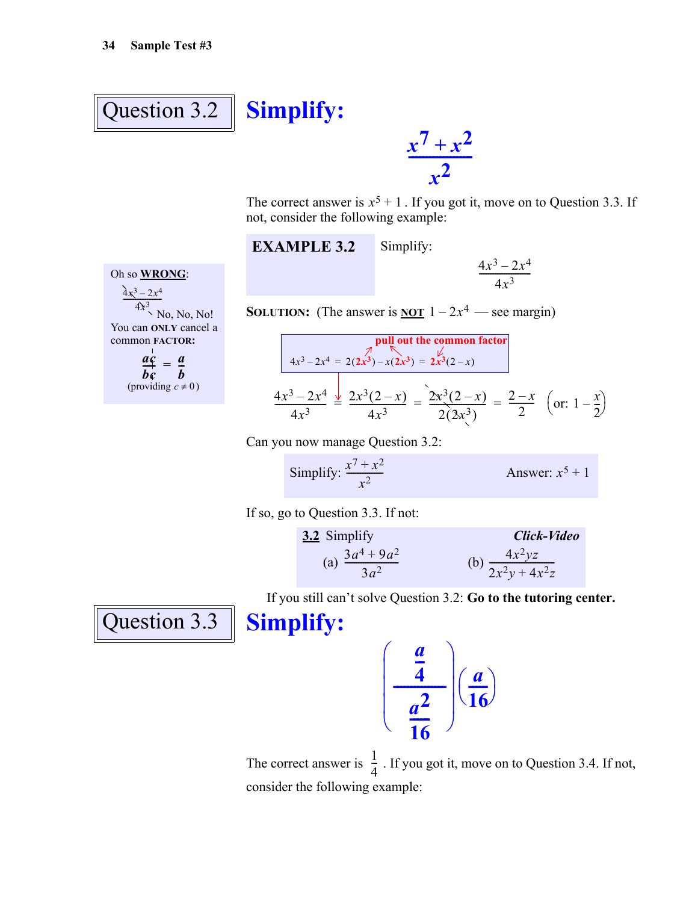## Question 3.2

# Simplify:

$$\frac{x^7 + x^2}{x^2}$$

The correct answer is $x^5 + 1$. If you got it, move on to Question 3.3. If not, consider the following example:

**EXAMPLE 3.2** Simplify:

$$\frac{4x^3 - 2x^4}{4x^3}$$

Oh so **WRONG**:

$\frac{\not{4}x^3 - 2x^4}{\not{4}x^3}$ No, No, No!

You can **ONLY** cancel a common **FACTOR**:

$$\frac{a\not{c}}{b\not{c}} = \frac{a}{b}$$

(providing $c \neq 0$)

**SOLUTION:** (The answer is **NOT** $1 - 2x^4$ — see margin)

pull out the common factor

$$4x^3 - 2x^4 = 2(2x^3) - x(2x^3) = 2x^3(2 - x)$$

$$\frac{4x^3 - 2x^4}{4x^3} = \frac{2x^3(2-x)}{4x^3} = \frac{\not{2}\not{x^3}(2-x)}{2(\not{2}\not{x^3})} = \frac{2-x}{2} \quad \left(\text{or: } 1 - \frac{x}{2}\right)$$

Can you now manage Question 3.2:

Simplify: $\frac{x^7 + x^2}{x^2}$ Answer: $x^5 + 1$

If so, go to Question 3.3. If not:

**3.2** Simplify *Click-Video*

(a) $\frac{3a^4 + 9a^2}{3a^2}$ (b) $\frac{4x^2yz}{2x^2y + 4x^2z}$

If you still can't solve Question 3.2: **Go to the tutoring center.**

## Question 3.3

# Simplify:

$$\left(\frac{\frac{a}{4}}{\frac{a^2}{16}}\right)\left(\frac{a}{16}\right)$$

The correct answer is $\frac{1}{4}$. If you got it, move on to Question 3.4. If not, consider the following example: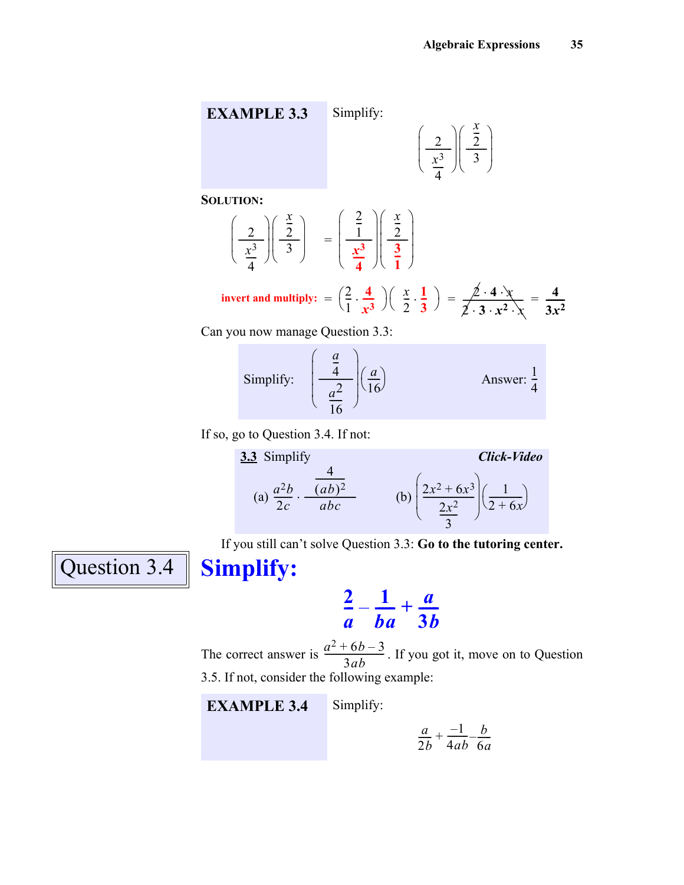**EXAMPLE 3.3** Simplify:

$$\left(\frac{2}{\frac{x^3}{4}}\right)\left(\frac{\frac{x}{2}}{3}\right)$$

**SOLUTION:**

$$\left(\frac{2}{\frac{x^3}{4}}\right)\left(\frac{\frac{x}{2}}{3}\right) = \left(\frac{\frac{2}{1}}{\frac{x^3}{4}}\right)\left(\frac{\frac{x}{2}}{\frac{3}{1}}\right)$$

**invert and multiply:** $= \left(\frac{2}{1}\cdot\frac{4}{x^3}\right)\left(\frac{x}{2}\cdot\frac{1}{3}\right) = \frac{\cancel{2}\cdot 4\cdot \cancel{x}}{\cancel{2}\cdot 3\cdot x^2\cdot \cancel{x}} = \frac{4}{3x^2}$

Can you now manage Question 3.3:

Simplify: $\left(\frac{\frac{a}{4}}{\frac{a^2}{16}}\right)\left(\frac{a}{16}\right)$ Answer: $\frac{1}{4}$

If so, go to Question 3.4. If not:

**3.3** Simplify ***Click-Video***

(a) $\frac{a^2b}{2c}\cdot\frac{\frac{4}{(ab)^2}}{abc}$ (b) $\left(\frac{2x^2+6x^3}{\frac{2x^2}{3}}\right)\left(\frac{1}{2+6x}\right)$

If you still can't solve Question 3.3: **Go to the tutoring center.**

## Question 3.4

## Simplify:

$$\frac{2}{a}-\frac{1}{ba}+\frac{a}{3b}$$

The correct answer is $\frac{a^2+6b-3}{3ab}$. If you got it, move on to Question 3.5. If not, consider the following example:

**EXAMPLE 3.4** Simplify:

$$\frac{a}{2b}+\frac{-1}{4ab}-\frac{b}{6a}$$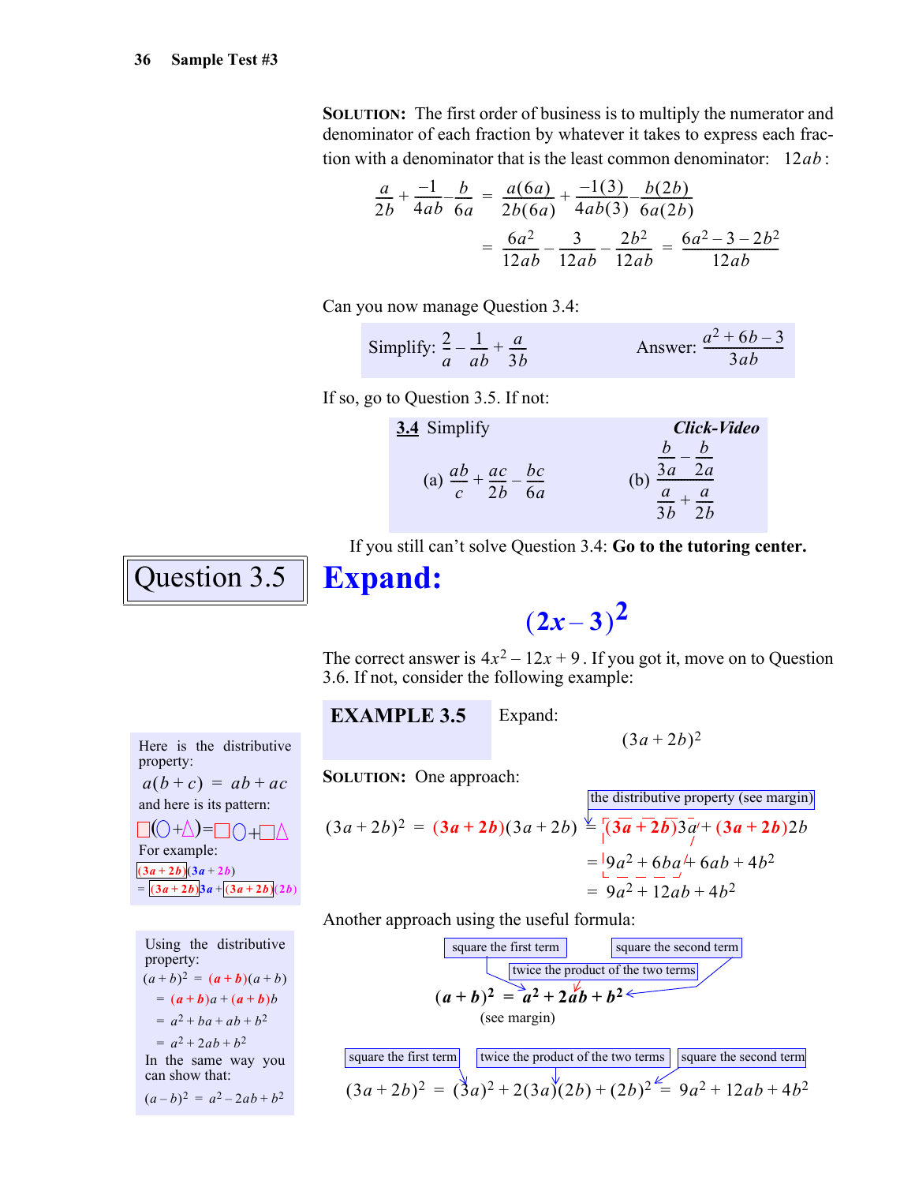**SOLUTION:** The first order of business is to multiply the numerator and denominator of each fraction by whatever it takes to express each fraction with a denominator that is the least common denominator: $12ab$:

$$\frac{a}{2b} + \frac{-1}{4ab} - \frac{b}{6a} = \frac{a(6a)}{2b(6a)} + \frac{-1(3)}{4ab(3)} - \frac{b(2b)}{6a(2b)}$$

$$= \frac{6a^2}{12ab} - \frac{3}{12ab} - \frac{2b^2}{12ab} = \frac{6a^2 - 3 - 2b^2}{12ab}$$

Can you now manage Question 3.4:

Simplify: $\frac{2}{a} - \frac{1}{ab} + \frac{a}{3b}$ Answer: $\frac{a^2 + 6b - 3}{3ab}$

If so, go to Question 3.5. If not:

**3.4** Simplify *Click-Video*

(a) $\frac{ab}{c} + \frac{ac}{2b} - \frac{bc}{6a}$ (b) $\frac{\frac{b}{3a} - \frac{b}{2a}}{\frac{a}{3b} + \frac{a}{2b}}$

If you still can't solve Question 3.4: **Go to the tutoring center.**

## Question 3.5

# Expand:

$$(2x - 3)^2$$

The correct answer is $4x^2 - 12x + 9$. If you got it, move on to Question 3.6. If not, consider the following example:

**EXAMPLE 3.5** Expand:

$$(3a + 2b)^2$$

Here is the distributive property:

$a(b + c) = ab + ac$

and here is its pattern:

□(○+△)=□○+□△

For example:

$(3a + 2b)(3a + 2b)$

$= (3a + 2b)3a + (3a + 2b)(2b)$

**SOLUTION:** One approach:

the distributive property (see margin)

$$(3a + 2b)^2 = (3a + 2b)(3a + 2b) = (3a + 2b)3a + (3a + 2b)2b$$

$$= 9a^2 + 6ba + 6ab + 4b^2$$

$$= 9a^2 + 12ab + 4b^2$$

Another approach using the useful formula:

square the first term; twice the product of the two terms; square the second term

$$(a + b)^2 = a^2 + 2ab + b^2$$

(see margin)

Using the distributive property:

$(a + b)^2 = (a + b)(a + b)$

$= (a + b)a + (a + b)b$

$= a^2 + ba + ab + b^2$

$= a^2 + 2ab + b^2$

In the same way you can show that:

$(a - b)^2 = a^2 - 2ab + b^2$

square the first term; twice the product of the two terms; square the second term

$$(3a + 2b)^2 = (3a)^2 + 2(3a)(2b) + (2b)^2 = 9a^2 + 12ab + 4b^2$$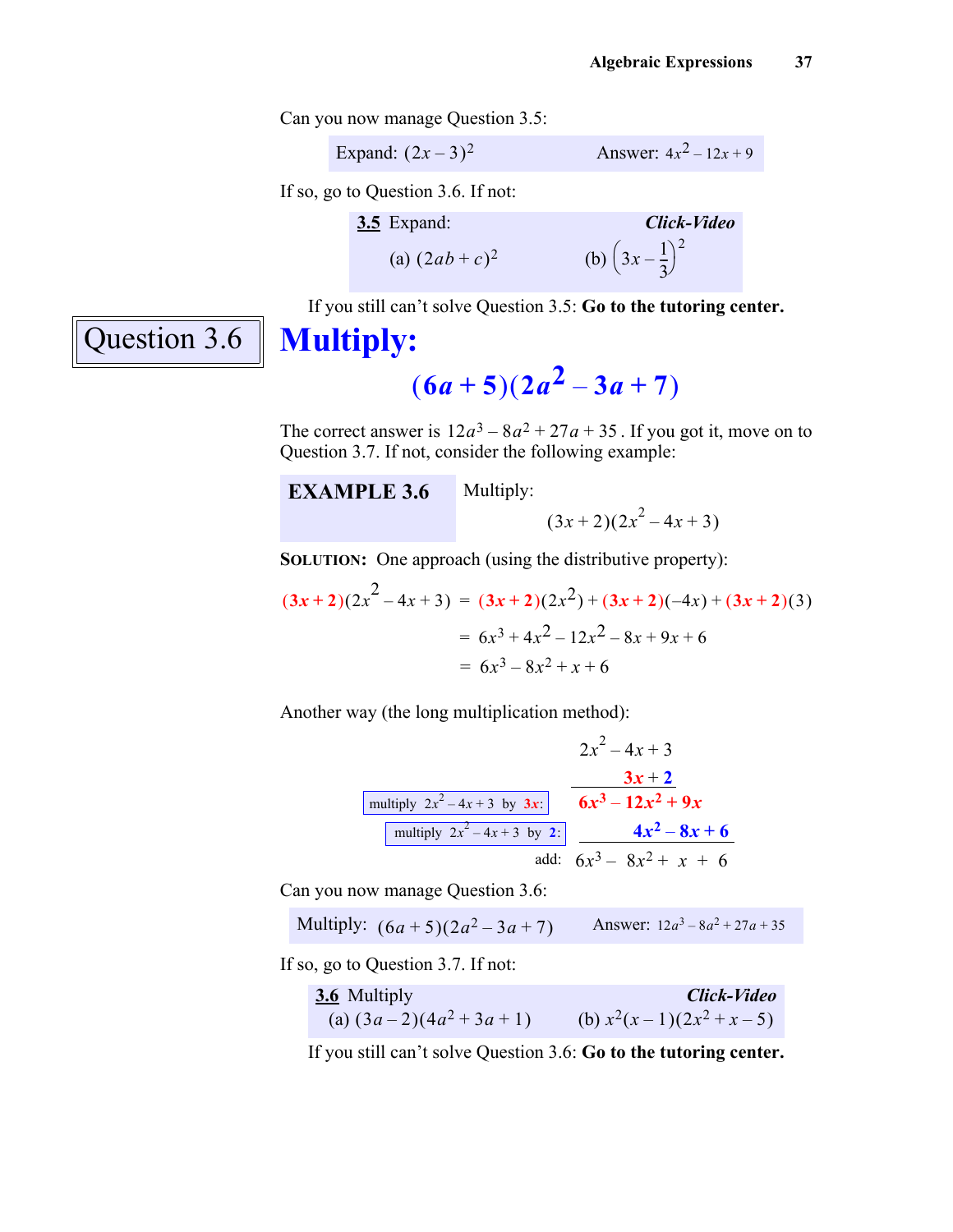Can you now manage Question 3.5:

| Expand: $(2x-3)^2$ | Answer: $4x^2-12x+9$ |
|---|---|

If so, go to Question 3.6. If not:

**3.5** Expand: ***Click-Video***

(a) $(2ab+c)^2$ (b) $\left(3x-\frac{1}{3}\right)^2$

If you still can't solve Question 3.5: **Go to the tutoring center.**

## Question 3.6

# Multiply:

$$(6a+5)(2a^2-3a+7)$$

The correct answer is $12a^3-8a^2+27a+35$. If you got it, move on to Question 3.7. If not, consider the following example:

**EXAMPLE 3.6** Multiply:

$$(3x+2)(2x^2-4x+3)$$

**SOLUTION:** One approach (using the distributive property):

$$\begin{aligned}(3x+2)(2x^2-4x+3) &= (3x+2)(2x^2)+(3x+2)(-4x)+(3x+2)(3)\\ &= 6x^3+4x^2-12x^2-8x+9x+6\\ &= 6x^3-8x^2+x+6\end{aligned}$$

Another way (the long multiplication method):

$$\begin{array}{lr} & 2x^2-4x+3\\ & 3x+2\\ \hline \text{multiply } 2x^2-4x+3 \text{ by } 3x: & 6x^3-12x^2+9x\\ \text{multiply } 2x^2-4x+3 \text{ by } 2: & 4x^2-8x+6\\ \hline \text{add:} & 6x^3-8x^2+x+6\end{array}$$

Can you now manage Question 3.6:

| Multiply: $(6a+5)(2a^2-3a+7)$ | Answer: $12a^3-8a^2+27a+35$ |
|---|---|

If so, go to Question 3.7. If not:

**3.6** Multiply ***Click-Video***

(a) $(3a-2)(4a^2+3a+1)$ (b) $x^2(x-1)(2x^2+x-5)$

If you still can't solve Question 3.6: **Go to the tutoring center.**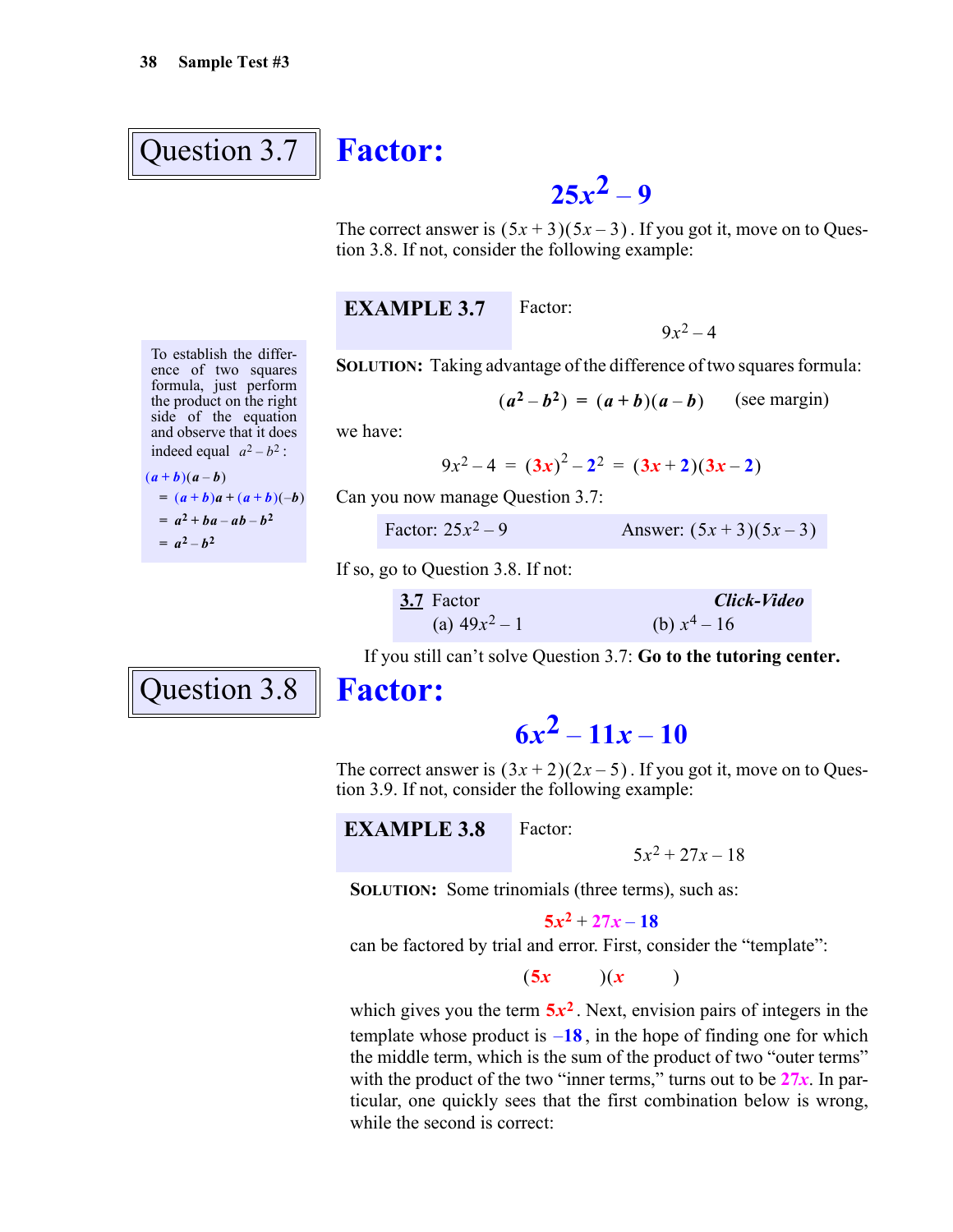## Question 3.7

# Factor:

$$25x^2 - 9$$

The correct answer is $(5x+3)(5x-3)$. If you got it, move on to Question 3.8. If not, consider the following example:

**EXAMPLE 3.7** Factor:

$$9x^2 - 4$$

To establish the difference of two squares formula, just perform the product on the right side of the equation and observe that it does indeed equal $a^2 - b^2$:

$$\begin{aligned}(a+b)(a-b) &= (a+b)a + (a+b)(-b) \\ &= a^2 + ba - ab - b^2 \\ &= a^2 - b^2\end{aligned}$$

**SOLUTION:** Taking advantage of the difference of two squares formula:

$$(a^2 - b^2) = (a+b)(a-b) \qquad \text{(see margin)}$$

we have:

$$9x^2 - 4 = (3x)^2 - 2^2 = (3x+2)(3x-2)$$

Can you now manage Question 3.7:

| Factor: $25x^2 - 9$ | Answer: $(5x+3)(5x-3)$ |
|---|---|

If so, go to Question 3.8. If not:

**3.7** Factor *Click-Video*
(a) $49x^2 - 1$ (b) $x^4 - 16$

If you still can't solve Question 3.7: **Go to the tutoring center.**

## Question 3.8

# Factor:

$$6x^2 - 11x - 10$$

The correct answer is $(3x+2)(2x-5)$. If you got it, move on to Question 3.9. If not, consider the following example:

**EXAMPLE 3.8** Factor:

$$5x^2 + 27x - 18$$

**SOLUTION:** Some trinomials (three terms), such as:

$$5x^2 + 27x - 18$$

can be factored by trial and error. First, consider the "template":

$$(5x \qquad)(x \qquad)$$

which gives you the term $5x^2$. Next, envision pairs of integers in the template whose product is $-18$, in the hope of finding one for which the middle term, which is the sum of the product of two "outer terms" with the product of the two "inner terms," turns out to be $27x$. In particular, one quickly sees that the first combination below is wrong, while the second is correct: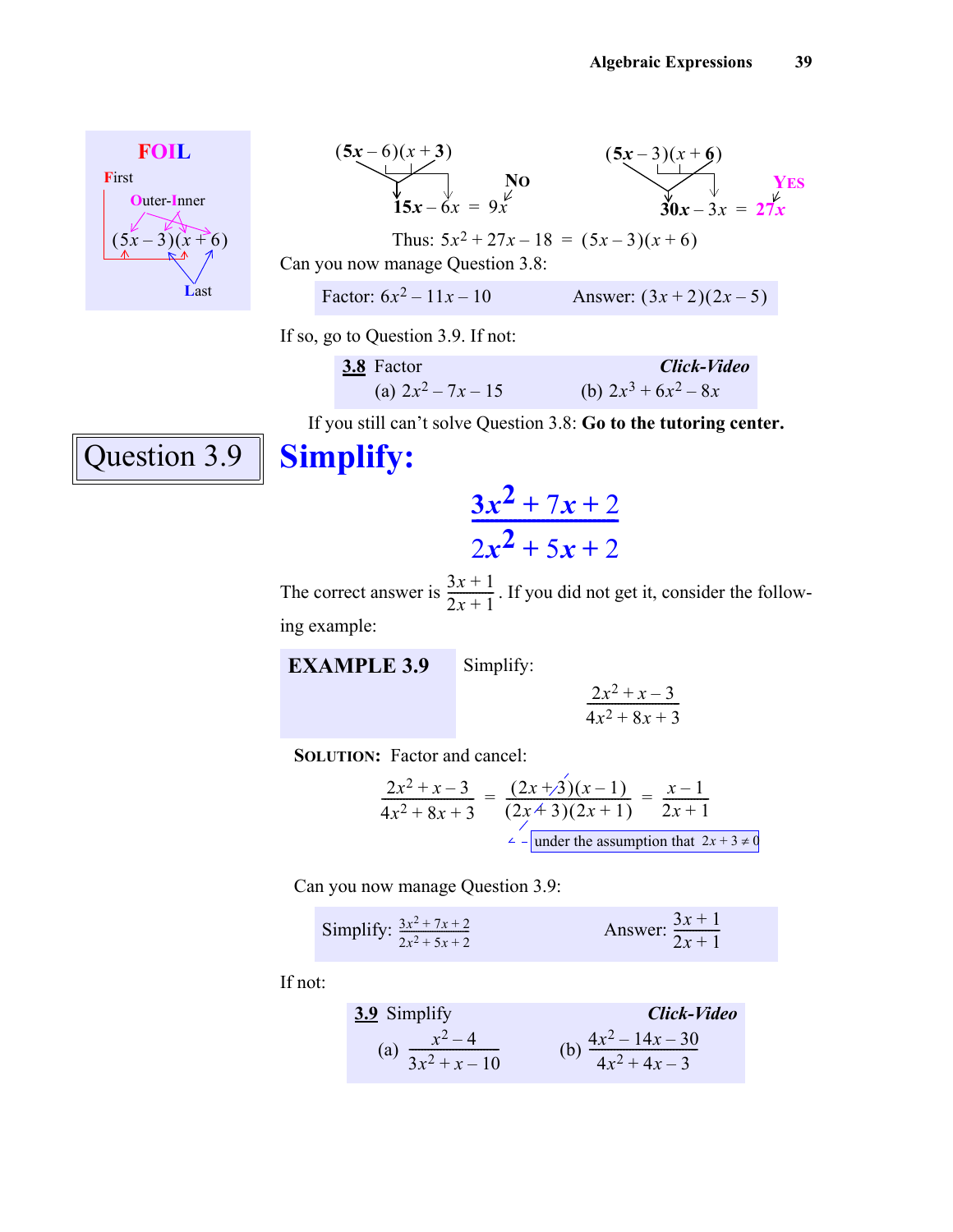**FOIL**

**F**irst

**O**uter-**I**nner

$(5x-3)(x+6)$

**L**ast

$(5x-6)(x+3)$: $15x - 6x = 9x$ **NO**

$(5x-3)(x+6)$: $30x - 3x = 27x$ **YES**

Thus: $5x^2 + 27x - 18 = (5x-3)(x+6)$

Can you now manage Question 3.8:

| Factor: $6x^2 - 11x - 10$ | Answer: $(3x+2)(2x-5)$ |
|---|---|

If so, go to Question 3.9. If not:

**3.8** Factor *Click-Video*

(a) $2x^2 - 7x - 15$ (b) $2x^3 + 6x^2 - 8x$

If you still can't solve Question 3.8: **Go to the tutoring center.**

## Question 3.9

# Simplify:

$$\frac{3x^2 + 7x + 2}{2x^2 + 5x + 2}$$

The correct answer is $\frac{3x+1}{2x+1}$. If you did not get it, consider the following example:

**EXAMPLE 3.9** Simplify:

$$\frac{2x^2 + x - 3}{4x^2 + 8x + 3}$$

**SOLUTION:** Factor and cancel:

$$\frac{2x^2 + x - 3}{4x^2 + 8x + 3} = \frac{(2x+3)(x-1)}{(2x+3)(2x+1)} = \frac{x-1}{2x+1}$$

under the assumption that $2x + 3 \neq 0$

Can you now manage Question 3.9:

| Simplify: $\frac{3x^2 + 7x + 2}{2x^2 + 5x + 2}$ | Answer: $\frac{3x+1}{2x+1}$ |
|---|---|

If not:

**3.9** Simplify *Click-Video*

(a) $\frac{x^2 - 4}{3x^2 + x - 10}$ (b) $\frac{4x^2 - 14x - 30}{4x^2 + 4x - 3}$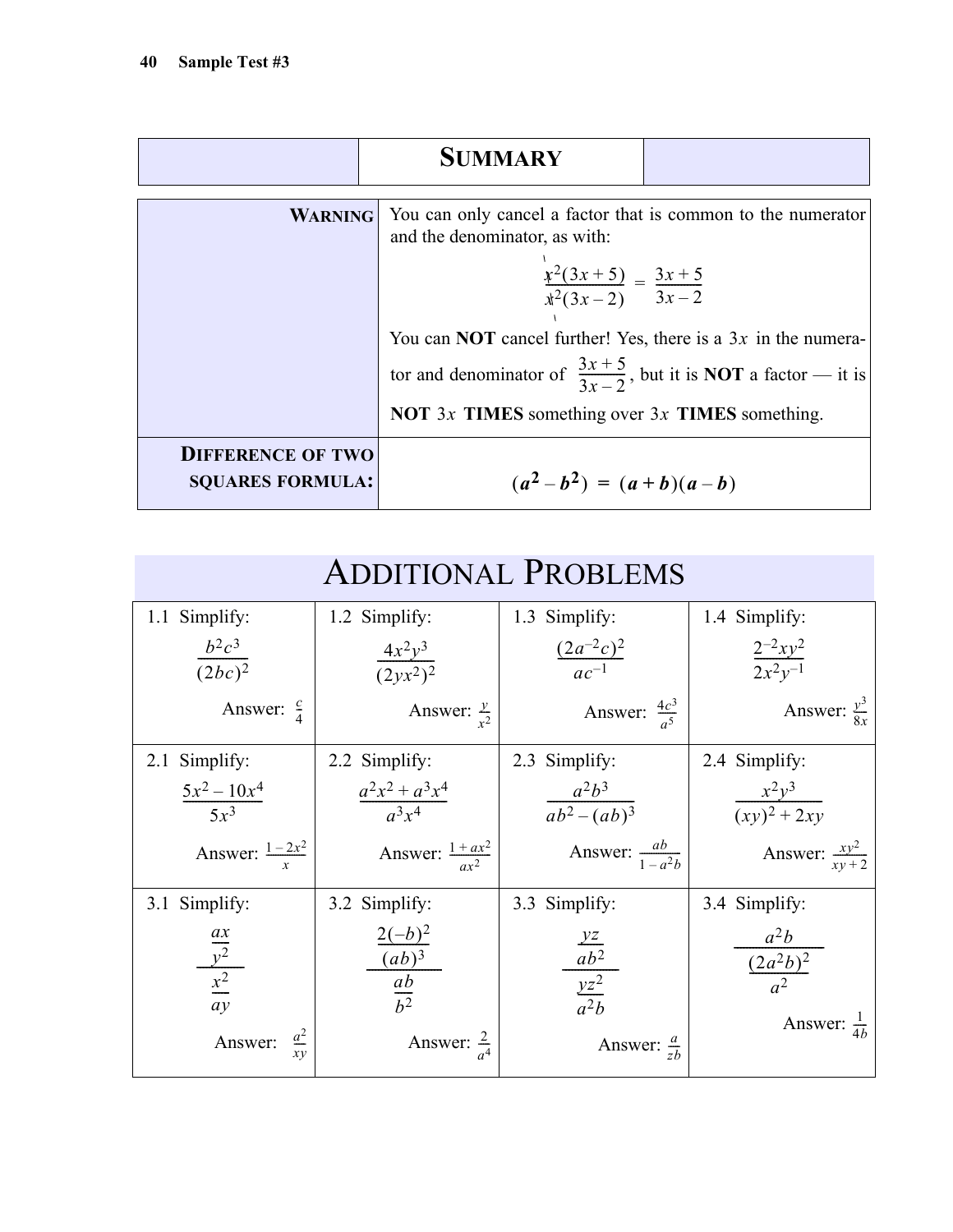## SUMMARY

| | |
|---|---|
| **WARNING** | You can only cancel a factor that is common to the numerator and the denominator, as with: $$\frac{x^2(3x+5)}{x^2(3x-2)} = \frac{3x+5}{3x-2}$$ You can **NOT** cancel further! Yes, there is a $3x$ in the numerator and denominator of $\frac{3x+5}{3x-2}$, but it is **NOT** a factor — it is **NOT** $3x$ **TIMES** something over $3x$ **TIMES** something. |
| **DIFFERENCE OF TWO SQUARES FORMULA:** | $$(a^2 - b^2) = (a+b)(a-b)$$ |

## ADDITIONAL PROBLEMS

| | | | |
|---|---|---|---|
| 1.1 Simplify: $\frac{b^2c^3}{(2bc)^2}$ Answer: $\frac{c}{4}$ | 1.2 Simplify: $\frac{4x^2y^3}{(2yx^2)^2}$ Answer: $\frac{y}{x^2}$ | 1.3 Simplify: $\frac{(2a^{-2}c)^2}{ac^{-1}}$ Answer: $\frac{4c^3}{a^5}$ | 1.4 Simplify: $\frac{2^{-2}xy^2}{2x^2y^{-1}}$ Answer: $\frac{y^3}{8x}$ |
| 2.1 Simplify: $\frac{5x^2 - 10x^4}{5x^3}$ Answer: $\frac{1-2x^2}{x}$ | 2.2 Simplify: $\frac{a^2x^2 + a^3x^4}{a^3x^4}$ Answer: $\frac{1+ax^2}{ax^2}$ | 2.3 Simplify: $\frac{a^2b^3}{ab^2 - (ab)^3}$ Answer: $\frac{ab}{1-a^2b}$ | 2.4 Simplify: $\frac{x^2y^3}{(xy)^2 + 2xy}$ Answer: $\frac{xy^2}{xy+2}$ |
| 3.1 Simplify: $\frac{\frac{ax}{y^2}}{\frac{x^2}{ay}}$ Answer: $\frac{a^2}{xy}$ | 3.2 Simplify: $\frac{\frac{2(-b)^2}{(ab)^3}}{\frac{ab}{b^2}}$ Answer: $\frac{2}{a^4}$ | 3.3 Simplify: $\frac{\frac{yz}{ab^2}}{\frac{yz^2}{a^2b}}$ Answer: $\frac{a}{zb}$ | 3.4 Simplify: $\frac{a^2b}{\frac{(2a^2b)^2}{a^2}}$ Answer: $\frac{1}{4b}$ |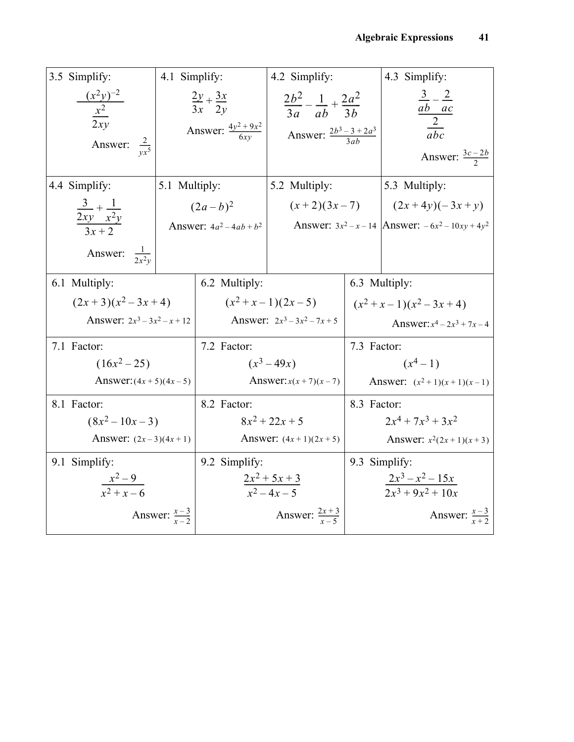| 3.5 Simplify: $\dfrac{\dfrac{(x^2y)^{-2}}{x^2}}{2xy}$ Answer: $\dfrac{2}{yx^5}$ | 4.1 Simplify: $\dfrac{2y}{3x}+\dfrac{3x}{2y}$ Answer: $\dfrac{4y^2+9x^2}{6xy}$ | 4.2 Simplify: $\dfrac{2b^2}{3a}-\dfrac{1}{ab}+\dfrac{2a^2}{3b}$ Answer: $\dfrac{2b^3-3+2a^3}{3ab}$ | 4.3 Simplify: $\dfrac{\dfrac{3}{ab}-\dfrac{2}{ac}}{\dfrac{2}{abc}}$ Answer: $\dfrac{3c-2b}{2}$ |
|---|---|---|---|
| 4.4 Simplify: $\dfrac{\dfrac{3}{2xy}+\dfrac{1}{x^2y}}{3x+2}$ Answer: $\dfrac{1}{2x^2y}$ | 5.1 Multiply: $(2a-b)^2$ Answer: $4a^2-4ab+b^2$ | 5.2 Multiply: $(x+2)(3x-7)$ Answer: $3x^2-x-14$ | 5.3 Multiply: $(2x+4y)(-3x+y)$ Answer: $-6x^2-10xy+4y^2$ |

| 6.1 Multiply: $(2x+3)(x^2-3x+4)$ Answer: $2x^3-3x^2-x+12$ | 6.2 Multiply: $(x^2+x-1)(2x-5)$ Answer: $2x^3-3x^2-7x+5$ | 6.3 Multiply: $(x^2+x-1)(x^2-3x+4)$ Answer: $x^4-2x^3+7x-4$ |
|---|---|---|
| 7.1 Factor: $(16x^2-25)$ Answer: $(4x+5)(4x-5)$ | 7.2 Factor: $(x^3-49x)$ Answer: $x(x+7)(x-7)$ | 7.3 Factor: $(x^4-1)$ Answer: $(x^2+1)(x+1)(x-1)$ |
| 8.1 Factor: $(8x^2-10x-3)$ Answer: $(2x-3)(4x+1)$ | 8.2 Factor: $8x^2+22x+5$ Answer: $(4x+1)(2x+5)$ | 8.3 Factor: $2x^4+7x^3+3x^2$ Answer: $x^2(2x+1)(x+3)$ |
| 9.1 Simplify: $\dfrac{x^2-9}{x^2+x-6}$ Answer: $\dfrac{x-3}{x-2}$ | 9.2 Simplify: $\dfrac{2x^2+5x+3}{x^2-4x-5}$ Answer: $\dfrac{2x+3}{x-5}$ | 9.3 Simplify: $\dfrac{2x^3-x^2-15x}{2x^3+9x^2+10x}$ Answer: $\dfrac{x-3}{x+2}$ |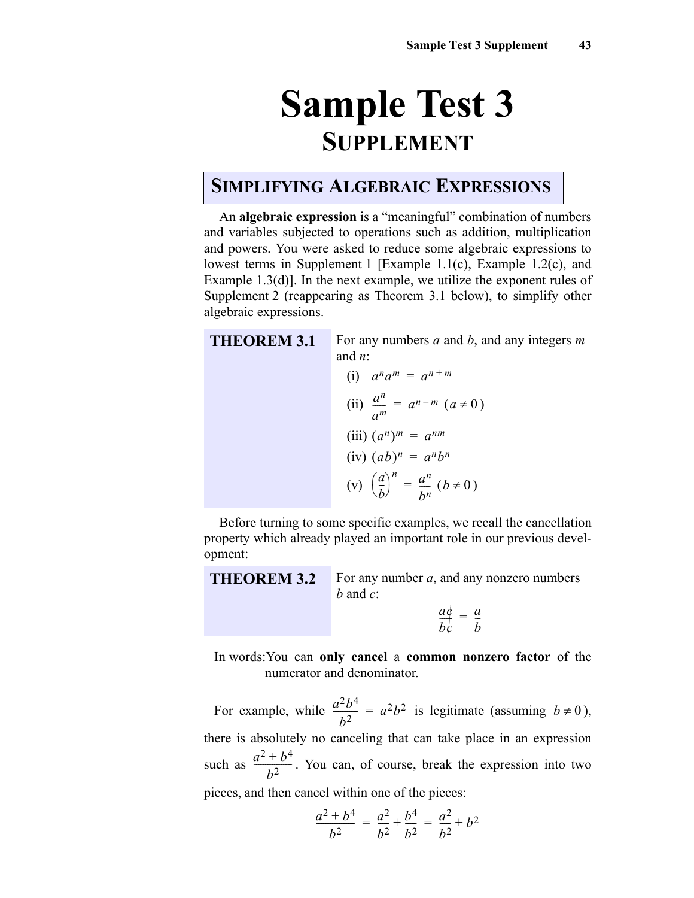# Sample Test 3

## SUPPLEMENT

### SIMPLIFYING ALGEBRAIC EXPRESSIONS

An **algebraic expression** is a "meaningful" combination of numbers and variables subjected to operations such as addition, multiplication and powers. You were asked to reduce some algebraic expressions to lowest terms in Supplement 1 [Example 1.1(c), Example 1.2(c), and Example 1.3(d)]. In the next example, we utilize the exponent rules of Supplement 2 (reappearing as Theorem 3.1 below), to simplify other algebraic expressions.

**THEOREM 3.1** For any numbers $a$ and $b$, and any integers $m$ and $n$:

(i) $a^n a^m = a^{n+m}$

(ii) $\dfrac{a^n}{a^m} = a^{n-m} \; (a \neq 0)$

(iii) $(a^n)^m = a^{nm}$

(iv) $(ab)^n = a^n b^n$

(v) $\left(\dfrac{a}{b}\right)^n = \dfrac{a^n}{b^n} \; (b \neq 0)$

Before turning to some specific examples, we recall the cancellation property which already played an important role in our previous development:

**THEOREM 3.2** For any number $a$, and any nonzero numbers $b$ and $c$:

$$\frac{a\not{c}}{b\not{c}} = \frac{a}{b}$$

In words: You can **only cancel** a **common nonzero factor** of the numerator and denominator.

For example, while $\dfrac{a^2b^4}{b^2} = a^2b^2$ is legitimate (assuming $b \neq 0$), there is absolutely no canceling that can take place in an expression such as $\dfrac{a^2 + b^4}{b^2}$. You can, of course, break the expression into two pieces, and then cancel within one of the pieces:

$$\frac{a^2 + b^4}{b^2} = \frac{a^2}{b^2} + \frac{b^4}{b^2} = \frac{a^2}{b^2} + b^2$$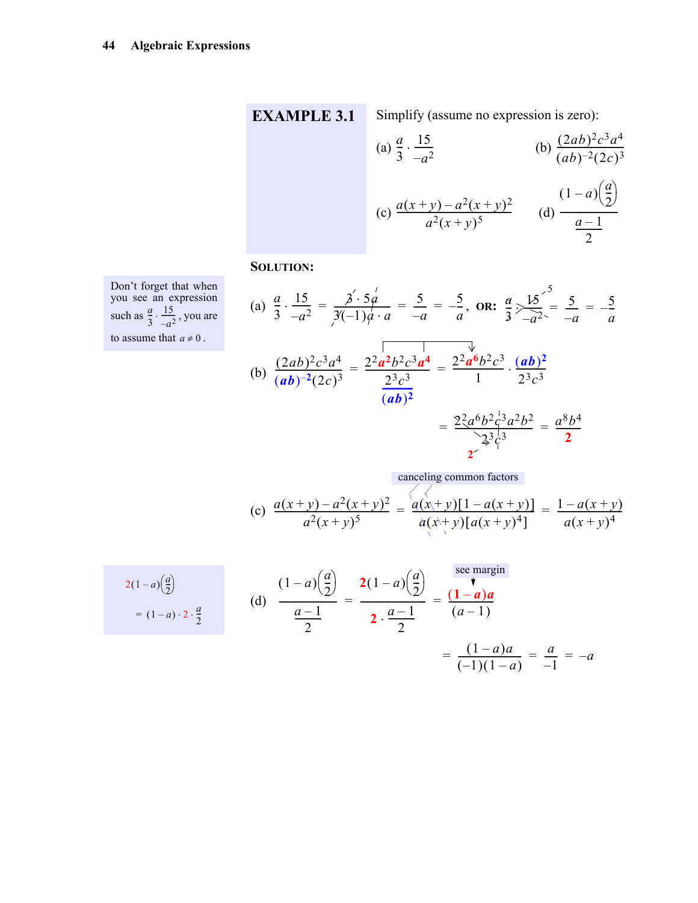**EXAMPLE 3.1** Simplify (assume no expression is zero):

(a) $\dfrac{a}{3} \cdot \dfrac{15}{-a^2}$  (b) $\dfrac{(2ab)^2 c^3 a^4}{(ab)^{-2}(2c)^3}$

(c) $\dfrac{a(x+y) - a^2(x+y)^2}{a^2(x+y)^5}$  (d) $\dfrac{(1-a)\left(\frac{a}{2}\right)}{\frac{a-1}{2}}$

**SOLUTION:**

> Don't forget that when you see an expression such as $\frac{a}{3} \cdot \frac{15}{-a^2}$, you are to assume that $a \neq 0$.

(a) $\dfrac{a}{3} \cdot \dfrac{15}{-a^2} = \dfrac{3 \cdot 5a}{3(-1)a \cdot a} = \dfrac{5}{-a} = -\dfrac{5}{a}$, **OR:** $\dfrac{a}{3} \cdot \dfrac{15}{-a^2} = \dfrac{5}{-a} = -\dfrac{5}{a}$

(b) $\dfrac{(2ab)^2 c^3 a^4}{(ab)^{-2}(2c)^3} = \dfrac{2^2 a^2 b^2 c^3 a^4}{\dfrac{2^3 c^3}{(ab)^2}} = \dfrac{2^2 a^6 b^2 c^3}{1} \cdot \dfrac{(ab)^2}{2^3 c^3}$

$= \dfrac{2^2 a^6 b^2 c^3 a^2 b^2}{2^3 c^3} = \dfrac{a^8 b^4}{2}$

canceling common factors

(c) $\dfrac{a(x+y) - a^2(x+y)^2}{a^2(x+y)^5} = \dfrac{a(x+y)[1 - a(x+y)]}{a(x+y)[a(x+y)^4]} = \dfrac{1 - a(x+y)}{a(x+y)^4}$

> $2(1-a)\left(\frac{a}{2}\right)$
>
> $= (1-a) \cdot 2 \cdot \frac{a}{2}$

(d) $\dfrac{(1-a)\left(\frac{a}{2}\right)}{\frac{a-1}{2}} = \dfrac{2(1-a)\left(\frac{a}{2}\right)}{2 \cdot \frac{a-1}{2}} = \dfrac{(1-a)a}{(a-1)}$ (see margin)

$= \dfrac{(1-a)a}{(-1)(1-a)} = \dfrac{a}{-1} = -a$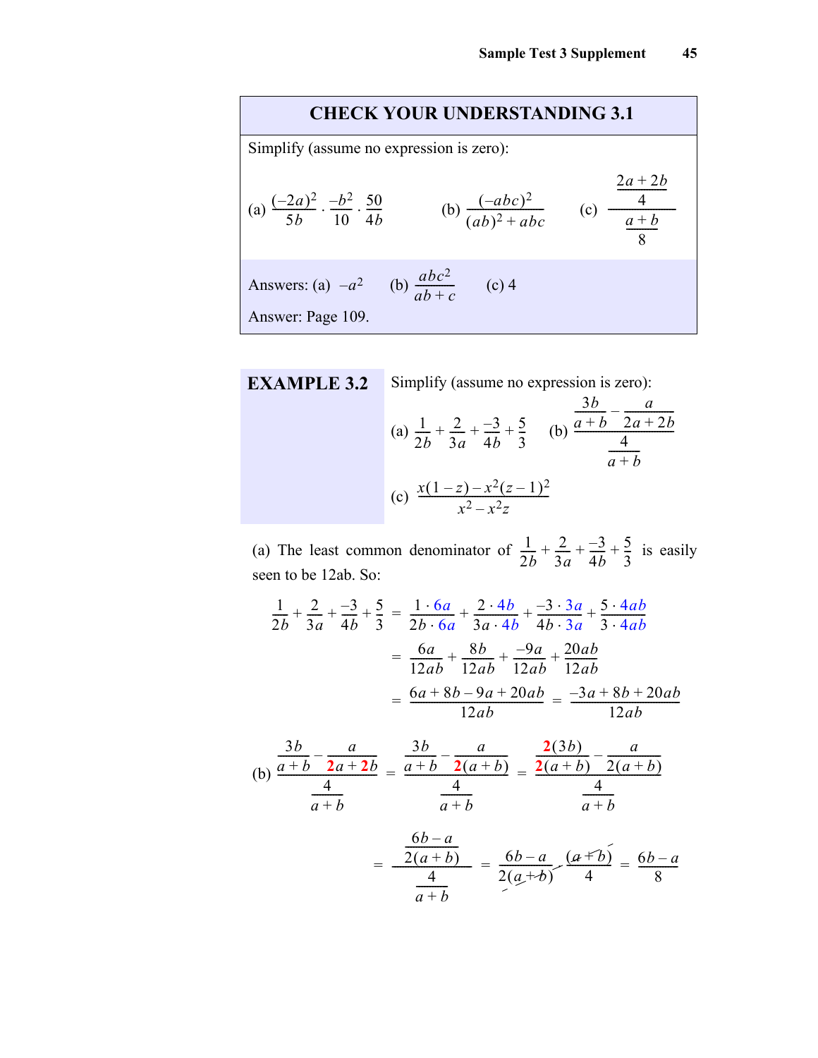## CHECK YOUR UNDERSTANDING 3.1

Simplify (assume no expression is zero):

(a) $\dfrac{(-2a)^2}{5b} \cdot \dfrac{-b^2}{10} \cdot \dfrac{50}{4b}$ (b) $\dfrac{(-abc)^2}{(ab)^2 + abc}$ (c) $\dfrac{\dfrac{2a+2b}{4}}{\dfrac{a+b}{8}}$

Answers: (a) $-a^2$ (b) $\dfrac{abc^2}{ab+c}$ (c) 4

Answer: Page 109.

**EXAMPLE 3.2** Simplify (assume no expression is zero):

(a) $\dfrac{1}{2b} + \dfrac{2}{3a} + \dfrac{-3}{4b} + \dfrac{5}{3}$ (b) $\dfrac{\dfrac{3b}{a+b} - \dfrac{a}{2a+2b}}{\dfrac{4}{a+b}}$

(c) $\dfrac{x(1-z) - x^2(z-1)^2}{x^2 - x^2 z}$

(a) The least common denominator of $\dfrac{1}{2b} + \dfrac{2}{3a} + \dfrac{-3}{4b} + \dfrac{5}{3}$ is easily seen to be 12ab. So:

$$\frac{1}{2b} + \frac{2}{3a} + \frac{-3}{4b} + \frac{5}{3} = \frac{1 \cdot 6a}{2b \cdot 6a} + \frac{2 \cdot 4b}{3a \cdot 4b} + \frac{-3 \cdot 3a}{4b \cdot 3a} + \frac{5 \cdot 4ab}{3 \cdot 4ab}$$

$$= \frac{6a}{12ab} + \frac{8b}{12ab} + \frac{-9a}{12ab} + \frac{20ab}{12ab}$$

$$= \frac{6a + 8b - 9a + 20ab}{12ab} = \frac{-3a + 8b + 20ab}{12ab}$$

(b) $$\frac{\dfrac{3b}{a+b} - \dfrac{a}{2a+2b}}{\dfrac{4}{a+b}} = \frac{\dfrac{3b}{a+b} - \dfrac{a}{2(a+b)}}{\dfrac{4}{a+b}} = \frac{\dfrac{2(3b)}{2(a+b)} - \dfrac{a}{2(a+b)}}{\dfrac{4}{a+b}}$$

$$= \frac{\dfrac{6b-a}{2(a+b)}}{\dfrac{4}{a+b}} = \frac{6b-a}{2(a+b)} \cdot \frac{(a+b)}{4} = \frac{6b-a}{8}$$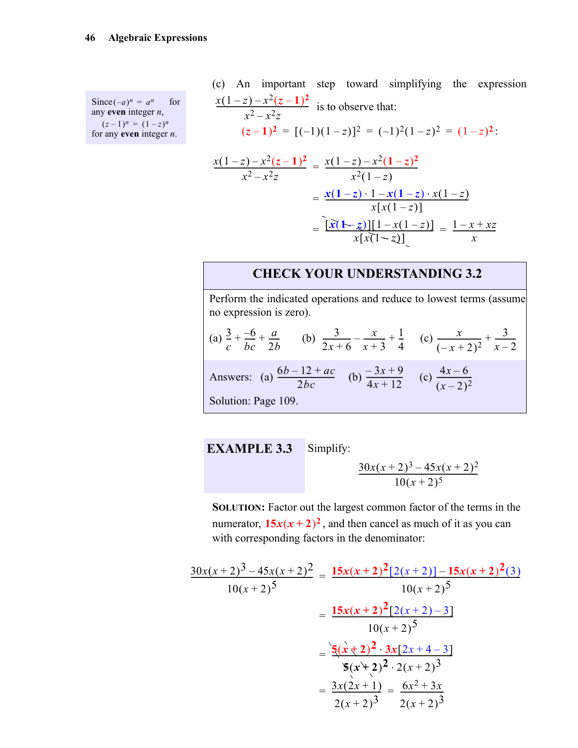(c) An important step toward simplifying the expression $\frac{x(1-z)-x^2(z-1)^2}{x^2-x^2z}$ is to observe that:

$$(z-1)^2 = [(-1)(1-z)]^2 = (-1)^2(1-z)^2 = (1-z)^2:$$

Since $(-a)^n = a^n$ for any **even** integer $n$, $(z-1)^n = (1-z)^n$ for any **even** integer $n$.

$$\frac{x(1-z)-x^2(z-1)^2}{x^2-x^2z} = \frac{x(1-z)-x^2(1-z)^2}{x^2(1-z)}$$

$$= \frac{x(1-z)\cdot 1 - x(1-z)\cdot x(1-z)}{x[x(1-z)]}$$

$$= \frac{[x(1-z)][1-x(1-z)]}{x[x(1-z)]} = \frac{1-x+xz}{x}$$

## CHECK YOUR UNDERSTANDING 3.2

Perform the indicated operations and reduce to lowest terms (assume no expression is zero).

(a) $\frac{3}{c}+\frac{-6}{bc}+\frac{a}{2b}$  (b) $\frac{3}{2x+6}-\frac{x}{x+3}+\frac{1}{4}$  (c) $\frac{x}{(-x+2)^2}+\frac{3}{x-2}$

Answers: (a) $\frac{6b-12+ac}{2bc}$  (b) $\frac{-3x+9}{4x+12}$  (c) $\frac{4x-6}{(x-2)^2}$

Solution: Page 109.

## EXAMPLE 3.3

Simplify:

$$\frac{30x(x+2)^3-45x(x+2)^2}{10(x+2)^5}$$

**SOLUTION:** Factor out the largest common factor of the terms in the numerator, $15x(x+2)^2$, and then cancel as much of it as you can with corresponding factors in the denominator:

$$\frac{30x(x+2)^3-45x(x+2)^2}{10(x+2)^5} = \frac{15x(x+2)^2[2(x+2)]-15x(x+2)^2(3)}{10(x+2)^5}$$

$$= \frac{15x(x+2)^2[2(x+2)-3]}{10(x+2)^5}$$

$$= \frac{5(x+2)^2\cdot 3x[2x+4-3]}{5(x+2)^2\cdot 2(x+2)^3}$$

$$= \frac{3x(2x+1)}{2(x+2)^3} = \frac{6x^2+3x}{2(x+2)^3}$$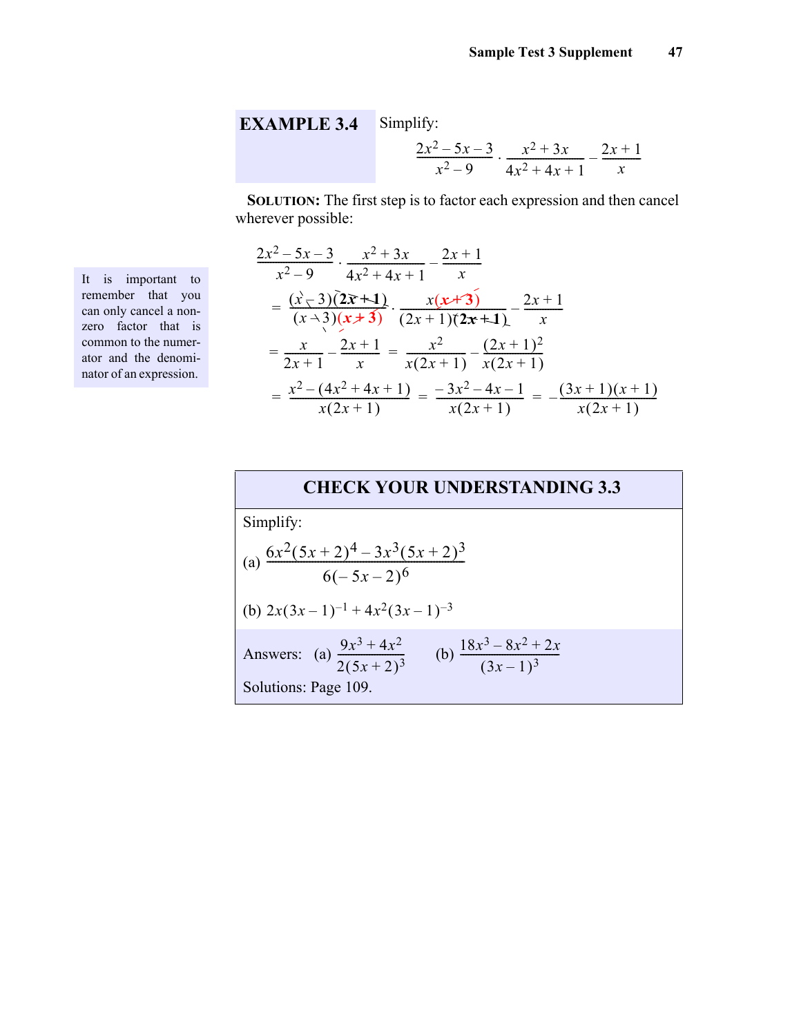## EXAMPLE 3.4

Simplify:

$$\frac{2x^2-5x-3}{x^2-9}\cdot\frac{x^2+3x}{4x^2+4x+1}-\frac{2x+1}{x}$$

**SOLUTION:** The first step is to factor each expression and then cancel wherever possible:

$$\frac{2x^2-5x-3}{x^2-9}\cdot\frac{x^2+3x}{4x^2+4x+1}-\frac{2x+1}{x}$$

$$=\frac{(x-3)(2x+1)}{(x-3)(x+3)}\cdot\frac{x(x+3)}{(2x+1)(2x+1)}-\frac{2x+1}{x}$$

$$=\frac{x}{2x+1}-\frac{2x+1}{x}=\frac{x^2}{x(2x+1)}-\frac{(2x+1)^2}{x(2x+1)}$$

$$=\frac{x^2-(4x^2+4x+1)}{x(2x+1)}=\frac{-3x^2-4x-1}{x(2x+1)}=-\frac{(3x+1)(x+1)}{x(2x+1)}$$

It is important to remember that you can only cancel a nonzero factor that is common to the numerator and the denominator of an expression.

### CHECK YOUR UNDERSTANDING 3.3

Simplify:

(a) $\dfrac{6x^2(5x+2)^4-3x^3(5x+2)^3}{6(-5x-2)^6}$

(b) $2x(3x-1)^{-1}+4x^2(3x-1)^{-3}$

Answers: (a) $\dfrac{9x^3+4x^2}{2(5x+2)^3}$ (b) $\dfrac{18x^3-8x^2+2x}{(3x-1)^3}$

Solutions: Page 109.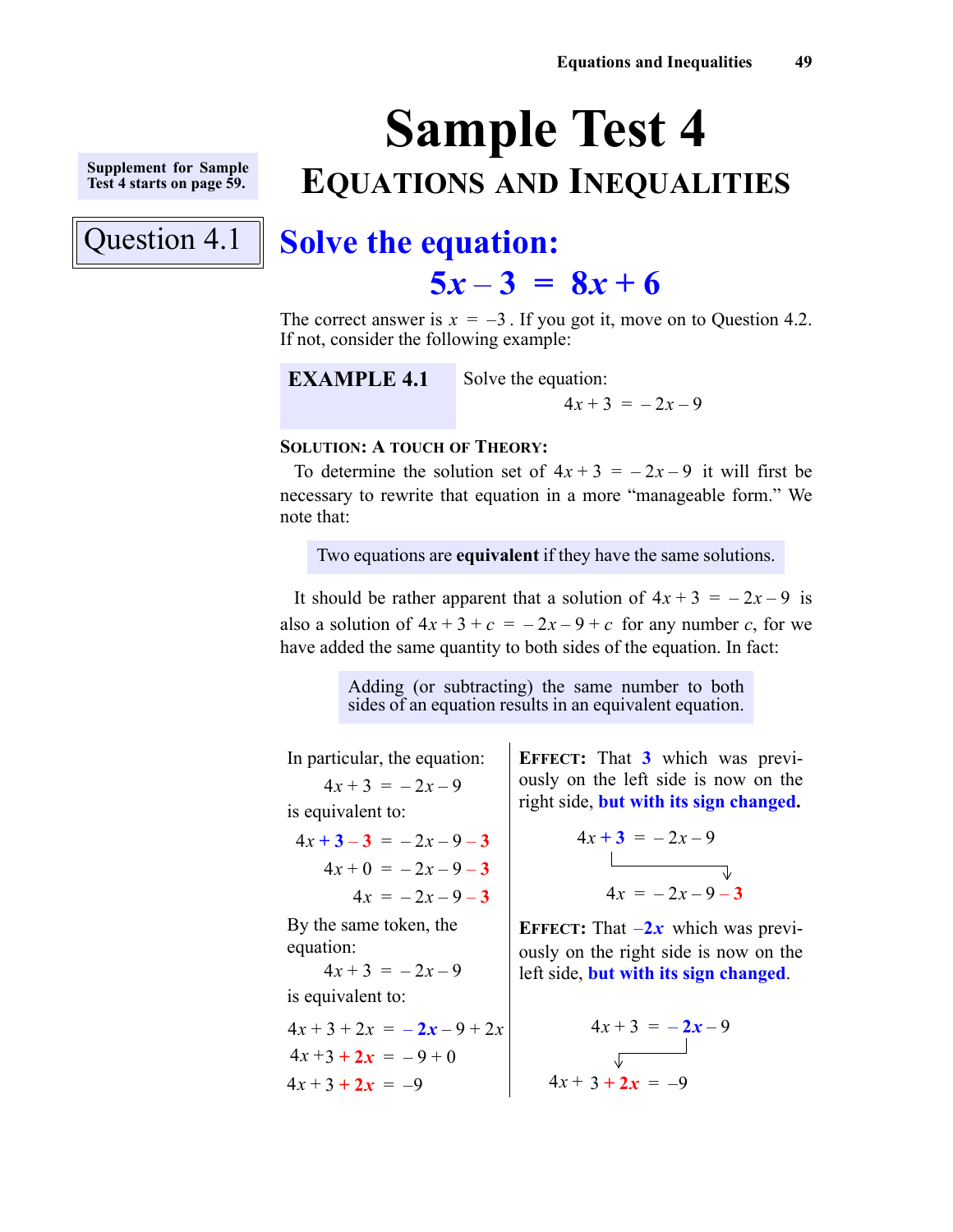# Sample Test 4

## Equations and Inequalities

Supplement for Sample Test 4 starts on page 59.

### Question 4.1

## Solve the equation:

$$5x - 3 = 8x + 6$$

The correct answer is $x = -3$. If you got it, move on to Question 4.2. If not, consider the following example:

**EXAMPLE 4.1** Solve the equation:

$$4x + 3 = -2x - 9$$

**SOLUTION: A TOUCH OF THEORY:**

To determine the solution set of $4x + 3 = -2x - 9$ it will first be necessary to rewrite that equation in a more "manageable form." We note that:

> Two equations are **equivalent** if they have the same solutions.

It should be rather apparent that a solution of $4x + 3 = -2x - 9$ is also a solution of $4x + 3 + c = -2x - 9 + c$ for any number $c$, for we have added the same quantity to both sides of the equation. In fact:

> Adding (or subtracting) the same number to both sides of an equation results in an equivalent equation.

In particular, the equation:

$$4x + 3 = -2x - 9$$

is equivalent to:

$$4x + 3 - 3 = -2x - 9 - 3$$
$$4x + 0 = -2x - 9 - 3$$
$$4x = -2x - 9 - 3$$

**EFFECT:** That **3** which was previously on the left side is now on the right side, **but with its sign changed.**

$$4x + 3 = -2x - 9$$
$$\downarrow$$
$$4x = -2x - 9 - 3$$

By the same token, the equation:

$$4x + 3 = -2x - 9$$

is equivalent to:

$$4x + 3 + 2x = -2x - 9 + 2x$$
$$4x + 3 + 2x = -9 + 0$$
$$4x + 3 + 2x = -9$$

**EFFECT:** That $-2x$ which was previously on the right side is now on the left side, **but with its sign changed**.

$$4x + 3 = -2x - 9$$
$$\downarrow$$
$$4x + 3 + 2x = -9$$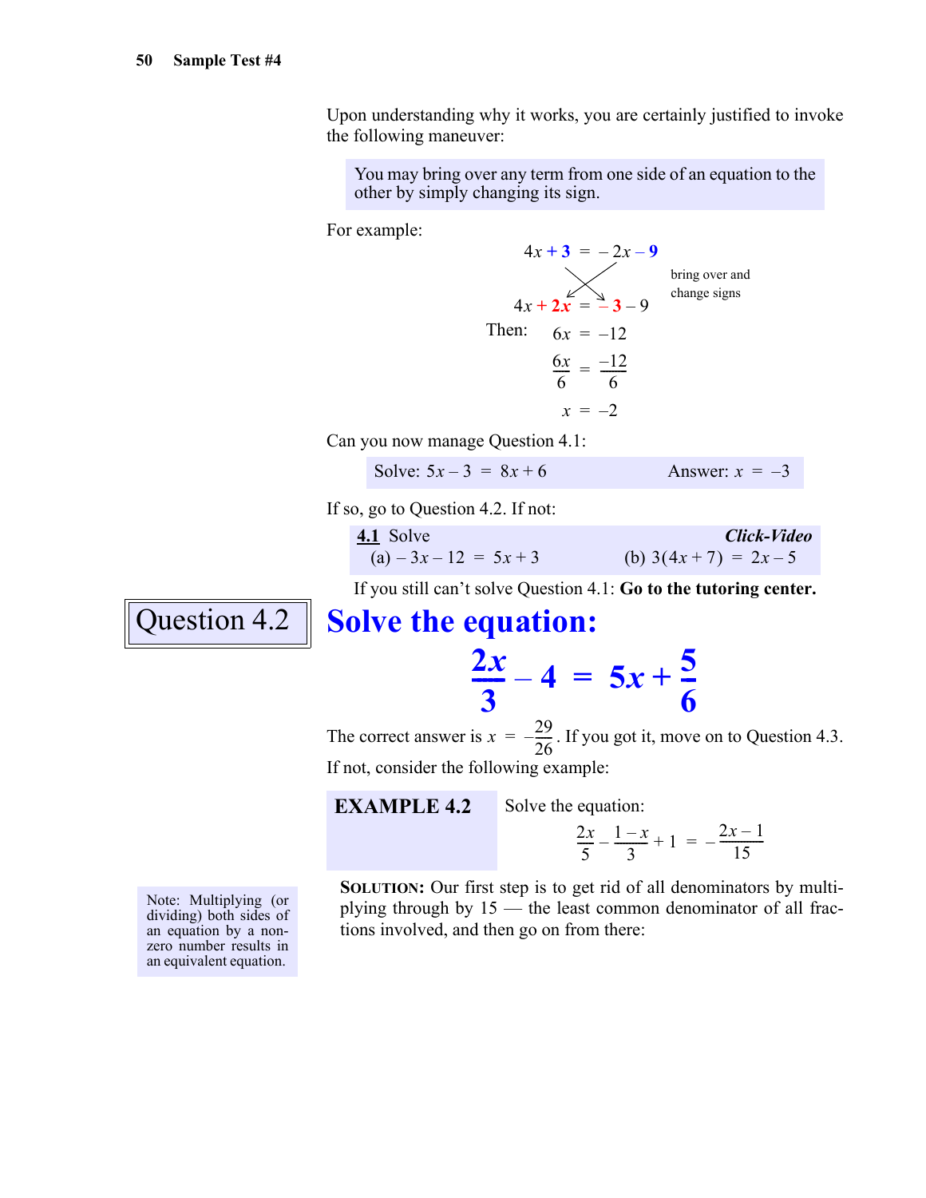Upon understanding why it works, you are certainly justified to invoke the following maneuver:

> You may bring over any term from one side of an equation to the other by simply changing its sign.

For example:

$$4x + 3 = -2x - 9$$

bring over and change signs

$$4x + 2x = -3 - 9$$

Then:

$$6x = -12$$

$$\frac{6x}{6} = \frac{-12}{6}$$

$$x = -2$$

Can you now manage Question 4.1:

> Solve: $5x - 3 = 8x + 6$ Answer: $x = -3$

If so, go to Question 4.2. If not:

> **4.1** Solve ***Click-Video***
> (a) $-3x - 12 = 5x + 3$ (b) $3(4x + 7) = 2x - 5$

If you still can't solve Question 4.1: **Go to the tutoring center.**

## Question 4.2

## Solve the equation:

$$\frac{2x}{3} - 4 = 5x + \frac{5}{6}$$

The correct answer is $x = -\frac{29}{26}$. If you got it, move on to Question 4.3.

If not, consider the following example:

**EXAMPLE 4.2** Solve the equation:

$$\frac{2x}{5} - \frac{1-x}{3} + 1 = -\frac{2x-1}{15}$$

**SOLUTION:** Our first step is to get rid of all denominators by multiplying through by 15 — the least common denominator of all fractions involved, and then go on from there:

> Note: Multiplying (or dividing) both sides of an equation by a nonzero number results in an equivalent equation.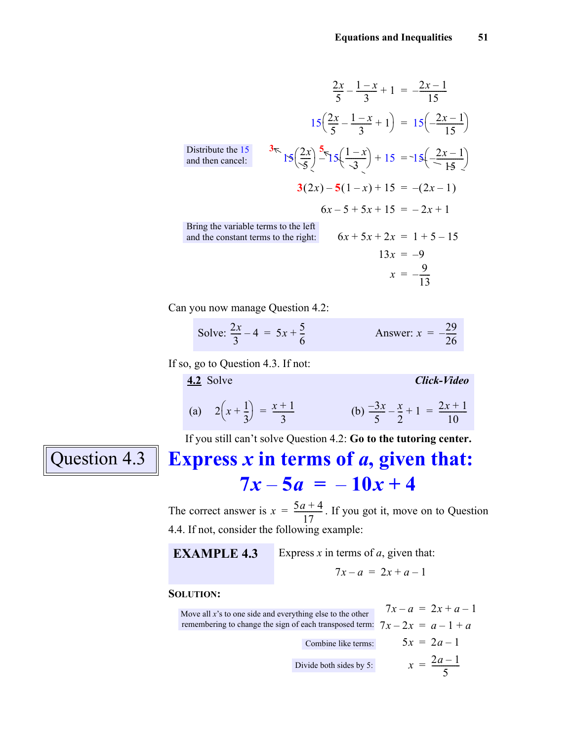$$\frac{2x}{5} - \frac{1-x}{3} + 1 = -\frac{2x-1}{15}$$

$$15\left(\frac{2x}{5} - \frac{1-x}{3} + 1\right) = 15\left(-\frac{2x-1}{15}\right)$$

Distribute the 15 and then cancel:

$$\overset{3}{\cancel{15}}\left(\frac{2x}{\cancel{5}}\right) - \overset{5}{\cancel{15}}\left(\frac{1-x}{\cancel{3}}\right) + 15 = \cancel{15}\left(-\frac{2x-1}{\cancel{15}}\right)$$

$$3(2x) - 5(1-x) + 15 = -(2x-1)$$

$$6x - 5 + 5x + 15 = -2x + 1$$

Bring the variable terms to the left and the constant terms to the right:

$$6x + 5x + 2x = 1 + 5 - 15$$

$$13x = -9$$

$$x = -\frac{9}{13}$$

Can you now manage Question 4.2:

Solve: $\frac{2x}{3} - 4 = 5x + \frac{5}{6}$ Answer: $x = -\frac{29}{26}$

If so, go to Question 4.3. If not:

**4.2** Solve ***Click-Video***

(a) $2\left(x + \frac{1}{3}\right) = \frac{x+1}{3}$ (b) $\frac{-3x}{5} - \frac{x}{2} + 1 = \frac{2x+1}{10}$

If you still can't solve Question 4.2: **Go to the tutoring center.**

## Question 4.3

## Express $x$ in terms of $a$, given that: $7x - 5a = -10x + 4$

The correct answer is $x = \frac{5a+4}{17}$. If you got it, move on to Question 4.4. If not, consider the following example:

**EXAMPLE 4.3** Express $x$ in terms of $a$, given that:

$$7x - a = 2x + a - 1$$

**SOLUTION:**

$$7x - a = 2x + a - 1$$

Move all $x$'s to one side and everything else to the other remembering to change the sign of each transposed term:

$$7x - 2x = a - 1 + a$$

Combine like terms:

$$5x = 2a - 1$$

Divide both sides by 5:

$$x = \frac{2a-1}{5}$$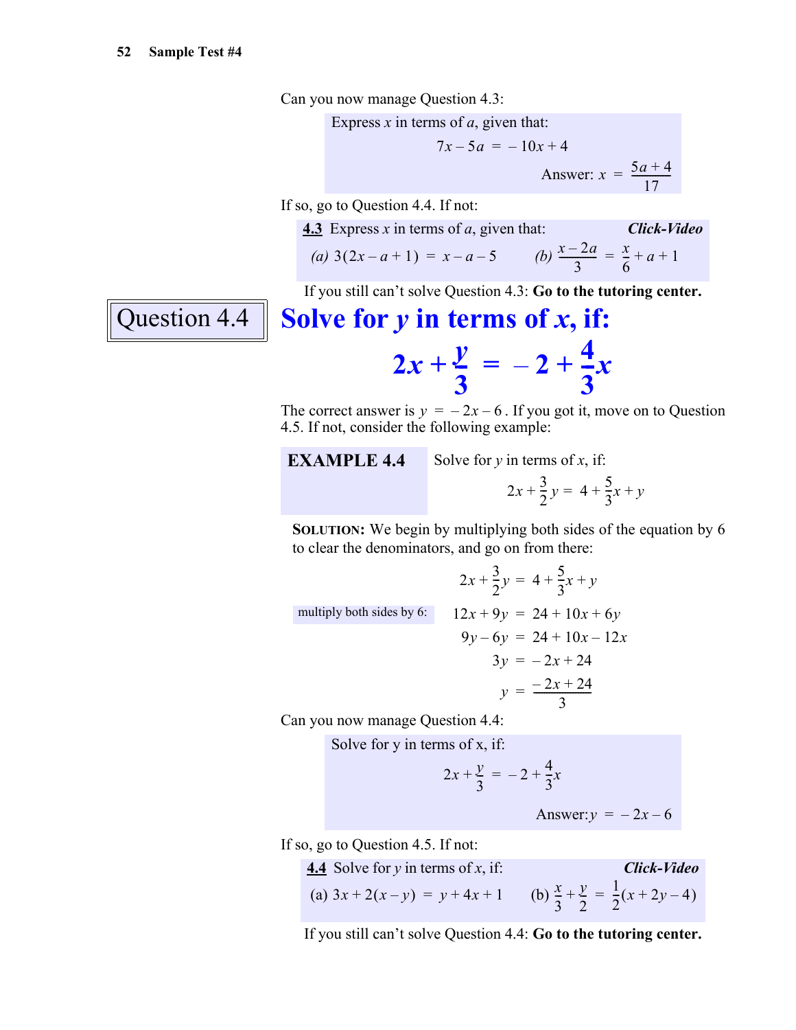Can you now manage Question 4.3:

> Express $x$ in terms of $a$, given that:
>
> $$7x - 5a = -10x + 4$$
>
> Answer: $x = \frac{5a + 4}{17}$

If so, go to Question 4.4. If not:

> **4.3** Express $x$ in terms of $a$, given that: ***Click-Video***
>
> *(a)* $3(2x - a + 1) = x - a - 5$ *(b)* $\frac{x - 2a}{3} = \frac{x}{6} + a + 1$

If you still can't solve Question 4.3: **Go to the tutoring center.**

## Question 4.4

## Solve for $y$ in terms of $x$, if:

$$2x + \frac{y}{3} = -2 + \frac{4}{3}x$$

The correct answer is $y = -2x - 6$. If you got it, move on to Question 4.5. If not, consider the following example:

**EXAMPLE 4.4** Solve for $y$ in terms of $x$, if:

$$2x + \frac{3}{2}y = 4 + \frac{5}{3}x + y$$

**SOLUTION:** We begin by multiplying both sides of the equation by 6 to clear the denominators, and go on from there:

$$2x + \frac{3}{2}y = 4 + \frac{5}{3}x + y$$

multiply both sides by 6:

$$12x + 9y = 24 + 10x + 6y$$

$$9y - 6y = 24 + 10x - 12x$$

$$3y = -2x + 24$$

$$y = \frac{-2x + 24}{3}$$

Can you now manage Question 4.4:

> Solve for y in terms of x, if:
>
> $$2x + \frac{y}{3} = -2 + \frac{4}{3}x$$
>
> Answer: $y = -2x - 6$

If so, go to Question 4.5. If not:

> **4.4** Solve for $y$ in terms of $x$, if: ***Click-Video***
>
> (a) $3x + 2(x - y) = y + 4x + 1$ (b) $\frac{x}{3} + \frac{y}{2} = \frac{1}{2}(x + 2y - 4)$

If you still can't solve Question 4.4: **Go to the tutoring center.**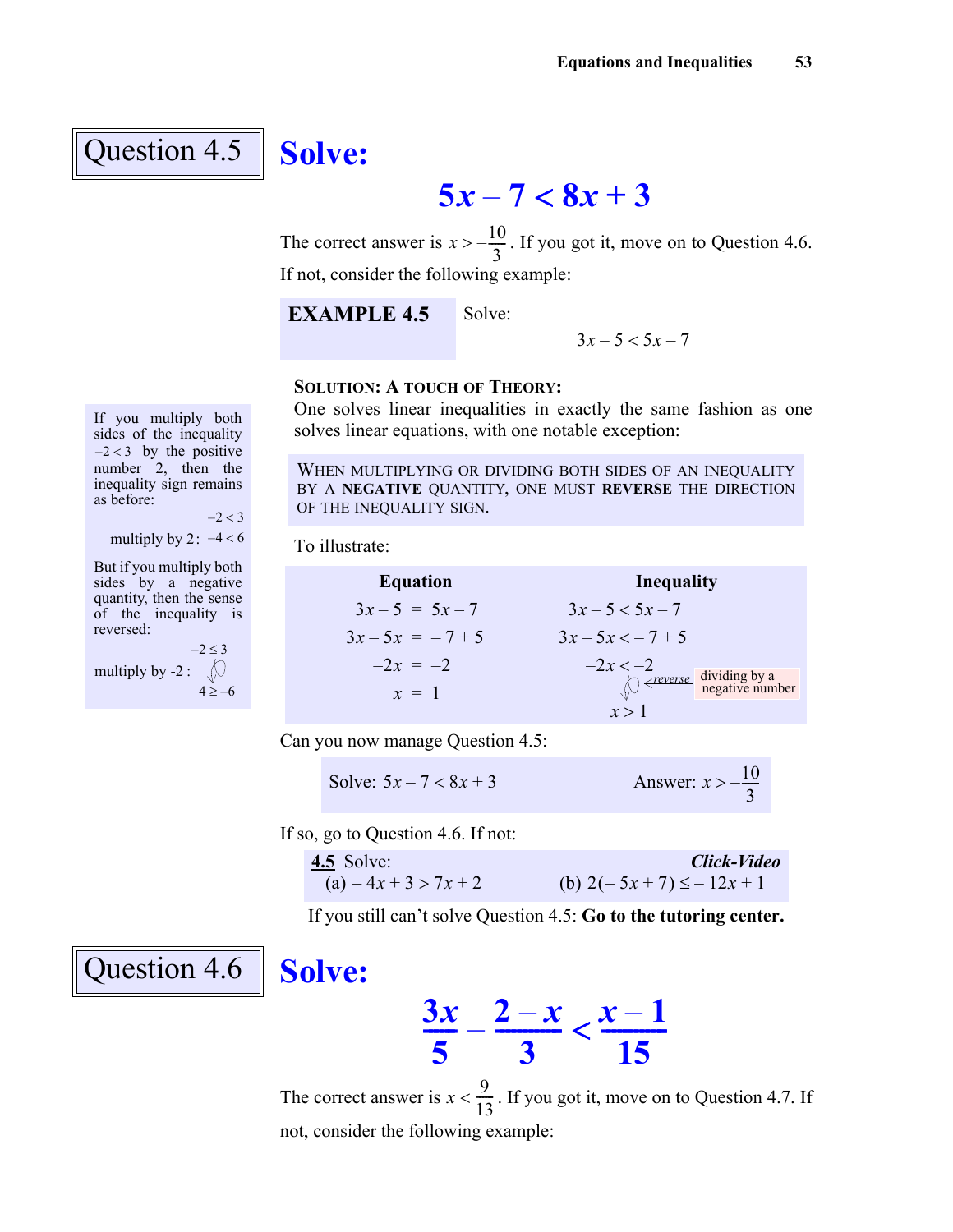## Question 4.5

# Solve:

$$5x - 7 < 8x + 3$$

The correct answer is $x > -\frac{10}{3}$. If you got it, move on to Question 4.6. If not, consider the following example:

**EXAMPLE 4.5** Solve:

$$3x - 5 < 5x - 7$$

**SOLUTION: A TOUCH OF THEORY:**

One solves linear inequalities in exactly the same fashion as one solves linear equations, with one notable exception:

> WHEN MULTIPLYING OR DIVIDING BOTH SIDES OF AN INEQUALITY BY A **NEGATIVE** QUANTITY, ONE MUST **REVERSE** THE DIRECTION OF THE INEQUALITY SIGN.

If you multiply both sides of the inequality $-2 < 3$ by the positive number 2, then the inequality sign remains as before:

$$-2 < 3$$

multiply by 2: $-4 < 6$

But if you multiply both sides by a negative quantity, then the sense of the inequality is reversed:

$$-2 \le 3$$

multiply by -2 : $4 \ge -6$

To illustrate:

| Equation | Inequality |
|---|---|
| $3x - 5 = 5x - 7$ | $3x - 5 < 5x - 7$ |
| $3x - 5x = -7 + 5$ | $3x - 5x < -7 + 5$ |
| $-2x = -2$ | $-2x < -2$ (reverse: dividing by a negative number) |
| $x = 1$ | $x > 1$ |

Can you now manage Question 4.5:

Solve: $5x - 7 < 8x + 3$ Answer: $x > -\frac{10}{3}$

If so, go to Question 4.6. If not:

**4.5** Solve: ***Click-Video***
(a) $-4x + 3 > 7x + 2$ (b) $2(-5x + 7) \le -12x + 1$

If you still can't solve Question 4.5: **Go to the tutoring center.**

## Question 4.6

# Solve:

$$\frac{3x}{5} - \frac{2 - x}{3} < \frac{x - 1}{15}$$

The correct answer is $x < \frac{9}{13}$. If you got it, move on to Question 4.7. If not, consider the following example: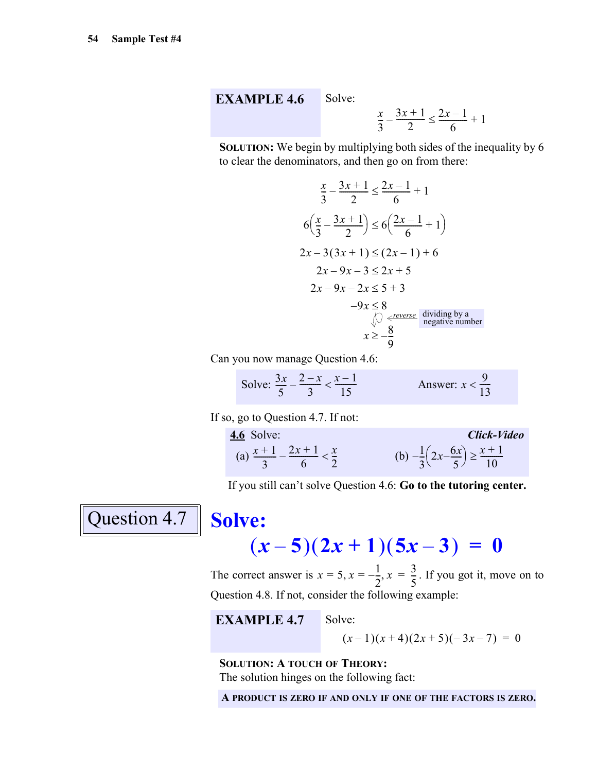**EXAMPLE 4.6** Solve:

$$\frac{x}{3} - \frac{3x+1}{2} \le \frac{2x-1}{6} + 1$$

**SOLUTION:** We begin by multiplying both sides of the inequality by 6 to clear the denominators, and then go on from there:

$$\frac{x}{3} - \frac{3x+1}{2} \le \frac{2x-1}{6} + 1$$

$$6\left(\frac{x}{3} - \frac{3x+1}{2}\right) \le 6\left(\frac{2x-1}{6} + 1\right)$$

$$2x - 3(3x+1) \le (2x-1) + 6$$

$$2x - 9x - 3 \le 2x + 5$$

$$2x - 9x - 2x \le 5 + 3$$

$$-9x \le 8$$

*reverse* — dividing by a negative number

$$x \ge -\frac{8}{9}$$

Can you now manage Question 4.6:

Solve: $\frac{3x}{5} - \frac{2-x}{3} < \frac{x-1}{15}$ Answer: $x < \frac{9}{13}$

If so, go to Question 4.7. If not:

**4.6** Solve: ***Click-Video***

(a) $\frac{x+1}{3} - \frac{2x+1}{6} < \frac{x}{2}$ (b) $-\frac{1}{3}\left(2x - \frac{6x}{5}\right) \ge \frac{x+1}{10}$

If you still can't solve Question 4.6: **Go to the tutoring center.**

## Question 4.7

## Solve:

$$(x-5)(2x+1)(5x-3) = 0$$

The correct answer is $x = 5, x = -\frac{1}{2}, x = \frac{3}{5}$. If you got it, move on to Question 4.8. If not, consider the following example:

**EXAMPLE 4.7** Solve:

$$(x-1)(x+4)(2x+5)(-3x-7) = 0$$

**SOLUTION: A TOUCH OF THEORY:**
The solution hinges on the following fact:

**A PRODUCT IS ZERO IF AND ONLY IF ONE OF THE FACTORS IS ZERO.**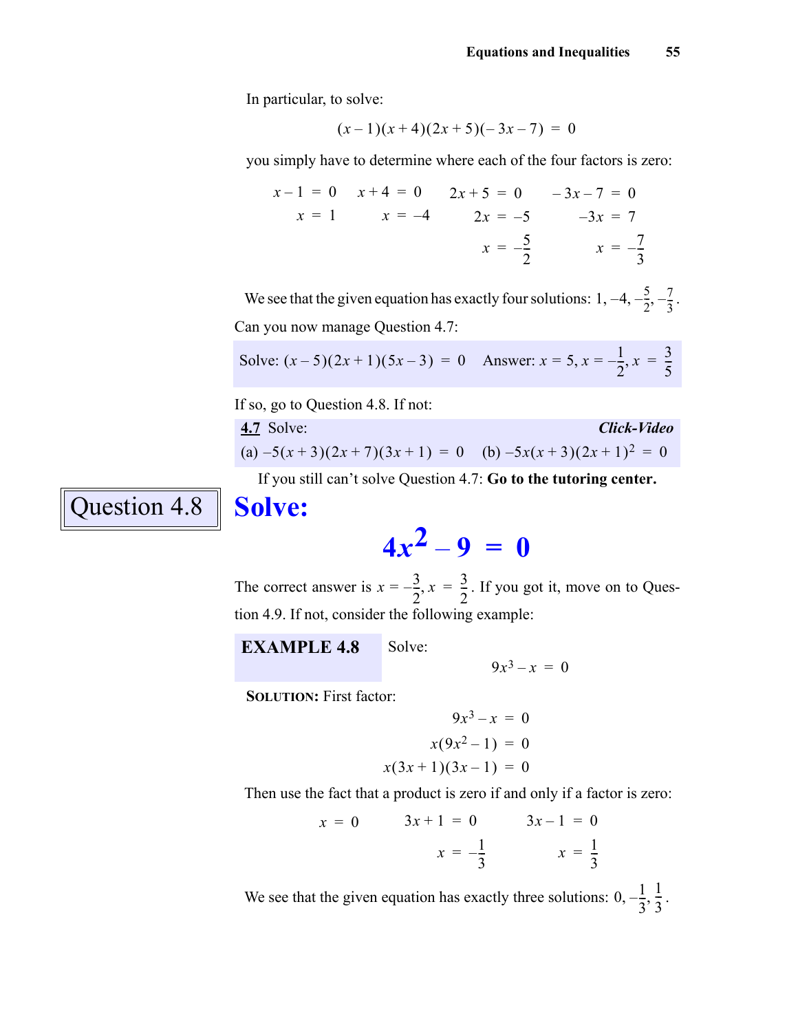In particular, to solve:

$$(x-1)(x+4)(2x+5)(-3x-7) = 0$$

you simply have to determine where each of the four factors is zero:

$$x-1 = 0 \qquad x+4 = 0 \qquad 2x+5 = 0 \qquad -3x-7 = 0$$

$$x = 1 \qquad x = -4 \qquad 2x = -5 \qquad -3x = 7$$

$$x = -\frac{5}{2} \qquad x = -\frac{7}{3}$$

We see that the given equation has exactly four solutions: $1, -4, -\frac{5}{2}, -\frac{7}{3}$.

Can you now manage Question 4.7:

Solve: $(x-5)(2x+1)(5x-3) = 0$ Answer: $x = 5, x = -\frac{1}{2}, x = \frac{3}{5}$

If so, go to Question 4.8. If not:

**4.7** Solve: ***Click-Video***

(a) $-5(x+3)(2x+7)(3x+1) = 0$ (b) $-5x(x+3)(2x+1)^2 = 0$

If you still can't solve Question 4.7: **Go to the tutoring center.**

## Question 4.8

# Solve:

$$4x^2 - 9 = 0$$

The correct answer is $x = -\frac{3}{2}, x = \frac{3}{2}$. If you got it, move on to Question 4.9. If not, consider the following example:

**EXAMPLE 4.8** Solve:

$$9x^3 - x = 0$$

**SOLUTION:** First factor:

$$9x^3 - x = 0$$

$$x(9x^2-1) = 0$$

$$x(3x+1)(3x-1) = 0$$

Then use the fact that a product is zero if and only if a factor is zero:

$$x = 0 \qquad 3x+1 = 0 \qquad 3x-1 = 0$$

$$x = -\frac{1}{3} \qquad x = \frac{1}{3}$$

We see that the given equation has exactly three solutions: $0, -\frac{1}{3}, \frac{1}{3}$.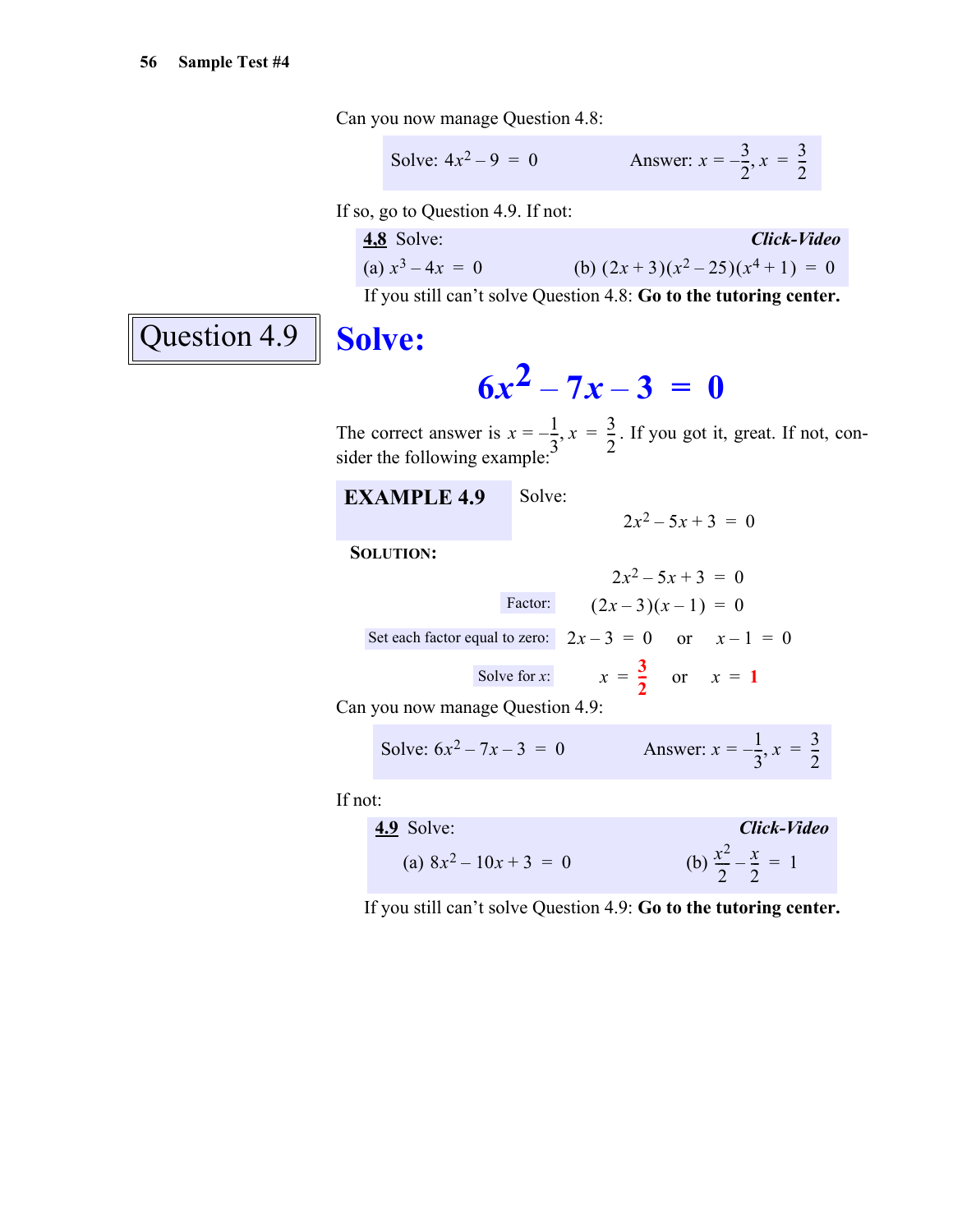Can you now manage Question 4.8:

> Solve: $4x^2 - 9 = 0$ Answer: $x = -\frac{3}{2}, x = \frac{3}{2}$

If so, go to Question 4.9. If not:

> **4.8** Solve: ***Click-Video***
>
> (a) $x^3 - 4x = 0$ (b) $(2x+3)(x^2-25)(x^4+1) = 0$

If you still can't solve Question 4.8: **Go to the tutoring center.**

## Question 4.9

## Solve:

$$6x^2 - 7x - 3 = 0$$

The correct answer is $x = -\frac{1}{3}, x = \frac{3}{2}$. If you got it, great. If not, consider the following example:

**EXAMPLE 4.9** Solve:

$$2x^2 - 5x + 3 = 0$$

**SOLUTION:**

$$2x^2 - 5x + 3 = 0$$

Factor: $(2x-3)(x-1) = 0$

Set each factor equal to zero: $2x - 3 = 0$ or $x - 1 = 0$

Solve for $x$: $x = \frac{3}{2}$ or $x = 1$

Can you now manage Question 4.9:

> Solve: $6x^2 - 7x - 3 = 0$ Answer: $x = -\frac{1}{3}, x = \frac{3}{2}$

If not:

> **4.9** Solve: ***Click-Video***
>
> (a) $8x^2 - 10x + 3 = 0$ (b) $\frac{x^2}{2} - \frac{x}{2} = 1$

If you still can't solve Question 4.9: **Go to the tutoring center.**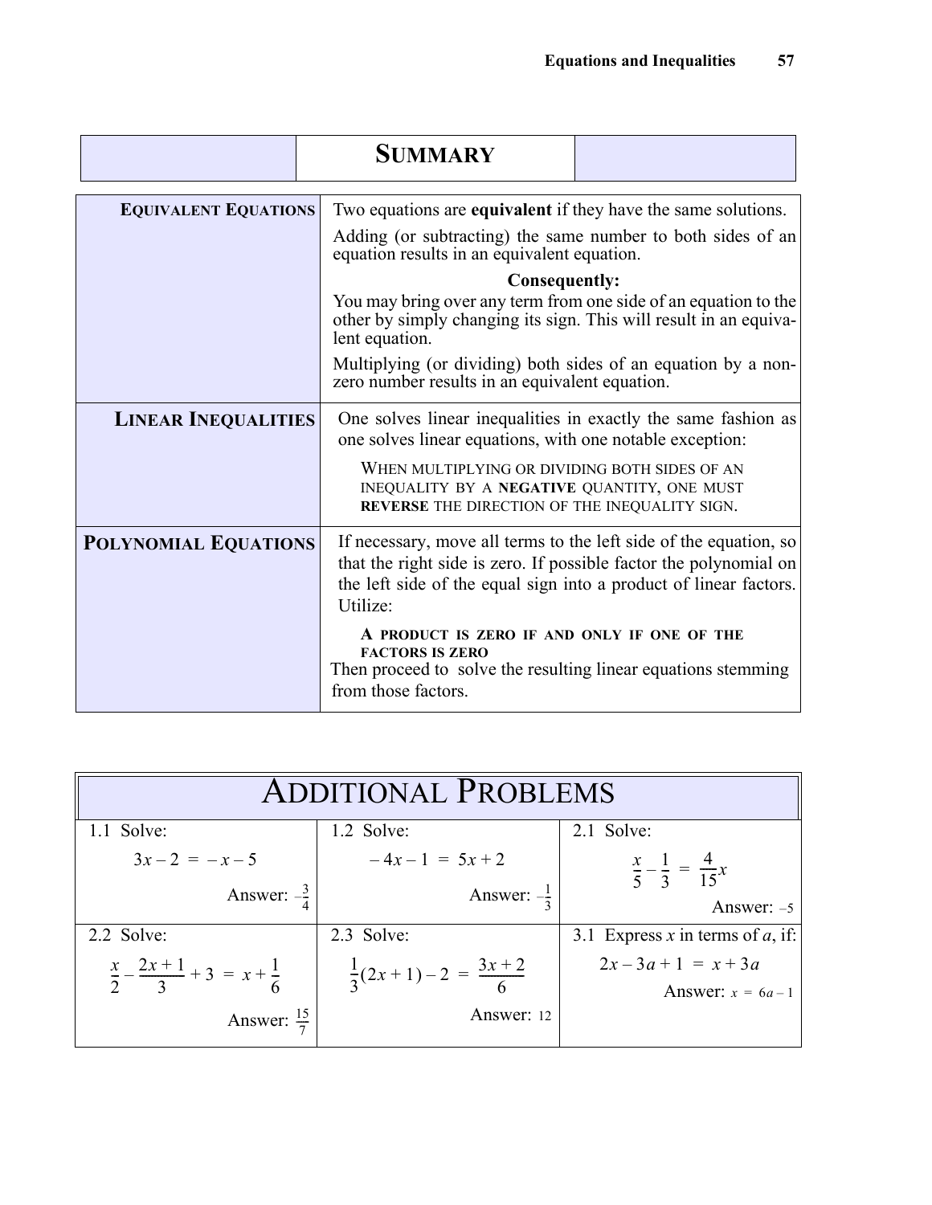## SUMMARY

| | |
|---|---|
| **EQUIVALENT EQUATIONS** | Two equations are **equivalent** if they have the same solutions. <br><br> Adding (or subtracting) the same number to both sides of an equation results in an equivalent equation. <br><br> **Consequently:** <br> You may bring over any term from one side of an equation to the other by simply changing its sign. This will result in an equivalent equation. <br><br> Multiplying (or dividing) both sides of an equation by a nonzero number results in an equivalent equation. |
| **LINEAR INEQUALITIES** | One solves linear inequalities in exactly the same fashion as one solves linear equations, with one notable exception: <br><br> WHEN MULTIPLYING OR DIVIDING BOTH SIDES OF AN INEQUALITY BY A **NEGATIVE** QUANTITY, ONE MUST **REVERSE** THE DIRECTION OF THE INEQUALITY SIGN. |
| **POLYNOMIAL EQUATIONS** | If necessary, move all terms to the left side of the equation, so that the right side is zero. If possible factor the polynomial on the left side of the equal sign into a product of linear factors. Utilize: <br><br> **A PRODUCT IS ZERO IF AND ONLY IF ONE OF THE FACTORS IS ZERO** <br> Then proceed to solve the resulting linear equations stemming from those factors. |

## ADDITIONAL PROBLEMS

| | | |
|---|---|---|
| 1.1 Solve: <br> $3x - 2 = -x - 5$ <br> Answer: $-\frac{3}{4}$ | 1.2 Solve: <br> $-4x - 1 = 5x + 2$ <br> Answer: $-\frac{1}{3}$ | 2.1 Solve: <br> $\frac{x}{5} - \frac{1}{3} = \frac{4}{15}x$ <br> Answer: $-5$ |
| 2.2 Solve: <br> $\frac{x}{2} - \frac{2x+1}{3} + 3 = x + \frac{1}{6}$ <br> Answer: $\frac{15}{7}$ | 2.3 Solve: <br> $\frac{1}{3}(2x+1) - 2 = \frac{3x+2}{6}$ <br> Answer: 12 | 3.1 Express $x$ in terms of $a$, if: <br> $2x - 3a + 1 = x + 3a$ <br> Answer: $x = 6a - 1$ |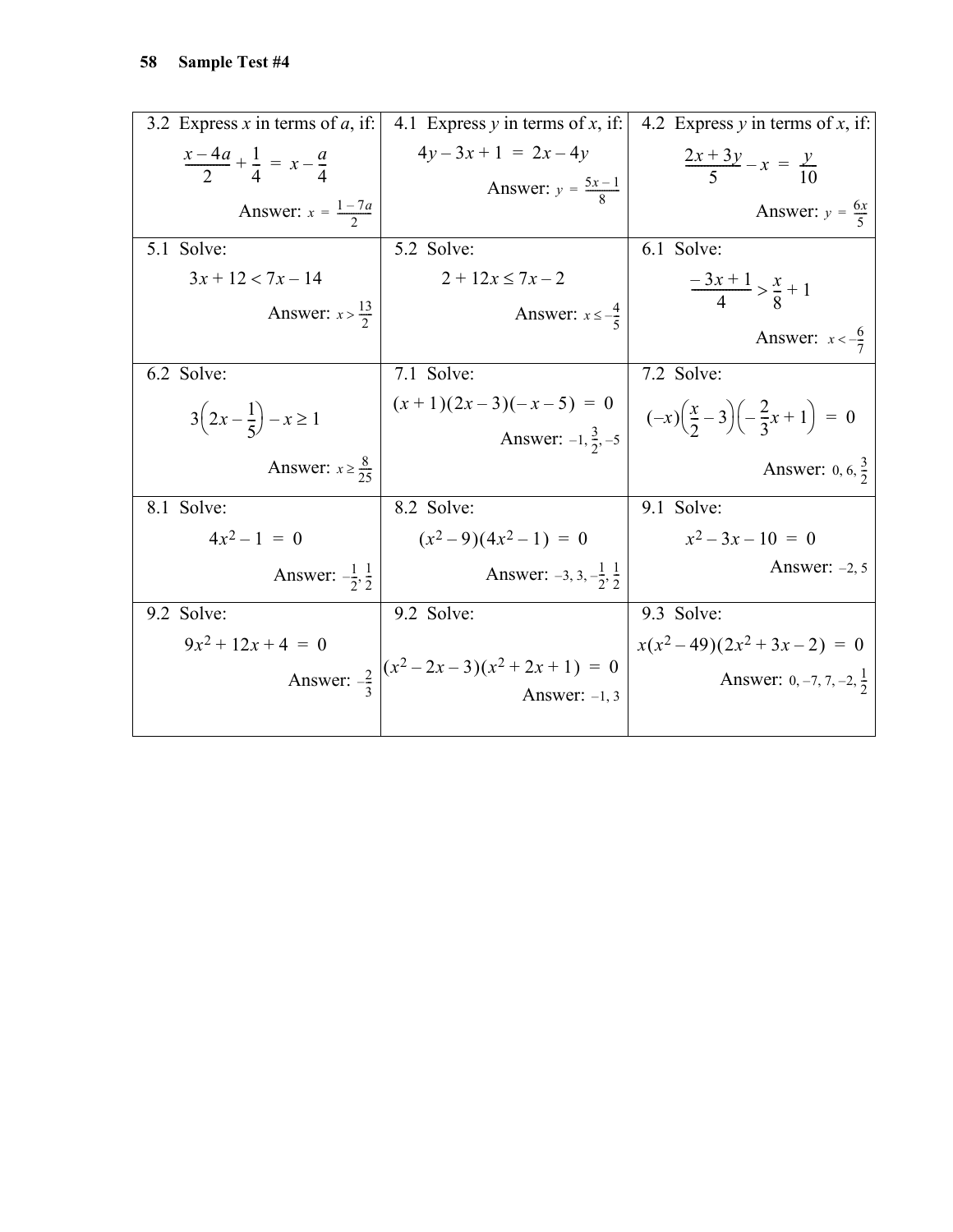| 3.2 Express $x$ in terms of $a$, if: $\frac{x-4a}{2}+\frac{1}{4} = x-\frac{a}{4}$ Answer: $x = \frac{1-7a}{2}$ | 4.1 Express $y$ in terms of $x$, if: $4y-3x+1 = 2x-4y$ Answer: $y = \frac{5x-1}{8}$ | 4.2 Express $y$ in terms of $x$, if: $\frac{2x+3y}{5}-x = \frac{y}{10}$ Answer: $y = \frac{6x}{5}$ |
|---|---|---|
| 5.1 Solve: $3x+12<7x-14$ Answer: $x>\frac{13}{2}$ | 5.2 Solve: $2+12x \le 7x-2$ Answer: $x \le -\frac{4}{5}$ | 6.1 Solve: $\frac{-3x+1}{4} > \frac{x}{8}+1$ Answer: $x < -\frac{6}{7}$ |
| 6.2 Solve: $3\left(2x-\frac{1}{5}\right)-x \ge 1$ Answer: $x \ge \frac{8}{25}$ | 7.1 Solve: $(x+1)(2x-3)(-x-5) = 0$ Answer: $-1, \frac{3}{2}, -5$ | 7.2 Solve: $(-x)\left(\frac{x}{2}-3\right)\left(-\frac{2}{3}x+1\right) = 0$ Answer: $0, 6, \frac{3}{2}$ |
| 8.1 Solve: $4x^2-1 = 0$ Answer: $-\frac{1}{2}, \frac{1}{2}$ | 8.2 Solve: $(x^2-9)(4x^2-1) = 0$ Answer: $-3, 3, -\frac{1}{2}, \frac{1}{2}$ | 9.1 Solve: $x^2-3x-10 = 0$ Answer: $-2, 5$ |
| 9.2 Solve: $9x^2+12x+4 = 0$ Answer: $-\frac{2}{3}$ | 9.2 Solve: $(x^2-2x-3)(x^2+2x+1) = 0$ Answer: $-1, 3$ | 9.3 Solve: $x(x^2-49)(2x^2+3x-2) = 0$ Answer: $0, -7, 7, -2, \frac{1}{2}$ |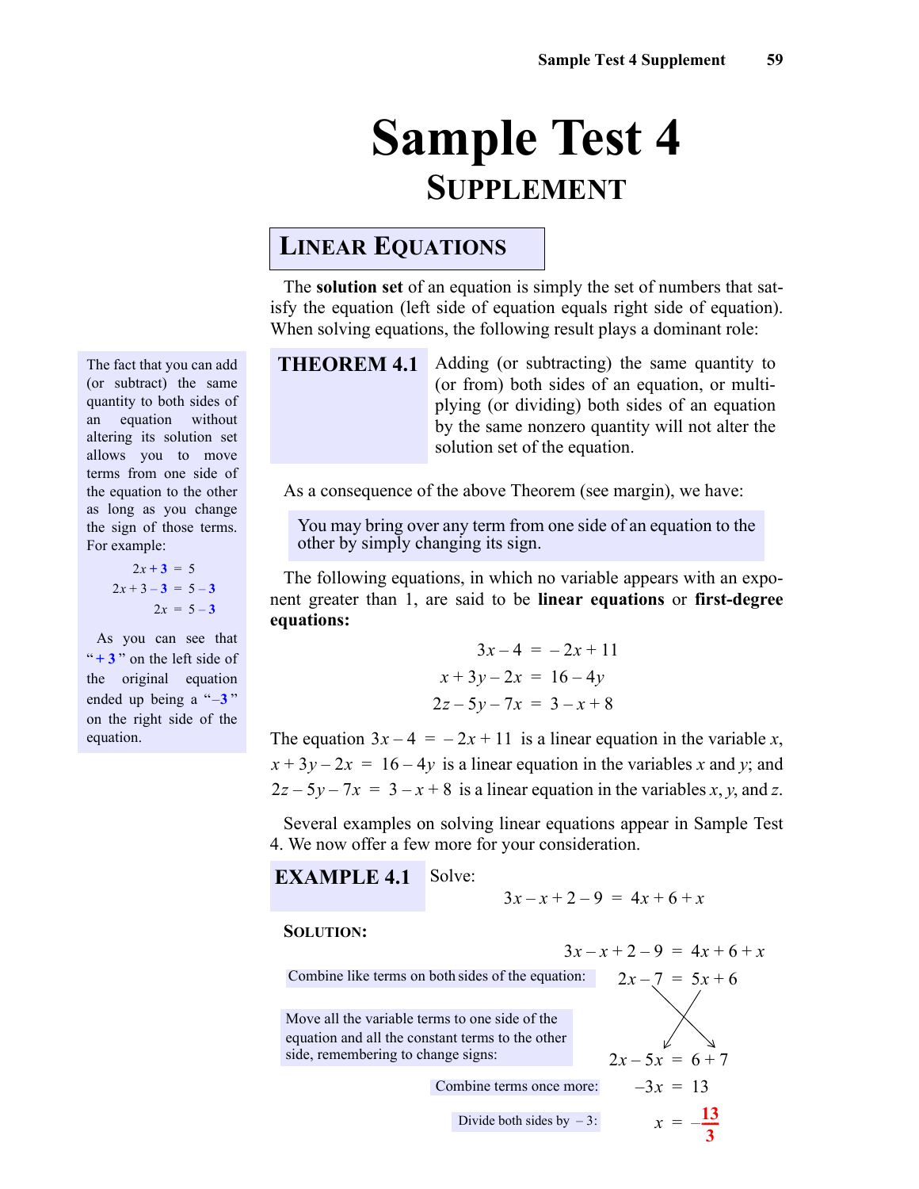# Sample Test 4

## Supplement

### Linear Equations

The **solution set** of an equation is simply the set of numbers that satisfy the equation (left side of equation equals right side of equation). When solving equations, the following result plays a dominant role:

**THEOREM 4.1** Adding (or subtracting) the same quantity to (or from) both sides of an equation, or multiplying (or dividing) both sides of an equation by the same nonzero quantity will not alter the solution set of the equation.

The fact that you can add (or subtract) the same quantity to both sides of an equation without altering its solution set allows you to move terms from one side of the equation to the other as long as you change the sign of those terms. For example:

$$
\begin{aligned}
2x + 3 &= 5 \\
2x + 3 - 3 &= 5 - 3 \\
2x &= 5 - 3
\end{aligned}
$$

As you can see that "$+3$" on the left side of the original equation ended up being a "$-3$" on the right side of the equation.

As a consequence of the above Theorem (see margin), we have:

You may bring over any term from one side of an equation to the other by simply changing its sign.

The following equations, in which no variable appears with an exponent greater than 1, are said to be **linear equations** or **first-degree equations:**

$$
\begin{aligned}
3x - 4 &= -2x + 11 \\
x + 3y - 2x &= 16 - 4y \\
2z - 5y - 7x &= 3 - x + 8
\end{aligned}
$$

The equation $3x - 4 = -2x + 11$ is a linear equation in the variable $x$, $x + 3y - 2x = 16 - 4y$ is a linear equation in the variables $x$ and $y$; and $2z - 5y - 7x = 3 - x + 8$ is a linear equation in the variables $x$, $y$, and $z$.

Several examples on solving linear equations appear in Sample Test 4. We now offer a few more for your consideration.

**EXAMPLE 4.1** Solve:

$$3x - x + 2 - 9 = 4x + 6 + x$$

**SOLUTION:**

$$3x - x + 2 - 9 = 4x + 6 + x$$

Combine like terms on both sides of the equation:

$$2x - 7 = 5x + 6$$

Move all the variable terms to one side of the equation and all the constant terms to the other side, remembering to change signs:

$$2x - 5x = 6 + 7$$

Combine terms once more:

$$-3x = 13$$

Divide both sides by $-3$:

$$x = -\frac{13}{3}$$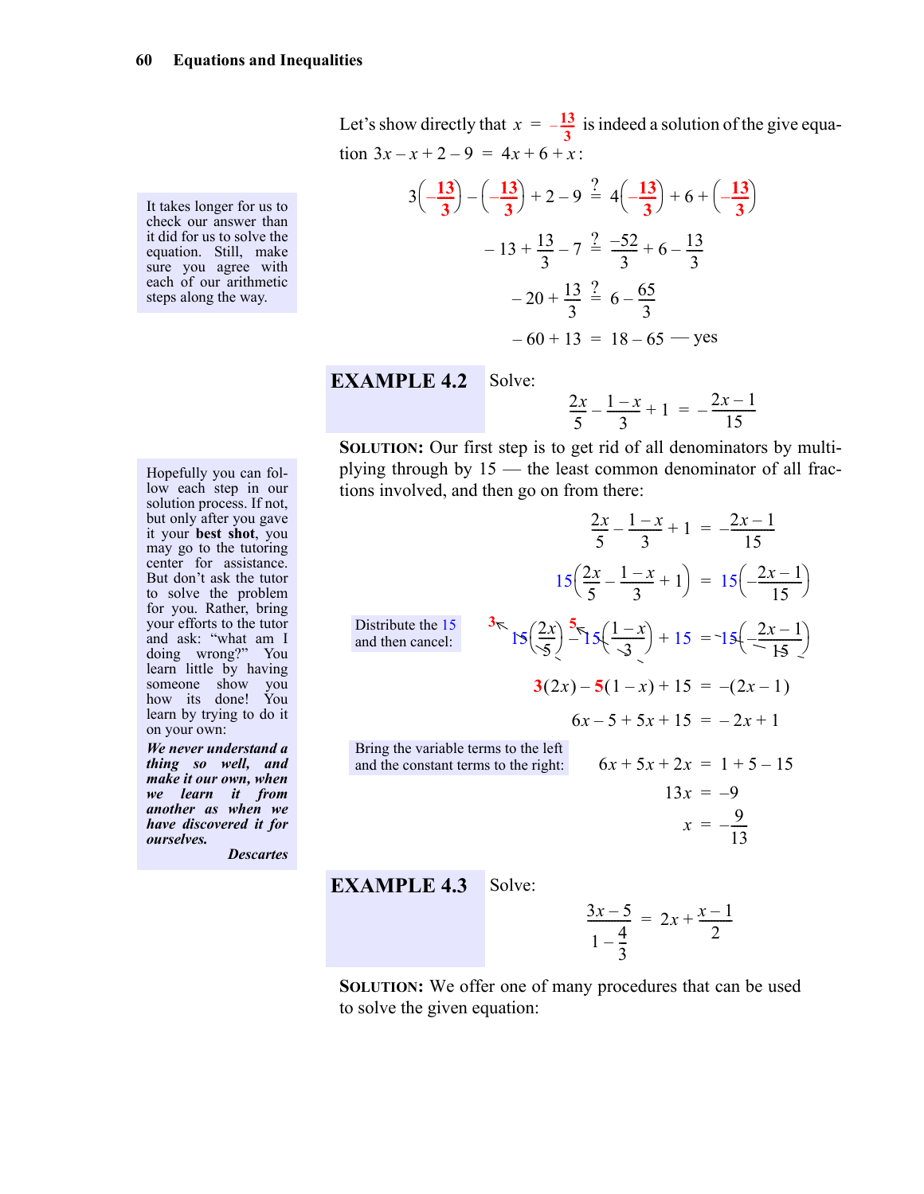Let's show directly that $x = -\frac{13}{3}$ is indeed a solution of the give equation $3x - x + 2 - 9 = 4x + 6 + x$:

> It takes longer for us to check our answer than it did for us to solve the equation. Still, make sure you agree with each of our arithmetic steps along the way.

$$3\left(-\frac{13}{3}\right) - \left(-\frac{13}{3}\right) + 2 - 9 \stackrel{?}{=} 4\left(-\frac{13}{3}\right) + 6 + \left(-\frac{13}{3}\right)$$

$$-13 + \frac{13}{3} - 7 \stackrel{?}{=} \frac{-52}{3} + 6 - \frac{13}{3}$$

$$-20 + \frac{13}{3} \stackrel{?}{=} 6 - \frac{65}{3}$$

$$-60 + 13 = 18 - 65 \text{ — yes}$$

**EXAMPLE 4.2** Solve:

$$\frac{2x}{5} - \frac{1-x}{3} + 1 = -\frac{2x-1}{15}$$

**SOLUTION:** Our first step is to get rid of all denominators by multiplying through by 15 — the least common denominator of all fractions involved, and then go on from there:

> Hopefully you can follow each step in our solution process. If not, but only after you gave it your **best shot**, you may go to the tutoring center for assistance. But don't ask the tutor to solve the problem for you. Rather, bring your efforts to the tutor and ask: "what am I doing wrong?" You learn little by having someone show you how its done! You learn by trying to do it on your own:
>
> ***We never understand a thing so well, and make it our own, when we learn it from another as when we have discovered it for ourselves.***
>
> ***Descartes***

$$\frac{2x}{5} - \frac{1-x}{3} + 1 = -\frac{2x-1}{15}$$

$$15\left(\frac{2x}{5} - \frac{1-x}{3} + 1\right) = 15\left(-\frac{2x-1}{15}\right)$$

Distribute the 15 and then cancel:

$$15\left(\frac{2x}{5}\right) - 15\left(\frac{1-x}{3}\right) + 15 = -15\left(\frac{2x-1}{15}\right)$$

$$3(2x) - 5(1-x) + 15 = -(2x-1)$$

$$6x - 5 + 5x + 15 = -2x + 1$$

Bring the variable terms to the left and the constant terms to the right:

$$6x + 5x + 2x = 1 + 5 - 15$$

$$13x = -9$$

$$x = -\frac{9}{13}$$

**EXAMPLE 4.3** Solve:

$$\frac{3x-5}{1-\frac{4}{3}} = 2x + \frac{x-1}{2}$$

**SOLUTION:** We offer one of many procedures that can be used to solve the given equation: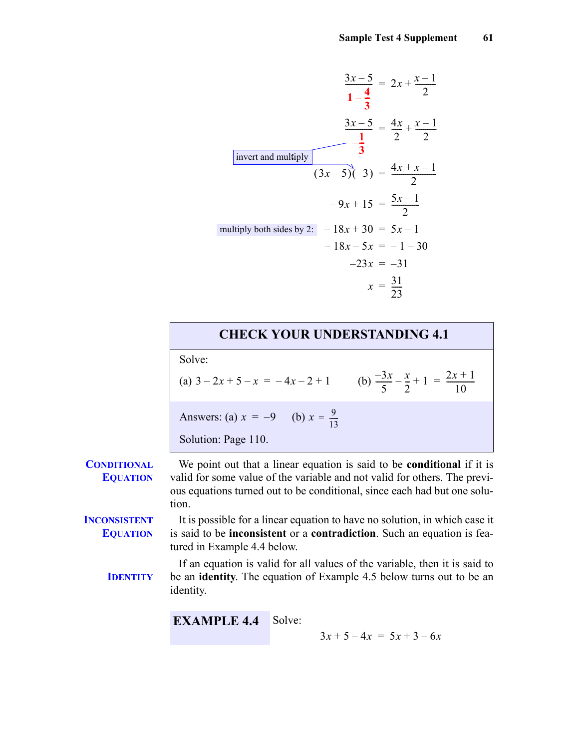$$\frac{3x-5}{1-\frac{4}{3}} = 2x + \frac{x-1}{2}$$

$$\frac{3x-5}{-\frac{1}{3}} = \frac{4x}{2} + \frac{x-1}{2}$$

invert and multiply

$$(3x-5)(-3) = \frac{4x+x-1}{2}$$

$$-9x+15 = \frac{5x-1}{2}$$

multiply both sides by 2:

$$-18x+30 = 5x-1$$

$$-18x-5x = -1-30$$

$$-23x = -31$$

$$x = \frac{31}{23}$$

## CHECK YOUR UNDERSTANDING 4.1

Solve:

(a) $3 - 2x + 5 - x = -4x - 2 + 1$  (b) $\frac{-3x}{5} - \frac{x}{2} + 1 = \frac{2x+1}{10}$

Answers: (a) $x = -9$  (b) $x = \frac{9}{13}$

Solution: Page 110.

**CONDITIONAL EQUATION**

We point out that a linear equation is said to be **conditional** if it is valid for some value of the variable and not valid for others. The previous equations turned out to be conditional, since each had but one solution.

**INCONSISTENT EQUATION**

It is possible for a linear equation to have no solution, in which case it is said to be **inconsistent** or a **contradiction**. Such an equation is featured in Example 4.4 below.

**IDENTITY**

If an equation is valid for all values of the variable, then it is said to be an **identity**. The equation of Example 4.5 below turns out to be an identity.

**EXAMPLE 4.4** Solve:

$$3x + 5 - 4x = 5x + 3 - 6x$$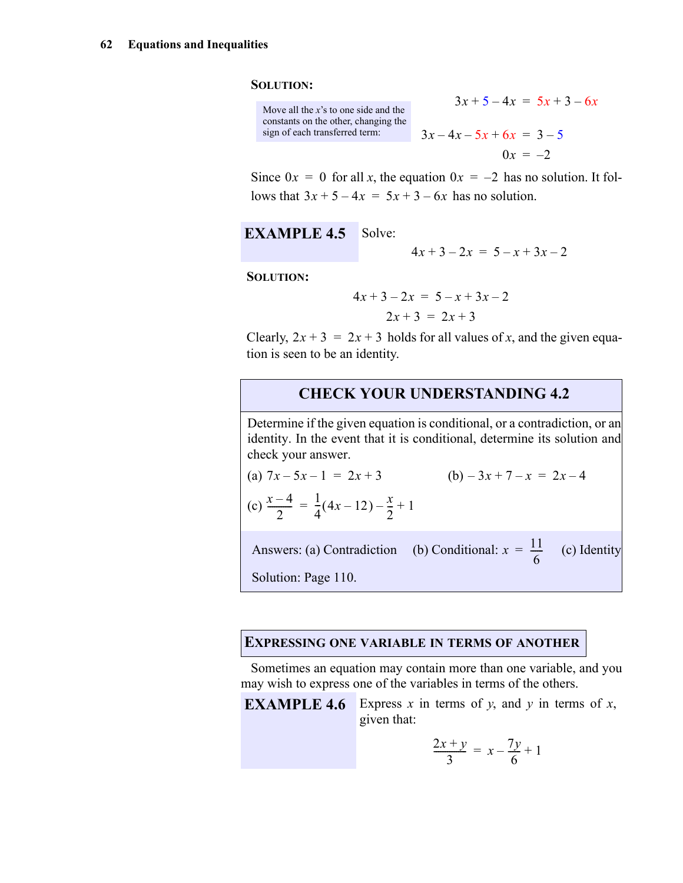**SOLUTION:**

Move all the $x$'s to one side and the constants on the other, changing the sign of each transferred term:

$$3x + 5 - 4x = 5x + 3 - 6x$$

$$3x - 4x - 5x + 6x = 3 - 5$$

$$0x = -2$$

Since $0x = 0$ for all $x$, the equation $0x = -2$ has no solution. It follows that $3x + 5 - 4x = 5x + 3 - 6x$ has no solution.

**EXAMPLE 4.5** Solve:

$$4x + 3 - 2x = 5 - x + 3x - 2$$

**SOLUTION:**

$$4x + 3 - 2x = 5 - x + 3x - 2$$

$$2x + 3 = 2x + 3$$

Clearly, $2x + 3 = 2x + 3$ holds for all values of $x$, and the given equation is seen to be an identity.

## CHECK YOUR UNDERSTANDING 4.2

Determine if the given equation is conditional, or a contradiction, or an identity. In the event that it is conditional, determine its solution and check your answer.

(a) $7x - 5x - 1 = 2x + 3$

(b) $-3x + 7 - x = 2x - 4$

(c) $\dfrac{x-4}{2} = \dfrac{1}{4}(4x - 12) - \dfrac{x}{2} + 1$

Answers: (a) Contradiction (b) Conditional: $x = \dfrac{11}{6}$ (c) Identity

Solution: Page 110.

## EXPRESSING ONE VARIABLE IN TERMS OF ANOTHER

Sometimes an equation may contain more than one variable, and you may wish to express one of the variables in terms of the others.

**EXAMPLE 4.6** Express $x$ in terms of $y$, and $y$ in terms of $x$, given that:

$$\frac{2x + y}{3} = x - \frac{7y}{6} + 1$$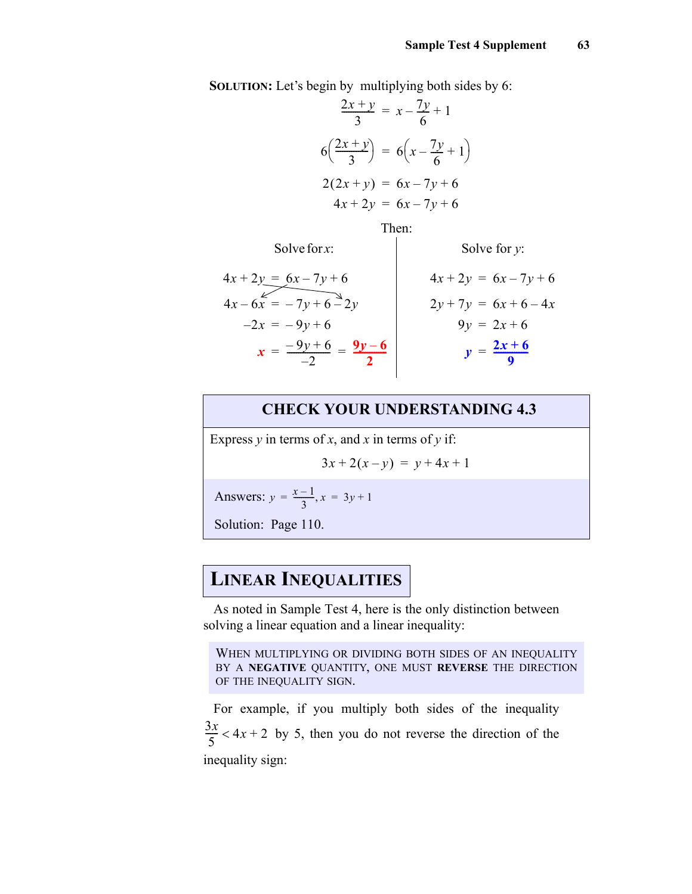**SOLUTION:** Let's begin by multiplying both sides by 6:

$$\frac{2x+y}{3} = x - \frac{7y}{6} + 1$$

$$6\left(\frac{2x+y}{3}\right) = 6\left(x - \frac{7y}{6} + 1\right)$$

$$2(2x+y) = 6x - 7y + 6$$

$$4x + 2y = 6x - 7y + 6$$

Then:

Solve for $x$:

$$4x + 2y = 6x - 7y + 6$$

$$4x - 6x = -7y + 6 - 2y$$

$$-2x = -9y + 6$$

$$x = \frac{-9y+6}{-2} = \frac{9y-6}{2}$$

Solve for $y$:

$$4x + 2y = 6x - 7y + 6$$

$$2y + 7y = 6x + 6 - 4x$$

$$9y = 2x + 6$$

$$y = \frac{2x+6}{9}$$

## CHECK YOUR UNDERSTANDING 4.3

Express $y$ in terms of $x$, and $x$ in terms of $y$ if:

$$3x + 2(x - y) = y + 4x + 1$$

Answers: $y = \frac{x-1}{3}, x = 3y + 1$

Solution: Page 110.

## LINEAR INEQUALITIES

As noted in Sample Test 4, here is the only distinction between solving a linear equation and a linear inequality:

WHEN MULTIPLYING OR DIVIDING BOTH SIDES OF AN INEQUALITY BY A **NEGATIVE** QUANTITY, ONE MUST **REVERSE** THE DIRECTION OF THE INEQUALITY SIGN.

For example, if you multiply both sides of the inequality $\frac{3x}{5} < 4x + 2$ by 5, then you do not reverse the direction of the inequality sign: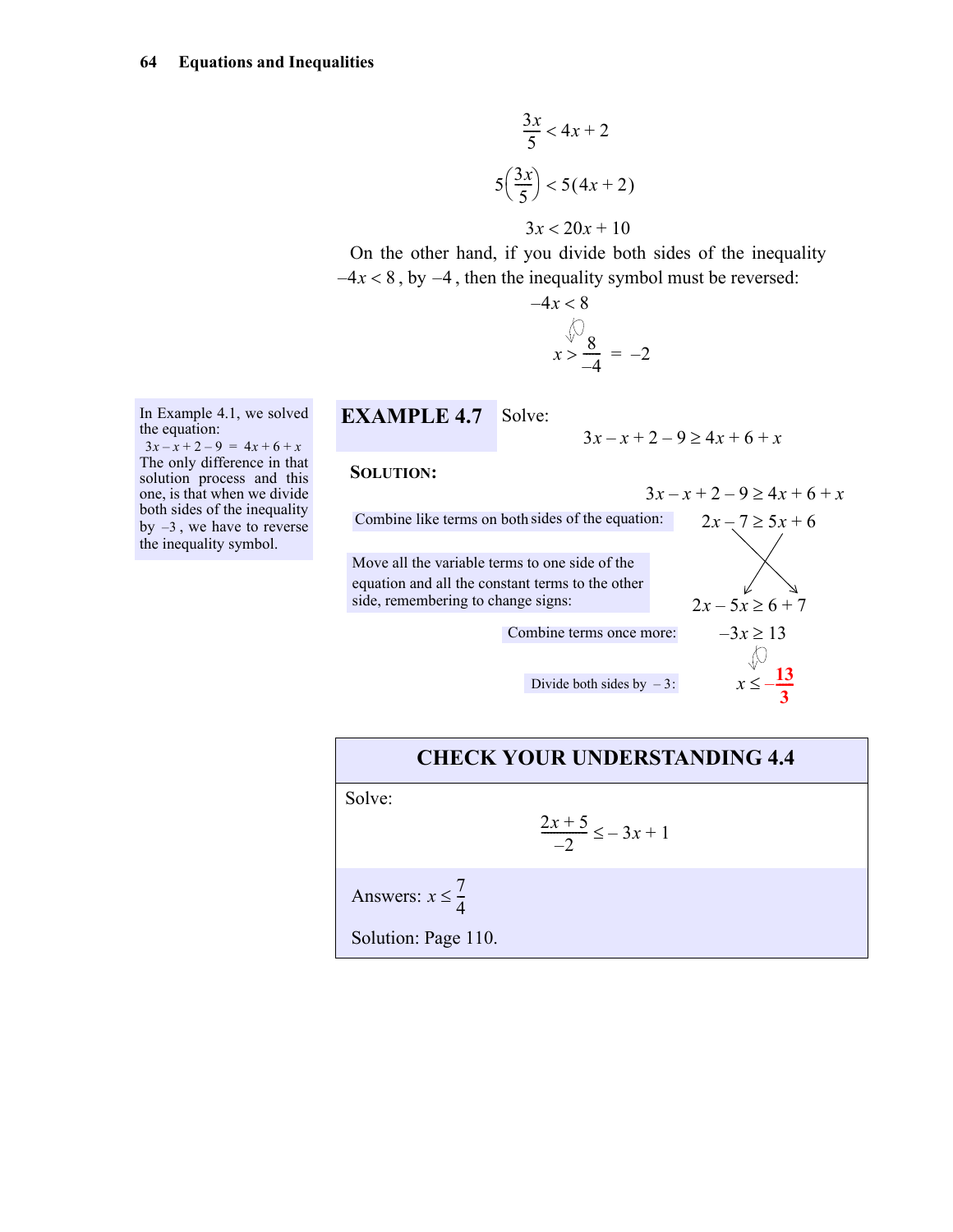$$\frac{3x}{5} < 4x + 2$$

$$5\left(\frac{3x}{5}\right) < 5(4x+2)$$

$$3x < 20x + 10$$

On the other hand, if you divide both sides of the inequality $-4x < 8$, by $-4$, then the inequality symbol must be reversed:

$$-4x < 8$$

$$x > \frac{8}{-4} = -2$$

In Example 4.1, we solved the equation: $3x - x + 2 - 9 = 4x + 6 + x$ The only difference in that solution process and this one, is that when we divide both sides of the inequality by $-3$, we have to reverse the inequality symbol.

## EXAMPLE 4.7

Solve:

$$3x - x + 2 - 9 \geq 4x + 6 + x$$

**SOLUTION:**

$$3x - x + 2 - 9 \geq 4x + 6 + x$$

Combine like terms on both sides of the equation:

$$2x - 7 \geq 5x + 6$$

Move all the variable terms to one side of the equation and all the constant terms to the other side, remembering to change signs:

$$2x - 5x \geq 6 + 7$$

Combine terms once more:

$$-3x \geq 13$$

Divide both sides by $-3$:

$$x \leq -\frac{13}{3}$$

## CHECK YOUR UNDERSTANDING 4.4

Solve:

$$\frac{2x+5}{-2} \leq -3x + 1$$

Answers: $x \leq \frac{7}{4}$

Solution: Page 110.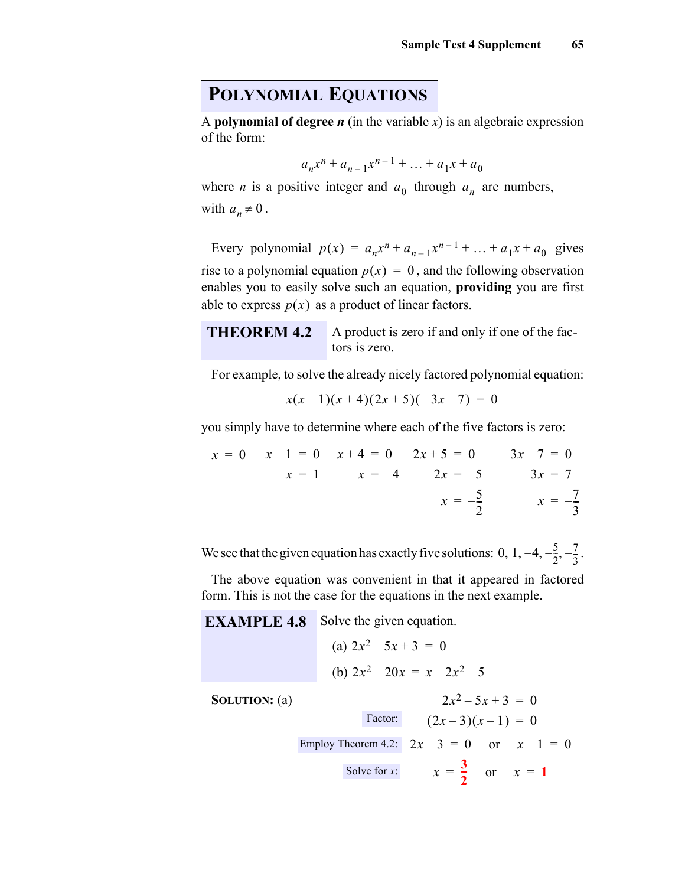# Polynomial Equations

A **polynomial of degree** $n$ (in the variable $x$) is an algebraic expression of the form:

$$a_n x^n + a_{n-1} x^{n-1} + \ldots + a_1 x + a_0$$

where $n$ is a positive integer and $a_0$ through $a_n$ are numbers, with $a_n \neq 0$.

Every polynomial $p(x) = a_n x^n + a_{n-1} x^{n-1} + \ldots + a_1 x + a_0$ gives rise to a polynomial equation $p(x) = 0$, and the following observation enables you to easily solve such an equation, **providing** you are first able to express $p(x)$ as a product of linear factors.

**THEOREM 4.2** A product is zero if and only if one of the factors is zero.

For example, to solve the already nicely factored polynomial equation:

$$x(x-1)(x+4)(2x+5)(-3x-7) = 0$$

you simply have to determine where each of the five factors is zero:

$$x = 0 \qquad \begin{aligned} x - 1 &= 0 \\ x &= 1 \end{aligned} \qquad \begin{aligned} x + 4 &= 0 \\ x &= -4 \end{aligned} \qquad \begin{aligned} 2x + 5 &= 0 \\ 2x &= -5 \\ x &= -\frac{5}{2} \end{aligned} \qquad \begin{aligned} -3x - 7 &= 0 \\ -3x &= 7 \\ x &= -\frac{7}{3} \end{aligned}$$

We see that the given equation has exactly five solutions: $0, 1, -4, -\frac{5}{2}, -\frac{7}{3}$.

The above equation was convenient in that it appeared in factored form. This is not the case for the equations in the next example.

**EXAMPLE 4.8** Solve the given equation.

(a) $2x^2 - 5x + 3 = 0$

(b) $2x^2 - 20x = x - 2x^2 - 5$

**SOLUTION:** (a)

$$2x^2 - 5x + 3 = 0$$

Factor: $$(2x-3)(x-1) = 0$$

Employ Theorem 4.2: $$2x - 3 = 0 \quad \text{or} \quad x - 1 = 0$$

Solve for $x$: $$x = \frac{3}{2} \quad \text{or} \quad x = 1$$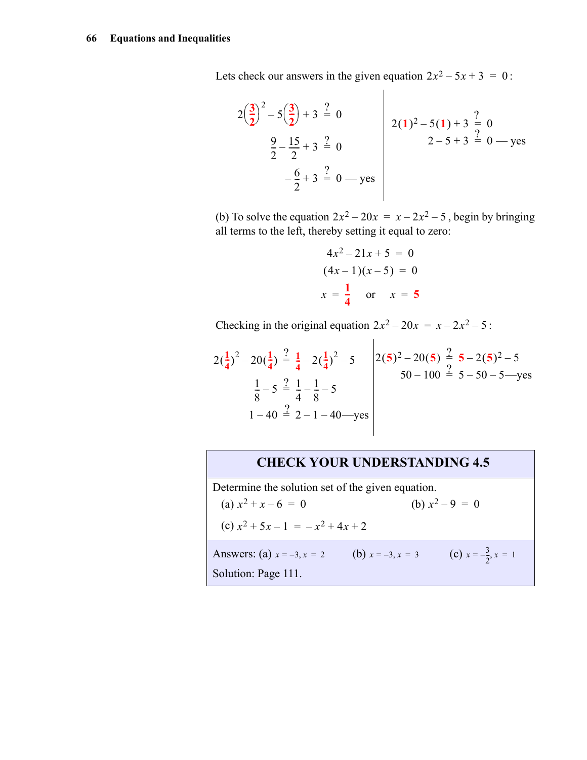Lets check our answers in the given equation $2x^2 - 5x + 3 = 0$:

$$2\left(\frac{3}{2}\right)^2 - 5\left(\frac{3}{2}\right) + 3 \stackrel{?}{=} 0$$
$$\frac{9}{2} - \frac{15}{2} + 3 \stackrel{?}{=} 0$$
$$-\frac{6}{2} + 3 \stackrel{?}{=} 0 \text{ — yes}$$

$$2(1)^2 - 5(1) + 3 \stackrel{?}{=} 0$$
$$2 - 5 + 3 \stackrel{?}{=} 0 \text{ — yes}$$

(b) To solve the equation $2x^2 - 20x = x - 2x^2 - 5$, begin by bringing all terms to the left, thereby setting it equal to zero:

$$4x^2 - 21x + 5 = 0$$
$$(4x - 1)(x - 5) = 0$$
$$x = \frac{1}{4} \quad \text{or} \quad x = 5$$

Checking in the original equation $2x^2 - 20x = x - 2x^2 - 5$:

$$2\left(\tfrac{1}{4}\right)^2 - 20\left(\tfrac{1}{4}\right) \stackrel{?}{=} \tfrac{1}{4} - 2\left(\tfrac{1}{4}\right)^2 - 5$$
$$\frac{1}{8} - 5 \stackrel{?}{=} \frac{1}{4} - \frac{1}{8} - 5$$
$$1 - 40 \stackrel{?}{=} 2 - 1 - 40 \text{—yes}$$

$$2(5)^2 - 20(5) \stackrel{?}{=} 5 - 2(5)^2 - 5$$
$$50 - 100 \stackrel{?}{=} 5 - 50 - 5 \text{—yes}$$

## CHECK YOUR UNDERSTANDING 4.5

Determine the solution set of the given equation.

(a) $x^2 + x - 6 = 0$ (b) $x^2 - 9 = 0$

(c) $x^2 + 5x - 1 = -x^2 + 4x + 2$

Answers: (a) $x = -3, x = 2$ (b) $x = -3, x = 3$ (c) $x = -\frac{3}{2}, x = 1$

Solution: Page 111.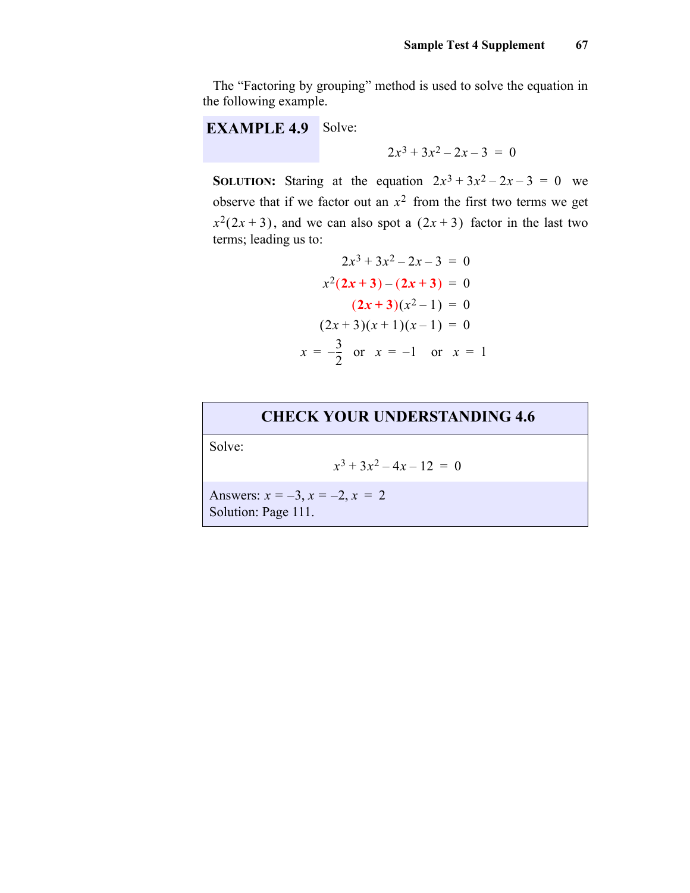The “Factoring by grouping” method is used to solve the equation in the following example.

**EXAMPLE 4.9** Solve:

$$2x^3 + 3x^2 - 2x - 3 = 0$$

**SOLUTION:** Staring at the equation $2x^3 + 3x^2 - 2x - 3 = 0$ we observe that if we factor out an $x^2$ from the first two terms we get $x^2(2x + 3)$, and we can also spot a $(2x + 3)$ factor in the last two terms; leading us to:

$$\begin{aligned}
2x^3 + 3x^2 - 2x - 3 &= 0 \\
x^2(\mathbf{2x+3}) - (\mathbf{2x+3}) &= 0 \\
(\mathbf{2x+3})(x^2 - 1) &= 0 \\
(2x+3)(x+1)(x-1) &= 0
\end{aligned}$$

$$x = -\frac{3}{2} \quad \text{or} \quad x = -1 \quad \text{or} \quad x = 1$$

## CHECK YOUR UNDERSTANDING 4.6

Solve:

$$x^3 + 3x^2 - 4x - 12 = 0$$

Answers: $x = -3$, $x = -2$, $x = 2$
Solution: Page 111.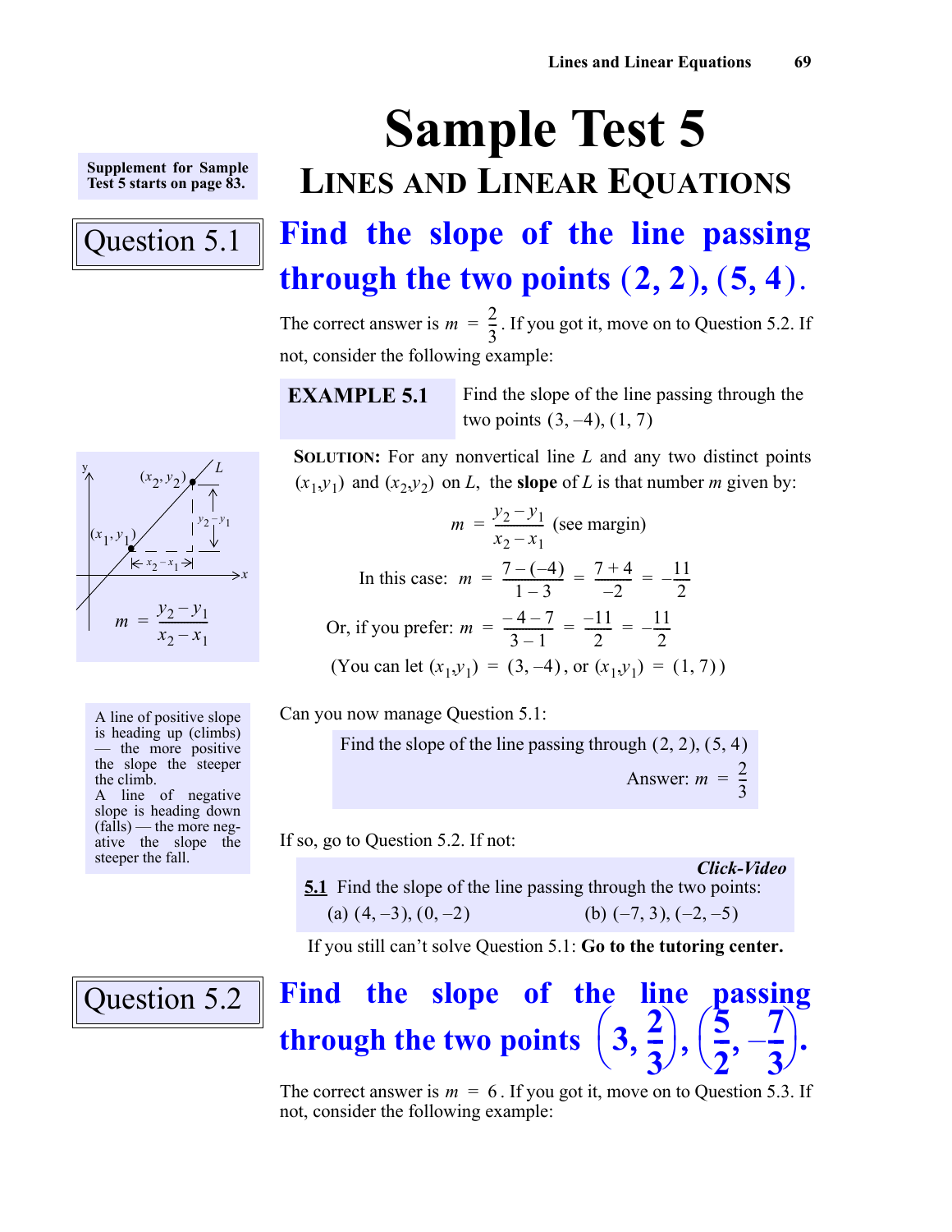# Sample Test 5

## LINES AND LINEAR EQUATIONS

Supplement for Sample Test 5 starts on page 83.

### Question 5.1

## Find the slope of the line passing through the two points $(2, 2), (5, 4)$.

The correct answer is $m = \frac{2}{3}$. If you got it, move on to Question 5.2. If not, consider the following example:

**EXAMPLE 5.1** Find the slope of the line passing through the two points $(3, -4), (1, 7)$

**SOLUTION:** For any nonvertical line $L$ and any two distinct points $(x_1, y_1)$ and $(x_2, y_2)$ on $L$, the **slope** of $L$ is that number $m$ given by:

$$m = \frac{y_2 - y_1}{x_2 - x_1} \text{ (see margin)}$$

$$\text{In this case: } m = \frac{7-(-4)}{1-3} = \frac{7+4}{-2} = -\frac{11}{2}$$

$$\text{Or, if you prefer: } m = \frac{-4-7}{3-1} = \frac{-11}{2} = -\frac{11}{2}$$

(You can let $(x_1, y_1) = (3, -4)$, or $(x_1, y_1) = (1, 7)$)

Margin: $m = \frac{y_2 - y_1}{x_2 - x_1}$

A line of positive slope is heading up (climbs) — the more positive the slope the steeper the climb.
A line of negative slope is heading down (falls) — the more negative the slope the steeper the fall.

Can you now manage Question 5.1:

Find the slope of the line passing through $(2, 2), (5, 4)$

Answer: $m = \frac{2}{3}$

If so, go to Question 5.2. If not:

***Click-Video***

**5.1** Find the slope of the line passing through the two points:

(a) $(4, -3), (0, -2)$ (b) $(-7, 3), (-2, -5)$

If you still can't solve Question 5.1: **Go to the tutoring center.**

### Question 5.2

## Find the slope of the line passing through the two points $\left(3, \frac{2}{3}\right), \left(\frac{5}{2}, -\frac{7}{3}\right)$.

The correct answer is $m = 6$. If you got it, move on to Question 5.3. If not, consider the following example: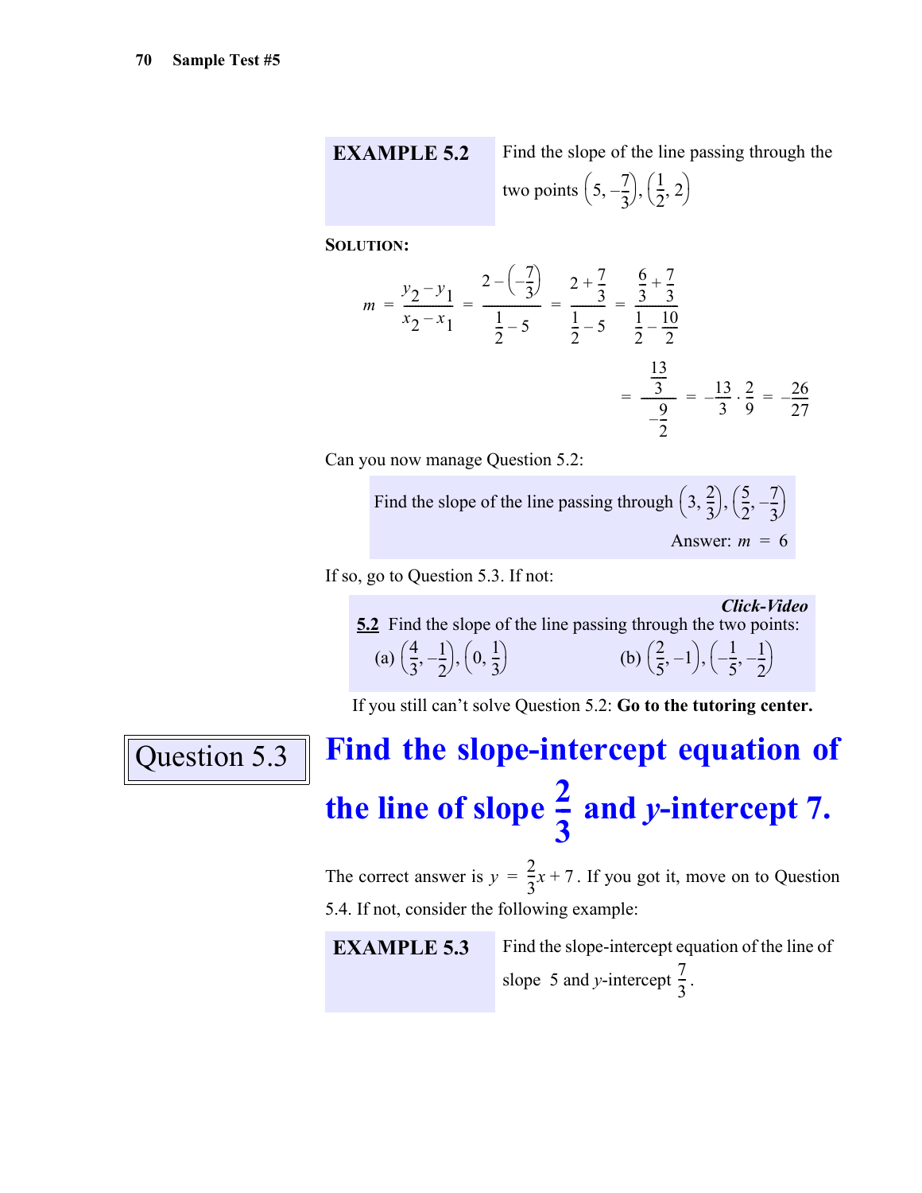**EXAMPLE 5.2** Find the slope of the line passing through the two points $\left(5, -\frac{7}{3}\right), \left(\frac{1}{2}, 2\right)$

**SOLUTION:**

$$m = \frac{y_2 - y_1}{x_2 - x_1} = \frac{2 - \left(-\frac{7}{3}\right)}{\frac{1}{2} - 5} = \frac{2 + \frac{7}{3}}{\frac{1}{2} - 5} = \frac{\frac{6}{3} + \frac{7}{3}}{\frac{1}{2} - \frac{10}{2}}$$

$$= \frac{\frac{13}{3}}{-\frac{9}{2}} = -\frac{13}{3} \cdot \frac{2}{9} = -\frac{26}{27}$$

Can you now manage Question 5.2:

> Find the slope of the line passing through $\left(3, \frac{2}{3}\right), \left(\frac{5}{2}, -\frac{7}{3}\right)$
>
> Answer: $m = 6$

If so, go to Question 5.3. If not:

> ***Click-Video***
>
> **5.2** Find the slope of the line passing through the two points:
>
> (a) $\left(\frac{4}{3}, -\frac{1}{2}\right), \left(0, \frac{1}{3}\right)$ (b) $\left(\frac{2}{5}, -1\right), \left(-\frac{1}{5}, -\frac{1}{2}\right)$

If you still can't solve Question 5.2: **Go to the tutoring center.**

## Question 5.3

## Find the slope-intercept equation of the line of slope $\frac{2}{3}$ and $y$-intercept 7.

The correct answer is $y = \frac{2}{3}x + 7$. If you got it, move on to Question 5.4. If not, consider the following example:

**EXAMPLE 5.3** Find the slope-intercept equation of the line of slope 5 and $y$-intercept $\frac{7}{3}$.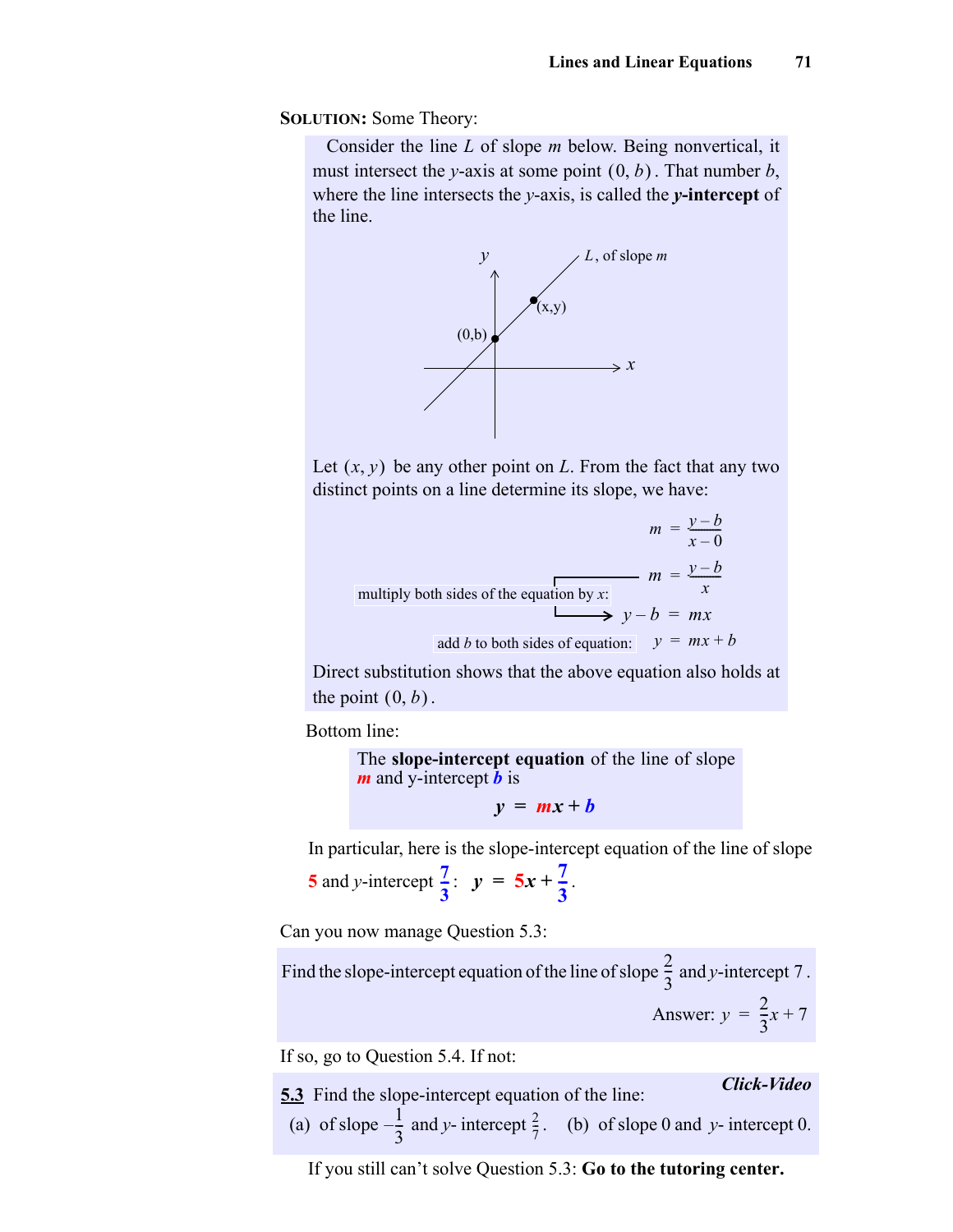**SOLUTION:** Some Theory:

Consider the line $L$ of slope $m$ below. Being nonvertical, it must intersect the $y$-axis at some point $(0, b)$. That number $b$, where the line intersects the $y$-axis, is called the ***y*-intercept** of the line.

Let $(x, y)$ be any other point on $L$. From the fact that any two distinct points on a line determine its slope, we have:

$$m = \frac{y-b}{x-0}$$

$$m = \frac{y-b}{x}$$

multiply both sides of the equation by $x$:

$$y - b = mx$$

add $b$ to both sides of equation:

$$y = mx + b$$

Direct substitution shows that the above equation also holds at the point $(0, b)$.

Bottom line:

The **slope-intercept equation** of the line of slope ***m*** and y-intercept ***b*** is

$$y = mx + b$$

In particular, here is the slope-intercept equation of the line of slope **5** and $y$-intercept $\frac{7}{3}$: $y = 5x + \frac{7}{3}$.

Can you now manage Question 5.3:

Find the slope-intercept equation of the line of slope $\frac{2}{3}$ and $y$-intercept 7.

Answer: $y = \frac{2}{3}x + 7$

If so, go to Question 5.4. If not:

**5.3** Find the slope-intercept equation of the line: ***Click-Video***

(a) of slope $-\frac{1}{3}$ and $y$- intercept $\frac{2}{7}$. (b) of slope 0 and $y$- intercept 0.

If you still can't solve Question 5.3: **Go to the tutoring center.**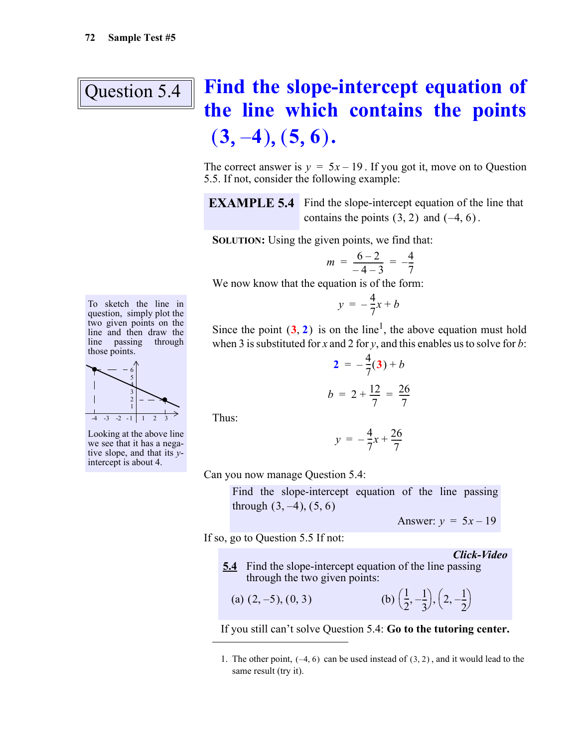## Question 5.4

# Find the slope-intercept equation of the line which contains the points $(3, -4), (5, 6)$.

The correct answer is $y = 5x - 19$. If you got it, move on to Question 5.5. If not, consider the following example:

**EXAMPLE 5.4** Find the slope-intercept equation of the line that contains the points $(3, 2)$ and $(-4, 6)$.

**SOLUTION:** Using the given points, we find that:

$$m = \frac{6-2}{-4-3} = -\frac{4}{7}$$

We now know that the equation is of the form:

$$y = -\frac{4}{7}x + b$$

Since the point $(3, 2)$ is on the line[1], the above equation must hold when 3 is substituted for $x$ and 2 for $y$, and this enables us to solve for $b$:

$$2 = -\frac{4}{7}(3) + b$$

$$b = 2 + \frac{12}{7} = \frac{26}{7}$$

Thus:

$$y = -\frac{4}{7}x + \frac{26}{7}$$

To sketch the line in question, simply plot the two given points on the line and then draw the line passing through those points.

Looking at the above line we see that it has a negative slope, and that its $y$-intercept is about 4.

Can you now manage Question 5.4:

> Find the slope-intercept equation of the line passing through $(3, -4), (5, 6)$
>
> Answer: $y = 5x - 19$

If so, go to Question 5.5 If not:

***Click-Video***

**5.4** Find the slope-intercept equation of the line passing through the two given points:

(a) $(2, -5), (0, 3)$ (b) $\left(\frac{1}{2}, -\frac{1}{3}\right), \left(2, -\frac{1}{2}\right)$

If you still can't solve Question 5.4: **Go to the tutoring center.**

1. The other point, $(-4, 6)$ can be used instead of $(3, 2)$, and it would lead to the same result (try it).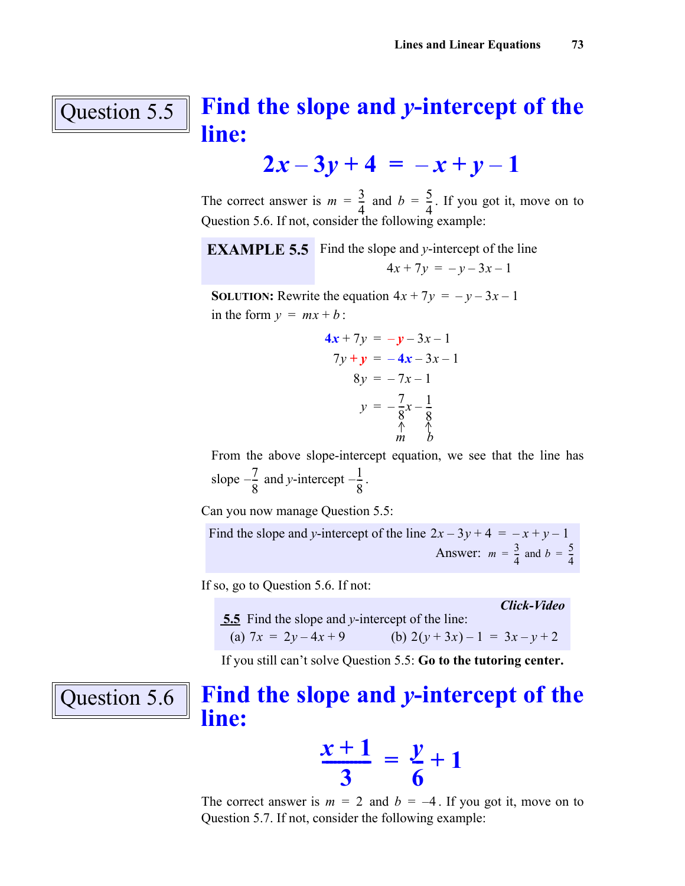## Question 5.5

# Find the slope and $y$-intercept of the line:

$$2x - 3y + 4 = -x + y - 1$$

The correct answer is $m = \frac{3}{4}$ and $b = \frac{5}{4}$. If you got it, move on to Question 5.6. If not, consider the following example:

**EXAMPLE 5.5** Find the slope and $y$-intercept of the line

$$4x + 7y = -y - 3x - 1$$

**SOLUTION:** Rewrite the equation $4x + 7y = -y - 3x - 1$ in the form $y = mx + b$:

$$4x + 7y = -y - 3x - 1$$

$$7y + y = -4x - 3x - 1$$

$$8y = -7x - 1$$

$$y = -\frac{7}{8}x - \frac{1}{8}$$

$$\uparrow \quad \uparrow$$

$$m \quad b$$

From the above slope-intercept equation, we see that the line has slope $-\frac{7}{8}$ and $y$-intercept $-\frac{1}{8}$.

Can you now manage Question 5.5:

Find the slope and $y$-intercept of the line $2x - 3y + 4 = -x + y - 1$

Answer: $m = \frac{3}{4}$ and $b = \frac{5}{4}$

If so, go to Question 5.6. If not:

***Click-Video***

**5.5** Find the slope and $y$-intercept of the line:

(a) $7x = 2y - 4x + 9$ (b) $2(y + 3x) - 1 = 3x - y + 2$

If you still can't solve Question 5.5: **Go to the tutoring center.**

## Question 5.6

# Find the slope and $y$-intercept of the line:

$$\frac{x + 1}{3} = \frac{y}{6} + 1$$

The correct answer is $m = 2$ and $b = -4$. If you got it, move on to Question 5.7. If not, consider the following example: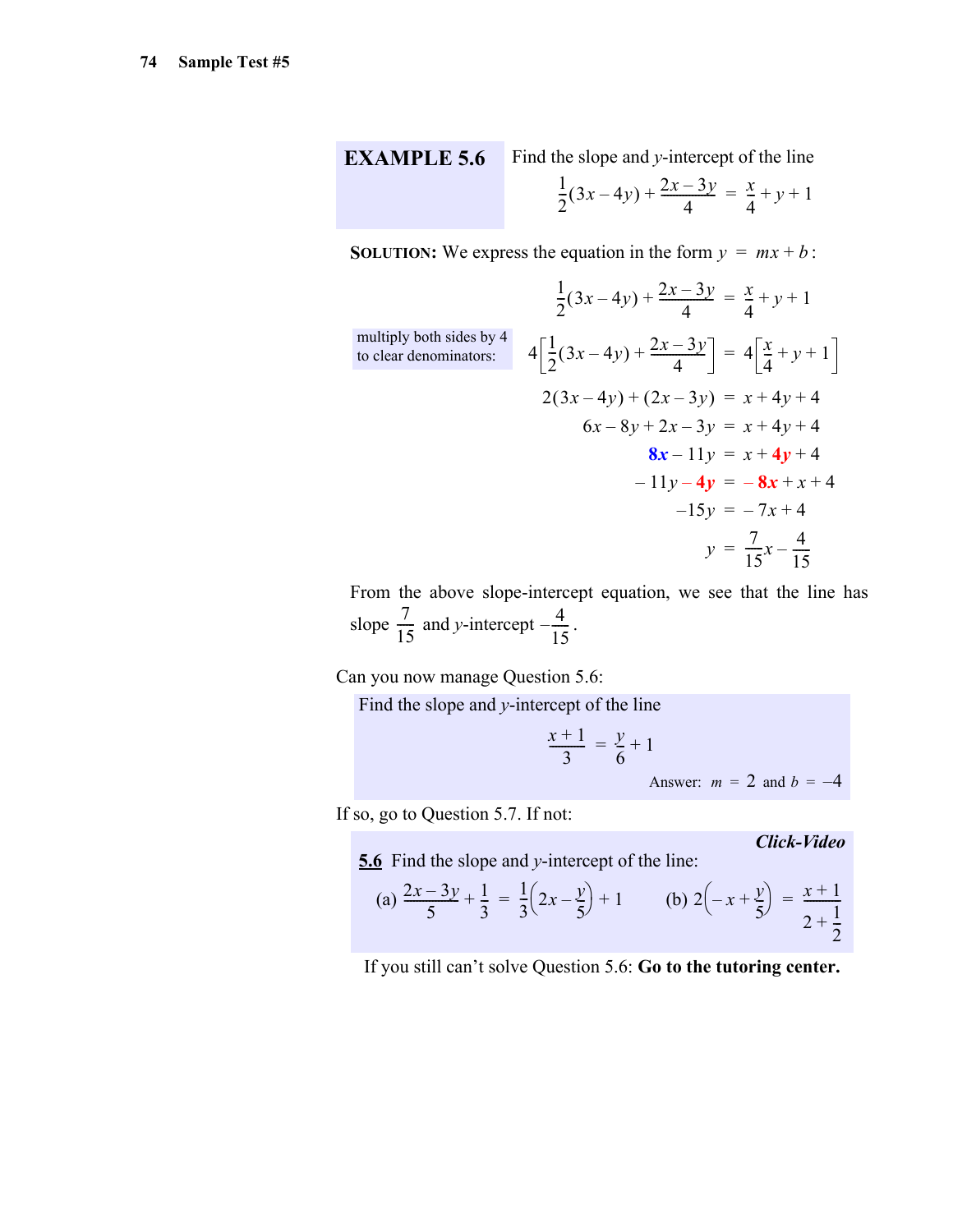## EXAMPLE 5.6

Find the slope and $y$-intercept of the line

$$\frac{1}{2}(3x-4y)+\frac{2x-3y}{4} = \frac{x}{4}+y+1$$

**SOLUTION:** We express the equation in the form $y = mx+b$:

$$\frac{1}{2}(3x-4y)+\frac{2x-3y}{4} = \frac{x}{4}+y+1$$

multiply both sides by 4 to clear denominators:

$$4\left[\frac{1}{2}(3x-4y)+\frac{2x-3y}{4}\right] = 4\left[\frac{x}{4}+y+1\right]$$

$$2(3x-4y)+(2x-3y) = x+4y+4$$

$$6x-8y+2x-3y = x+4y+4$$

$$8x-11y = x+4y+4$$

$$-11y-4y = -8x+x+4$$

$$-15y = -7x+4$$

$$y = \frac{7}{15}x-\frac{4}{15}$$

From the above slope-intercept equation, we see that the line has slope $\frac{7}{15}$ and $y$-intercept $-\frac{4}{15}$.

Can you now manage Question 5.6:

Find the slope and $y$-intercept of the line

$$\frac{x+1}{3} = \frac{y}{6}+1$$

Answer: $m = 2$ and $b = -4$

If so, go to Question 5.7. If not:

***Click-Video***

**5.6** Find the slope and $y$-intercept of the line:

(a) $\frac{2x-3y}{5}+\frac{1}{3} = \frac{1}{3}\left(2x-\frac{y}{5}\right)+1$ (b) $2\left(-x+\frac{y}{5}\right) = \frac{x+1}{2+\frac{1}{2}}$

If you still can't solve Question 5.6: **Go to the tutoring center.**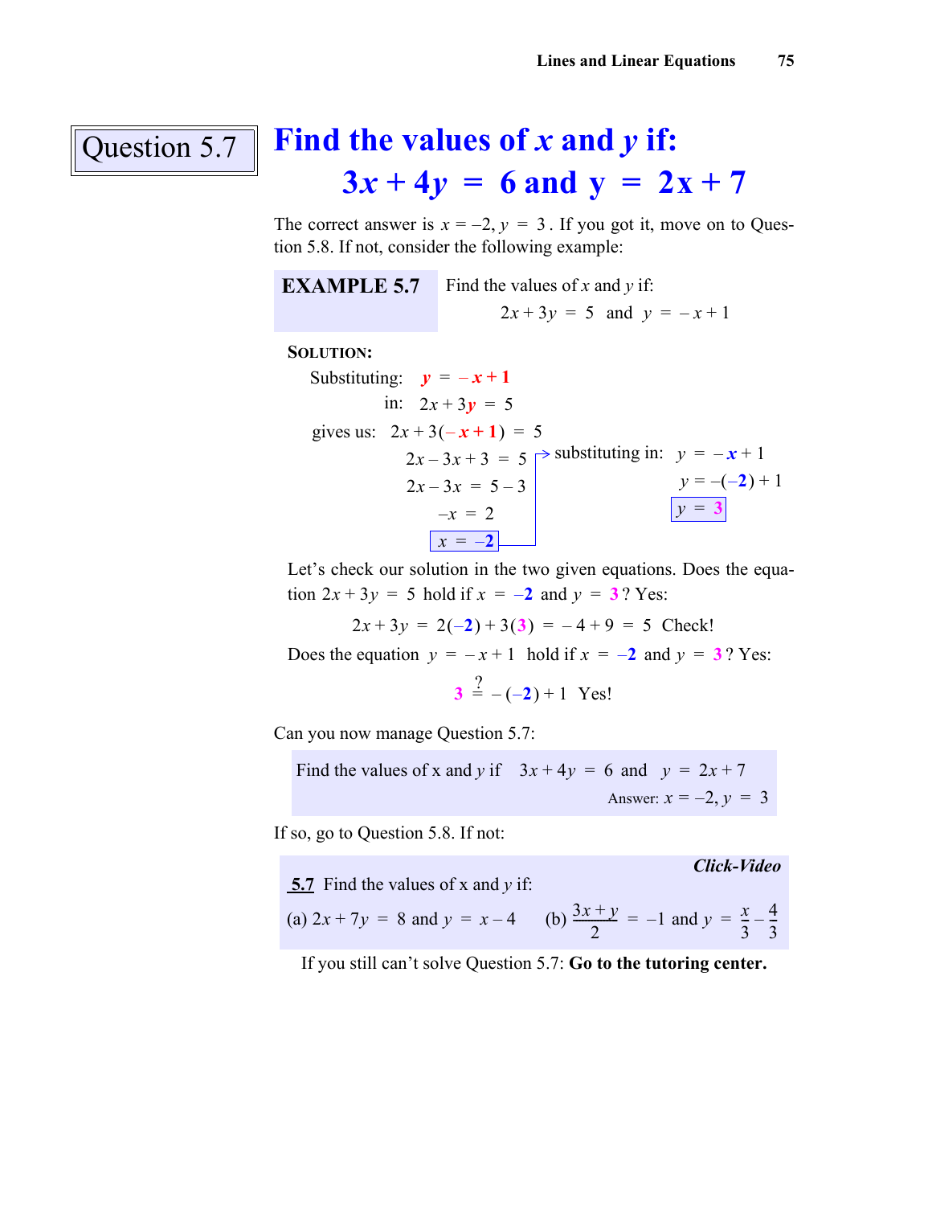Question 5.7

# Find the values of $x$ and $y$ if: $3x + 4y = 6$ and $y = 2x + 7$

The correct answer is $x = -2, y = 3$. If you got it, move on to Question 5.8. If not, consider the following example:

**EXAMPLE 5.7** Find the values of $x$ and $y$ if:

$$2x + 3y = 5 \quad \text{and} \quad y = -x + 1$$

**SOLUTION:**

Substituting: $y = -x + 1$

in: $2x + 3y = 5$

gives us: $2x + 3(-x + 1) = 5$

$$2x - 3x + 3 = 5$$
$$2x - 3x = 5 - 3$$
$$-x = 2$$
$$\boxed{x = -2}$$

substituting in: $y = -x + 1$

$$y = -(-2) + 1$$
$$\boxed{y = 3}$$

Let's check our solution in the two given equations. Does the equation $2x + 3y = 5$ hold if $x = -2$ and $y = 3$? Yes:

$$2x + 3y = 2(-2) + 3(3) = -4 + 9 = 5 \quad \text{Check!}$$

Does the equation $y = -x + 1$ hold if $x = -2$ and $y = 3$? Yes:

$$3 \overset{?}{=} -(-2) + 1 \quad \text{Yes!}$$

Can you now manage Question 5.7:

Find the values of x and $y$ if $3x + 4y = 6$ and $y = 2x + 7$

Answer: $x = -2, y = 3$

If so, go to Question 5.8. If not:

***Click-Video***

**5.7** Find the values of x and $y$ if:

(a) $2x + 7y = 8$ and $y = x - 4$ (b) $\frac{3x + y}{2} = -1$ and $y = \frac{x}{3} - \frac{4}{3}$

If you still can't solve Question 5.7: **Go to the tutoring center.**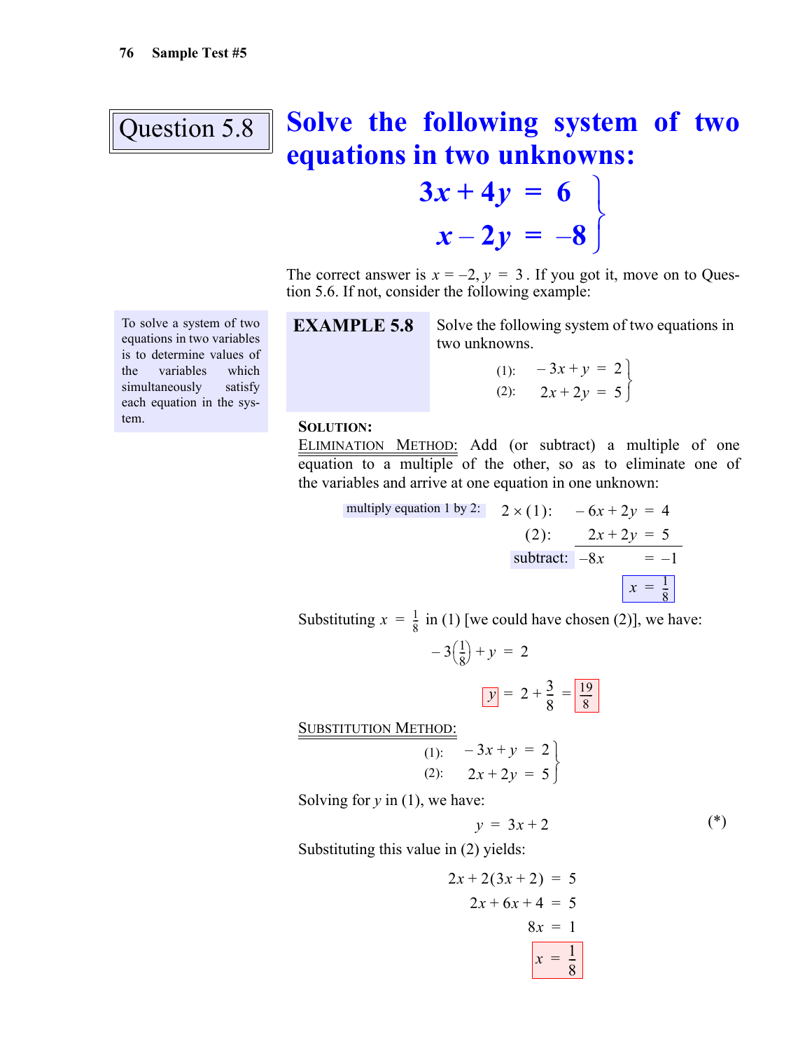## Question 5.8

**Solve the following system of two equations in two unknowns:**

$$\left.\begin{aligned} 3x + 4y &= 6 \\ x - 2y &= -8 \end{aligned}\right\}$$

The correct answer is $x = -2, y = 3$. If you got it, move on to Question 5.6. If not, consider the following example:

> To solve a system of two equations in two variables is to determine values of the variables which simultaneously satisfy each equation in the system.

**EXAMPLE 5.8** Solve the following system of two equations in two unknowns.

$$\left.\begin{aligned} (1):\quad -3x + y &= 2 \\ (2):\quad 2x + 2y &= 5 \end{aligned}\right\}$$

**SOLUTION:**

ELIMINATION METHOD: Add (or subtract) a multiple of one equation to a multiple of the other, so as to eliminate one of the variables and arrive at one equation in one unknown:

multiply equation 1 by 2:

$$\begin{aligned} 2 \times (1):\quad -6x + 2y &= 4 \\ (2):\quad 2x + 2y &= 5 \\ \text{subtract:}\quad -8x \phantom{+ 2y} &= -1 \end{aligned}$$

$$x = \frac{1}{8}$$

Substituting $x = \frac{1}{8}$ in (1) [we could have chosen (2)], we have:

$$-3\left(\frac{1}{8}\right) + y = 2$$

$$y = 2 + \frac{3}{8} = \frac{19}{8}$$

SUBSTITUTION METHOD:

$$\left.\begin{aligned} (1):\quad -3x + y &= 2 \\ (2):\quad 2x + 2y &= 5 \end{aligned}\right\}$$

Solving for $y$ in (1), we have:

$$y = 3x + 2 \qquad (*)$$

Substituting this value in (2) yields:

$$\begin{aligned} 2x + 2(3x + 2) &= 5 \\ 2x + 6x + 4 &= 5 \\ 8x &= 1 \end{aligned}$$

$$x = \frac{1}{8}$$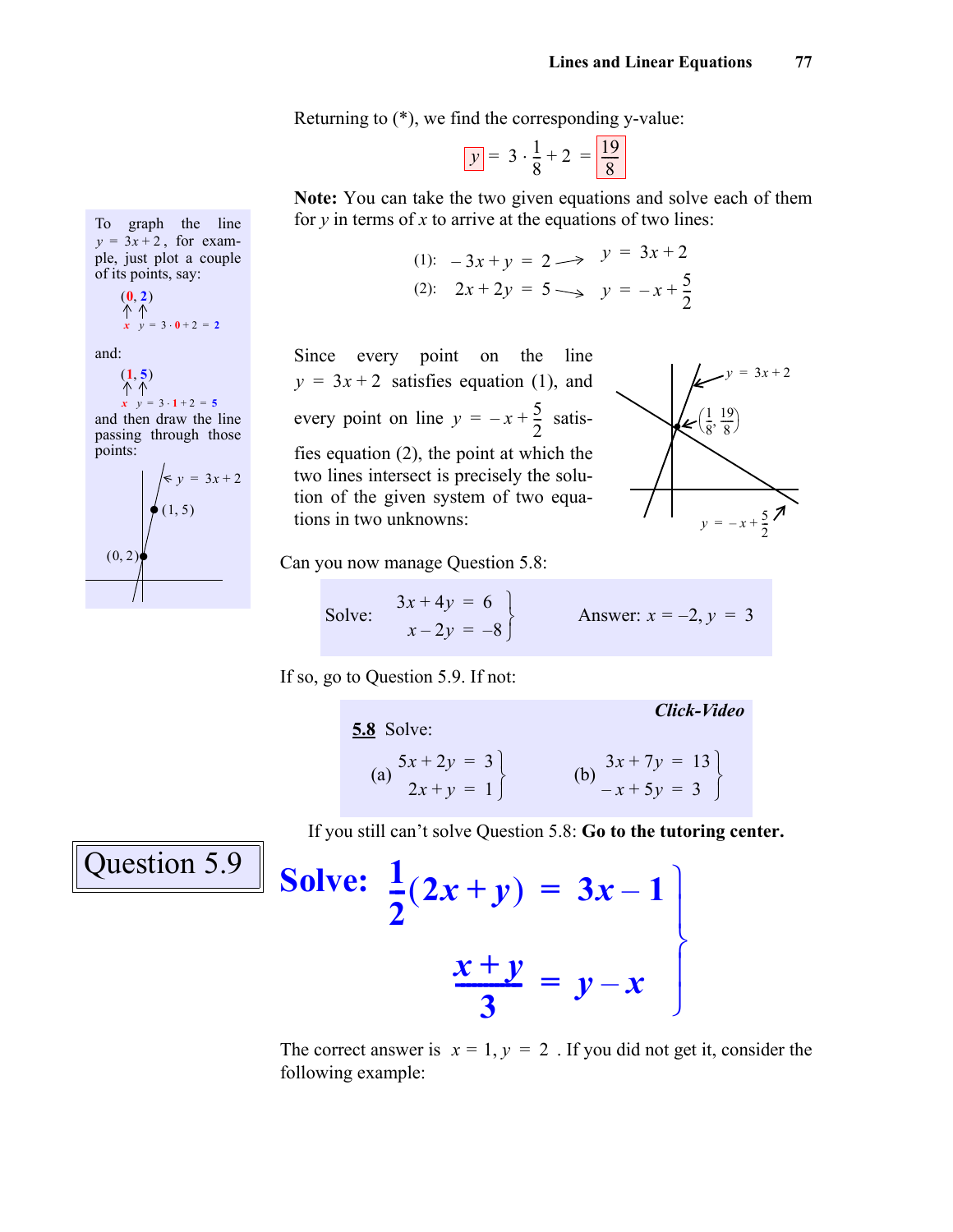Returning to (*), we find the corresponding y-value:

$$y = 3 \cdot \frac{1}{8} + 2 = \frac{19}{8}$$

**Note:** You can take the two given equations and solve each of them for $y$ in terms of $x$ to arrive at the equations of two lines:

$$(1): \quad -3x + y = 2 \longrightarrow y = 3x + 2$$
$$(2): \quad 2x + 2y = 5 \longrightarrow y = -x + \frac{5}{2}$$

To graph the line $y = 3x + 2$, for example, just plot a couple of its points, say:

$(0, 2)$ where $x = 0$, $y = 3 \cdot 0 + 2 = 2$

and:

$(1, 5)$ where $x = 1$, $y = 3 \cdot 1 + 2 = 5$

and then draw the line passing through those points.

Since every point on the line $y = 3x + 2$ satisfies equation (1), and every point on line $y = -x + \frac{5}{2}$ satisfies equation (2), the point at which the two lines intersect is precisely the solution of the given system of two equations in two unknowns: $\left(\frac{1}{8}, \frac{19}{8}\right)$

Can you now manage Question 5.8:

Solve: $\left.\begin{aligned} 3x + 4y &= 6 \\ x - 2y &= -8 \end{aligned}\right\}$ Answer: $x = -2, y = 3$

If so, go to Question 5.9. If not:

***Click-Video***

**5.8** Solve:

(a) $\left.\begin{aligned} 5x + 2y &= 3 \\ 2x + y &= 1 \end{aligned}\right\}$ (b) $\left.\begin{aligned} 3x + 7y &= 13 \\ -x + 5y &= 3 \end{aligned}\right\}$

If you still can't solve Question 5.8: **Go to the tutoring center.**

## Question 5.9

**Solve:** $\left.\begin{aligned} \frac{1}{2}(2x + y) &= 3x - 1 \\ \frac{x + y}{3} &= y - x \end{aligned}\right\}$

The correct answer is $x = 1, y = 2$. If you did not get it, consider the following example: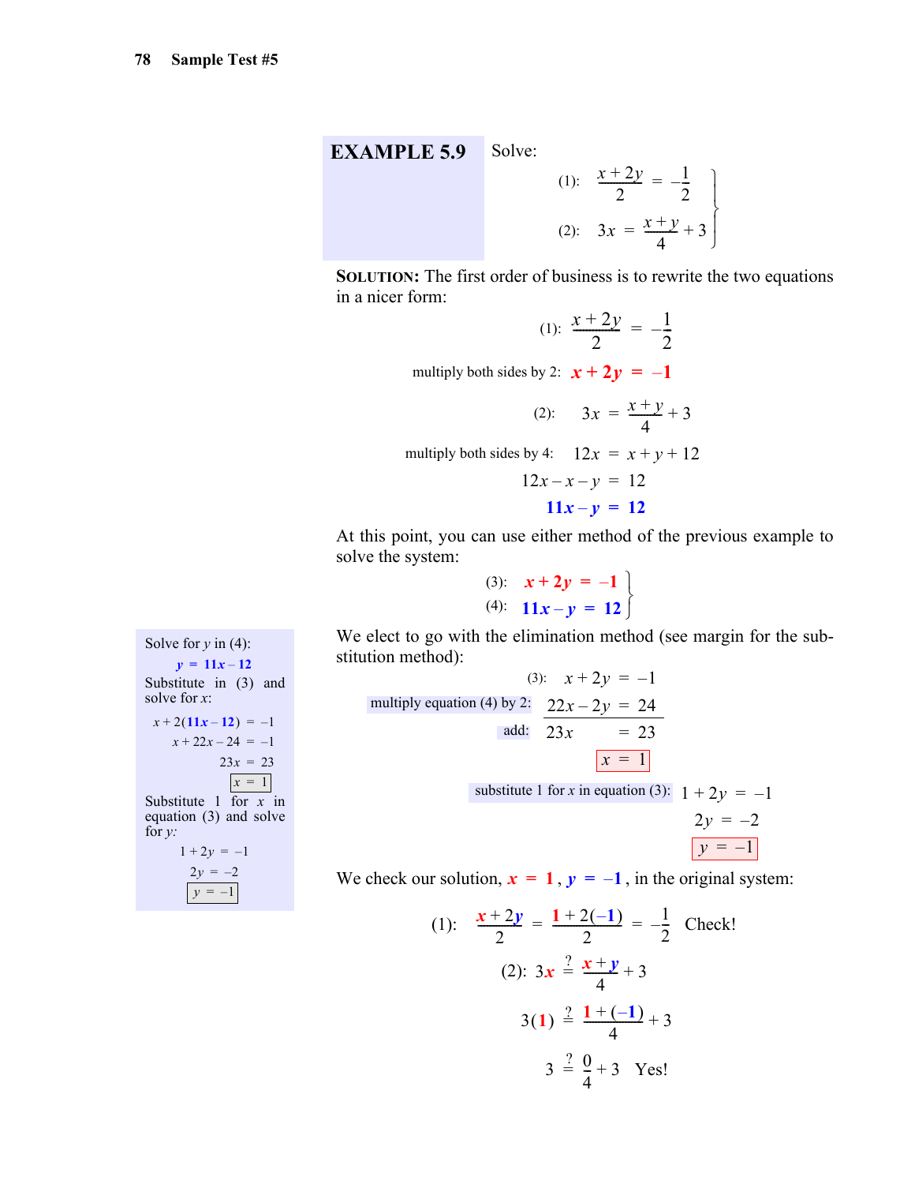**EXAMPLE 5.9** Solve:

$$\begin{aligned} (1): \quad \frac{x+2y}{2} &= -\frac{1}{2} \\ (2): \quad 3x &= \frac{x+y}{4} + 3 \end{aligned}$$

**SOLUTION:** The first order of business is to rewrite the two equations in a nicer form:

$$(1): \quad \frac{x+2y}{2} = -\frac{1}{2}$$

multiply both sides by 2: $x + 2y = -1$

$$(2): \quad 3x = \frac{x+y}{4} + 3$$

multiply both sides by 4:

$$\begin{aligned} 12x &= x + y + 12 \\ 12x - x - y &= 12 \\ 11x - y &= 12 \end{aligned}$$

At this point, you can use either method of the previous example to solve the system:

$$\begin{aligned} (3): \quad x + 2y &= -1 \\ (4): \quad 11x - y &= 12 \end{aligned}$$

We elect to go with the elimination method (see margin for the substitution method):

(3): $x + 2y = -1$

multiply equation (4) by 2: $22x - 2y = 24$

add: $23x = 23$

$$\boxed{x = 1}$$

substitute 1 for $x$ in equation (3):

$$\begin{aligned} 1 + 2y &= -1 \\ 2y &= -2 \\ y &= -1 \end{aligned}$$

$$\boxed{y = -1}$$

> Solve for $y$ in (4):
>
> $y = 11x - 12$
>
> Substitute in (3) and solve for $x$:
>
> $$\begin{aligned} x + 2(11x - 12) &= -1 \\ x + 22x - 24 &= -1 \\ 23x &= 23 \end{aligned}$$
>
> $$\boxed{x = 1}$$
>
> Substitute 1 for $x$ in equation (3) and solve for $y$:
>
> $$\begin{aligned} 1 + 2y &= -1 \\ 2y &= -2 \end{aligned}$$
>
> $$\boxed{y = -1}$$

We check our solution, $x = 1$, $y = -1$, in the original system:

(1): $\frac{x+2y}{2} = \frac{1+2(-1)}{2} = -\frac{1}{2}$ Check!

(2): $3x \stackrel{?}{=} \frac{x+y}{4} + 3$

$$3(1) \stackrel{?}{=} \frac{1+(-1)}{4} + 3$$

$$3 \stackrel{?}{=} \frac{0}{4} + 3 \quad \text{Yes!}$$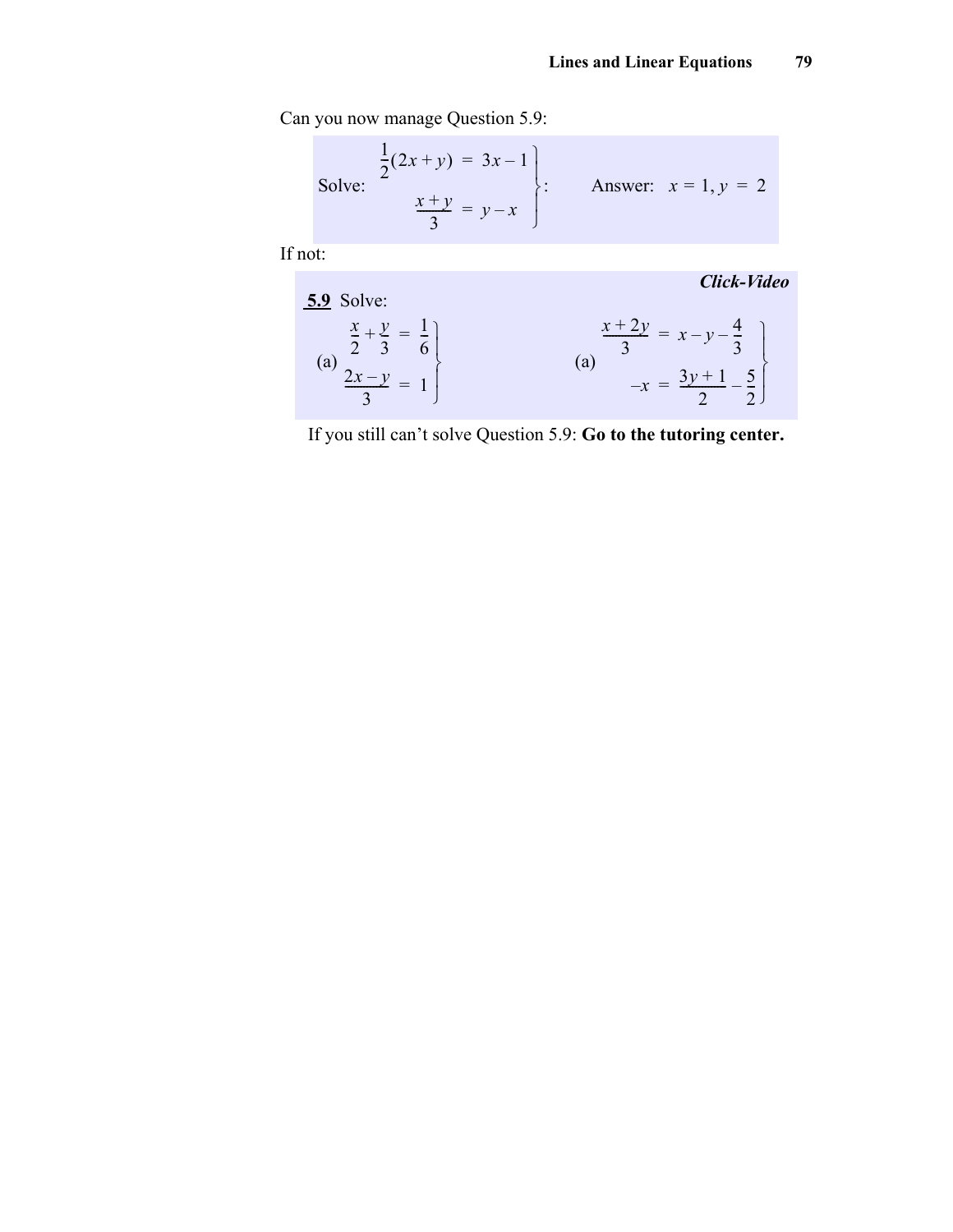Can you now manage Question 5.9:

$$\text{Solve: } \left.\begin{aligned} \frac{1}{2}(2x+y) &= 3x-1 \\ \frac{x+y}{3} &= y-x \end{aligned}\right\}: \qquad \text{Answer: } x = 1, y = 2$$

If not:

***Click-Video***

**5.9** Solve:

(a) $\left.\begin{aligned} \frac{x}{2}+\frac{y}{3} &= \frac{1}{6} \\ \frac{2x-y}{3} &= 1 \end{aligned}\right\}$

(a) $\left.\begin{aligned} \frac{x+2y}{3} &= x-y-\frac{4}{3} \\ -x &= \frac{3y+1}{2}-\frac{5}{2} \end{aligned}\right\}$

If you still can't solve Question 5.9: **Go to the tutoring center.**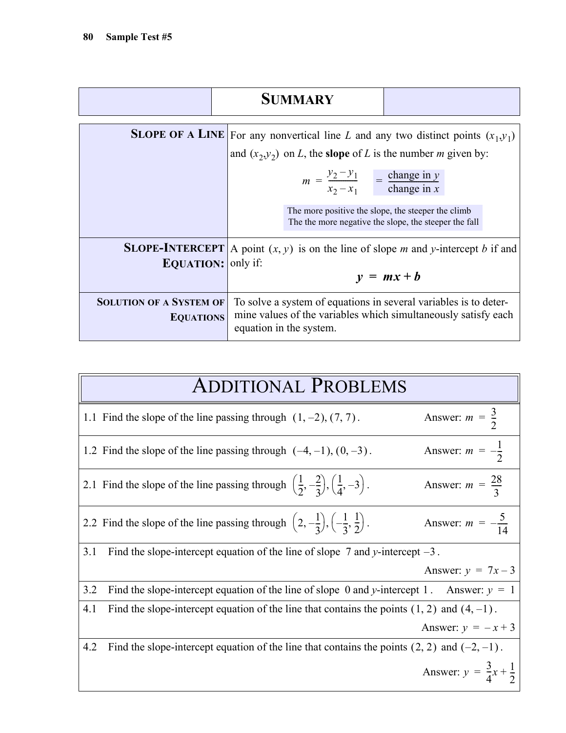# SUMMARY

| | |
|---|---|
| **SLOPE OF A LINE** | For any nonvertical line $L$ and any two distinct points $(x_1, y_1)$ and $(x_2, y_2)$ on $L$, the **slope** of $L$ is the number $m$ given by: $$m = \frac{y_2 - y_1}{x_2 - x_1} = \frac{\text{change in } y}{\text{change in } x}$$ The more positive the slope, the steeper the climb. The the more negative the slope, the steeper the fall |
| **SLOPE-INTERCEPT EQUATION:** | A point $(x, y)$ is on the line of slope $m$ and $y$-intercept $b$ if and only if: $$\boldsymbol{y = mx + b}$$ |
| **SOLUTION OF A SYSTEM OF EQUATIONS** | To solve a system of equations in several variables is to determine values of the variables which simultaneously satisfy each equation in the system. |

# ADDITIONAL PROBLEMS

1.1 Find the slope of the line passing through $(1, -2), (7, 7)$. Answer: $m = \frac{3}{2}$

1.2 Find the slope of the line passing through $(-4, -1), (0, -3)$. Answer: $m = -\frac{1}{2}$

2.1 Find the slope of the line passing through $\left(\frac{1}{2}, -\frac{2}{3}\right), \left(\frac{1}{4}, -3\right)$. Answer: $m = \frac{28}{3}$

2.2 Find the slope of the line passing through $\left(2, -\frac{1}{3}\right), \left(-\frac{1}{3}, \frac{1}{2}\right)$. Answer: $m = -\frac{5}{14}$

3.1 Find the slope-intercept equation of the line of slope $7$ and $y$-intercept $-3$. Answer: $y = 7x - 3$

3.2 Find the slope-intercept equation of the line of slope $0$ and $y$-intercept $1$. Answer: $y = 1$

4.1 Find the slope-intercept equation of the line that contains the points $(1, 2)$ and $(4, -1)$. Answer: $y = -x + 3$

4.2 Find the slope-intercept equation of the line that contains the points $(2, 2)$ and $(-2, -1)$. Answer: $y = \frac{3}{4}x + \frac{1}{2}$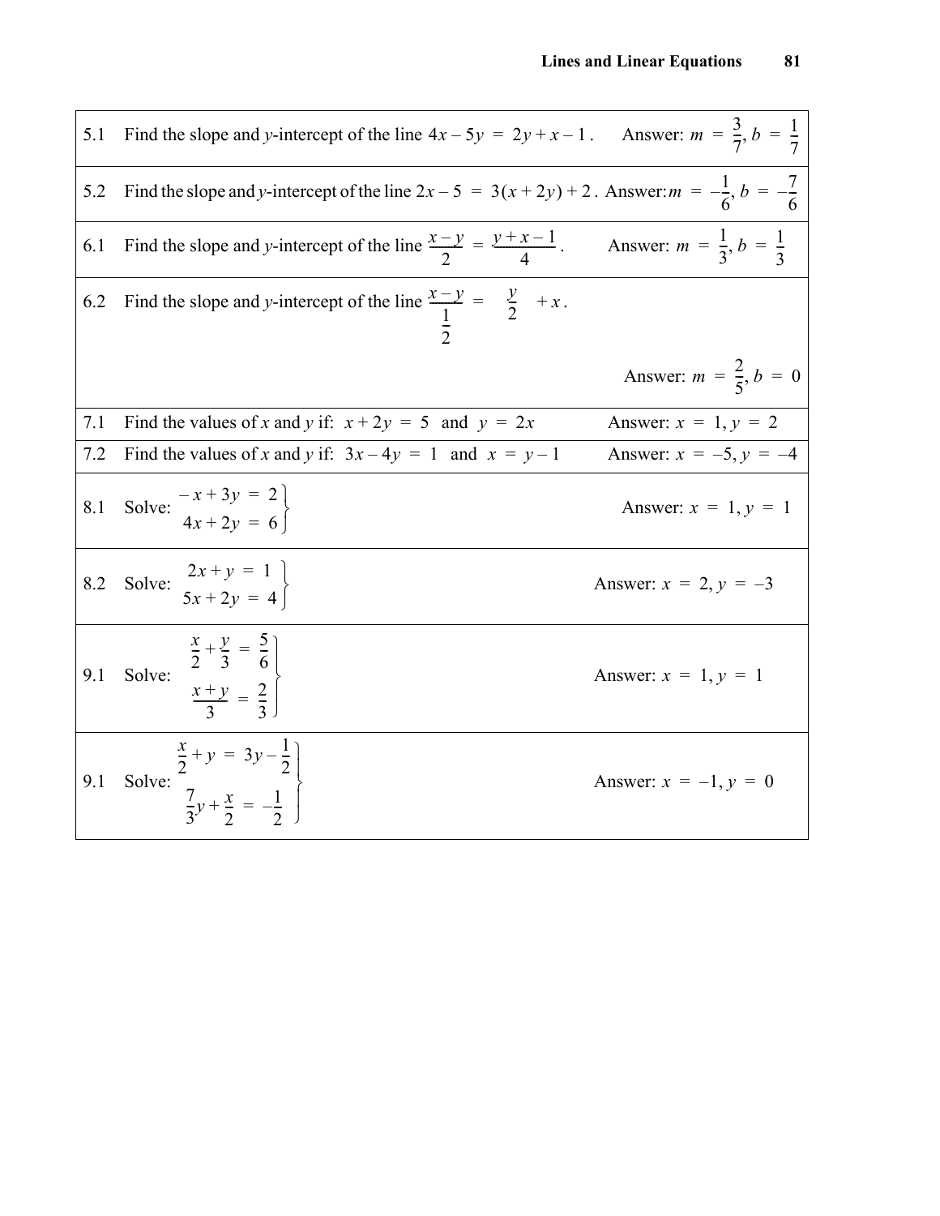| | | |
|---|---|---|
| 5.1 | Find the slope and $y$-intercept of the line $4x - 5y = 2y + x - 1$. | Answer: $m = \frac{3}{7}, b = \frac{1}{7}$ |
| 5.2 | Find the slope and $y$-intercept of the line $2x - 5 = 3(x + 2y) + 2$. | Answer: $m = -\frac{1}{6}, b = -\frac{7}{6}$ |
| 6.1 | Find the slope and $y$-intercept of the line $\frac{x - y}{2} = \frac{y + x - 1}{4}$. | Answer: $m = \frac{1}{3}, b = \frac{1}{3}$ |
| 6.2 | Find the slope and $y$-intercept of the line $\frac{x - y}{\frac{1}{2}} = \frac{y}{2} + x$. | Answer: $m = \frac{2}{5}, b = 0$ |
| 7.1 | Find the values of $x$ and $y$ if: $x + 2y = 5$ and $y = 2x$ | Answer: $x = 1, y = 2$ |
| 7.2 | Find the values of $x$ and $y$ if: $3x - 4y = 1$ and $x = y - 1$ | Answer: $x = -5, y = -4$ |
| 8.1 | Solve: $\left.\begin{array}{r} -x + 3y = 2 \\ 4x + 2y = 6 \end{array}\right\}$ | Answer: $x = 1, y = 1$ |
| 8.2 | Solve: $\left.\begin{array}{r} 2x + y = 1 \\ 5x + 2y = 4 \end{array}\right\}$ | Answer: $x = 2, y = -3$ |
| 9.1 | Solve: $\left.\begin{array}{r} \frac{x}{2} + \frac{y}{3} = \frac{5}{6} \\ \frac{x + y}{3} = \frac{2}{3} \end{array}\right\}$ | Answer: $x = 1, y = 1$ |
| 9.1 | Solve: $\left.\begin{array}{r} \frac{x}{2} + y = 3y - \frac{1}{2} \\ \frac{7}{3}y + \frac{x}{2} = -\frac{1}{2} \end{array}\right\}$ | Answer: $x = -1, y = 0$ |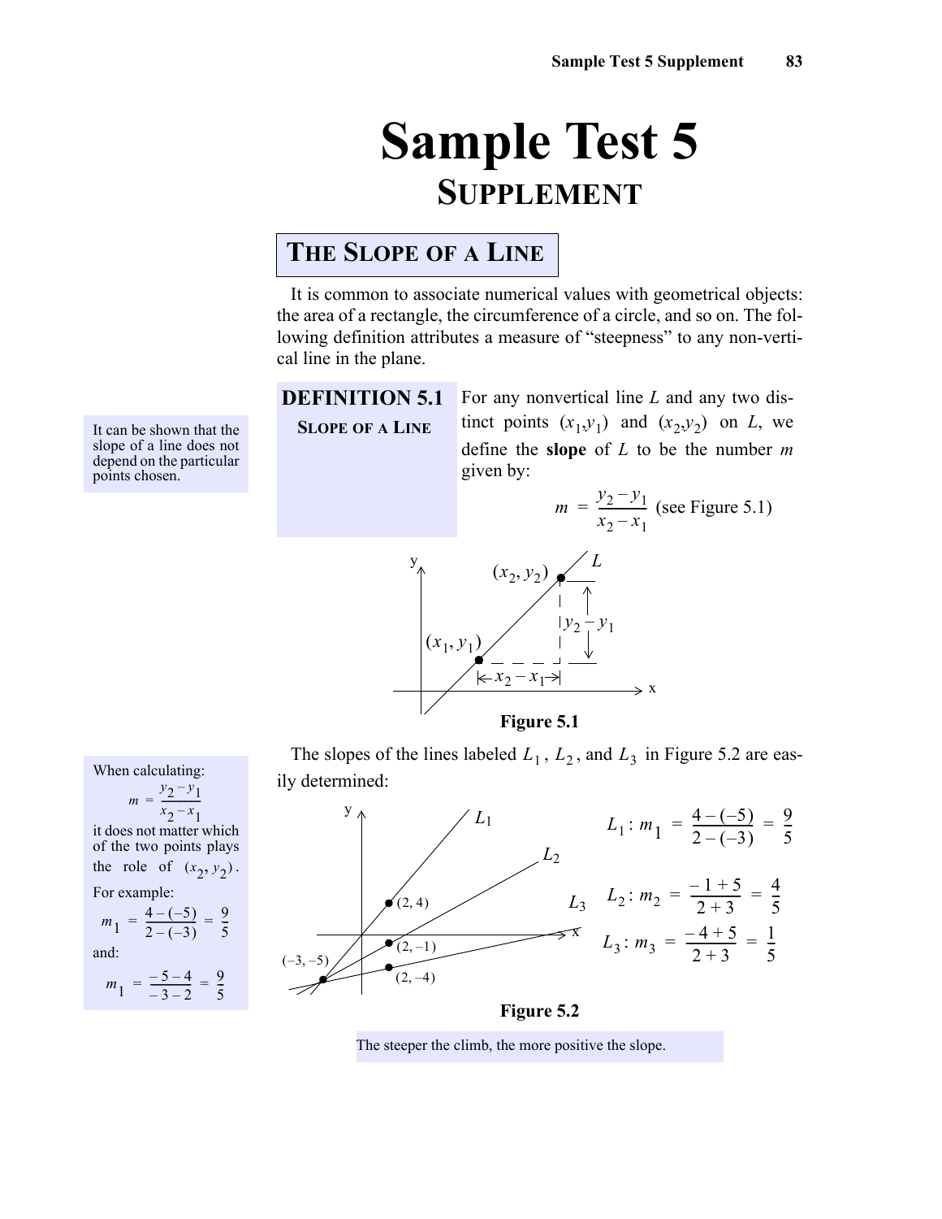# Sample Test 5

## Supplement

### The Slope of a Line

It is common to associate numerical values with geometrical objects: the area of a rectangle, the circumference of a circle, and so on. The following definition attributes a measure of "steepness" to any non-vertical line in the plane.

**DEFINITION 5.1**
**SLOPE OF A LINE**

For any nonvertical line $L$ and any two distinct points $(x_1,y_1)$ and $(x_2,y_2)$ on $L$, we define the **slope** of $L$ to be the number $m$ given by:

$$m = \frac{y_2 - y_1}{x_2 - x_1} \text{ (see Figure 5.1)}$$

It can be shown that the slope of a line does not depend on the particular points chosen.

**Figure 5.1**

The slopes of the lines labeled $L_1$, $L_2$, and $L_3$ in Figure 5.2 are easily determined:

$$L_1 : m_1 = \frac{4-(-5)}{2-(-3)} = \frac{9}{5}$$

$$L_2 : m_2 = \frac{-1+5}{2+3} = \frac{4}{5}$$

$$L_3 : m_3 = \frac{-4+5}{2+3} = \frac{1}{5}$$

**Figure 5.2**

When calculating:

$$m = \frac{y_2 - y_1}{x_2 - x_1}$$

it does not matter which of the two points plays the role of $(x_2, y_2)$.

For example:

$$m_1 = \frac{4-(-5)}{2-(-3)} = \frac{9}{5}$$

and:

$$m_1 = \frac{-5-4}{-3-2} = \frac{9}{5}$$

The steeper the climb, the more positive the slope.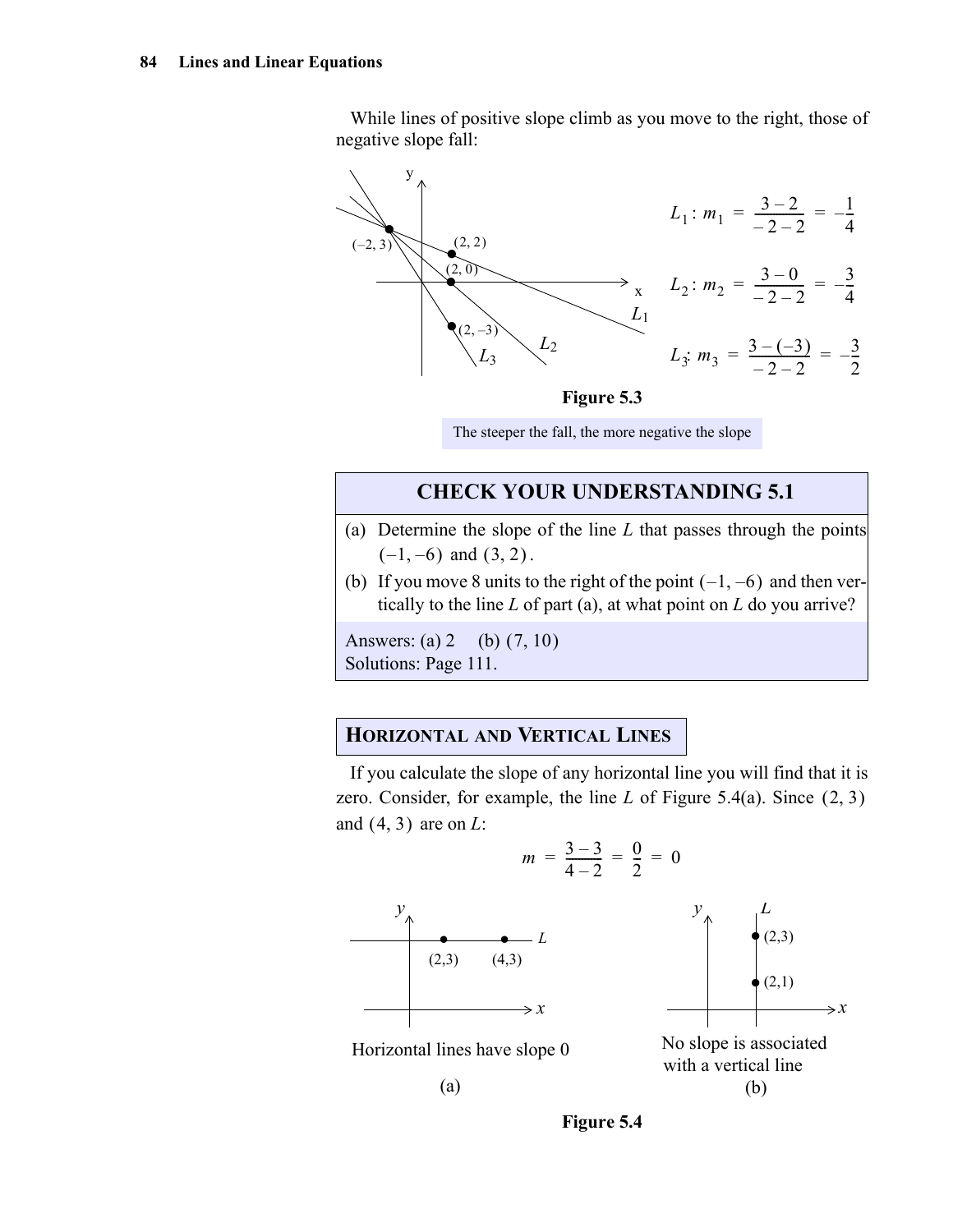While lines of positive slope climb as you move to the right, those of negative slope fall:

$$L_1 : m_1 = \frac{3-2}{-2-2} = -\frac{1}{4}$$

$$L_2 : m_2 = \frac{3-0}{-2-2} = -\frac{3}{4}$$

$$L_3 : m_3 = \frac{3-(-3)}{-2-2} = -\frac{3}{2}$$

**Figure 5.3**

The steeper the fall, the more negative the slope

## CHECK YOUR UNDERSTANDING 5.1

(a) Determine the slope of the line $L$ that passes through the points $(-1, -6)$ and $(3, 2)$.

(b) If you move 8 units to the right of the point $(-1, -6)$ and then vertically to the line $L$ of part (a), at what point on $L$ do you arrive?

Answers: (a) 2 (b) $(7, 10)$
Solutions: Page 111.

## HORIZONTAL AND VERTICAL LINES

If you calculate the slope of any horizontal line you will find that it is zero. Consider, for example, the line $L$ of Figure 5.4(a). Since $(2, 3)$ and $(4, 3)$ are on $L$:

$$m = \frac{3-3}{4-2} = \frac{0}{2} = 0$$

Horizontal lines have slope 0

(a)

No slope is associated with a vertical line

(b)

**Figure 5.4**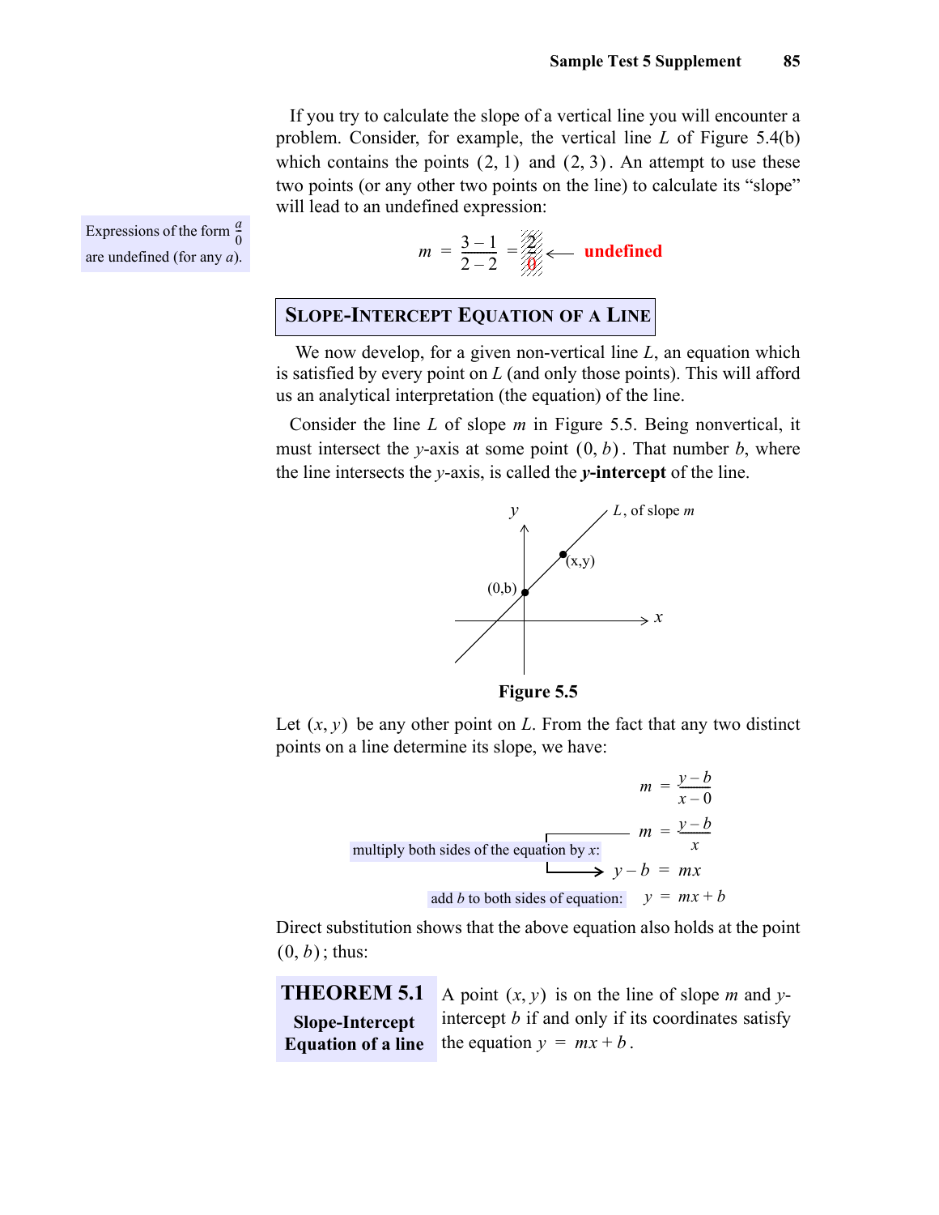If you try to calculate the slope of a vertical line you will encounter a problem. Consider, for example, the vertical line $L$ of Figure 5.4(b) which contains the points $(2, 1)$ and $(2, 3)$. An attempt to use these two points (or any other two points on the line) to calculate its "slope" will lead to an undefined expression:

Expressions of the form $\frac{a}{0}$ are undefined (for any $a$).

$$m = \frac{3-1}{2-2} = \frac{2}{0} \longleftarrow \text{undefined}$$

## Slope-Intercept Equation of a Line

We now develop, for a given non-vertical line $L$, an equation which is satisfied by every point on $L$ (and only those points). This will afford us an analytical interpretation (the equation) of the line.

Consider the line $L$ of slope $m$ in Figure 5.5. Being nonvertical, it must intersect the $y$-axis at some point $(0, b)$. That number $b$, where the line intersects the $y$-axis, is called the ***y*-intercept** of the line.

**Figure 5.5**

Let $(x, y)$ be any other point on $L$. From the fact that any two distinct points on a line determine its slope, we have:

$$m = \frac{y-b}{x-0}$$

$$m = \frac{y-b}{x}$$

multiply both sides of the equation by $x$:

$$y - b = mx$$

add $b$ to both sides of equation:

$$y = mx + b$$

Direct substitution shows that the above equation also holds at the point $(0, b)$; thus:

**THEOREM 5.1**
**Slope-Intercept Equation of a line**

A point $(x, y)$ is on the line of slope $m$ and $y$-intercept $b$ if and only if its coordinates satisfy the equation $y = mx + b$.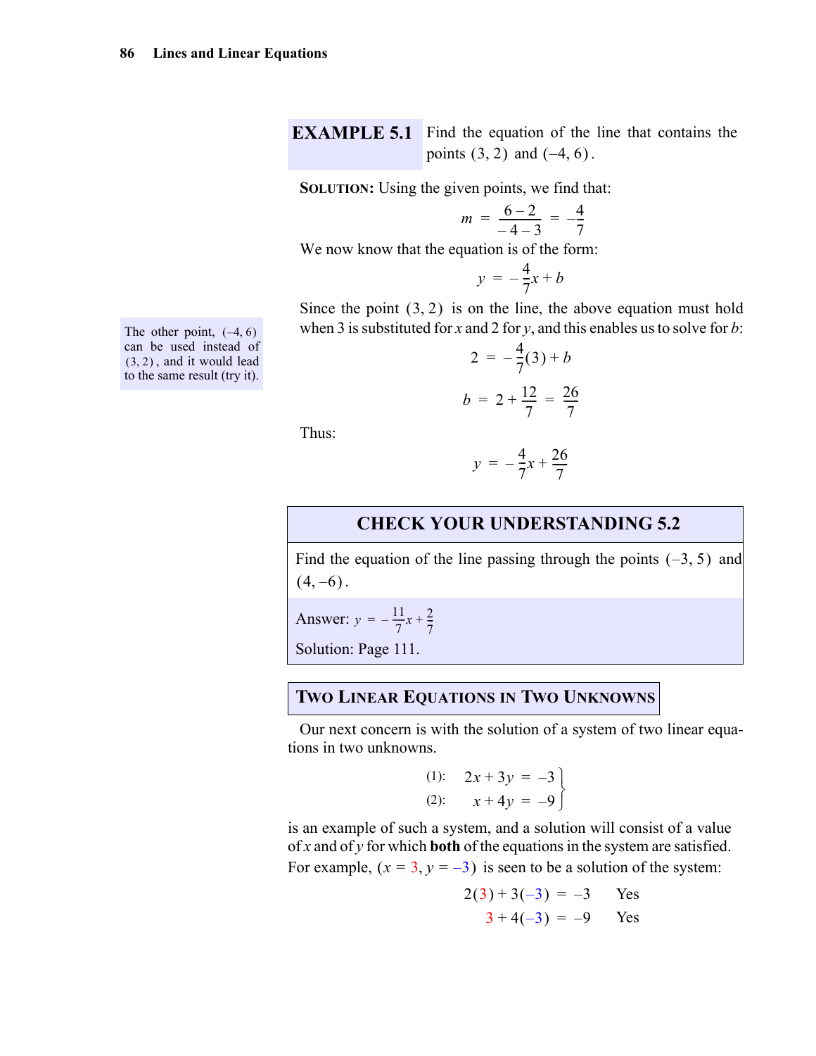**EXAMPLE 5.1** Find the equation of the line that contains the points $(3, 2)$ and $(-4, 6)$.

**SOLUTION:** Using the given points, we find that:

$$m = \frac{6-2}{-4-3} = -\frac{4}{7}$$

We now know that the equation is of the form:

$$y = -\frac{4}{7}x + b$$

Since the point $(3, 2)$ is on the line, the above equation must hold when 3 is substituted for $x$ and 2 for $y$, and this enables us to solve for $b$:

> The other point, $(-4, 6)$ can be used instead of $(3, 2)$, and it would lead to the same result (try it).

$$2 = -\frac{4}{7}(3) + b$$

$$b = 2 + \frac{12}{7} = \frac{26}{7}$$

Thus:

$$y = -\frac{4}{7}x + \frac{26}{7}$$

### CHECK YOUR UNDERSTANDING 5.2

Find the equation of the line passing through the points $(-3, 5)$ and $(4, -6)$.

Answer: $y = -\frac{11}{7}x + \frac{2}{7}$

Solution: Page 111.

## Two Linear Equations in Two Unknowns

Our next concern is with the solution of a system of two linear equations in two unknowns.

$$\left.\begin{aligned} (1)\!:\quad 2x + 3y &= -3 \\ (2)\!:\quad x + 4y &= -9 \end{aligned}\right\}$$

is an example of such a system, and a solution will consist of a value of $x$ and of $y$ for which **both** of the equations in the system are satisfied. For example, $(x = 3, y = -3)$ is seen to be a solution of the system:

$$2(3) + 3(-3) = -3 \qquad \text{Yes}$$

$$3 + 4(-3) = -9 \qquad \text{Yes}$$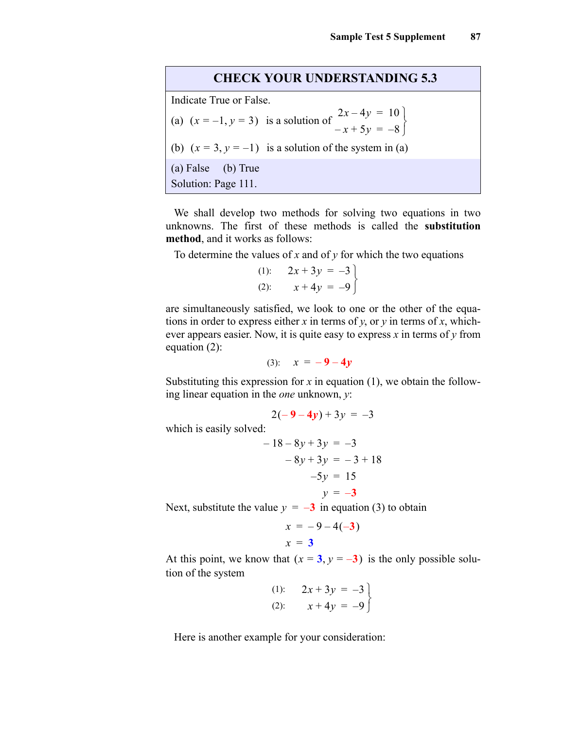## CHECK YOUR UNDERSTANDING 5.3

Indicate True or False.

(a) $(x = -1, y = 3)$ is a solution of $\left.\begin{aligned} 2x - 4y &= 10 \\ -x + 5y &= -8 \end{aligned}\right\}$

(b) $(x = 3, y = -1)$ is a solution of the system in (a)

(a) False (b) True

Solution: Page 111.

We shall develop two methods for solving two equations in two unknowns. The first of these methods is called the **substitution method**, and it works as follows:

To determine the values of $x$ and of $y$ for which the two equations

$$\left.\begin{aligned} (1)\!: \quad 2x + 3y &= -3 \\ (2)\!: \quad x + 4y &= -9 \end{aligned}\right\}$$

are simultaneously satisfied, we look to one or the other of the equations in order to express either $x$ in terms of $y$, or $y$ in terms of $x$, whichever appears easier. Now, it is quite easy to express $x$ in terms of $y$ from equation (2):

$$(3)\!: \quad x = -9 - 4y$$

Substituting this expression for $x$ in equation (1), we obtain the following linear equation in the *one* unknown, $y$:

$$2(-9 - 4y) + 3y = -3$$

which is easily solved:

$$\begin{aligned} -18 - 8y + 3y &= -3 \\ -8y + 3y &= -3 + 18 \\ -5y &= 15 \\ y &= -3 \end{aligned}$$

Next, substitute the value $y = -3$ in equation (3) to obtain

$$\begin{aligned} x &= -9 - 4(-3) \\ x &= 3 \end{aligned}$$

At this point, we know that $(x = 3, y = -3)$ is the only possible solution of the system

$$\left.\begin{aligned} (1)\!: \quad 2x + 3y &= -3 \\ (2)\!: \quad x + 4y &= -9 \end{aligned}\right\}$$

Here is another example for your consideration: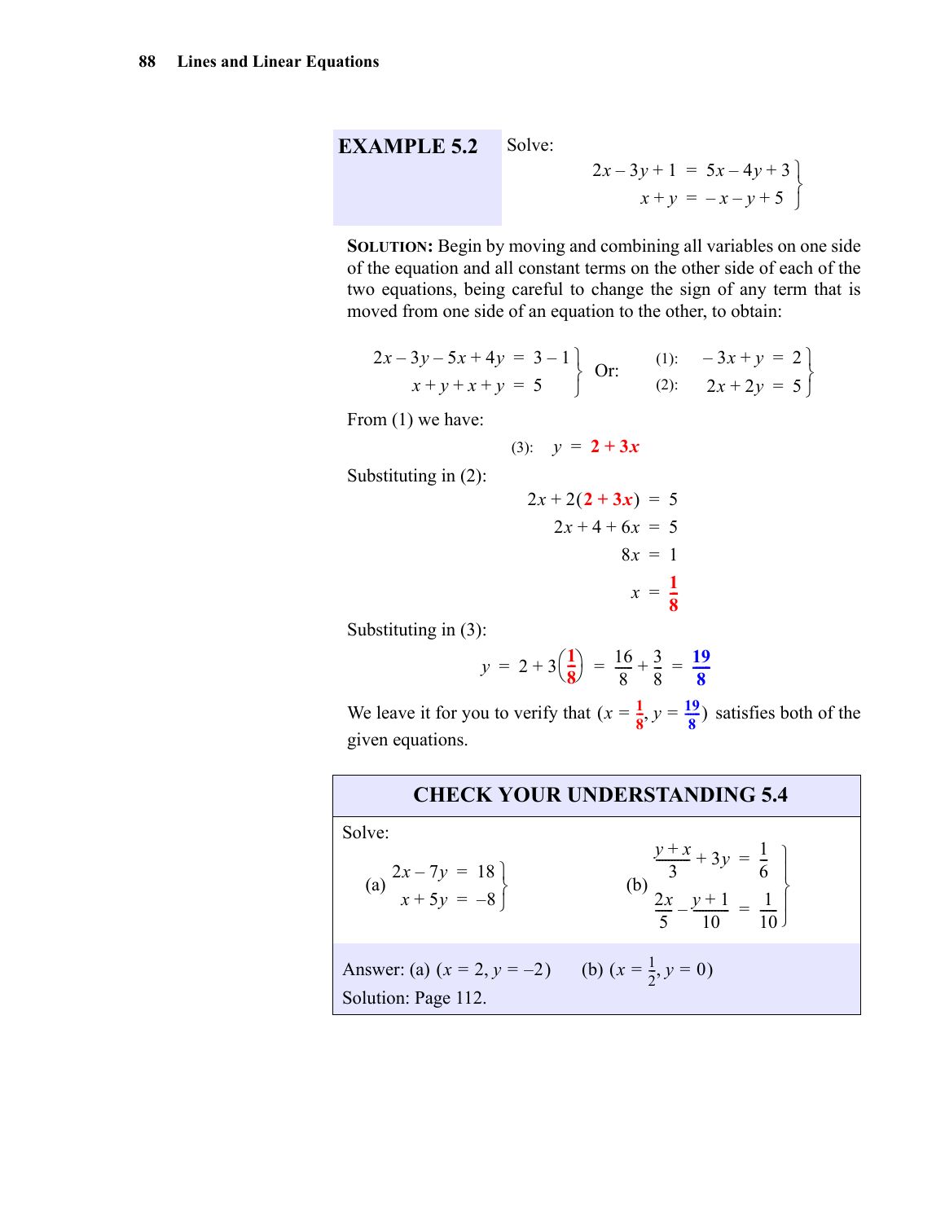**EXAMPLE 5.2** Solve:

$$\left.\begin{aligned} 2x - 3y + 1 &= 5x - 4y + 3 \\ x + y &= -x - y + 5 \end{aligned}\right\}$$

**SOLUTION:** Begin by moving and combining all variables on one side of the equation and all constant terms on the other side of each of the two equations, being careful to change the sign of any term that is moved from one side of an equation to the other, to obtain:

$$\left.\begin{aligned} 2x - 3y - 5x + 4y &= 3 - 1 \\ x + y + x + y &= 5 \end{aligned}\right\} \quad \text{Or:} \quad \left.\begin{aligned} (1)\!: \quad -3x + y &= 2 \\ (2)\!: \quad 2x + 2y &= 5 \end{aligned}\right\}$$

From (1) we have:

$$(3)\!: \quad y = \mathbf{2 + 3x}$$

Substituting in (2):

$$\begin{aligned} 2x + 2(\mathbf{2 + 3x}) &= 5 \\ 2x + 4 + 6x &= 5 \\ 8x &= 1 \\ x &= \mathbf{\frac{1}{8}} \end{aligned}$$

Substituting in (3):

$$y = 2 + 3\left(\mathbf{\frac{1}{8}}\right) = \frac{16}{8} + \frac{3}{8} = \mathbf{\frac{19}{8}}$$

We leave it for you to verify that $\left(x = \frac{1}{8}, y = \frac{19}{8}\right)$ satisfies both of the given equations.

## CHECK YOUR UNDERSTANDING 5.4

Solve:

(a) $$\left.\begin{aligned} 2x - 7y &= 18 \\ x + 5y &= -8 \end{aligned}\right\}$$

(b) $$\left.\begin{aligned} \frac{y + x}{3} + 3y &= \frac{1}{6} \\ \frac{2x}{5} - \frac{y + 1}{10} &= \frac{1}{10} \end{aligned}\right\}$$

Answer: (a) $(x = 2, y = -2)$ (b) $\left(x = \frac{1}{2}, y = 0\right)$

Solution: Page 112.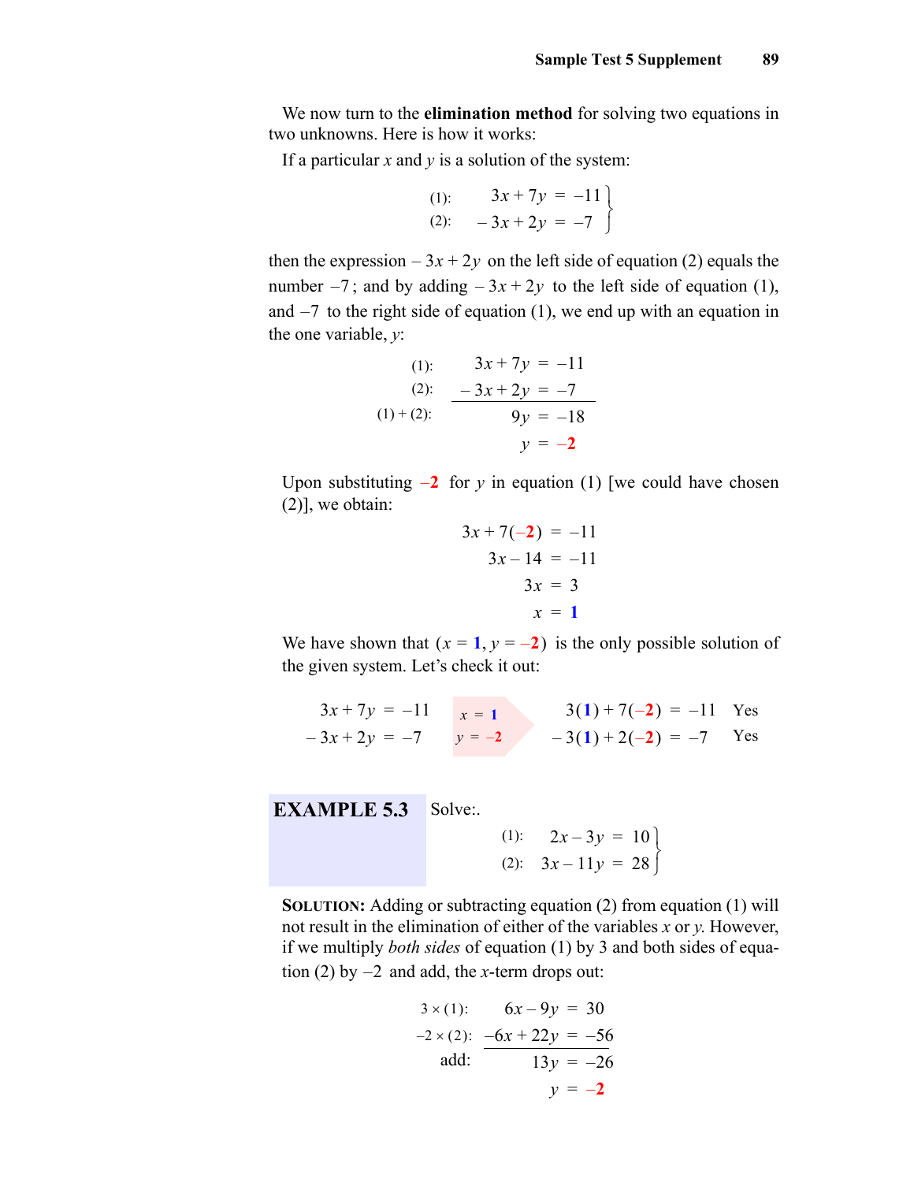We now turn to the **elimination method** for solving two equations in two unknowns. Here is how it works:

If a particular $x$ and $y$ is a solution of the system:

$$\left.\begin{array}{lrcl} (1): & 3x + 7y & = & -11 \\ (2): & -3x + 2y & = & -7 \end{array}\right\}$$

then the expression $-3x + 2y$ on the left side of equation (2) equals the number $-7$; and by adding $-3x + 2y$ to the left side of equation (1), and $-7$ to the right side of equation (1), we end up with an equation in the one variable, $y$:

$$\begin{array}{lrcl} (1): & 3x + 7y & = & -11 \\ (2): & -3x + 2y & = & -7 \\ \hline (1) + (2): & 9y & = & -18 \\ & y & = & -2 \end{array}$$

Upon substituting $-2$ for $y$ in equation (1) [we could have chosen (2)], we obtain:

$$\begin{aligned} 3x + 7(-2) &= -11 \\ 3x - 14 &= -11 \\ 3x &= 3 \\ x &= 1 \end{aligned}$$

We have shown that $(x = 1, y = -2)$ is the only possible solution of the given system. Let's check it out:

$$\begin{array}{rcl} 3x + 7y & = & -11 \\ -3x + 2y & = & -7 \end{array} \quad \begin{array}{l} x = 1 \\ y = -2 \end{array} \quad \begin{array}{rcll} 3(1) + 7(-2) & = & -11 & \text{Yes} \\ -3(1) + 2(-2) & = & -7 & \text{Yes} \end{array}$$

**EXAMPLE 5.3** Solve:.

$$\left.\begin{array}{lrcl} (1): & 2x - 3y & = & 10 \\ (2): & 3x - 11y & = & 28 \end{array}\right\}$$

**SOLUTION:** Adding or subtracting equation (2) from equation (1) will not result in the elimination of either of the variables $x$ or $y$. However, if we multiply *both sides* of equation (1) by 3 and both sides of equation (2) by $-2$ and add, the $x$-term drops out:

$$\begin{array}{lrcl} 3 \times (1): & 6x - 9y & = & 30 \\ -2 \times (2): & -6x + 22y & = & -56 \\ \hline \text{add:} & 13y & = & -26 \\ & y & = & -2 \end{array}$$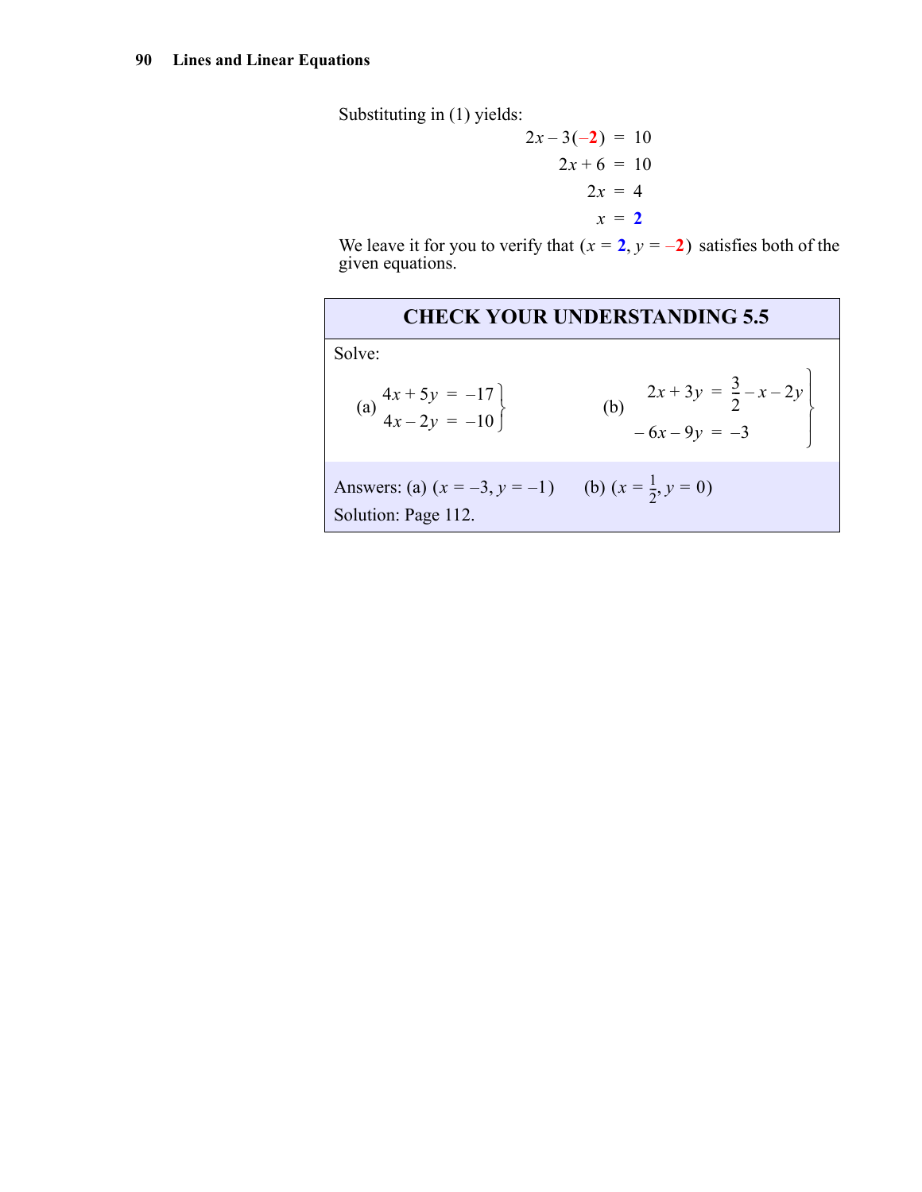Substituting in (1) yields:

$$
\begin{aligned}
2x - 3(-2) &= 10 \\
2x + 6 &= 10 \\
2x &= 4 \\
x &= 2
\end{aligned}
$$

We leave it for you to verify that $(x = 2, y = -2)$ satisfies both of the given equations.

## CHECK YOUR UNDERSTANDING 5.5

Solve:

(a) $\left.\begin{aligned} 4x + 5y &= -17 \\ 4x - 2y &= -10 \end{aligned}\right\}$

(b) $\left.\begin{aligned} 2x + 3y &= \frac{3}{2} - x - 2y \\ -6x - 9y &= -3 \end{aligned}\right\}$

Answers: (a) $(x = -3, y = -1)$ (b) $\left(x = \frac{1}{2}, y = 0\right)$

Solution: Page 112.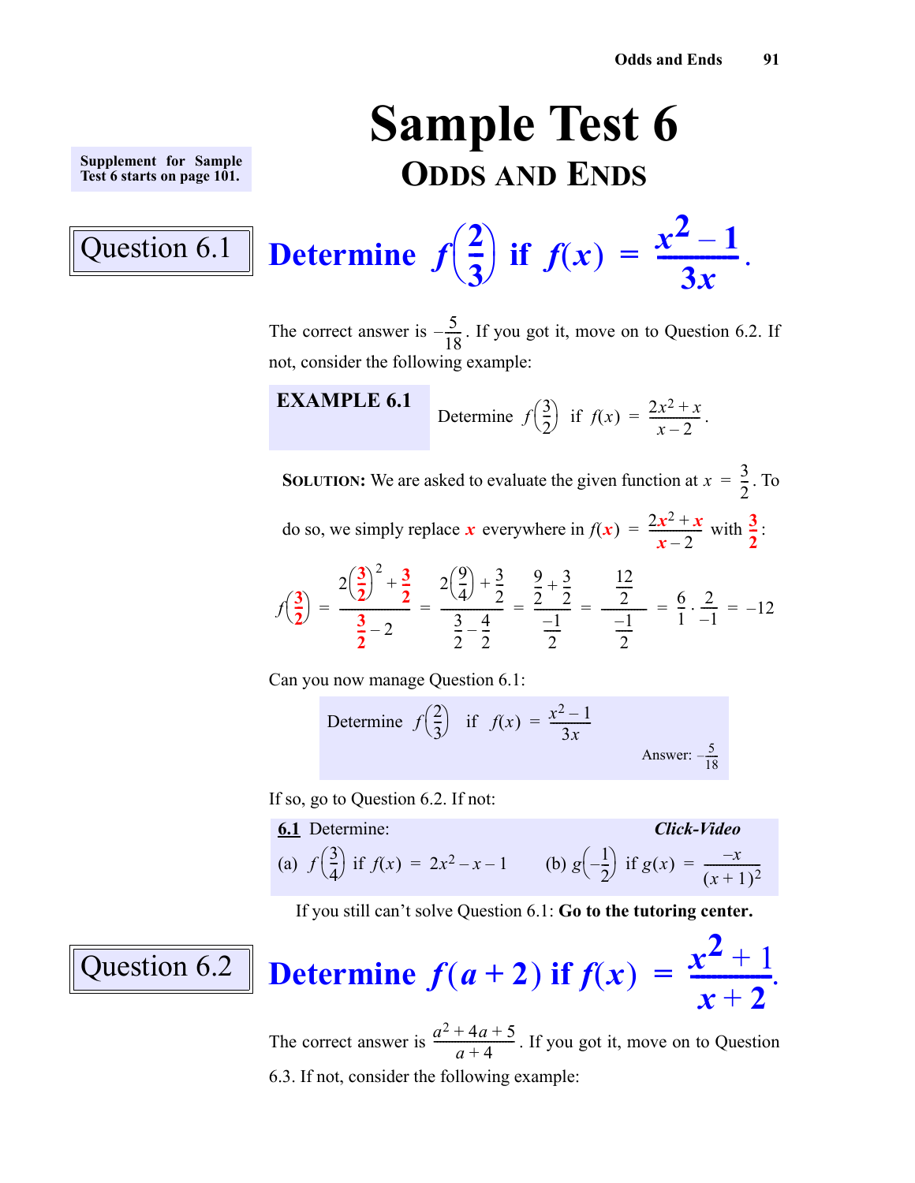# Sample Test 6

## ODDS AND ENDS

Supplement for Sample Test 6 starts on page 101.

## Question 6.1

### Determine $f\left(\frac{2}{3}\right)$ if $f(x) = \dfrac{x^2 - 1}{3x}$.

The correct answer is $-\frac{5}{18}$. If you got it, move on to Question 6.2. If not, consider the following example:

**EXAMPLE 6.1** Determine $f\left(\frac{3}{2}\right)$ if $f(x) = \dfrac{2x^2 + x}{x - 2}$.

**SOLUTION:** We are asked to evaluate the given function at $x = \frac{3}{2}$. To do so, we simply replace $x$ everywhere in $f(x) = \dfrac{2x^2 + x}{x - 2}$ with $\frac{3}{2}$:

$$f\left(\frac{3}{2}\right) = \frac{2\left(\frac{3}{2}\right)^2 + \frac{3}{2}}{\frac{3}{2} - 2} = \frac{2\left(\frac{9}{4}\right) + \frac{3}{2}}{\frac{3}{2} - \frac{4}{2}} = \frac{\frac{9}{2} + \frac{3}{2}}{\frac{-1}{2}} = \frac{\frac{12}{2}}{\frac{-1}{2}} = \frac{6}{1} \cdot \frac{2}{-1} = -12$$

Can you now manage Question 6.1:

> Determine $f\left(\frac{2}{3}\right)$ if $f(x) = \dfrac{x^2 - 1}{3x}$
>
> Answer: $-\frac{5}{18}$

If so, go to Question 6.2. If not:

**6.1** Determine: ***Click-Video***

(a) $f\left(\frac{3}{4}\right)$ if $f(x) = 2x^2 - x - 1$ (b) $g\left(-\frac{1}{2}\right)$ if $g(x) = \dfrac{-x}{(x+1)^2}$

If you still can't solve Question 6.1: **Go to the tutoring center.**

## Question 6.2

### Determine $f(a+2)$ if $f(x) = \dfrac{x^2 + 1}{x + 2}$.

The correct answer is $\dfrac{a^2 + 4a + 5}{a + 4}$. If you got it, move on to Question 6.3. If not, consider the following example: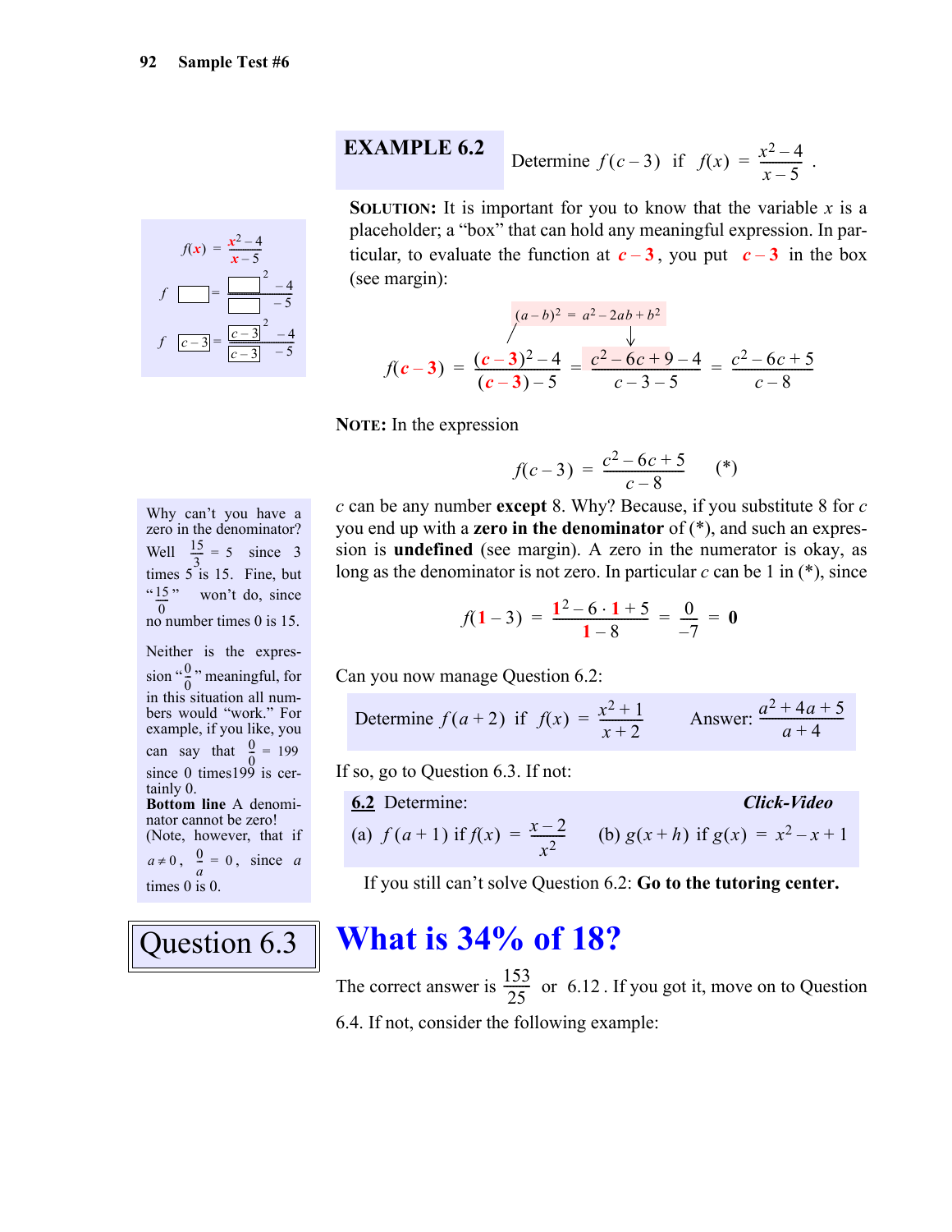## EXAMPLE 6.2

Determine $f(c-3)$ if $f(x) = \frac{x^2-4}{x-5}$.

**SOLUTION:** It is important for you to know that the variable $x$ is a placeholder; a "box" that can hold any meaningful expression. In particular, to evaluate the function at $c-3$, you put $c-3$ in the box (see margin):

$$f(x) = \frac{x^2-4}{x-5}$$

$$f(\square) = \frac{\square^2-4}{\square-5}$$

$$f(\boxed{c-3}) = \frac{\boxed{c-3}^2-4}{\boxed{c-3}-5}$$

$$(a-b)^2 = a^2-2ab+b^2$$

$$f(c-3) = \frac{(c-3)^2-4}{(c-3)-5} = \frac{c^2-6c+9-4}{c-3-5} = \frac{c^2-6c+5}{c-8}$$

**NOTE:** In the expression

$$f(c-3) = \frac{c^2-6c+5}{c-8} \qquad (*)$$

$c$ can be any number **except** 8. Why? Because, if you substitute 8 for $c$ you end up with a **zero in the denominator** of (*), and such an expression is **undefined** (see margin). A zero in the numerator is okay, as long as the denominator is not zero. In particular $c$ can be 1 in (*), since

$$f(1-3) = \frac{1^2-6\cdot 1+5}{1-8} = \frac{0}{-7} = \mathbf{0}$$

Why can't you have a zero in the denominator? Well $\frac{15}{3} = 5$ since 3 times 5 is 15. Fine, but "$\frac{15}{0}$" won't do, since no number times 0 is 15.

Neither is the expression "$\frac{0}{0}$" meaningful, for in this situation all numbers would "work." For example, if you like, you can say that $\frac{0}{0} = 199$ since 0 times199 is certainly 0.
**Bottom line** A denominator cannot be zero!
(Note, however, that if $a \neq 0$, $\frac{0}{a} = 0$, since $a$ times 0 is 0.

Can you now manage Question 6.2:

Determine $f(a+2)$ if $f(x) = \frac{x^2+1}{x+2}$ Answer: $\frac{a^2+4a+5}{a+4}$

If so, go to Question 6.3. If not:

**6.2** Determine: ***Click-Video***

(a) $f(a+1)$ if $f(x) = \frac{x-2}{x^2}$ (b) $g(x+h)$ if $g(x) = x^2-x+1$

If you still can't solve Question 6.2: **Go to the tutoring center.**

## Question 6.3

# What is 34% of 18?

The correct answer is $\frac{153}{25}$ or $6.12$. If you got it, move on to Question 6.4. If not, consider the following example: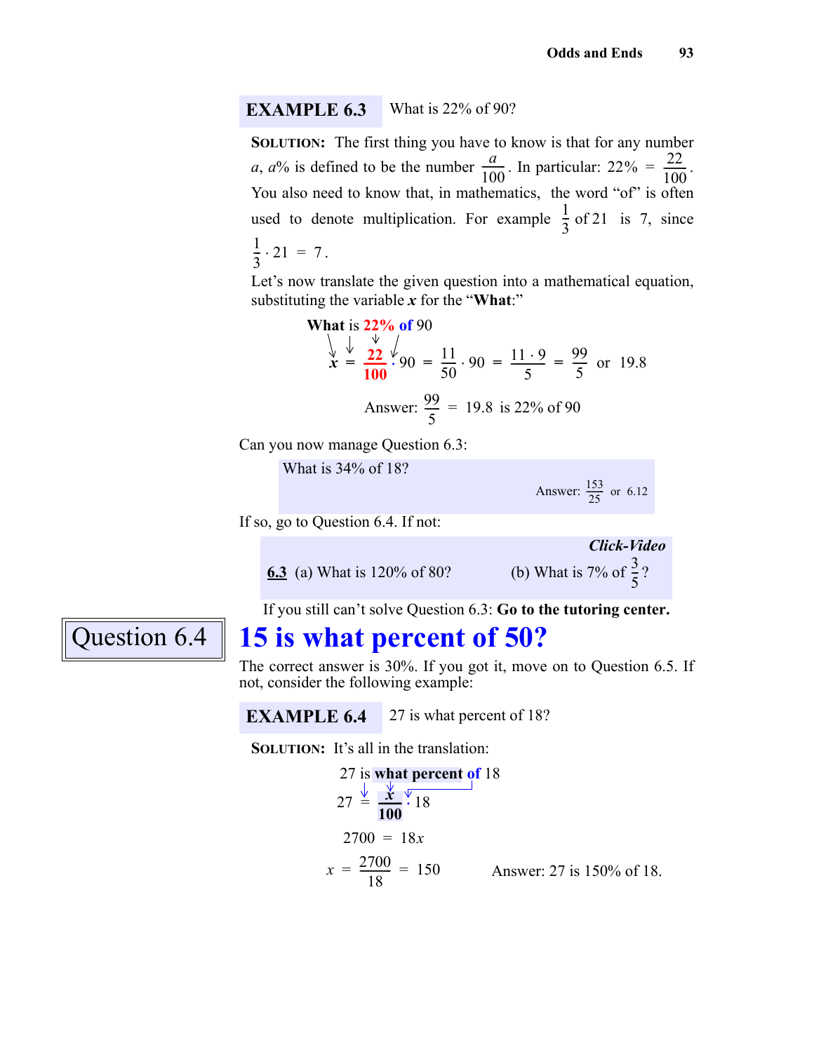**EXAMPLE 6.3** What is 22% of 90?

**Solution:** The first thing you have to know is that for any number $a$, $a\%$ is defined to be the number $\frac{a}{100}$. In particular: $22\% = \frac{22}{100}$. You also need to know that, in mathematics, the word "of" is often used to denote multiplication. For example $\frac{1}{3}$ of 21 is 7, since $\frac{1}{3} \cdot 21 = 7$.

Let's now translate the given question into a mathematical equation, substituting the variable $x$ for the "**What**:"

**What** is **22%** **of** 90

$$x = \frac{22}{100} \cdot 90 = \frac{11}{50} \cdot 90 = \frac{11 \cdot 9}{5} = \frac{99}{5} \text{ or } 19.8$$

Answer: $\frac{99}{5} = 19.8$ is 22% of 90

Can you now manage Question 6.3:

> What is 34% of 18?
>
> Answer: $\frac{153}{25}$ or $6.12$

If so, go to Question 6.4. If not:

> ***Click-Video***
>
> **6.3** (a) What is 120% of 80? (b) What is 7% of $\frac{3}{5}$?

If you still can't solve Question 6.3: **Go to the tutoring center.**

## Question 6.4

## 15 is what percent of 50?

The correct answer is 30%. If you got it, move on to Question 6.5. If not, consider the following example:

**EXAMPLE 6.4** 27 is what percent of 18?

**Solution:** It's all in the translation:

27 is **what percent of** 18

$$27 = \frac{x}{100} \cdot 18$$

$$2700 = 18x$$

$$x = \frac{2700}{18} = 150$$

Answer: 27 is 150% of 18.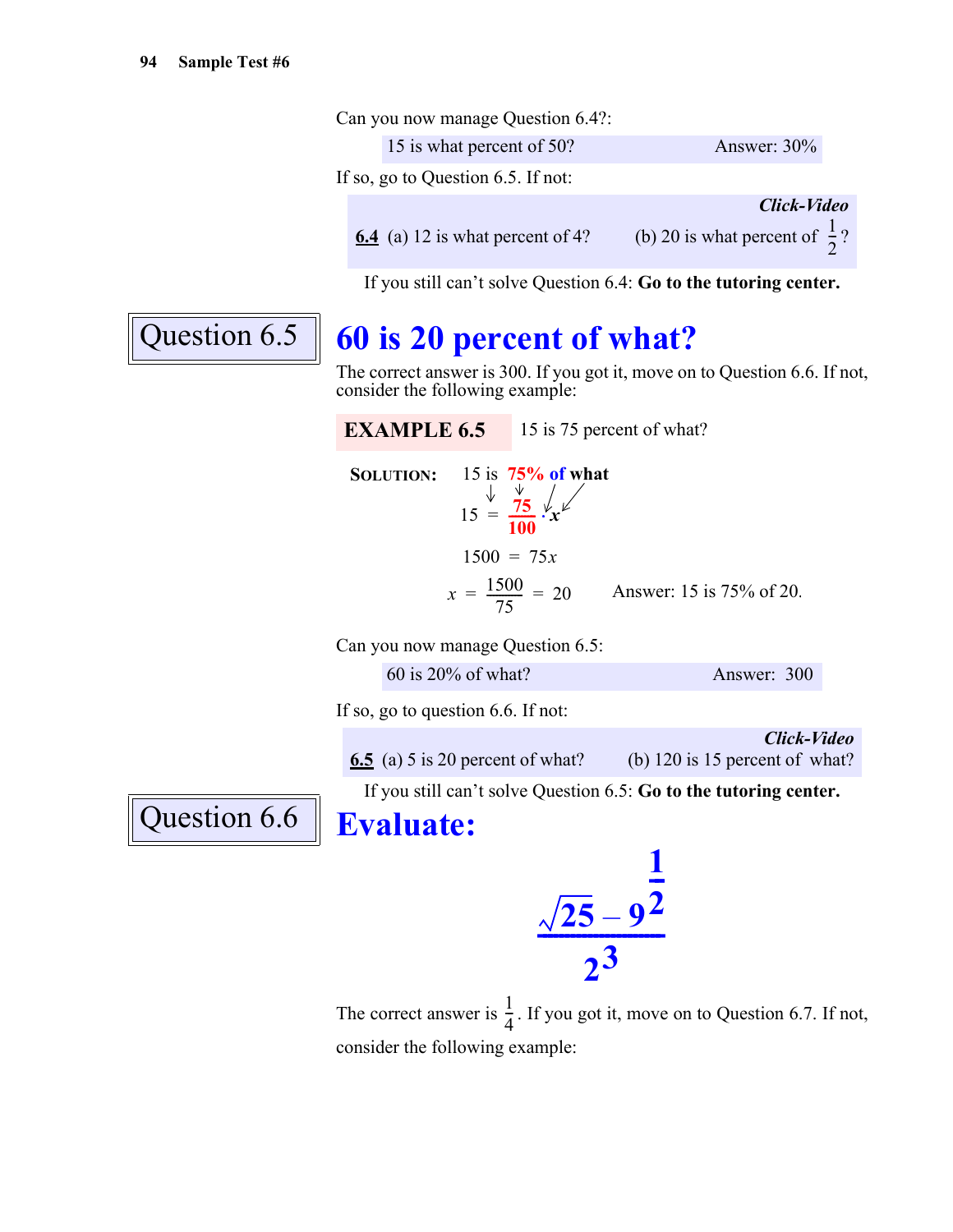Can you now manage Question 6.4?:

| 15 is what percent of 50? | Answer: 30% |
|---|---|

If so, go to Question 6.5. If not:

***Click-Video***

**6.4** (a) 12 is what percent of 4? (b) 20 is what percent of $\frac{1}{2}$?

If you still can't solve Question 6.4: **Go to the tutoring center.**

## Question 6.5

# 60 is 20 percent of what?

The correct answer is 300. If you got it, move on to Question 6.6. If not, consider the following example:

**EXAMPLE 6.5** 15 is 75 percent of what?

**SOLUTION:** 15 is 75% of what

$$15 = \frac{75}{100} \cdot x$$

$$1500 = 75x$$

$$x = \frac{1500}{75} = 20$$

Answer: 15 is 75% of 20.

Can you now manage Question 6.5:

| 60 is 20% of what? | Answer: 300 |
|---|---|

If so, go to question 6.6. If not:

***Click-Video***

**6.5** (a) 5 is 20 percent of what? (b) 120 is 15 percent of what?

If you still can't solve Question 6.5: **Go to the tutoring center.**

## Question 6.6

# Evaluate:

$$\frac{\sqrt{25} - 9^{\frac{1}{2}}}{2^3}$$

The correct answer is $\frac{1}{4}$. If you got it, move on to Question 6.7. If not, consider the following example: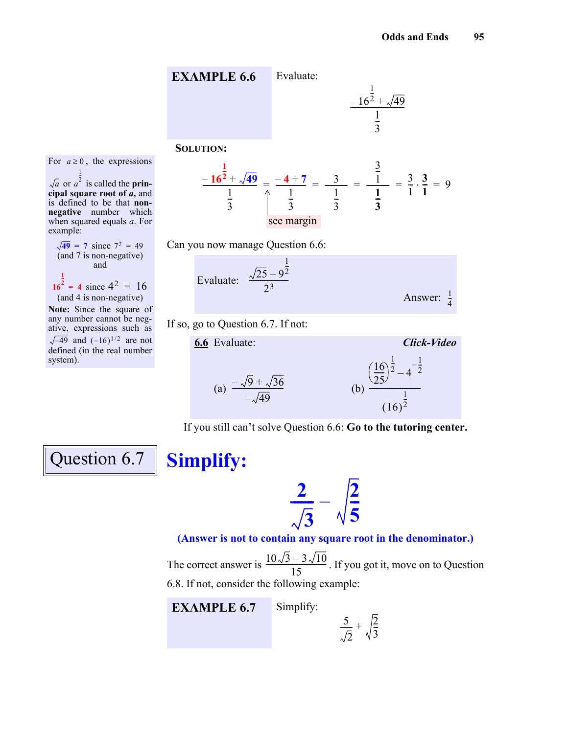**EXAMPLE 6.6** Evaluate:

$$\frac{-16^{\frac{1}{2}}+\sqrt{49}}{\frac{1}{3}}$$

**SOLUTION:**

$$\frac{-16^{\frac{1}{2}}+\sqrt{49}}{\frac{1}{3}} = \frac{-4+7}{\frac{1}{3}} = \frac{3}{\frac{1}{3}} = \frac{\frac{3}{1}}{\frac{1}{3}} = \frac{3}{1}\cdot\frac{3}{1} = 9$$

see margin

For $a \geq 0$, the expressions $\sqrt{a}$ or $a^{\frac{1}{2}}$ is called the **principal square root of *a***, and is defined to be that **non-negative** number which when squared equals $a$. For example:

$\sqrt{49} = 7$ since $7^2 = 49$ (and 7 is non-negative) and

$16^{\frac{1}{2}} = 4$ since $4^2 = 16$ (and 4 is non-negative)

**Note:** Since the square of any number cannot be negative, expressions such as $\sqrt{-49}$ and $(-16)^{1/2}$ are not defined (in the real number system).

Can you now manage Question 6.6:

Evaluate: $\dfrac{\sqrt{25}-9^{\frac{1}{2}}}{2^3}$ Answer: $\frac{1}{4}$

If so, go to Question 6.7. If not:

**6.6** Evaluate: ***Click-Video***

(a) $\dfrac{-\sqrt{9}+\sqrt{36}}{-\sqrt{49}}$ (b) $\dfrac{\left(\frac{16}{25}\right)^{\frac{1}{2}}-4^{-\frac{1}{2}}}{(16)^{\frac{1}{2}}}$

If you still can't solve Question 6.6: **Go to the tutoring center.**

## Question 6.7

# Simplify:

$$\frac{2}{\sqrt{3}}-\sqrt{\frac{2}{5}}$$

**(Answer is not to contain any square root in the denominator.)**

The correct answer is $\dfrac{10\sqrt{3}-3\sqrt{10}}{15}$. If you got it, move on to Question 6.8. If not, consider the following example:

**EXAMPLE 6.7** Simplify:

$$\frac{5}{\sqrt{2}}+\sqrt{\frac{2}{3}}$$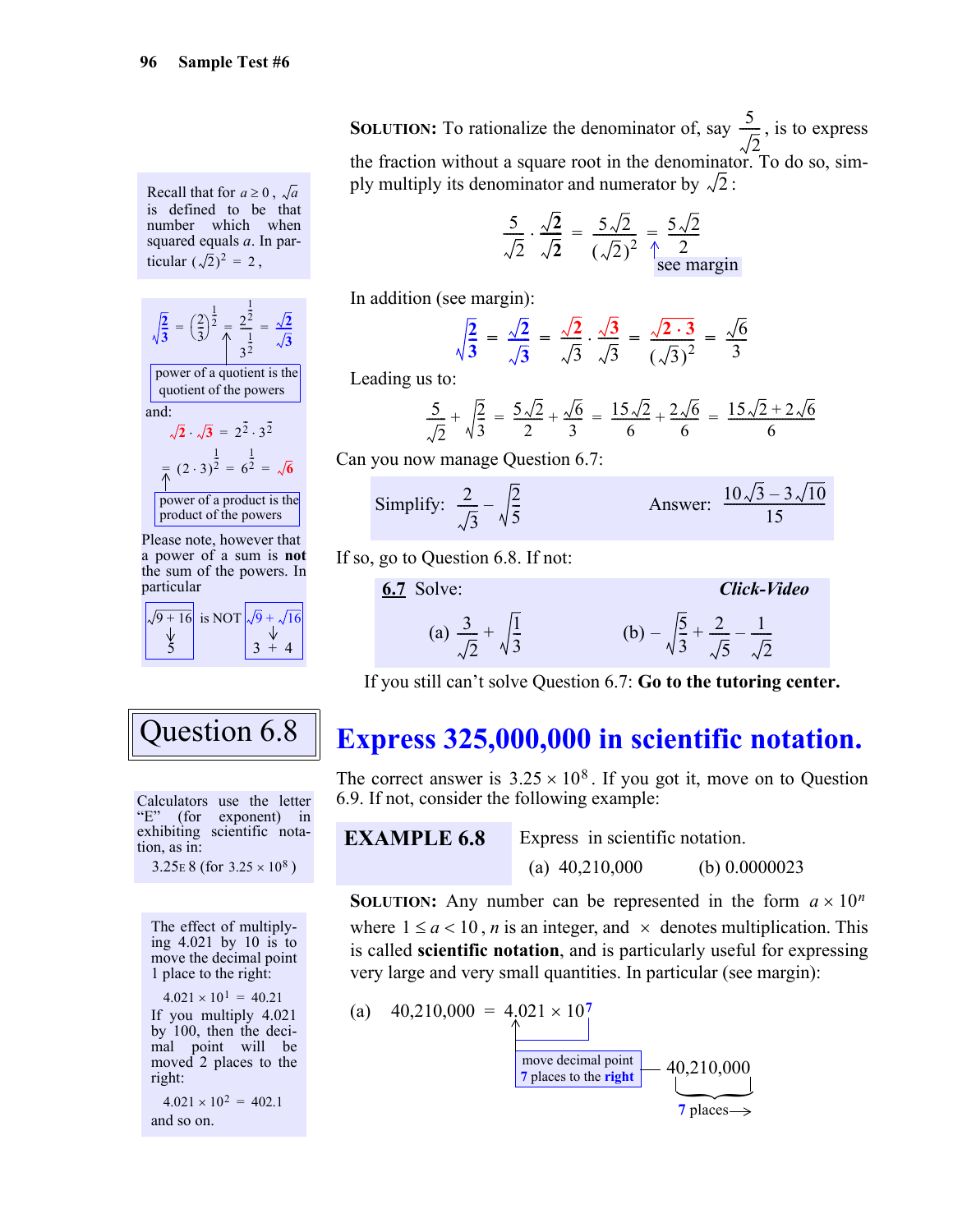**SOLUTION:** To rationalize the denominator of, say $\frac{5}{\sqrt{2}}$, is to express the fraction without a square root in the denominator. To do so, simply multiply its denominator and numerator by $\sqrt{2}$:

$$\frac{5}{\sqrt{2}} \cdot \frac{\sqrt{2}}{\sqrt{2}} = \frac{5\sqrt{2}}{(\sqrt{2})^2} = \frac{5\sqrt{2}}{2}$$

see margin

Recall that for $a \ge 0$, $\sqrt{a}$ is defined to be that number which when squared equals $a$. In particular $(\sqrt{2})^2 = 2$,

In addition (see margin):

$$\sqrt{\frac{2}{3}} = \frac{\sqrt{2}}{\sqrt{3}} = \frac{\sqrt{2}}{\sqrt{3}} \cdot \frac{\sqrt{3}}{\sqrt{3}} = \frac{\sqrt{2 \cdot 3}}{(\sqrt{3})^2} = \frac{\sqrt{6}}{3}$$

$$\sqrt{\frac{2}{3}} = \left(\frac{2}{3}\right)^{\frac{1}{2}} = \frac{2^{\frac{1}{2}}}{3^{\frac{1}{2}}} = \frac{\sqrt{2}}{\sqrt{3}}$$

power of a quotient is the quotient of the powers

and:

$$\sqrt{2} \cdot \sqrt{3} = 2^{\frac{1}{2}} \cdot 3^{\frac{1}{2}} = (2 \cdot 3)^{\frac{1}{2}} = 6^{\frac{1}{2}} = \sqrt{6}$$

power of a product is the product of the powers

Please note, however that a power of a sum is **not** the sum of the powers. In particular

$\sqrt{9+16} = 5$ is NOT $\sqrt{9} + \sqrt{16} = 3 + 4$

Leading us to:

$$\frac{5}{\sqrt{2}} + \sqrt{\frac{2}{3}} = \frac{5\sqrt{2}}{2} + \frac{\sqrt{6}}{3} = \frac{15\sqrt{2}}{6} + \frac{2\sqrt{6}}{6} = \frac{15\sqrt{2} + 2\sqrt{6}}{6}$$

Can you now manage Question 6.7:

Simplify: $\frac{2}{\sqrt{3}} - \sqrt{\frac{2}{5}}$ Answer: $\frac{10\sqrt{3} - 3\sqrt{10}}{15}$

If so, go to Question 6.8. If not:

**6.7** Solve: ***Click-Video***

(a) $\frac{3}{\sqrt{2}} + \sqrt{\frac{1}{3}}$ (b) $-\sqrt{\frac{5}{3}} + \frac{2}{\sqrt{5}} - \frac{1}{\sqrt{2}}$

If you still can't solve Question 6.7: **Go to the tutoring center.**

## Question 6.8

## Express 325,000,000 in scientific notation.

The correct answer is $3.25 \times 10^8$. If you got it, move on to Question 6.9. If not, consider the following example:

Calculators use the letter "E" (for exponent) in exhibiting scientific notation, as in:

3.25E 8 (for $3.25 \times 10^8$)

**EXAMPLE 6.8** Express in scientific notation.

(a) 40,210,000 (b) 0.0000023

**SOLUTION:** Any number can be represented in the form $a \times 10^n$ where $1 \le a < 10$, $n$ is an integer, and $\times$ denotes multiplication. This is called **scientific notation**, and is particularly useful for expressing very large and very small quantities. In particular (see margin):

The effect of multiplying 4.021 by 10 is to move the decimal point 1 place to the right:

$4.021 \times 10^1 = 40.21$

If you multiply 4.021 by 100, then the decimal point will be moved 2 places to the right:

$4.021 \times 10^2 = 402.1$

and so on.

(a) $40{,}210{,}000 = 4.021 \times 10^7$

move decimal point 7 places to the right — 40,210,000 (7 places)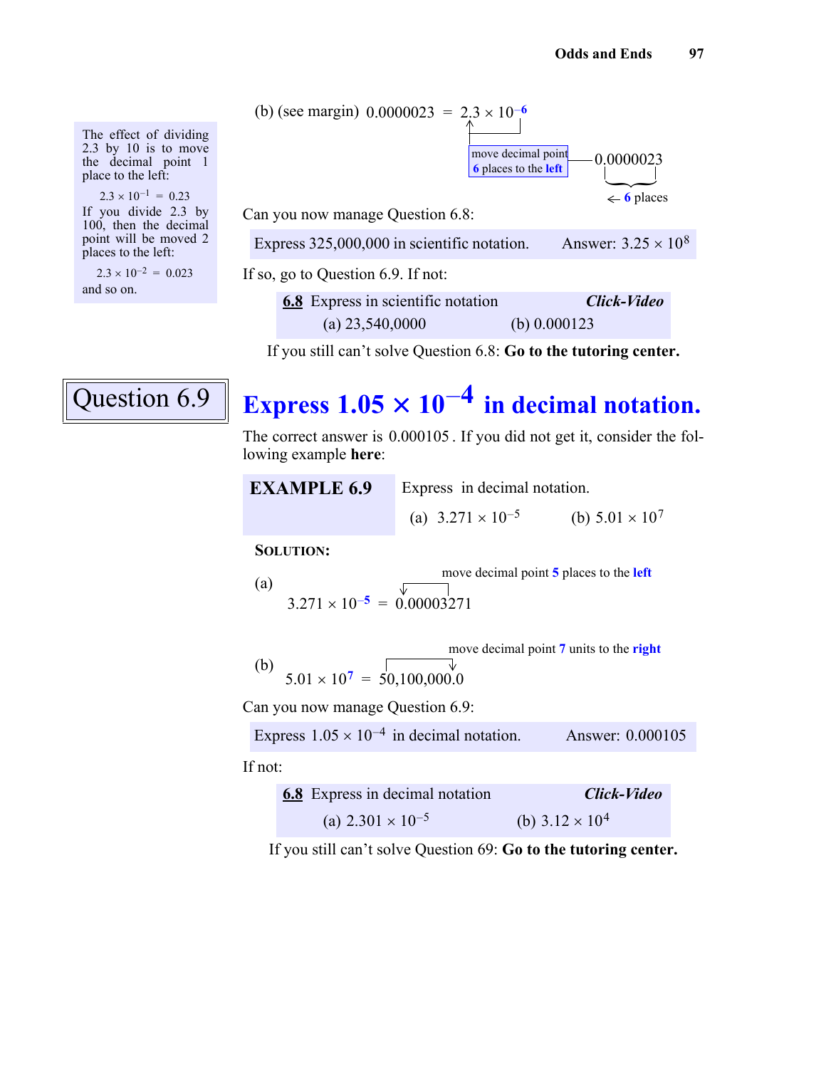> The effect of dividing 2.3 by 10 is to move the decimal point 1 place to the left:
>
> $2.3 \times 10^{-1} = 0.23$
>
> If you divide 2.3 by 100, then the decimal point will be moved 2 places to the left:
>
> $2.3 \times 10^{-2} = 0.023$
>
> and so on.

(b) (see margin) $0.0000023 = 2.3 \times 10^{-6}$

move decimal point **6** places to the **left** — 0.0000023 ← **6** places

Can you now manage Question 6.8:

| Express 325,000,000 in scientific notation. | Answer: $3.25 \times 10^8$ |
|---|---|

If so, go to Question 6.9. If not:

> **6.8** Express in scientific notation — ***Click-Video***
>
> (a) 23,540,0000 (b) 0.000123

If you still can't solve Question 6.8: **Go to the tutoring center.**

## Question 6.9

## Express $1.05 \times 10^{-4}$ in decimal notation.

The correct answer is 0.000105 . If you did not get it, consider the following example **here**:

**EXAMPLE 6.9** Express in decimal notation.

(a) $3.271 \times 10^{-5}$ (b) $5.01 \times 10^{7}$

**SOLUTION:**

(a) $3.271 \times 10^{-5} = 0.00003271$ (move decimal point **5** places to the **left**)

(b) $5.01 \times 10^{7} = 50,100,000.0$ (move decimal point **7** units to the **right**)

Can you now manage Question 6.9:

| Express $1.05 \times 10^{-4}$ in decimal notation. | Answer: 0.000105 |
|---|---|

If not:

> **6.8** Express in decimal notation — ***Click-Video***
>
> (a) $2.301 \times 10^{-5}$ (b) $3.12 \times 10^{4}$

If you still can't solve Question 69: **Go to the tutoring center.**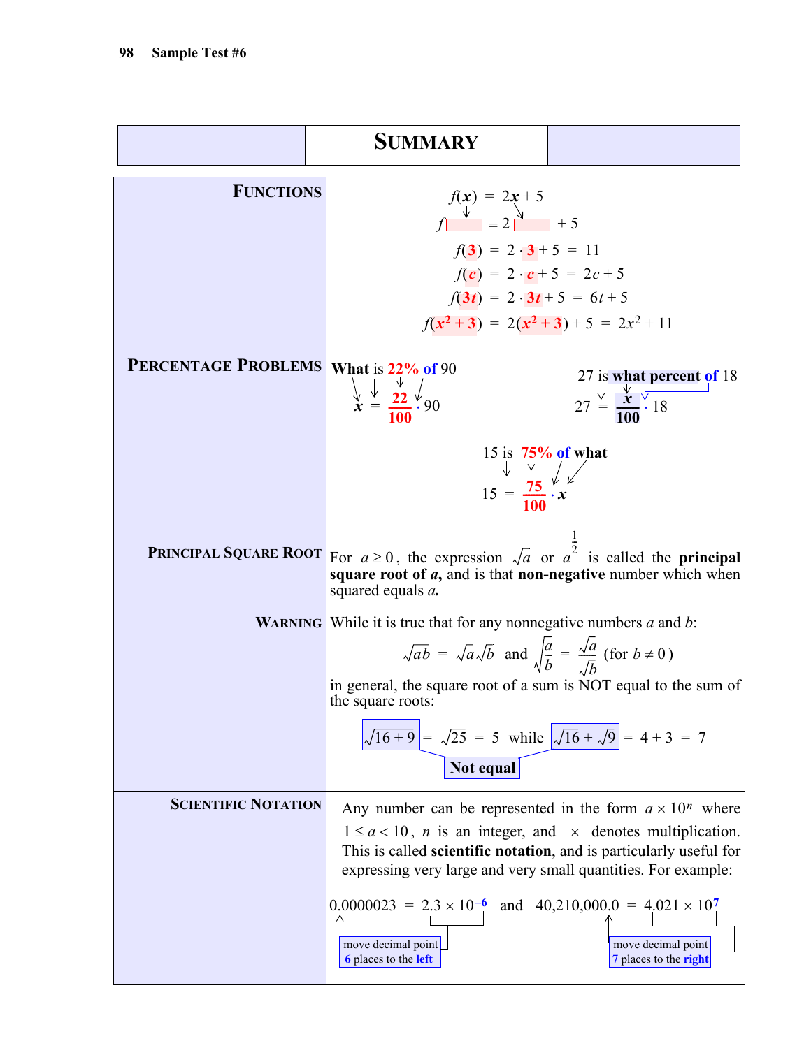# SUMMARY

## FUNCTIONS

$$f(x) = 2x + 5$$

$$f\,\boxed{\phantom{x}} = 2\,\boxed{\phantom{x}} + 5$$

$$f(3) = 2 \cdot 3 + 5 = 11$$

$$f(c) = 2 \cdot c + 5 = 2c + 5$$

$$f(3t) = 2 \cdot 3t + 5 = 6t + 5$$

$$f(x^2 + 3) = 2(x^2 + 3) + 5 = 2x^2 + 11$$

## PERCENTAGE PROBLEMS

**What** is **22% of** 90

$$x = \frac{22}{100} \cdot 90$$

27 is **what percent of** 18

$$27 = \frac{x}{100} \cdot 18$$

15 is **75% of what**

$$15 = \frac{75}{100} \cdot x$$

## PRINCIPAL SQUARE ROOT

For $a \ge 0$, the expression $\sqrt{a}$ or $a^{\frac{1}{2}}$ is called the **principal square root of *a*,** and is that **non-negative** number which when squared equals ***a*.**

## WARNING

While it is true that for any nonnegative numbers $a$ and $b$:

$$\sqrt{ab} = \sqrt{a}\sqrt{b} \quad \text{and} \quad \sqrt{\frac{a}{b}} = \frac{\sqrt{a}}{\sqrt{b}} \quad (\text{for } b \ne 0)$$

in general, the square root of a sum is NOT equal to the sum of the square roots:

$$\sqrt{16 + 9} = \sqrt{25} = 5 \quad \text{while} \quad \sqrt{16} + \sqrt{9} = 4 + 3 = 7$$

**Not equal**

## SCIENTIFIC NOTATION

Any number can be represented in the form $a \times 10^n$ where $1 \le a < 10$, $n$ is an integer, and $\times$ denotes multiplication. This is called **scientific notation**, and is particularly useful for expressing very large and very small quantities. For example:

$$0.0000023 = 2.3 \times 10^{-6} \quad \text{and} \quad 40{,}210{,}000.0 = 4.021 \times 10^{7}$$

move decimal point **6** places to the **left**

move decimal point **7** places to the **right**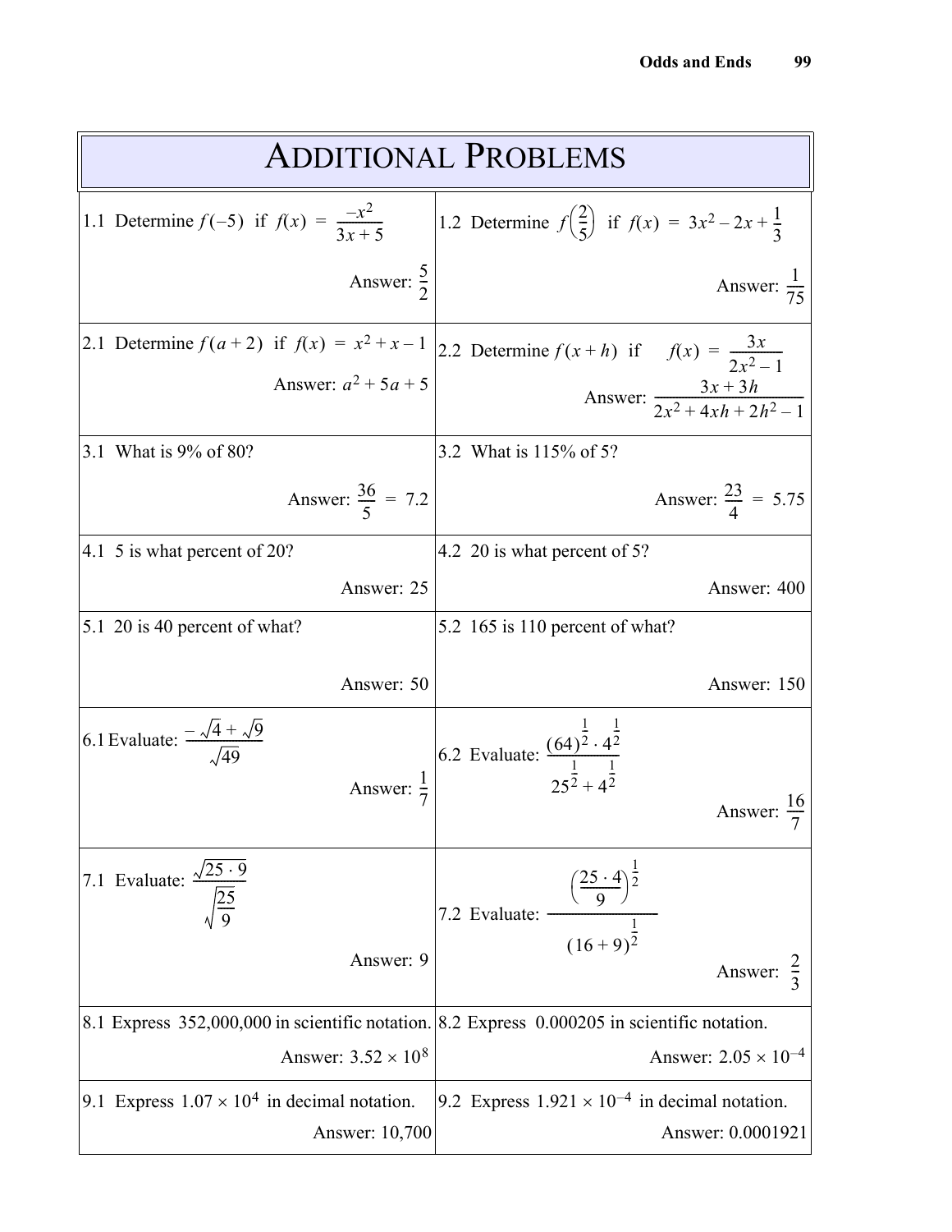# Additional Problems

| | |
|---|---|
| 1.1 Determine $f(-5)$ if $f(x) = \dfrac{-x^2}{3x+5}$ <br><br> Answer: $\dfrac{5}{2}$ | 1.2 Determine $f\left(\dfrac{2}{5}\right)$ if $f(x) = 3x^2 - 2x + \dfrac{1}{3}$ <br><br> Answer: $\dfrac{1}{75}$ |
| 2.1 Determine $f(a+2)$ if $f(x) = x^2 + x - 1$ <br><br> Answer: $a^2 + 5a + 5$ | 2.2 Determine $f(x+h)$ if $f(x) = \dfrac{3x}{2x^2 - 1}$ <br><br> Answer: $\dfrac{3x + 3h}{2x^2 + 4xh + 2h^2 - 1}$ |
| 3.1 What is 9% of 80? <br><br> Answer: $\dfrac{36}{5} = 7.2$ | 3.2 What is 115% of 5? <br><br> Answer: $\dfrac{23}{4} = 5.75$ |
| 4.1 5 is what percent of 20? <br><br> Answer: 25 | 4.2 20 is what percent of 5? <br><br> Answer: 400 |
| 5.1 20 is 40 percent of what? <br><br> Answer: 50 | 5.2 165 is 110 percent of what? <br><br> Answer: 150 |
| 6.1 Evaluate: $\dfrac{-\sqrt{4} + \sqrt{9}}{\sqrt{49}}$ <br><br> Answer: $\dfrac{1}{7}$ | 6.2 Evaluate: $\dfrac{(64)^{\frac{1}{2}} \cdot 4^{\frac{1}{2}}}{25^{\frac{1}{2}} + 4^{\frac{1}{2}}}$ <br><br> Answer: $\dfrac{16}{7}$ |
| 7.1 Evaluate: $\dfrac{\sqrt{25 \cdot 9}}{\sqrt{\dfrac{25}{9}}}$ <br><br> Answer: 9 | 7.2 Evaluate: $\dfrac{\left(\dfrac{25 \cdot 4}{9}\right)^{\frac{1}{2}}}{(16+9)^{\frac{1}{2}}}$ <br><br> Answer: $\dfrac{2}{3}$ |
| 8.1 Express 352,000,000 in scientific notation. <br><br> Answer: $3.52 \times 10^8$ | 8.2 Express 0.000205 in scientific notation. <br><br> Answer: $2.05 \times 10^{-4}$ |
| 9.1 Express $1.07 \times 10^4$ in decimal notation. <br><br> Answer: 10,700 | 9.2 Express $1.921 \times 10^{-4}$ in decimal notation. <br><br> Answer: 0.0001921 |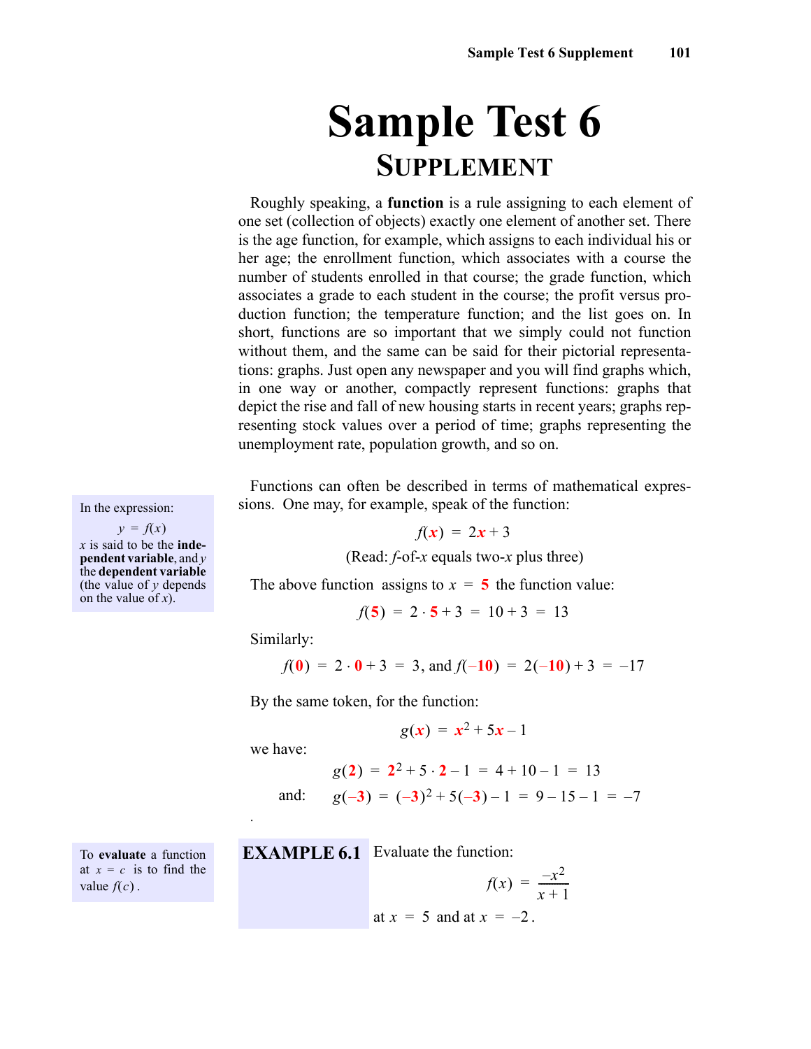# Sample Test 6

## Supplement

Roughly speaking, a **function** is a rule assigning to each element of one set (collection of objects) exactly one element of another set. There is the age function, for example, which assigns to each individual his or her age; the enrollment function, which associates with a course the number of students enrolled in that course; the grade function, which associates a grade to each student in the course; the profit versus production function; the temperature function; and the list goes on. In short, functions are so important that we simply could not function without them, and the same can be said for their pictorial representations: graphs. Just open any newspaper and you will find graphs which, in one way or another, compactly represent functions: graphs that depict the rise and fall of new housing starts in recent years; graphs representing stock values over a period of time; graphs representing the unemployment rate, population growth, and so on.

In the expression:

$$y = f(x)$$

$x$ is said to be the **independent variable**, and $y$ the **dependent variable** (the value of $y$ depends on the value of $x$).

Functions can often be described in terms of mathematical expressions. One may, for example, speak of the function:

$$f(x) = 2x + 3$$

(Read: $f$-of-$x$ equals two-$x$ plus three)

The above function assigns to $x = 5$ the function value:

$$f(5) = 2 \cdot 5 + 3 = 10 + 3 = 13$$

Similarly:

$$f(0) = 2 \cdot 0 + 3 = 3, \text{ and } f(-10) = 2(-10) + 3 = -17$$

By the same token, for the function:

$$g(x) = x^2 + 5x - 1$$

we have:

$$g(2) = 2^2 + 5 \cdot 2 - 1 = 4 + 10 - 1 = 13$$

and: $$g(-3) = (-3)^2 + 5(-3) - 1 = 9 - 15 - 1 = -7$$

To **evaluate** a function at $x = c$ is to find the value $f(c)$.

**EXAMPLE 6.1** Evaluate the function:

$$f(x) = \frac{-x^2}{x+1}$$

at $x = 5$ and at $x = -2$.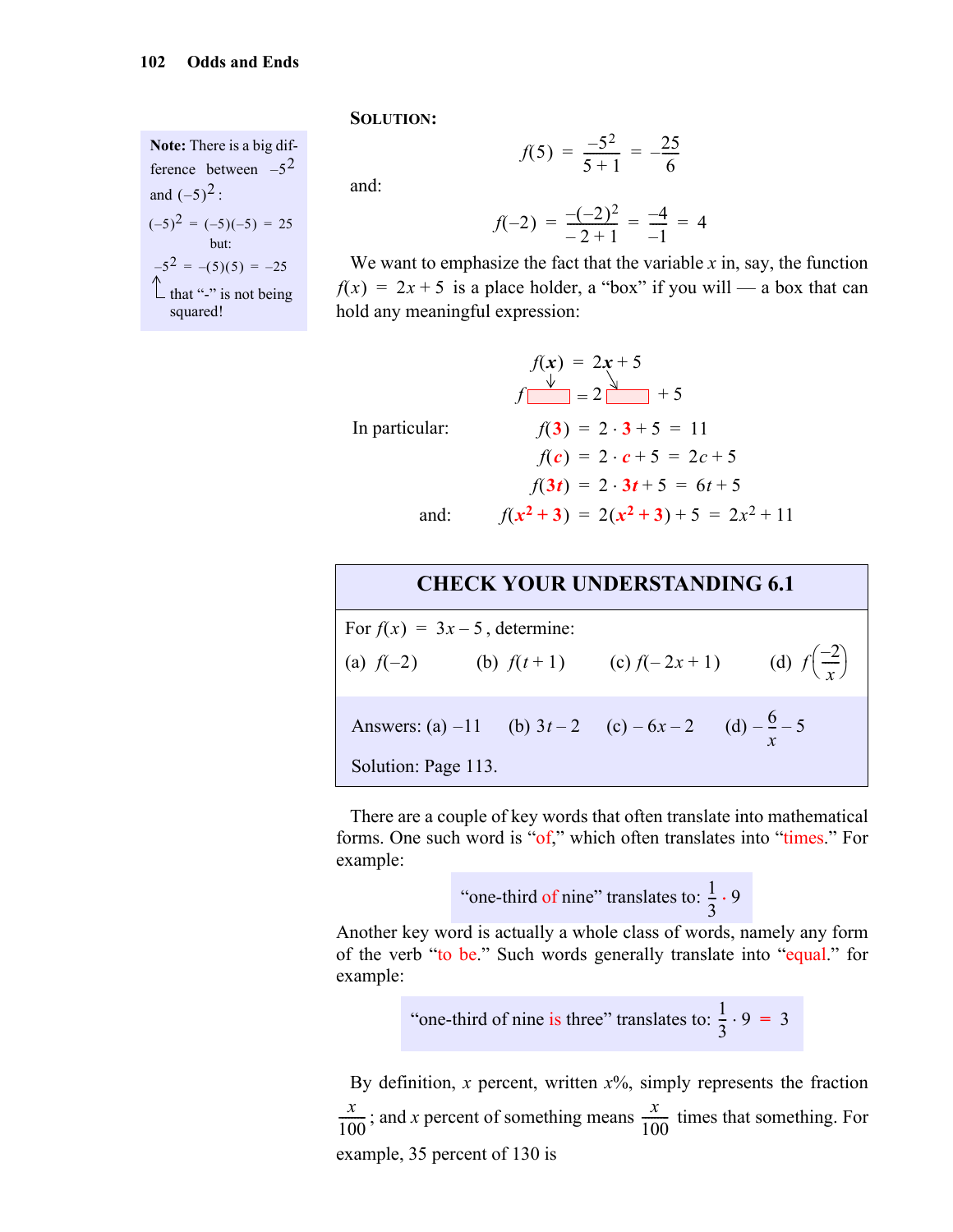**SOLUTION:**

$$f(5) = \frac{-5^2}{5+1} = -\frac{25}{6}$$

and:

$$f(-2) = \frac{-(-2)^2}{-2+1} = \frac{-4}{-1} = 4$$

> **Note:** There is a big difference between $-5^2$ and $(-5)^2$:
>
> $(-5)^2 = (-5)(-5) = 25$
>
> but:
>
> $-5^2 = -(5)(5) = -25$
>
> that "-" is not being squared!

We want to emphasize the fact that the variable $x$ in, say, the function $f(x) = 2x + 5$ is a place holder, a "box" if you will — a box that can hold any meaningful expression:

$$f(\boldsymbol{x}) = 2\boldsymbol{x} + 5$$

$$f\boxed{\phantom{xx}} = 2\boxed{\phantom{xx}} + 5$$

In particular:

$$f(\mathbf{3}) = 2 \cdot \mathbf{3} + 5 = 11$$

$$f(\boldsymbol{c}) = 2 \cdot \boldsymbol{c} + 5 = 2c + 5$$

$$f(\mathbf{3}\boldsymbol{t}) = 2 \cdot \mathbf{3}\boldsymbol{t} + 5 = 6t + 5$$

and:

$$f(\boldsymbol{x^2+3}) = 2(\boldsymbol{x^2+3}) + 5 = 2x^2 + 11$$

### CHECK YOUR UNDERSTANDING 6.1

For $f(x) = 3x - 5$, determine:

(a) $f(-2)$ (b) $f(t+1)$ (c) $f(-2x+1)$ (d) $f\left(\frac{-2}{x}\right)$

Answers: (a) $-11$ (b) $3t-2$ (c) $-6x-2$ (d) $-\frac{6}{x} - 5$

Solution: Page 113.

There are a couple of key words that often translate into mathematical forms. One such word is "of," which often translates into "times." For example:

"one-third of nine" translates to: $\frac{1}{3} \cdot 9$

Another key word is actually a whole class of words, namely any form of the verb "to be." Such words generally translate into "equal." for example:

"one-third of nine is three" translates to: $\frac{1}{3} \cdot 9 = 3$

By definition, $x$ percent, written $x\%$, simply represents the fraction $\frac{x}{100}$; and $x$ percent of something means $\frac{x}{100}$ times that something. For example, 35 percent of 130 is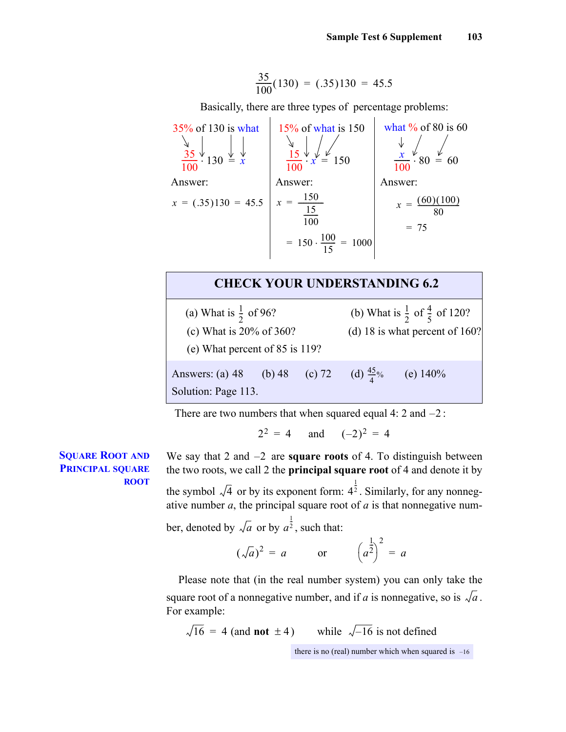$$\frac{35}{100}(130) = (.35)130 = 45.5$$

Basically, there are three types of percentage problems:

| 35% of 130 is what | 15% of what is 150 | what % of 80 is 60 |
|---|---|---|
| $\frac{35}{100} \cdot 130 = x$ | $\frac{15}{100} \cdot x = 150$ | $\frac{x}{100} \cdot 80 = 60$ |
| Answer: | Answer: | Answer: |
| $x = (.35)130 = 45.5$ | $x = \frac{150}{\frac{15}{100}} = 150 \cdot \frac{100}{15} = 1000$ | $x = \frac{(60)(100)}{80} = 75$ |

## CHECK YOUR UNDERSTANDING 6.2

(a) What is $\frac{1}{2}$ of 96?

(b) What is $\frac{1}{2}$ of $\frac{4}{5}$ of 120?

(c) What is 20% of 360?

(d) 18 is what percent of 160?

(e) What percent of 85 is 119?

Answers: (a) 48 (b) 48 (c) 72 (d) $\frac{45}{4}\%$ (e) 140%

Solution: Page 113.

There are two numbers that when squared equal 4: 2 and $-2$:

$$2^2 = 4 \quad \text{and} \quad (-2)^2 = 4$$

**SQUARE ROOT AND PRINCIPAL SQUARE ROOT**

We say that 2 and $-2$ are **square roots** of 4. To distinguish between the two roots, we call 2 the **principal square root** of 4 and denote it by the symbol $\sqrt{4}$ or by its exponent form: $4^{\frac{1}{2}}$. Similarly, for any nonnegative number $a$, the principal square root of $a$ is that nonnegative number, denoted by $\sqrt{a}$ or by $a^{\frac{1}{2}}$, such that:

$$(\sqrt{a})^2 = a \qquad \text{or} \qquad \left(a^{\frac{1}{2}}\right)^2 = a$$

Please note that (in the real number system) you can only take the square root of a nonnegative number, and if $a$ is nonnegative, so is $\sqrt{a}$. For example:

$$\sqrt{16} = 4 \text{ (and **not** } \pm 4) \qquad \text{while} \quad \sqrt{-16} \text{ is not defined}$$

there is no (real) number which when squared is $-16$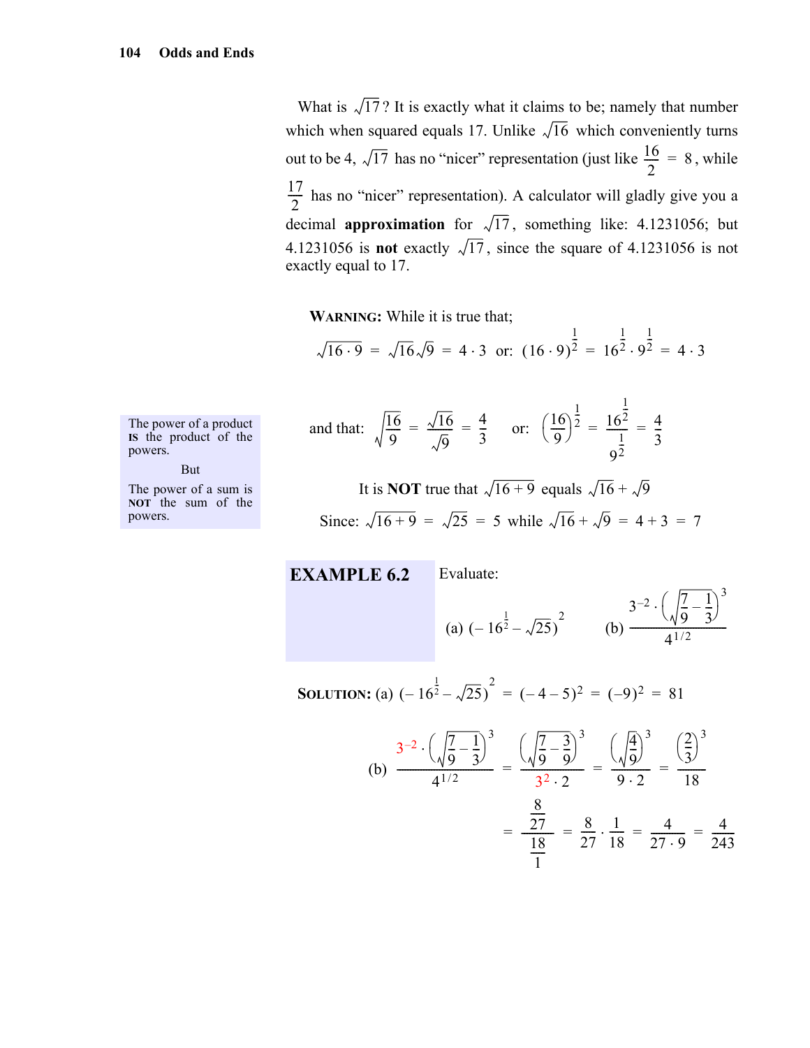What is $\sqrt{17}$? It is exactly what it claims to be; namely that number which when squared equals 17. Unlike $\sqrt{16}$ which conveniently turns out to be 4, $\sqrt{17}$ has no "nicer" representation (just like $\frac{16}{2} = 8$, while $\frac{17}{2}$ has no "nicer" representation). A calculator will gladly give you a decimal **approximation** for $\sqrt{17}$, something like: 4.1231056; but 4.1231056 is **not** exactly $\sqrt{17}$, since the square of 4.1231056 is not exactly equal to 17.

The power of a product **IS** the product of the powers.

But

The power of a sum is **NOT** the sum of the powers.

**WARNING:** While it is true that;

$$\sqrt{16 \cdot 9} = \sqrt{16}\sqrt{9} = 4 \cdot 3 \quad \text{or:} \quad (16 \cdot 9)^{\frac{1}{2}} = 16^{\frac{1}{2}} \cdot 9^{\frac{1}{2}} = 4 \cdot 3$$

and that:

$$\sqrt{\frac{16}{9}} = \frac{\sqrt{16}}{\sqrt{9}} = \frac{4}{3} \quad \text{or:} \quad \left(\frac{16}{9}\right)^{\frac{1}{2}} = \frac{16^{\frac{1}{2}}}{9^{\frac{1}{2}}} = \frac{4}{3}$$

It is **NOT** true that $\sqrt{16+9}$ equals $\sqrt{16} + \sqrt{9}$

Since: $\sqrt{16+9} = \sqrt{25} = 5$ while $\sqrt{16} + \sqrt{9} = 4 + 3 = 7$

**EXAMPLE 6.2** Evaluate:

(a) $\left(-16^{\frac{1}{2}} - \sqrt{25}\right)^2$ (b) $\dfrac{3^{-2} \cdot \left(\sqrt{\frac{7}{9} - \frac{1}{3}}\right)^3}{4^{1/2}}$

**SOLUTION:** (a) $\left(-16^{\frac{1}{2}} - \sqrt{25}\right)^2 = (-4-5)^2 = (-9)^2 = 81$

(b)
$$\frac{3^{-2} \cdot \left(\sqrt{\frac{7}{9} - \frac{1}{3}}\right)^3}{4^{1/2}} = \frac{\left(\sqrt{\frac{7}{9} - \frac{3}{9}}\right)^3}{3^2 \cdot 2} = \frac{\left(\sqrt{\frac{4}{9}}\right)^3}{9 \cdot 2} = \frac{\left(\frac{2}{3}\right)^3}{18}$$

$$= \frac{\frac{8}{27}}{\frac{18}{1}} = \frac{8}{27} \cdot \frac{1}{18} = \frac{4}{27 \cdot 9} = \frac{4}{243}$$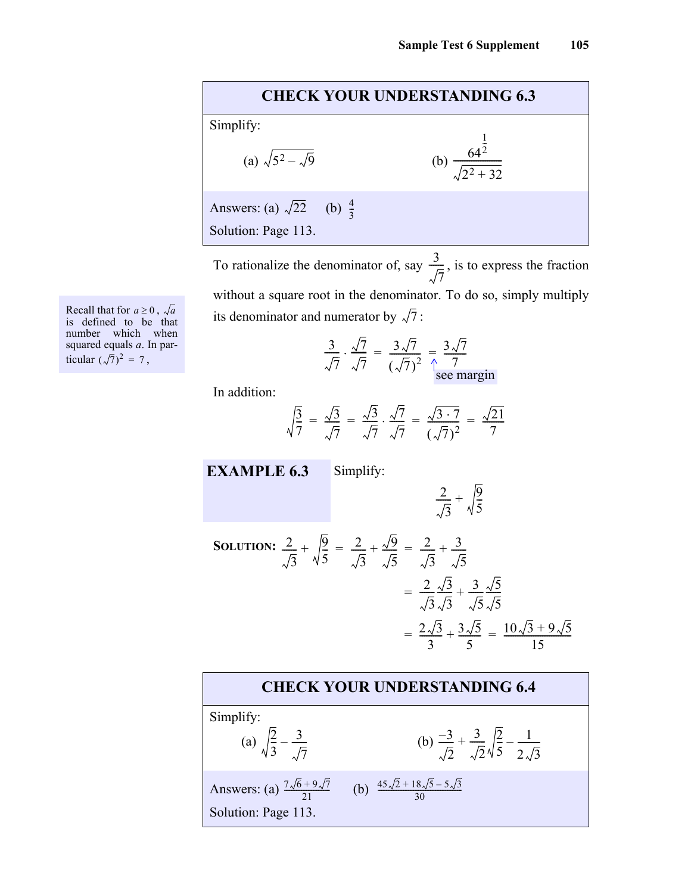## CHECK YOUR UNDERSTANDING 6.3

Simplify:

(a) $\sqrt{5^2 - \sqrt{9}}$ (b) $\dfrac{64^{\frac{1}{2}}}{\sqrt{2^2 + 32}}$

Answers: (a) $\sqrt{22}$ (b) $\frac{4}{3}$

Solution: Page 113.

To rationalize the denominator of, say $\dfrac{3}{\sqrt{7}}$, is to express the fraction without a square root in the denominator. To do so, simply multiply its denominator and numerator by $\sqrt{7}$:

> Recall that for $a \ge 0$, $\sqrt{a}$ is defined to be that number which when squared equals $a$. In particular $(\sqrt{7})^2 = 7$,

$$\frac{3}{\sqrt{7}} \cdot \frac{\sqrt{7}}{\sqrt{7}} = \frac{3\sqrt{7}}{(\sqrt{7})^2} = \frac{3\sqrt{7}}{7}$$

↑ see margin

In addition:

$$\sqrt{\frac{3}{7}} = \frac{\sqrt{3}}{\sqrt{7}} = \frac{\sqrt{3}}{\sqrt{7}} \cdot \frac{\sqrt{7}}{\sqrt{7}} = \frac{\sqrt{3 \cdot 7}}{(\sqrt{7})^2} = \frac{\sqrt{21}}{7}$$

### EXAMPLE 6.3

Simplify:

$$\frac{2}{\sqrt{3}} + \sqrt{\frac{9}{5}}$$

**SOLUTION:**

$$\frac{2}{\sqrt{3}} + \sqrt{\frac{9}{5}} = \frac{2}{\sqrt{3}} + \frac{\sqrt{9}}{\sqrt{5}} = \frac{2}{\sqrt{3}} + \frac{3}{\sqrt{5}}$$

$$= \frac{2}{\sqrt{3}}\frac{\sqrt{3}}{\sqrt{3}} + \frac{3}{\sqrt{5}}\frac{\sqrt{5}}{\sqrt{5}}$$

$$= \frac{2\sqrt{3}}{3} + \frac{3\sqrt{5}}{5} = \frac{10\sqrt{3} + 9\sqrt{5}}{15}$$

## CHECK YOUR UNDERSTANDING 6.4

Simplify:

(a) $\sqrt{\dfrac{2}{3}} - \dfrac{3}{\sqrt{7}}$ (b) $\dfrac{-3}{\sqrt{2}} + \dfrac{3}{\sqrt{2}}\sqrt{\dfrac{2}{5}} - \dfrac{1}{2\sqrt{3}}$

Answers: (a) $\frac{7\sqrt{6} + 9\sqrt{7}}{21}$ (b) $\frac{45\sqrt{2} + 18\sqrt{5} - 5\sqrt{3}}{30}$

Solution: Page 113.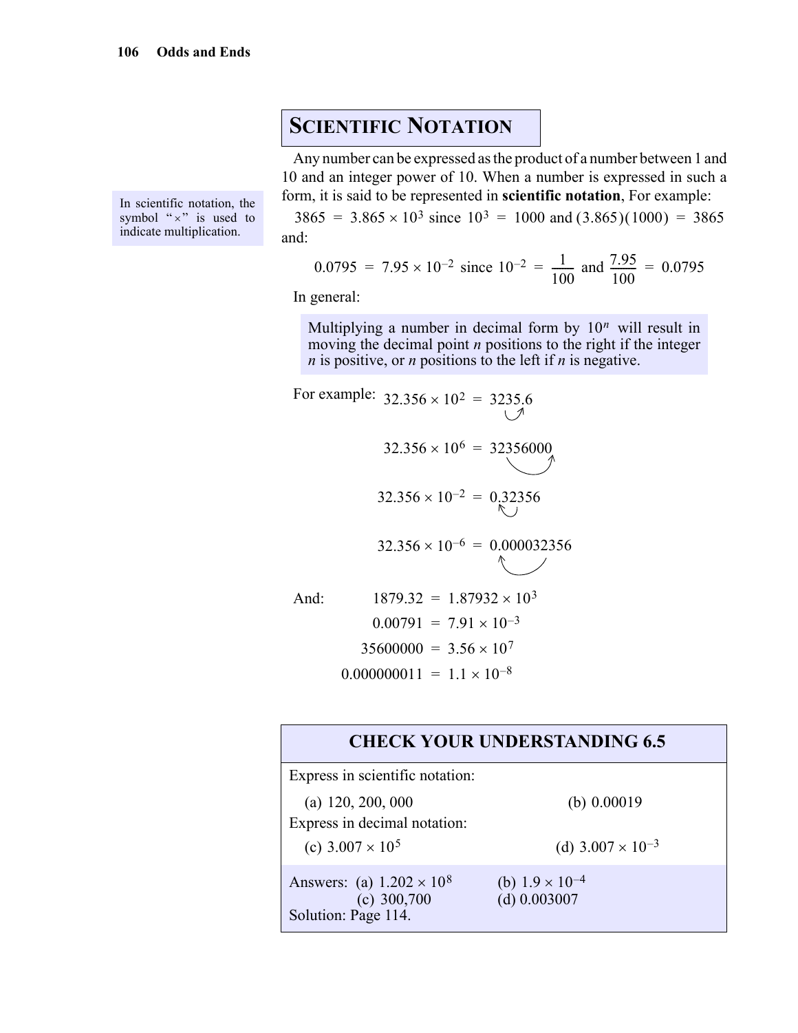## Scientific Notation

> In scientific notation, the symbol "×" is used to indicate multiplication.

Any number can be expressed as the product of a number between 1 and 10 and an integer power of 10. When a number is expressed in such a form, it is said to be represented in **scientific notation**, For example:

$3865 = 3.865 \times 10^3$ since $10^3 = 1000$ and $(3.865)(1000) = 3865$ and:

$$0.0795 = 7.95 \times 10^{-2} \text{ since } 10^{-2} = \frac{1}{100} \text{ and } \frac{7.95}{100} = 0.0795$$

In general:

> Multiplying a number in decimal form by $10^n$ will result in moving the decimal point $n$ positions to the right if the integer $n$ is positive, or $n$ positions to the left if $n$ is negative.

For example:

$$32.356 \times 10^2 = 3235.6$$

$$32.356 \times 10^6 = 32356000$$

$$32.356 \times 10^{-2} = 0.32356$$

$$32.356 \times 10^{-6} = 0.000032356$$

And:

$$1879.32 = 1.87932 \times 10^3$$

$$0.00791 = 7.91 \times 10^{-3}$$

$$35600000 = 3.56 \times 10^7$$

$$0.000000011 = 1.1 \times 10^{-8}$$

### CHECK YOUR UNDERSTANDING 6.5

Express in scientific notation:

(a) 120, 200, 000 (b) 0.00019

Express in decimal notation:

(c) $3.007 \times 10^5$ (d) $3.007 \times 10^{-3}$

Answers: (a) $1.202 \times 10^8$ (b) $1.9 \times 10^{-4}$ (c) 300,700 (d) 0.003007

Solution: Page 114.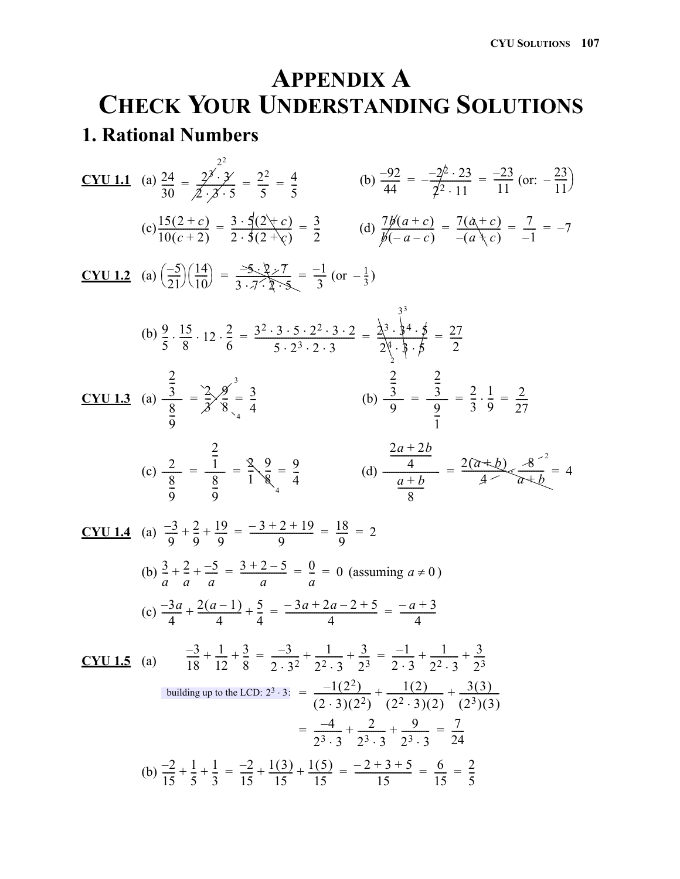# APPENDIX A
# CHECK YOUR UNDERSTANDING SOLUTIONS

## 1. Rational Numbers

**CYU 1.1** (a) $\dfrac{24}{30} = \dfrac{2^3 \cdot 3}{2 \cdot 3 \cdot 5} = \dfrac{2^2}{5} = \dfrac{4}{5}$

(b) $\dfrac{-92}{44} = -\dfrac{2^2 \cdot 23}{2^2 \cdot 11} = \dfrac{-23}{11}$ (or: $-\dfrac{23}{11}$)

(c) $\dfrac{15(2+c)}{10(c+2)} = \dfrac{3 \cdot 5(2+c)}{2 \cdot 5(2+c)} = \dfrac{3}{2}$

(d) $\dfrac{7b(a+c)}{b(-a-c)} = \dfrac{7(a+c)}{-(a+c)} = \dfrac{7}{-1} = -7$

**CYU 1.2** (a) $\left(\dfrac{-5}{21}\right)\left(\dfrac{14}{10}\right) = \dfrac{-5 \cdot 2 \cdot 7}{3 \cdot 7 \cdot 2 \cdot 5} = \dfrac{-1}{3}$ (or $-\frac{1}{3}$)

(b) $\dfrac{9}{5} \cdot \dfrac{15}{8} \cdot 12 \cdot \dfrac{2}{6} = \dfrac{3^2 \cdot 3 \cdot 5 \cdot 2^2 \cdot 3 \cdot 2}{5 \cdot 2^3 \cdot 2 \cdot 3} = \dfrac{2^3 \cdot 3^4 \cdot 5}{2^4 \cdot 3 \cdot 5} = \dfrac{27}{2}$

**CYU 1.3** (a) $\dfrac{\frac{2}{3}}{\frac{8}{9}} = \dfrac{2}{3} \cdot \dfrac{9}{8} = \dfrac{3}{4}$

(b) $\dfrac{\frac{2}{3}}{9} = \dfrac{\frac{2}{3}}{\frac{9}{1}} = \dfrac{2}{3} \cdot \dfrac{1}{9} = \dfrac{2}{27}$

(c) $\dfrac{2}{\frac{8}{9}} = \dfrac{\frac{2}{1}}{\frac{8}{9}} = \dfrac{2}{1} \cdot \dfrac{9}{8} = \dfrac{9}{4}$

(d) $\dfrac{\frac{2a+2b}{4}}{\frac{a+b}{8}} = \dfrac{2(a+b)}{4} \cdot \dfrac{8}{a+b} = 4$

**CYU 1.4** (a) $\dfrac{-3}{9} + \dfrac{2}{9} + \dfrac{19}{9} = \dfrac{-3+2+19}{9} = \dfrac{18}{9} = 2$

(b) $\dfrac{3}{a} + \dfrac{2}{a} + \dfrac{-5}{a} = \dfrac{3+2-5}{a} = \dfrac{0}{a} = 0$ (assuming $a \neq 0$)

(c) $\dfrac{-3a}{4} + \dfrac{2(a-1)}{4} + \dfrac{5}{4} = \dfrac{-3a+2a-2+5}{4} = \dfrac{-a+3}{4}$

**CYU 1.5** (a) $\dfrac{-3}{18} + \dfrac{1}{12} + \dfrac{3}{8} = \dfrac{-3}{2 \cdot 3^2} + \dfrac{1}{2^2 \cdot 3} + \dfrac{3}{2^3} = \dfrac{-1}{2 \cdot 3} + \dfrac{1}{2^2 \cdot 3} + \dfrac{3}{2^3}$

building up to the LCD: $2^3 \cdot 3$: $= \dfrac{-1(2^2)}{(2 \cdot 3)(2^2)} + \dfrac{1(2)}{(2^2 \cdot 3)(2)} + \dfrac{3(3)}{(2^3)(3)}$

$= \dfrac{-4}{2^3 \cdot 3} + \dfrac{2}{2^3 \cdot 3} + \dfrac{9}{2^3 \cdot 3} = \dfrac{7}{24}$

(b) $\dfrac{-2}{15} + \dfrac{1}{5} + \dfrac{1}{3} = \dfrac{-2}{15} + \dfrac{1(3)}{15} + \dfrac{1(5)}{15} = \dfrac{-2+3+5}{15} = \dfrac{6}{15} = \dfrac{2}{5}$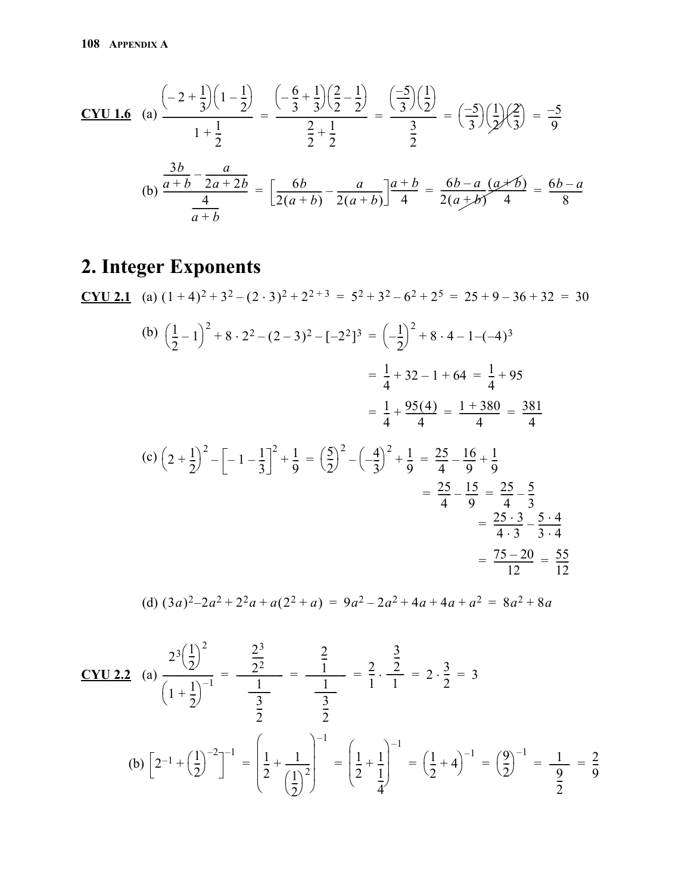**CYU 1.6** (a) $\dfrac{\left(-2+\frac{1}{3}\right)\left(1-\frac{1}{2}\right)}{1+\frac{1}{2}} = \dfrac{\left(-\frac{6}{3}+\frac{1}{3}\right)\left(\frac{2}{2}-\frac{1}{2}\right)}{\frac{2}{2}+\frac{1}{2}} = \dfrac{\left(\frac{-5}{3}\right)\left(\frac{1}{2}\right)}{\frac{3}{2}} = \left(\frac{-5}{3}\right)\left(\frac{1}{2}\right)\left(\frac{2}{3}\right) = \frac{-5}{9}$

(b) $\dfrac{\frac{3b}{a+b}-\frac{a}{2a+2b}}{\frac{4}{a+b}} = \left[\frac{6b}{2(a+b)}-\frac{a}{2(a+b)}\right]\frac{a+b}{4} = \frac{6b-a}{2(a+b)}\frac{(a+b)}{4} = \frac{6b-a}{8}$

# 2. Integer Exponents

**CYU 2.1** (a) $(1+4)^2+3^2-(2\cdot 3)^2+2^{2+3} = 5^2+3^2-6^2+2^5 = 25+9-36+32 = 30$

(b) $\left(\frac{1}{2}-1\right)^2+8\cdot 2^2-(2-3)^2-[-2^2]^3 = \left(-\frac{1}{2}\right)^2+8\cdot 4-1-(-4)^3$

$= \frac{1}{4}+32-1+64 = \frac{1}{4}+95$

$= \frac{1}{4}+\frac{95(4)}{4} = \frac{1+380}{4} = \frac{381}{4}$

(c) $\left(2+\frac{1}{2}\right)^2-\left[-1-\frac{1}{3}\right]^2+\frac{1}{9} = \left(\frac{5}{2}\right)^2-\left(-\frac{4}{3}\right)^2+\frac{1}{9} = \frac{25}{4}-\frac{16}{9}+\frac{1}{9}$

$= \frac{25}{4}-\frac{15}{9} = \frac{25}{4}-\frac{5}{3}$

$= \frac{25\cdot 3}{4\cdot 3}-\frac{5\cdot 4}{3\cdot 4}$

$= \frac{75-20}{12} = \frac{55}{12}$

(d) $(3a)^2-2a^2+2^2a+a(2^2+a) = 9a^2-2a^2+4a+4a+a^2 = 8a^2+8a$

**CYU 2.2** (a) $\dfrac{2^3\left(\frac{1}{2}\right)^2}{\left(1+\frac{1}{2}\right)^{-1}} = \dfrac{\frac{2^3}{2^2}}{\frac{1}{\frac{3}{2}}} = \dfrac{\frac{2}{1}}{\frac{1}{\frac{3}{2}}} = \frac{2}{1}\cdot\dfrac{\frac{3}{2}}{1} = 2\cdot\frac{3}{2} = 3$

(b) $\left[2^{-1}+\left(\frac{1}{2}\right)^{-2}\right]^{-1} = \left(\frac{1}{2}+\frac{1}{\left(\frac{1}{2}\right)^2}\right)^{-1} = \left(\frac{1}{2}+\frac{1}{\frac{1}{4}}\right)^{-1} = \left(\frac{1}{2}+4\right)^{-1} = \left(\frac{9}{2}\right)^{-1} = \frac{1}{\frac{9}{2}} = \frac{2}{9}$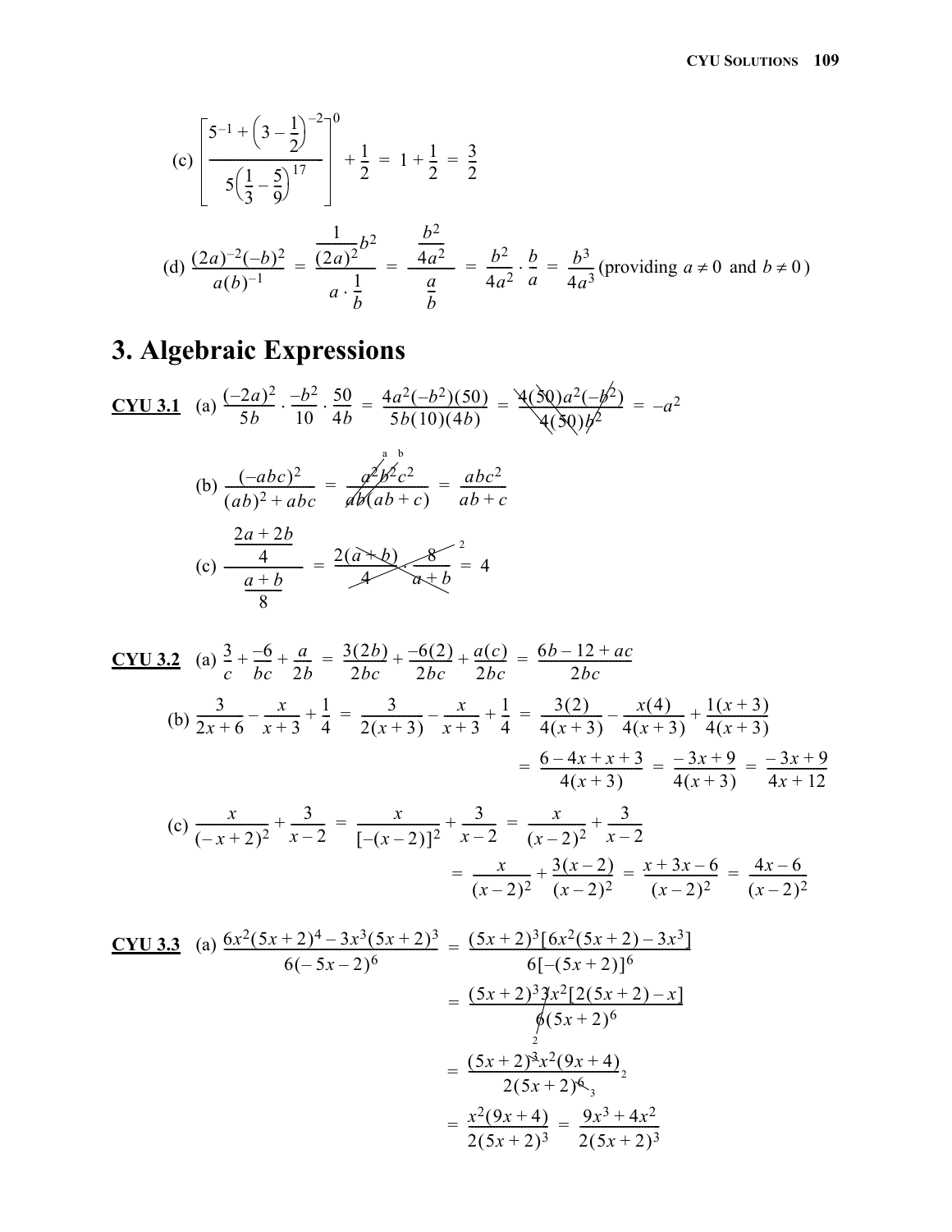(c) $\left[\dfrac{5^{-1}+\left(3-\frac{1}{2}\right)^{-2}}{5\left(\frac{1}{3}-\frac{5}{9}\right)^{17}}\right]^0+\dfrac{1}{2} = 1+\dfrac{1}{2} = \dfrac{3}{2}$

(d) $\dfrac{(2a)^{-2}(-b)^2}{a(b)^{-1}} = \dfrac{\frac{1}{(2a)^2}b^2}{a\cdot\frac{1}{b}} = \dfrac{\frac{b^2}{4a^2}}{\frac{a}{b}} = \dfrac{b^2}{4a^2}\cdot\dfrac{b}{a} = \dfrac{b^3}{4a^3}$ (providing $a \neq 0$ and $b \neq 0$)

# 3. Algebraic Expressions

**CYU 3.1** (a) $\dfrac{(-2a)^2}{5b}\cdot\dfrac{-b^2}{10}\cdot\dfrac{50}{4b} = \dfrac{4a^2(-b^2)(50)}{5b(10)(4b)} = \dfrac{4(50)a^2(-b^2)}{4(50)b^2} = -a^2$

(b) $\dfrac{(-abc)^2}{(ab)^2+abc} = \dfrac{a^2b^2c^2}{ab(ab+c)} = \dfrac{abc^2}{ab+c}$

(c) $\dfrac{\frac{2a+2b}{4}}{\frac{a+b}{8}} = \dfrac{2(a+b)}{4}\cdot\dfrac{8}{a+b} = 4$

**CYU 3.2** (a) $\dfrac{3}{c}+\dfrac{-6}{bc}+\dfrac{a}{2b} = \dfrac{3(2b)}{2bc}+\dfrac{-6(2)}{2bc}+\dfrac{a(c)}{2bc} = \dfrac{6b-12+ac}{2bc}$

(b) $\dfrac{3}{2x+6}-\dfrac{x}{x+3}+\dfrac{1}{4} = \dfrac{3}{2(x+3)}-\dfrac{x}{x+3}+\dfrac{1}{4} = \dfrac{3(2)}{4(x+3)}-\dfrac{x(4)}{4(x+3)}+\dfrac{1(x+3)}{4(x+3)}$

$= \dfrac{6-4x+x+3}{4(x+3)} = \dfrac{-3x+9}{4(x+3)} = \dfrac{-3x+9}{4x+12}$

(c) $\dfrac{x}{(-x+2)^2}+\dfrac{3}{x-2} = \dfrac{x}{[-(x-2)]^2}+\dfrac{3}{x-2} = \dfrac{x}{(x-2)^2}+\dfrac{3}{x-2}$

$= \dfrac{x}{(x-2)^2}+\dfrac{3(x-2)}{(x-2)^2} = \dfrac{x+3x-6}{(x-2)^2} = \dfrac{4x-6}{(x-2)^2}$

**CYU 3.3** (a) $\dfrac{6x^2(5x+2)^4-3x^3(5x+2)^3}{6(-5x-2)^6} = \dfrac{(5x+2)^3[6x^2(5x+2)-3x^3]}{6[-(5x+2)]^6}$

$= \dfrac{(5x+2)^3 3x^2[2(5x+2)-x]}{6(5x+2)^6}$

$= \dfrac{(5x+2)^3x^2(9x+4)}{2(5x+2)^6}$

$= \dfrac{x^2(9x+4)}{2(5x+2)^3} = \dfrac{9x^3+4x^2}{2(5x+2)^3}$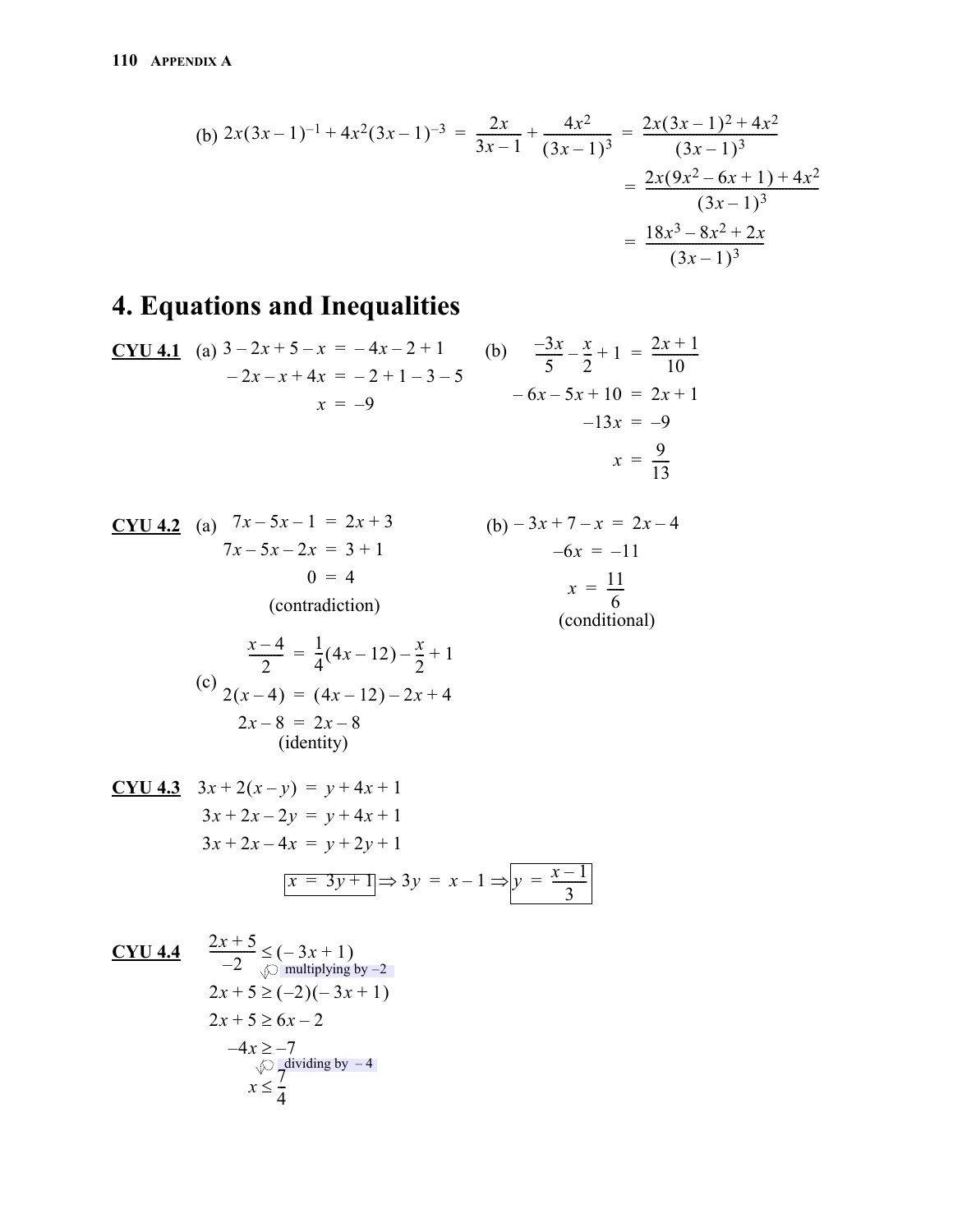(b) $$2x(3x-1)^{-1} + 4x^2(3x-1)^{-3} = \frac{2x}{3x-1} + \frac{4x^2}{(3x-1)^3} = \frac{2x(3x-1)^2 + 4x^2}{(3x-1)^3}$$

$$= \frac{2x(9x^2 - 6x + 1) + 4x^2}{(3x-1)^3}$$

$$= \frac{18x^3 - 8x^2 + 2x}{(3x-1)^3}$$

# 4. Equations and Inequalities

**CYU 4.1** (a)

$$\begin{aligned} 3 - 2x + 5 - x &= -4x - 2 + 1 \\ -2x - x + 4x &= -2 + 1 - 3 - 5 \\ x &= -9 \end{aligned}$$

(b)

$$\begin{aligned} \frac{-3x}{5} - \frac{x}{2} + 1 &= \frac{2x+1}{10} \\ -6x - 5x + 10 &= 2x + 1 \\ -13x &= -9 \\ x &= \frac{9}{13} \end{aligned}$$

**CYU 4.2** (a)

$$\begin{aligned} 7x - 5x - 1 &= 2x + 3 \\ 7x - 5x - 2x &= 3 + 1 \\ 0 &= 4 \end{aligned}$$

(contradiction)

(b)

$$\begin{aligned} -3x + 7 - x &= 2x - 4 \\ -6x &= -11 \\ x &= \frac{11}{6} \end{aligned}$$

(conditional)

(c)

$$\begin{aligned} \frac{x-4}{2} &= \frac{1}{4}(4x - 12) - \frac{x}{2} + 1 \\ 2(x-4) &= (4x - 12) - 2x + 4 \\ 2x - 8 &= 2x - 8 \end{aligned}$$

(identity)

**CYU 4.3**

$$\begin{aligned} 3x + 2(x - y) &= y + 4x + 1 \\ 3x + 2x - 2y &= y + 4x + 1 \\ 3x + 2x - 4x &= y + 2y + 1 \end{aligned}$$

$$\boxed{x = 3y + 1} \Rightarrow 3y = x - 1 \Rightarrow \boxed{y = \frac{x-1}{3}}$$

**CYU 4.4**

$$\frac{2x+5}{-2} \le (-3x + 1)$$

multiplying by $-2$

$$\begin{aligned} 2x + 5 &\ge (-2)(-3x + 1) \\ 2x + 5 &\ge 6x - 2 \\ -4x &\ge -7 \end{aligned}$$

dividing by $-4$

$$x \le \frac{7}{4}$$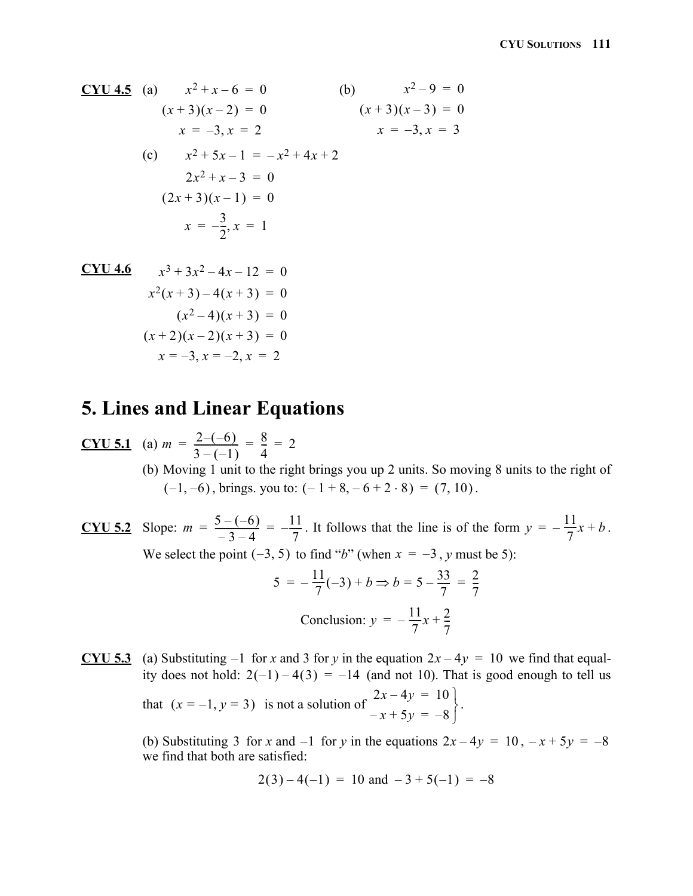**CYU 4.5** (a)

$$\begin{aligned} x^2 + x - 6 &= 0 \\ (x+3)(x-2) &= 0 \\ x = -3, x &= 2 \end{aligned}$$

(b)

$$\begin{aligned} x^2 - 9 &= 0 \\ (x+3)(x-3) &= 0 \\ x = -3, x &= 3 \end{aligned}$$

(c)

$$\begin{aligned} x^2 + 5x - 1 &= -x^2 + 4x + 2 \\ 2x^2 + x - 3 &= 0 \\ (2x+3)(x-1) &= 0 \\ x = -\frac{3}{2}, x &= 1 \end{aligned}$$

**CYU 4.6**

$$\begin{aligned} x^3 + 3x^2 - 4x - 12 &= 0 \\ x^2(x+3) - 4(x+3) &= 0 \\ (x^2 - 4)(x+3) &= 0 \\ (x+2)(x-2)(x+3) &= 0 \\ x = -3, x = -2, x &= 2 \end{aligned}$$

# 5. Lines and Linear Equations

**CYU 5.1** (a) $m = \frac{2-(-6)}{3-(-1)} = \frac{8}{4} = 2$

(b) Moving 1 unit to the right brings you up 2 units. So moving 8 units to the right of $(-1, -6)$, brings. you to: $(-1+8, -6+2 \cdot 8) = (7, 10)$.

**CYU 5.2** Slope: $m = \frac{5-(-6)}{-3-4} = -\frac{11}{7}$. It follows that the line is of the form $y = -\frac{11}{7}x + b$. We select the point $(-3, 5)$ to find "*b*" (when $x = -3$, *y* must be 5):

$$5 = -\frac{11}{7}(-3) + b \Rightarrow b = 5 - \frac{33}{7} = \frac{2}{7}$$

$$\text{Conclusion: } y = -\frac{11}{7}x + \frac{2}{7}$$

**CYU 5.3** (a) Substituting $-1$ for *x* and 3 for *y* in the equation $2x - 4y = 10$ we find that equality does not hold: $2(-1) - 4(3) = -14$ (and not 10). That is good enough to tell us that $(x = -1, y = 3)$ is not a solution of $\left.\begin{aligned} 2x - 4y &= 10 \\ -x + 5y &= -8 \end{aligned}\right\}$.

(b) Substituting 3 for *x* and $-1$ for *y* in the equations $2x - 4y = 10$, $-x + 5y = -8$ we find that both are satisfied:

$$2(3) - 4(-1) = 10 \text{ and } -3 + 5(-1) = -8$$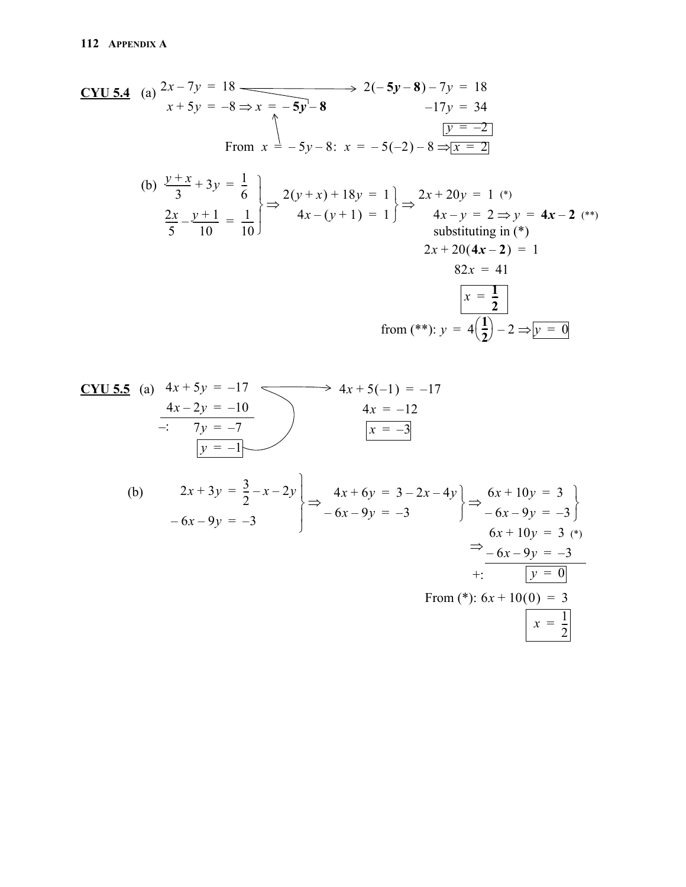**CYU 5.4** (a)

$$2x - 7y = 18 \quad\longrightarrow\quad 2(-\mathbf{5y} - \mathbf{8}) - 7y = 18$$

$$x + 5y = -8 \Rightarrow x = -\mathbf{5y} - \mathbf{8} \qquad\qquad -17y = 34$$

$$\boxed{y = -2}$$

From $x = -5y - 8$: $x = -5(-2) - 8 \Rightarrow \boxed{x = 2}$

(b)

$$\left.\begin{aligned} \frac{y+x}{3} + 3y &= \frac{1}{6} \\ \frac{2x}{5} - \frac{y+1}{10} &= \frac{1}{10} \end{aligned}\right\} \Rightarrow \left.\begin{aligned} 2(y+x) + 18y &= 1 \\ 4x - (y+1) &= 1 \end{aligned}\right\} \Rightarrow \begin{aligned} 2x + 20y &= 1 \quad (*) \\ 4x - y &= 2 \Rightarrow y = \mathbf{4x - 2} \quad (**) \end{aligned}$$

substituting in (*)

$$2x + 20(\mathbf{4x - 2}) = 1$$

$$82x = 41$$

$$\boxed{x = \frac{1}{2}}$$

from (**): $y = 4\left(\frac{1}{2}\right) - 2 \Rightarrow \boxed{y = 0}$

**CYU 5.5** (a)

$$\begin{aligned} 4x + 5y &= -17 \\ 4x - 2y &= -10 \\ \hline -: \quad 7y &= -7 \end{aligned}$$

$$\boxed{y = -1}$$

$$4x + 5(-1) = -17$$

$$4x = -12$$

$$\boxed{x = -3}$$

(b)

$$\left.\begin{aligned} 2x + 3y &= \frac{3}{2} - x - 2y \\ -6x - 9y &= -3 \end{aligned}\right\} \Rightarrow \left.\begin{aligned} 4x + 6y &= 3 - 2x - 4y \\ -6x - 9y &= -3 \end{aligned}\right\} \Rightarrow \left\{\begin{aligned} 6x + 10y &= 3 \\ -6x - 9y &= -3 \end{aligned}\right\}$$

$$\Rightarrow \begin{aligned} 6x + 10y &= 3 \quad (*) \\ -6x - 9y &= -3 \\ \hline +: \quad & \boxed{y = 0} \end{aligned}$$

From (*): $6x + 10(0) = 3$

$$\boxed{x = \frac{1}{2}}$$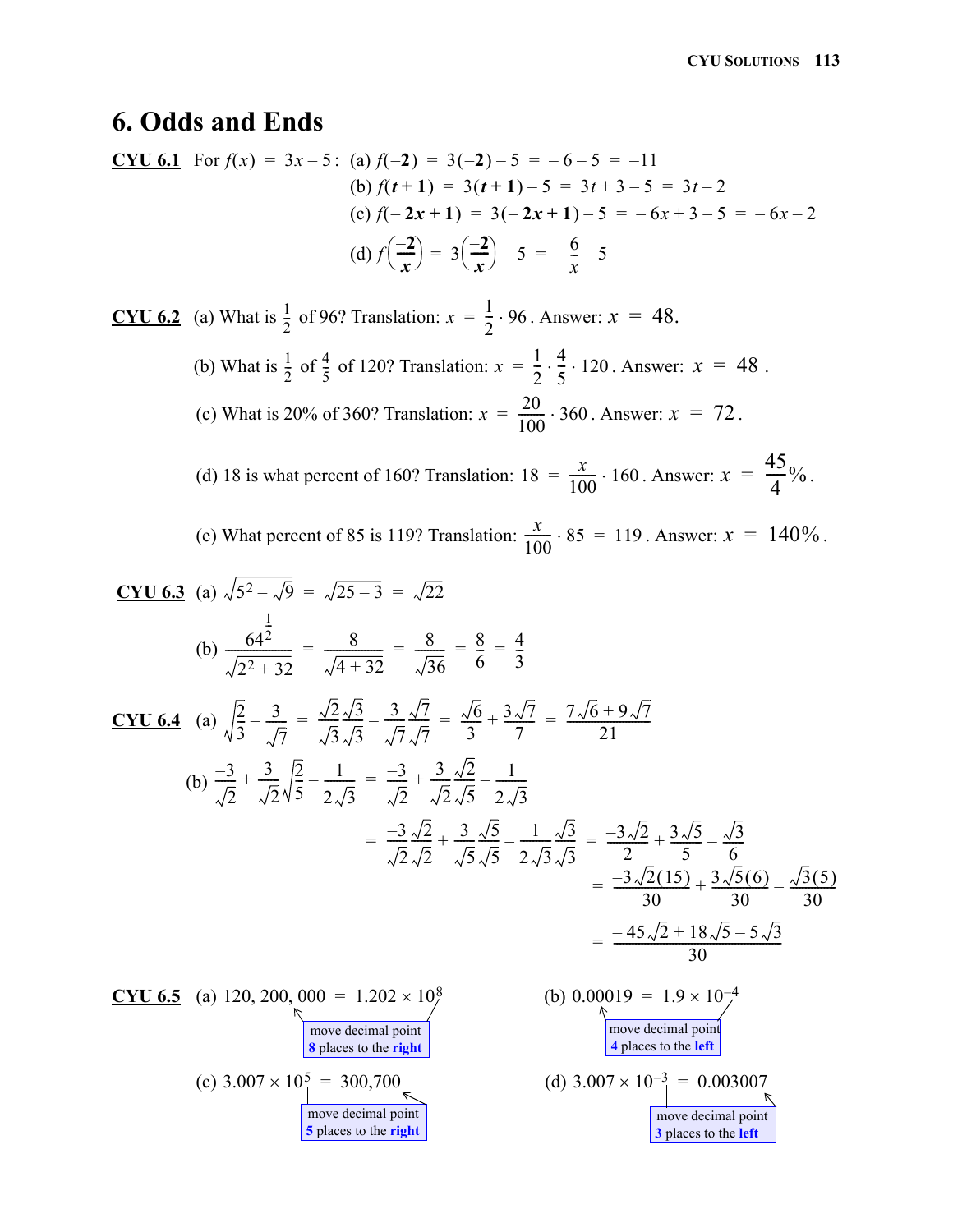# 6. Odds and Ends

**CYU 6.1** For $f(x) = 3x - 5$: (a) $f(-\mathbf{2}) = 3(-\mathbf{2}) - 5 = -6 - 5 = -11$

(b) $f(\mathbf{t+1}) = 3(\mathbf{t+1}) - 5 = 3t + 3 - 5 = 3t - 2$

(c) $f(-\mathbf{2x+1}) = 3(-\mathbf{2x+1}) - 5 = -6x + 3 - 5 = -6x - 2$

(d) $f\left(\dfrac{-\mathbf{2}}{\mathbf{x}}\right) = 3\left(\dfrac{-\mathbf{2}}{\mathbf{x}}\right) - 5 = -\dfrac{6}{x} - 5$

**CYU 6.2** (a) What is $\frac{1}{2}$ of 96? Translation: $x = \dfrac{1}{2} \cdot 96$. Answer: $x = 48$.

(b) What is $\frac{1}{2}$ of $\frac{4}{5}$ of 120? Translation: $x = \dfrac{1}{2} \cdot \dfrac{4}{5} \cdot 120$. Answer: $x = 48$.

(c) What is 20% of 360? Translation: $x = \dfrac{20}{100} \cdot 360$. Answer: $x = 72$.

(d) 18 is what percent of 160? Translation: $18 = \dfrac{x}{100} \cdot 160$. Answer: $x = \dfrac{45}{4}\%$.

(e) What percent of 85 is 119? Translation: $\dfrac{x}{100} \cdot 85 = 119$. Answer: $x = 140\%$.

**CYU 6.3** (a) $\sqrt{5^2 - \sqrt{9}} = \sqrt{25 - 3} = \sqrt{22}$

(b) $\dfrac{64^{\frac{1}{2}}}{\sqrt{2^2 + 32}} = \dfrac{8}{\sqrt{4 + 32}} = \dfrac{8}{\sqrt{36}} = \dfrac{8}{6} = \dfrac{4}{3}$

**CYU 6.4** (a) $\sqrt{\dfrac{2}{3}} - \dfrac{3}{\sqrt{7}} = \dfrac{\sqrt{2}\sqrt{3}}{\sqrt{3}\sqrt{3}} - \dfrac{3}{\sqrt{7}}\dfrac{\sqrt{7}}{\sqrt{7}} = \dfrac{\sqrt{6}}{3} + \dfrac{3\sqrt{7}}{7} = \dfrac{7\sqrt{6} + 9\sqrt{7}}{21}$

(b)
$$\frac{-3}{\sqrt{2}} + \frac{3}{\sqrt{2}}\sqrt{\frac{2}{5}} - \frac{1}{2\sqrt{3}} = \frac{-3}{\sqrt{2}} + \frac{3}{\sqrt{2}}\frac{\sqrt{2}}{\sqrt{5}} - \frac{1}{2\sqrt{3}}$$
$$= \frac{-3}{\sqrt{2}}\frac{\sqrt{2}}{\sqrt{2}} + \frac{3}{\sqrt{5}}\frac{\sqrt{5}}{\sqrt{5}} - \frac{1}{2\sqrt{3}}\frac{\sqrt{3}}{\sqrt{3}} = \frac{-3\sqrt{2}}{2} + \frac{3\sqrt{5}}{5} - \frac{\sqrt{3}}{6}$$
$$= \frac{-3\sqrt{2}(15)}{30} + \frac{3\sqrt{5}(6)}{30} - \frac{\sqrt{3}(5)}{30}$$
$$= \frac{-45\sqrt{2} + 18\sqrt{5} - 5\sqrt{3}}{30}$$

**CYU 6.5** (a) $120,200,000 = 1.202 \times 10^8$ (move decimal point **8** places to the **right**)

(b) $0.00019 = 1.9 \times 10^{-4}$ (move decimal point **4** places to the **left**)

(c) $3.007 \times 10^5 = 300,700$ (move decimal point **5** places to the **right**)

(d) $3.007 \times 10^{-3} = 0.003007$ (move decimal point **3** places to the **left**)